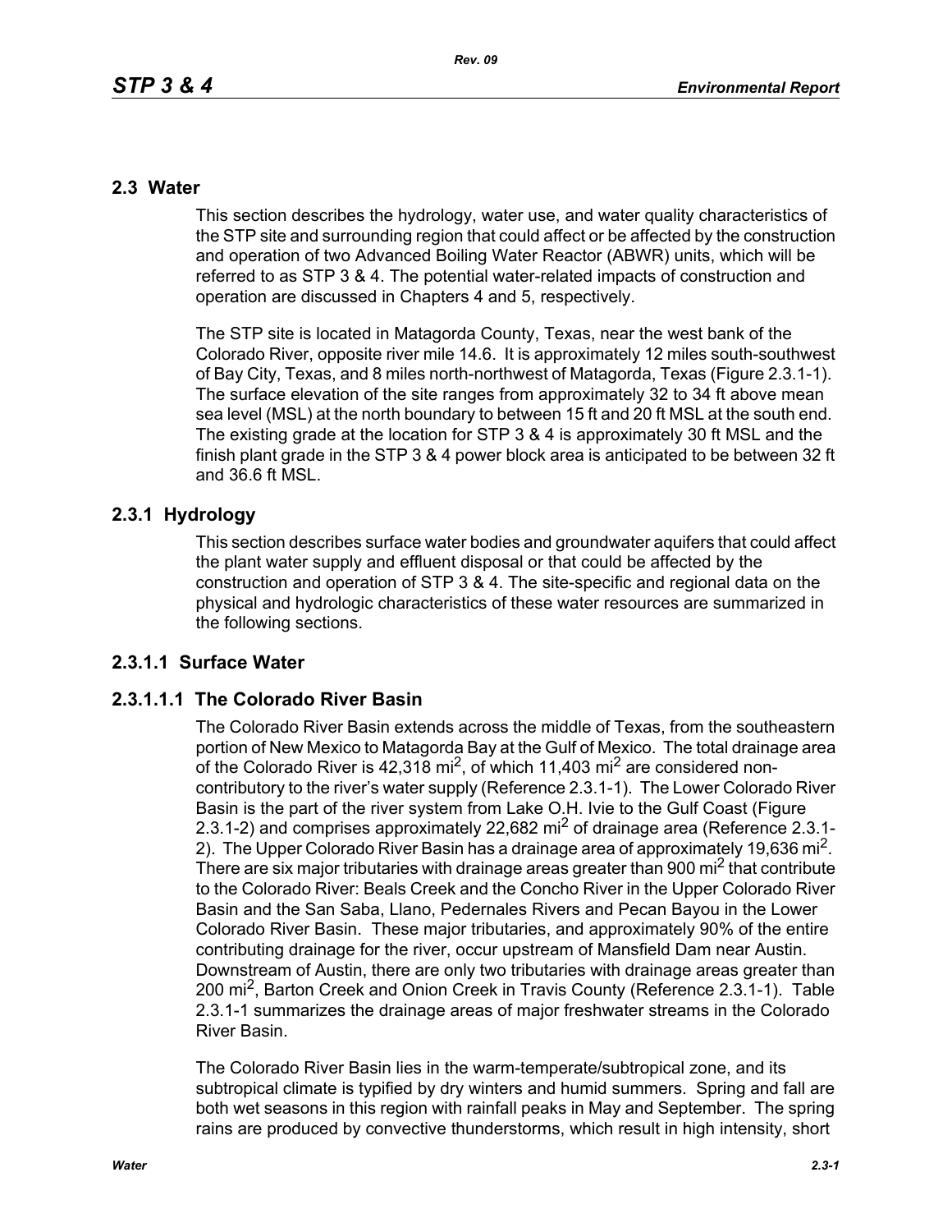## 2.3 Water

This section describes the hydrology, water use, and water quality characteristics of the STP site and surrounding region that could affect or be affected by the construction and operation of two Advanced Boiling Water Reactor (ABWR) units, which will be referred to as STP 3 & 4. The potential water-related impacts of construction and operation are discussed in Chapters 4 and 5, respectively.

The STP site is located in Matagorda County, Texas, near the west bank of the Colorado River, opposite river mile 14.6. It is approximately 12 miles south-southwest of Bay City, Texas, and 8 miles north-northwest of Matagorda, Texas (Figure 2.3.1-1). The surface elevation of the site ranges from approximately 32 to 34 ft above mean sea level (MSL) at the north boundary to between 15 ft and 20 ft MSL at the south end. The existing grade at the location for STP 3 & 4 is approximately 30 ft MSL and the finish plant grade in the STP 3 & 4 power block area is anticipated to be between 32 ft and 36.6 ft MSL.

### 2.3.1 Hydrology

This section describes surface water bodies and groundwater aquifers that could affect the plant water supply and effluent disposal or that could be affected by the construction and operation of STP 3 & 4. The site-specific and regional data on the physical and hydrologic characteristics of these water resources are summarized in the following sections.

#### 2.3.1.1 Surface Water

##### 2.3.1.1.1 The Colorado River Basin

The Colorado River Basin extends across the middle of Texas, from the southeastern portion of New Mexico to Matagorda Bay at the Gulf of Mexico. The total drainage area of the Colorado River is 42,318 $mi^2$, of which 11,403 $mi^2$ are considered non-contributory to the river's water supply (Reference 2.3.1-1). The Lower Colorado River Basin is the part of the river system from Lake O.H. Ivie to the Gulf Coast (Figure 2.3.1-2) and comprises approximately 22,682 $mi^2$ of drainage area (Reference 2.3.1-2). The Upper Colorado River Basin has a drainage area of approximately 19,636 $mi^2$. There are six major tributaries with drainage areas greater than 900 $mi^2$ that contribute to the Colorado River: Beals Creek and the Concho River in the Upper Colorado River Basin and the San Saba, Llano, Pedernales Rivers and Pecan Bayou in the Lower Colorado River Basin. These major tributaries, and approximately 90% of the entire contributing drainage for the river, occur upstream of Mansfield Dam near Austin. Downstream of Austin, there are only two tributaries with drainage areas greater than 200 $mi^2$, Barton Creek and Onion Creek in Travis County (Reference 2.3.1-1). Table 2.3.1-1 summarizes the drainage areas of major freshwater streams in the Colorado River Basin.

The Colorado River Basin lies in the warm-temperate/subtropical zone, and its subtropical climate is typified by dry winters and humid summers. Spring and fall are both wet seasons in this region with rainfall peaks in May and September. The spring rains are produced by convective thunderstorms, which result in high intensity, short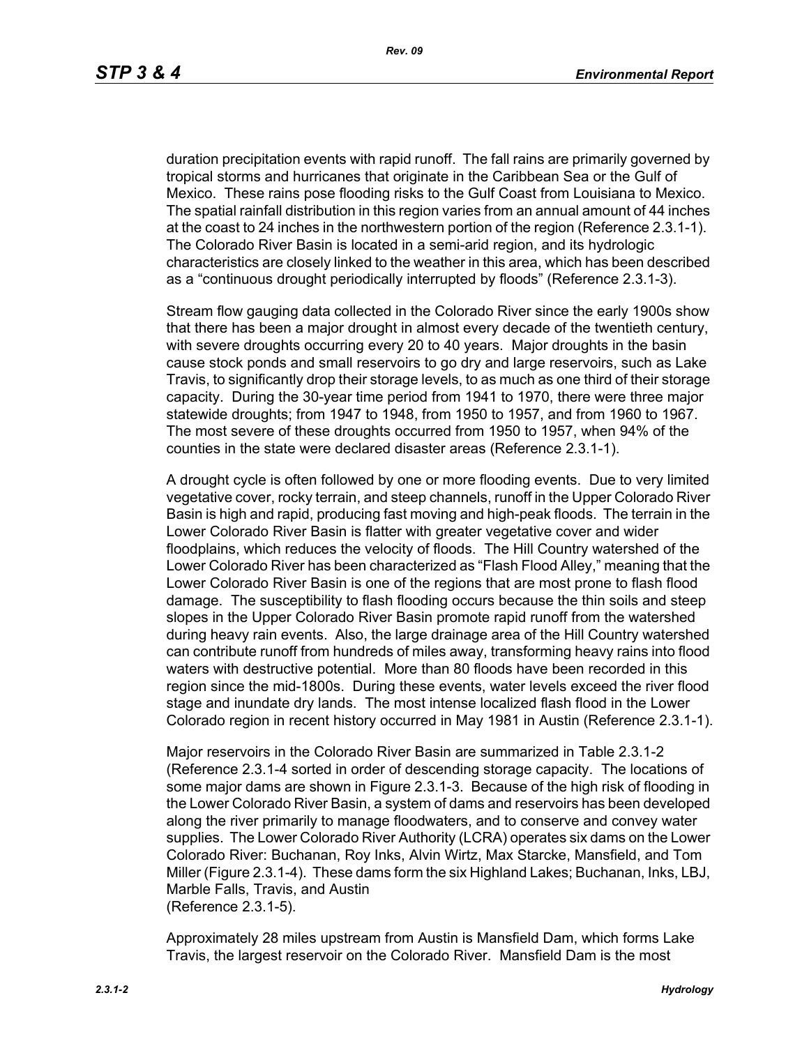duration precipitation events with rapid runoff. The fall rains are primarily governed by tropical storms and hurricanes that originate in the Caribbean Sea or the Gulf of Mexico. These rains pose flooding risks to the Gulf Coast from Louisiana to Mexico. The spatial rainfall distribution in this region varies from an annual amount of 44 inches at the coast to 24 inches in the northwestern portion of the region (Reference 2.3.1-1). The Colorado River Basin is located in a semi-arid region, and its hydrologic characteristics are closely linked to the weather in this area, which has been described as a "continuous drought periodically interrupted by floods" (Reference 2.3.1-3).

Stream flow gauging data collected in the Colorado River since the early 1900s show that there has been a major drought in almost every decade of the twentieth century, with severe droughts occurring every 20 to 40 years. Major droughts in the basin cause stock ponds and small reservoirs to go dry and large reservoirs, such as Lake Travis, to significantly drop their storage levels, to as much as one third of their storage capacity. During the 30-year time period from 1941 to 1970, there were three major statewide droughts; from 1947 to 1948, from 1950 to 1957, and from 1960 to 1967. The most severe of these droughts occurred from 1950 to 1957, when 94% of the counties in the state were declared disaster areas (Reference 2.3.1-1).

A drought cycle is often followed by one or more flooding events. Due to very limited vegetative cover, rocky terrain, and steep channels, runoff in the Upper Colorado River Basin is high and rapid, producing fast moving and high-peak floods. The terrain in the Lower Colorado River Basin is flatter with greater vegetative cover and wider floodplains, which reduces the velocity of floods. The Hill Country watershed of the Lower Colorado River has been characterized as "Flash Flood Alley," meaning that the Lower Colorado River Basin is one of the regions that are most prone to flash flood damage. The susceptibility to flash flooding occurs because the thin soils and steep slopes in the Upper Colorado River Basin promote rapid runoff from the watershed during heavy rain events. Also, the large drainage area of the Hill Country watershed can contribute runoff from hundreds of miles away, transforming heavy rains into flood waters with destructive potential. More than 80 floods have been recorded in this region since the mid-1800s. During these events, water levels exceed the river flood stage and inundate dry lands. The most intense localized flash flood in the Lower Colorado region in recent history occurred in May 1981 in Austin (Reference 2.3.1-1).

Major reservoirs in the Colorado River Basin are summarized in Table 2.3.1-2 (Reference 2.3.1-4 sorted in order of descending storage capacity. The locations of some major dams are shown in Figure 2.3.1-3. Because of the high risk of flooding in the Lower Colorado River Basin, a system of dams and reservoirs has been developed along the river primarily to manage floodwaters, and to conserve and convey water supplies. The Lower Colorado River Authority (LCRA) operates six dams on the Lower Colorado River: Buchanan, Roy Inks, Alvin Wirtz, Max Starcke, Mansfield, and Tom Miller (Figure 2.3.1-4). These dams form the six Highland Lakes; Buchanan, Inks, LBJ, Marble Falls, Travis, and Austin
(Reference 2.3.1-5).

Approximately 28 miles upstream from Austin is Mansfield Dam, which forms Lake Travis, the largest reservoir on the Colorado River. Mansfield Dam is the most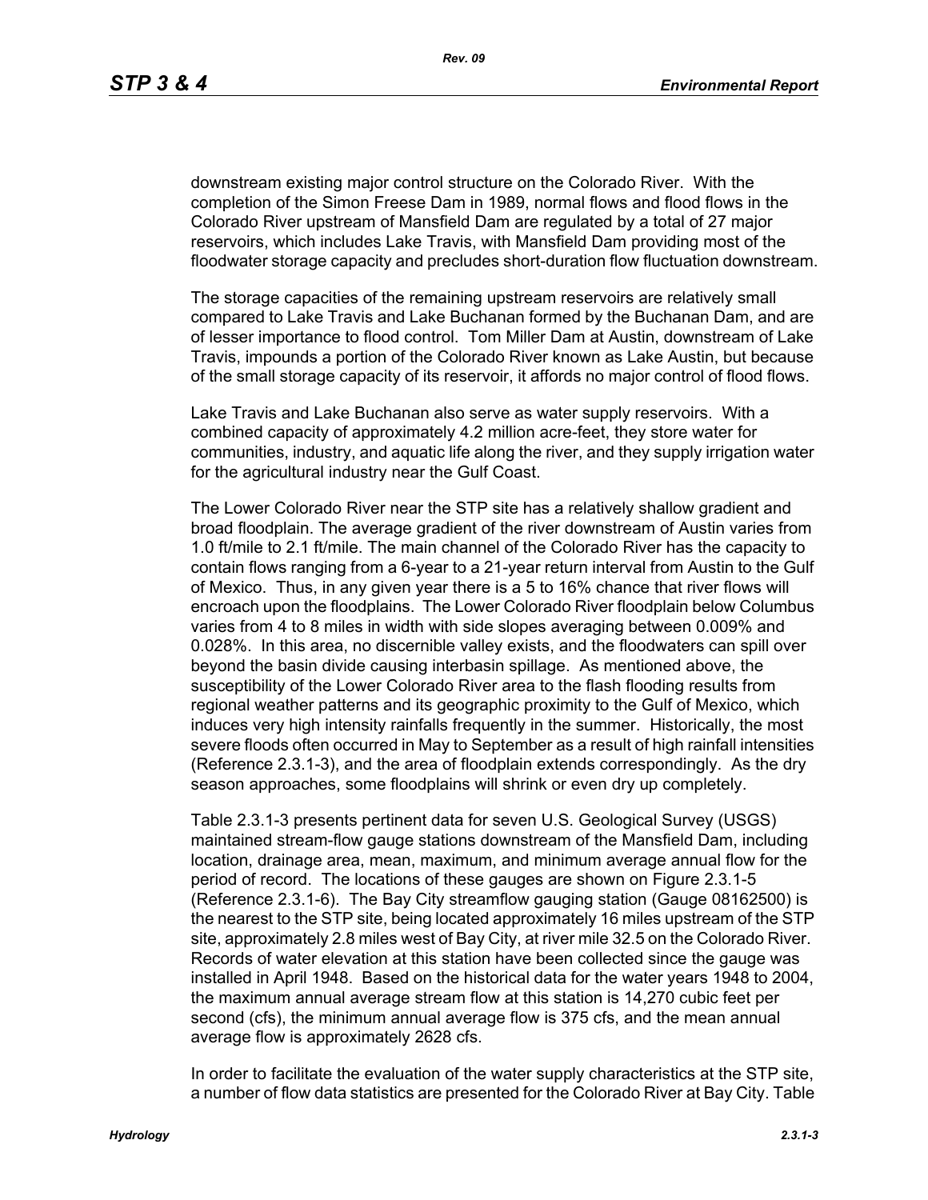downstream existing major control structure on the Colorado River. With the completion of the Simon Freese Dam in 1989, normal flows and flood flows in the Colorado River upstream of Mansfield Dam are regulated by a total of 27 major reservoirs, which includes Lake Travis, with Mansfield Dam providing most of the floodwater storage capacity and precludes short-duration flow fluctuation downstream.

The storage capacities of the remaining upstream reservoirs are relatively small compared to Lake Travis and Lake Buchanan formed by the Buchanan Dam, and are of lesser importance to flood control. Tom Miller Dam at Austin, downstream of Lake Travis, impounds a portion of the Colorado River known as Lake Austin, but because of the small storage capacity of its reservoir, it affords no major control of flood flows.

Lake Travis and Lake Buchanan also serve as water supply reservoirs. With a combined capacity of approximately 4.2 million acre-feet, they store water for communities, industry, and aquatic life along the river, and they supply irrigation water for the agricultural industry near the Gulf Coast.

The Lower Colorado River near the STP site has a relatively shallow gradient and broad floodplain. The average gradient of the river downstream of Austin varies from 1.0 ft/mile to 2.1 ft/mile. The main channel of the Colorado River has the capacity to contain flows ranging from a 6-year to a 21-year return interval from Austin to the Gulf of Mexico. Thus, in any given year there is a 5 to 16% chance that river flows will encroach upon the floodplains. The Lower Colorado River floodplain below Columbus varies from 4 to 8 miles in width with side slopes averaging between 0.009% and 0.028%. In this area, no discernible valley exists, and the floodwaters can spill over beyond the basin divide causing interbasin spillage. As mentioned above, the susceptibility of the Lower Colorado River area to the flash flooding results from regional weather patterns and its geographic proximity to the Gulf of Mexico, which induces very high intensity rainfalls frequently in the summer. Historically, the most severe floods often occurred in May to September as a result of high rainfall intensities (Reference 2.3.1-3), and the area of floodplain extends correspondingly. As the dry season approaches, some floodplains will shrink or even dry up completely.

Table 2.3.1-3 presents pertinent data for seven U.S. Geological Survey (USGS) maintained stream-flow gauge stations downstream of the Mansfield Dam, including location, drainage area, mean, maximum, and minimum average annual flow for the period of record. The locations of these gauges are shown on Figure 2.3.1-5 (Reference 2.3.1-6). The Bay City streamflow gauging station (Gauge 08162500) is the nearest to the STP site, being located approximately 16 miles upstream of the STP site, approximately 2.8 miles west of Bay City, at river mile 32.5 on the Colorado River. Records of water elevation at this station have been collected since the gauge was installed in April 1948. Based on the historical data for the water years 1948 to 2004, the maximum annual average stream flow at this station is 14,270 cubic feet per second (cfs), the minimum annual average flow is 375 cfs, and the mean annual average flow is approximately 2628 cfs.

In order to facilitate the evaluation of the water supply characteristics at the STP site, a number of flow data statistics are presented for the Colorado River at Bay City. Table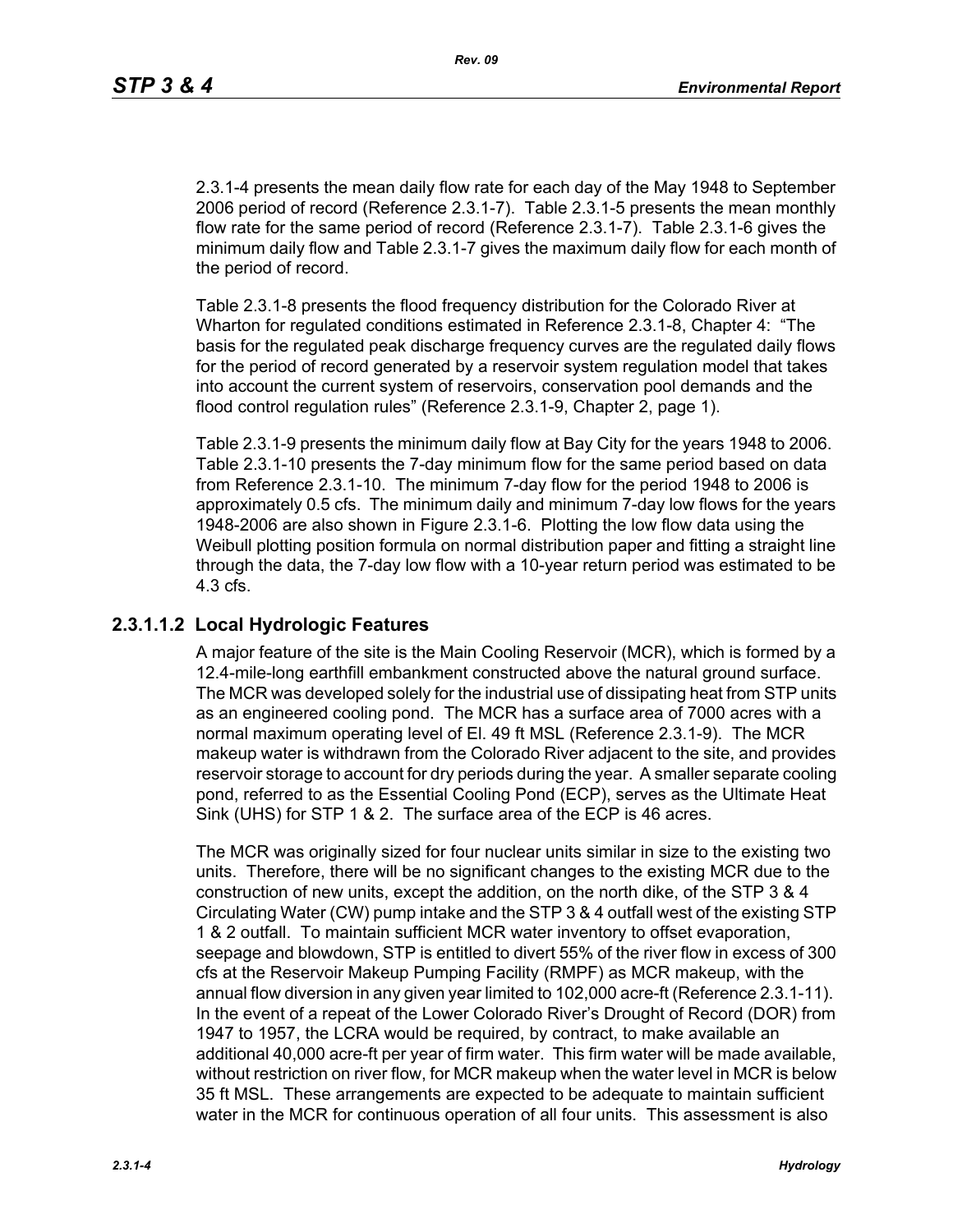2.3.1-4 presents the mean daily flow rate for each day of the May 1948 to September 2006 period of record (Reference 2.3.1-7). Table 2.3.1-5 presents the mean monthly flow rate for the same period of record (Reference 2.3.1-7). Table 2.3.1-6 gives the minimum daily flow and Table 2.3.1-7 gives the maximum daily flow for each month of the period of record.

Table 2.3.1-8 presents the flood frequency distribution for the Colorado River at Wharton for regulated conditions estimated in Reference 2.3.1-8, Chapter 4: "The basis for the regulated peak discharge frequency curves are the regulated daily flows for the period of record generated by a reservoir system regulation model that takes into account the current system of reservoirs, conservation pool demands and the flood control regulation rules" (Reference 2.3.1-9, Chapter 2, page 1).

Table 2.3.1-9 presents the minimum daily flow at Bay City for the years 1948 to 2006. Table 2.3.1-10 presents the 7-day minimum flow for the same period based on data from Reference 2.3.1-10. The minimum 7-day flow for the period 1948 to 2006 is approximately 0.5 cfs. The minimum daily and minimum 7-day low flows for the years 1948-2006 are also shown in Figure 2.3.1-6. Plotting the low flow data using the Weibull plotting position formula on normal distribution paper and fitting a straight line through the data, the 7-day low flow with a 10-year return period was estimated to be 4.3 cfs.

#### 2.3.1.1.2 Local Hydrologic Features

A major feature of the site is the Main Cooling Reservoir (MCR), which is formed by a 12.4-mile-long earthfill embankment constructed above the natural ground surface. The MCR was developed solely for the industrial use of dissipating heat from STP units as an engineered cooling pond. The MCR has a surface area of 7000 acres with a normal maximum operating level of El. 49 ft MSL (Reference 2.3.1-9). The MCR makeup water is withdrawn from the Colorado River adjacent to the site, and provides reservoir storage to account for dry periods during the year. A smaller separate cooling pond, referred to as the Essential Cooling Pond (ECP), serves as the Ultimate Heat Sink (UHS) for STP 1 & 2. The surface area of the ECP is 46 acres.

The MCR was originally sized for four nuclear units similar in size to the existing two units. Therefore, there will be no significant changes to the existing MCR due to the construction of new units, except the addition, on the north dike, of the STP 3 & 4 Circulating Water (CW) pump intake and the STP 3 & 4 outfall west of the existing STP 1 & 2 outfall. To maintain sufficient MCR water inventory to offset evaporation, seepage and blowdown, STP is entitled to divert 55% of the river flow in excess of 300 cfs at the Reservoir Makeup Pumping Facility (RMPF) as MCR makeup, with the annual flow diversion in any given year limited to 102,000 acre-ft (Reference 2.3.1-11). In the event of a repeat of the Lower Colorado River's Drought of Record (DOR) from 1947 to 1957, the LCRA would be required, by contract, to make available an additional 40,000 acre-ft per year of firm water. This firm water will be made available, without restriction on river flow, for MCR makeup when the water level in MCR is below 35 ft MSL. These arrangements are expected to be adequate to maintain sufficient water in the MCR for continuous operation of all four units. This assessment is also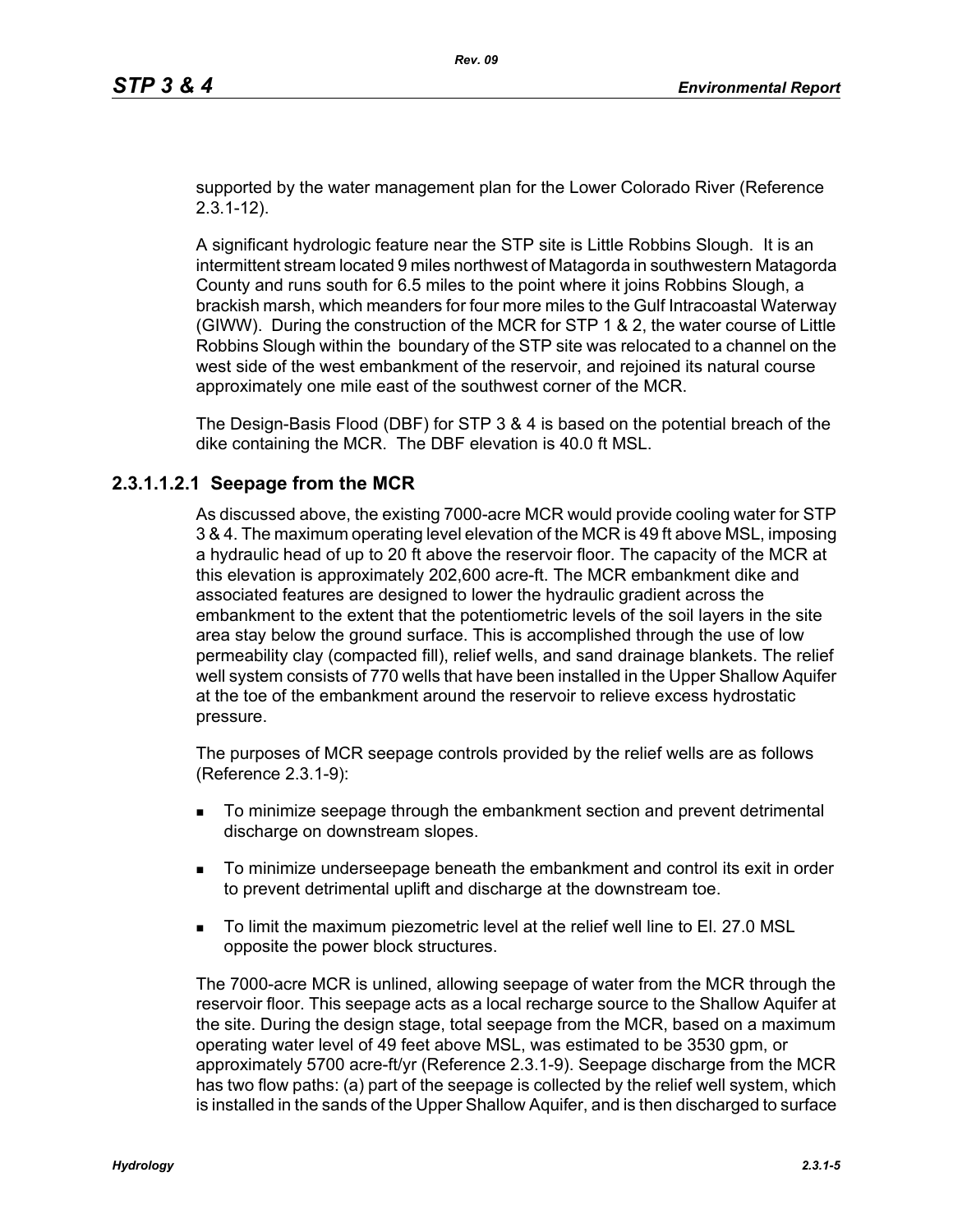supported by the water management plan for the Lower Colorado River (Reference 2.3.1-12).

A significant hydrologic feature near the STP site is Little Robbins Slough. It is an intermittent stream located 9 miles northwest of Matagorda in southwestern Matagorda County and runs south for 6.5 miles to the point where it joins Robbins Slough, a brackish marsh, which meanders for four more miles to the Gulf Intracoastal Waterway (GIWW). During the construction of the MCR for STP 1 & 2, the water course of Little Robbins Slough within the boundary of the STP site was relocated to a channel on the west side of the west embankment of the reservoir, and rejoined its natural course approximately one mile east of the southwest corner of the MCR.

The Design-Basis Flood (DBF) for STP 3 & 4 is based on the potential breach of the dike containing the MCR. The DBF elevation is 40.0 ft MSL.

#### 2.3.1.1.2.1 Seepage from the MCR

As discussed above, the existing 7000-acre MCR would provide cooling water for STP 3 & 4. The maximum operating level elevation of the MCR is 49 ft above MSL, imposing a hydraulic head of up to 20 ft above the reservoir floor. The capacity of the MCR at this elevation is approximately 202,600 acre-ft. The MCR embankment dike and associated features are designed to lower the hydraulic gradient across the embankment to the extent that the potentiometric levels of the soil layers in the site area stay below the ground surface. This is accomplished through the use of low permeability clay (compacted fill), relief wells, and sand drainage blankets. The relief well system consists of 770 wells that have been installed in the Upper Shallow Aquifer at the toe of the embankment around the reservoir to relieve excess hydrostatic pressure.

The purposes of MCR seepage controls provided by the relief wells are as follows (Reference 2.3.1-9):

- To minimize seepage through the embankment section and prevent detrimental discharge on downstream slopes.
- To minimize underseepage beneath the embankment and control its exit in order to prevent detrimental uplift and discharge at the downstream toe.
- To limit the maximum piezometric level at the relief well line to El. 27.0 MSL opposite the power block structures.

The 7000-acre MCR is unlined, allowing seepage of water from the MCR through the reservoir floor. This seepage acts as a local recharge source to the Shallow Aquifer at the site. During the design stage, total seepage from the MCR, based on a maximum operating water level of 49 feet above MSL, was estimated to be 3530 gpm, or approximately 5700 acre-ft/yr (Reference 2.3.1-9). Seepage discharge from the MCR has two flow paths: (a) part of the seepage is collected by the relief well system, which is installed in the sands of the Upper Shallow Aquifer, and is then discharged to surface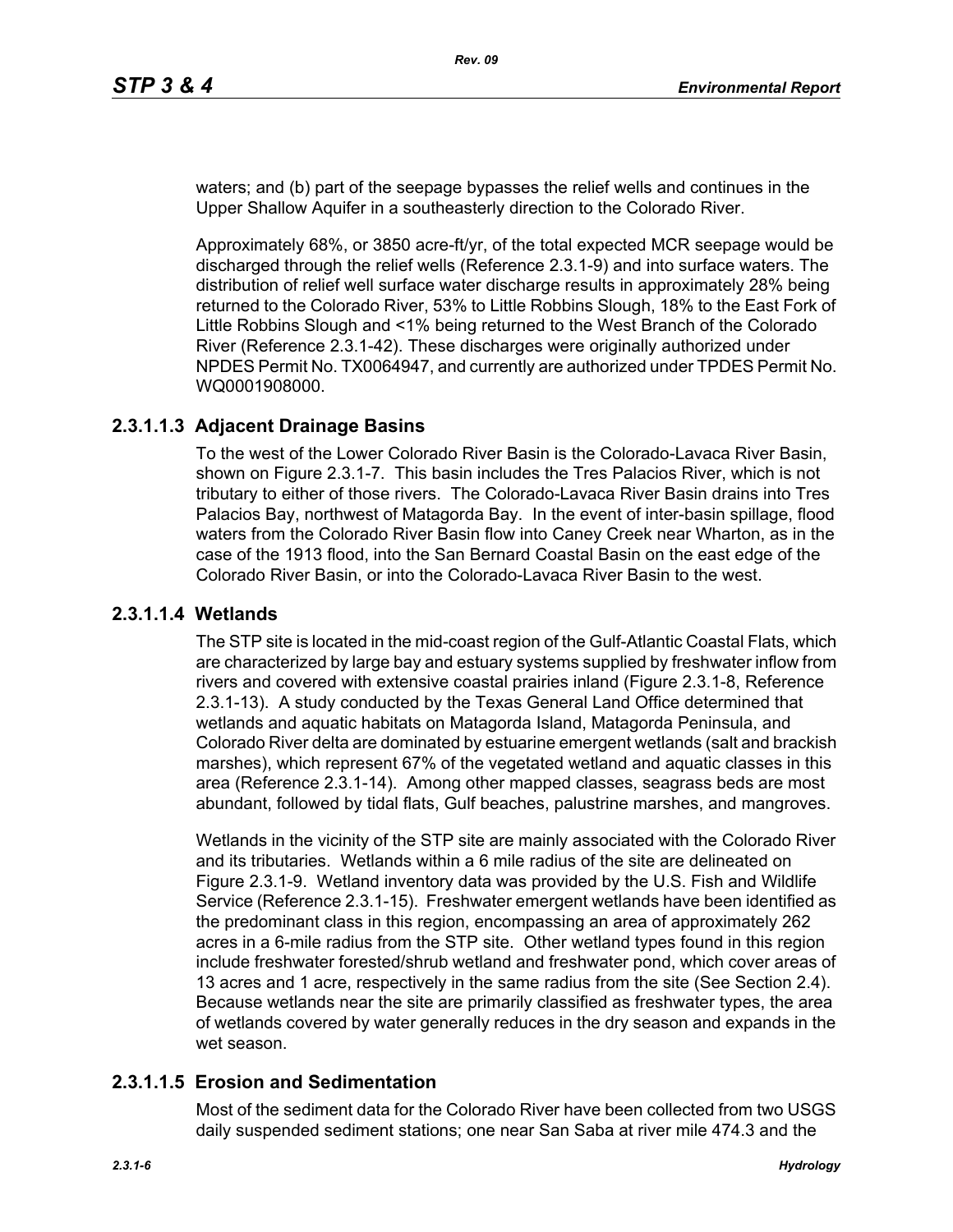waters; and (b) part of the seepage bypasses the relief wells and continues in the Upper Shallow Aquifer in a southeasterly direction to the Colorado River.

Approximately 68%, or 3850 acre-ft/yr, of the total expected MCR seepage would be discharged through the relief wells (Reference 2.3.1-9) and into surface waters. The distribution of relief well surface water discharge results in approximately 28% being returned to the Colorado River, 53% to Little Robbins Slough, 18% to the East Fork of Little Robbins Slough and <1% being returned to the West Branch of the Colorado River (Reference 2.3.1-42). These discharges were originally authorized under NPDES Permit No. TX0064947, and currently are authorized under TPDES Permit No. WQ0001908000.

### 2.3.1.1.3 Adjacent Drainage Basins

To the west of the Lower Colorado River Basin is the Colorado-Lavaca River Basin, shown on Figure 2.3.1-7. This basin includes the Tres Palacios River, which is not tributary to either of those rivers. The Colorado-Lavaca River Basin drains into Tres Palacios Bay, northwest of Matagorda Bay. In the event of inter-basin spillage, flood waters from the Colorado River Basin flow into Caney Creek near Wharton, as in the case of the 1913 flood, into the San Bernard Coastal Basin on the east edge of the Colorado River Basin, or into the Colorado-Lavaca River Basin to the west.

### 2.3.1.1.4 Wetlands

The STP site is located in the mid-coast region of the Gulf-Atlantic Coastal Flats, which are characterized by large bay and estuary systems supplied by freshwater inflow from rivers and covered with extensive coastal prairies inland (Figure 2.3.1-8, Reference 2.3.1-13). A study conducted by the Texas General Land Office determined that wetlands and aquatic habitats on Matagorda Island, Matagorda Peninsula, and Colorado River delta are dominated by estuarine emergent wetlands (salt and brackish marshes), which represent 67% of the vegetated wetland and aquatic classes in this area (Reference 2.3.1-14). Among other mapped classes, seagrass beds are most abundant, followed by tidal flats, Gulf beaches, palustrine marshes, and mangroves.

Wetlands in the vicinity of the STP site are mainly associated with the Colorado River and its tributaries. Wetlands within a 6 mile radius of the site are delineated on Figure 2.3.1-9. Wetland inventory data was provided by the U.S. Fish and Wildlife Service (Reference 2.3.1-15). Freshwater emergent wetlands have been identified as the predominant class in this region, encompassing an area of approximately 262 acres in a 6-mile radius from the STP site. Other wetland types found in this region include freshwater forested/shrub wetland and freshwater pond, which cover areas of 13 acres and 1 acre, respectively in the same radius from the site (See Section 2.4). Because wetlands near the site are primarily classified as freshwater types, the area of wetlands covered by water generally reduces in the dry season and expands in the wet season.

### 2.3.1.1.5 Erosion and Sedimentation

Most of the sediment data for the Colorado River have been collected from two USGS daily suspended sediment stations; one near San Saba at river mile 474.3 and the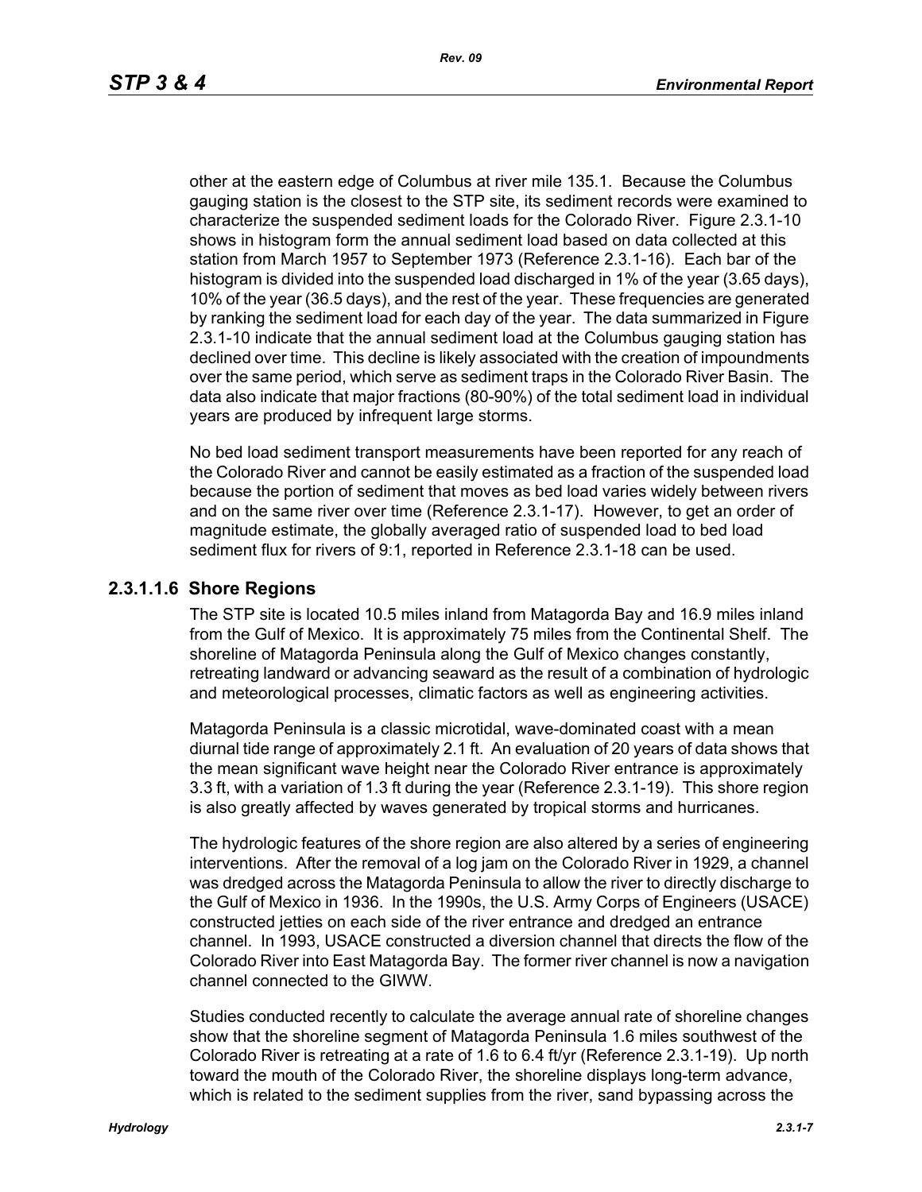other at the eastern edge of Columbus at river mile 135.1. Because the Columbus gauging station is the closest to the STP site, its sediment records were examined to characterize the suspended sediment loads for the Colorado River. Figure 2.3.1-10 shows in histogram form the annual sediment load based on data collected at this station from March 1957 to September 1973 (Reference 2.3.1-16). Each bar of the histogram is divided into the suspended load discharged in 1% of the year (3.65 days), 10% of the year (36.5 days), and the rest of the year. These frequencies are generated by ranking the sediment load for each day of the year. The data summarized in Figure 2.3.1-10 indicate that the annual sediment load at the Columbus gauging station has declined over time. This decline is likely associated with the creation of impoundments over the same period, which serve as sediment traps in the Colorado River Basin. The data also indicate that major fractions (80-90%) of the total sediment load in individual years are produced by infrequent large storms.

No bed load sediment transport measurements have been reported for any reach of the Colorado River and cannot be easily estimated as a fraction of the suspended load because the portion of sediment that moves as bed load varies widely between rivers and on the same river over time (Reference 2.3.1-17). However, to get an order of magnitude estimate, the globally averaged ratio of suspended load to bed load sediment flux for rivers of 9:1, reported in Reference 2.3.1-18 can be used.

### 2.3.1.1.6 Shore Regions

The STP site is located 10.5 miles inland from Matagorda Bay and 16.9 miles inland from the Gulf of Mexico. It is approximately 75 miles from the Continental Shelf. The shoreline of Matagorda Peninsula along the Gulf of Mexico changes constantly, retreating landward or advancing seaward as the result of a combination of hydrologic and meteorological processes, climatic factors as well as engineering activities.

Matagorda Peninsula is a classic microtidal, wave-dominated coast with a mean diurnal tide range of approximately 2.1 ft. An evaluation of 20 years of data shows that the mean significant wave height near the Colorado River entrance is approximately 3.3 ft, with a variation of 1.3 ft during the year (Reference 2.3.1-19). This shore region is also greatly affected by waves generated by tropical storms and hurricanes.

The hydrologic features of the shore region are also altered by a series of engineering interventions. After the removal of a log jam on the Colorado River in 1929, a channel was dredged across the Matagorda Peninsula to allow the river to directly discharge to the Gulf of Mexico in 1936. In the 1990s, the U.S. Army Corps of Engineers (USACE) constructed jetties on each side of the river entrance and dredged an entrance channel. In 1993, USACE constructed a diversion channel that directs the flow of the Colorado River into East Matagorda Bay. The former river channel is now a navigation channel connected to the GIWW.

Studies conducted recently to calculate the average annual rate of shoreline changes show that the shoreline segment of Matagorda Peninsula 1.6 miles southwest of the Colorado River is retreating at a rate of 1.6 to 6.4 ft/yr (Reference 2.3.1-19). Up north toward the mouth of the Colorado River, the shoreline displays long-term advance, which is related to the sediment supplies from the river, sand bypassing across the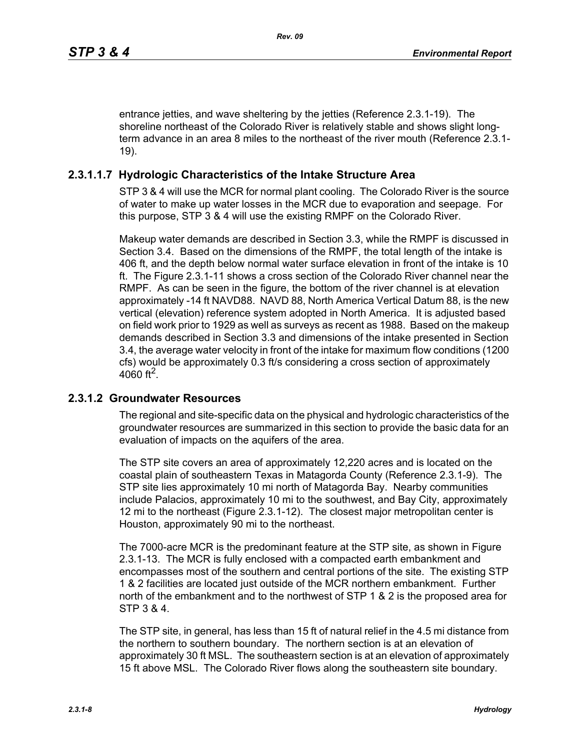entrance jetties, and wave sheltering by the jetties (Reference 2.3.1-19). The shoreline northeast of the Colorado River is relatively stable and shows slight long-term advance in an area 8 miles to the northeast of the river mouth (Reference 2.3.1-19).

#### 2.3.1.1.7 Hydrologic Characteristics of the Intake Structure Area

STP 3 & 4 will use the MCR for normal plant cooling. The Colorado River is the source of water to make up water losses in the MCR due to evaporation and seepage. For this purpose, STP 3 & 4 will use the existing RMPF on the Colorado River.

Makeup water demands are described in Section 3.3, while the RMPF is discussed in Section 3.4. Based on the dimensions of the RMPF, the total length of the intake is 406 ft, and the depth below normal water surface elevation in front of the intake is 10 ft. The Figure 2.3.1-11 shows a cross section of the Colorado River channel near the RMPF. As can be seen in the figure, the bottom of the river channel is at elevation approximately -14 ft NAVD88. NAVD 88, North America Vertical Datum 88, is the new vertical (elevation) reference system adopted in North America. It is adjusted based on field work prior to 1929 as well as surveys as recent as 1988. Based on the makeup demands described in Section 3.3 and dimensions of the intake presented in Section 3.4, the average water velocity in front of the intake for maximum flow conditions (1200 cfs) would be approximately 0.3 ft/s considering a cross section of approximately 4060 $ft^2$.

### 2.3.1.2 Groundwater Resources

The regional and site-specific data on the physical and hydrologic characteristics of the groundwater resources are summarized in this section to provide the basic data for an evaluation of impacts on the aquifers of the area.

The STP site covers an area of approximately 12,220 acres and is located on the coastal plain of southeastern Texas in Matagorda County (Reference 2.3.1-9). The STP site lies approximately 10 mi north of Matagorda Bay. Nearby communities include Palacios, approximately 10 mi to the southwest, and Bay City, approximately 12 mi to the northeast (Figure 2.3.1-12). The closest major metropolitan center is Houston, approximately 90 mi to the northeast.

The 7000-acre MCR is the predominant feature at the STP site, as shown in Figure 2.3.1-13. The MCR is fully enclosed with a compacted earth embankment and encompasses most of the southern and central portions of the site. The existing STP 1 & 2 facilities are located just outside of the MCR northern embankment. Further north of the embankment and to the northwest of STP 1 & 2 is the proposed area for STP 3 & 4.

The STP site, in general, has less than 15 ft of natural relief in the 4.5 mi distance from the northern to southern boundary. The northern section is at an elevation of approximately 30 ft MSL. The southeastern section is at an elevation of approximately 15 ft above MSL. The Colorado River flows along the southeastern site boundary.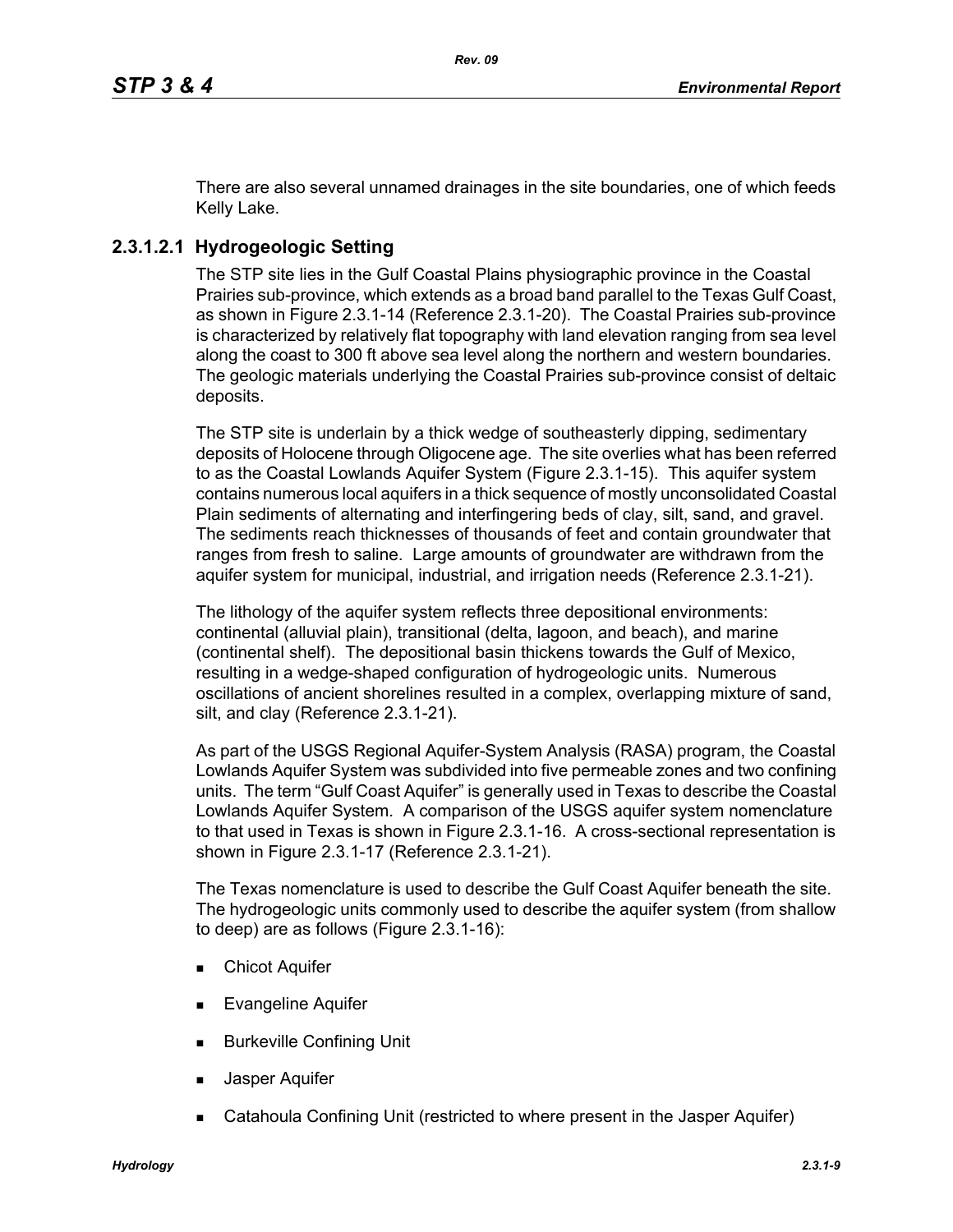There are also several unnamed drainages in the site boundaries, one of which feeds Kelly Lake.

### 2.3.1.2.1 Hydrogeologic Setting

The STP site lies in the Gulf Coastal Plains physiographic province in the Coastal Prairies sub-province, which extends as a broad band parallel to the Texas Gulf Coast, as shown in Figure 2.3.1-14 (Reference 2.3.1-20). The Coastal Prairies sub-province is characterized by relatively flat topography with land elevation ranging from sea level along the coast to 300 ft above sea level along the northern and western boundaries. The geologic materials underlying the Coastal Prairies sub-province consist of deltaic deposits.

The STP site is underlain by a thick wedge of southeasterly dipping, sedimentary deposits of Holocene through Oligocene age. The site overlies what has been referred to as the Coastal Lowlands Aquifer System (Figure 2.3.1-15). This aquifer system contains numerous local aquifers in a thick sequence of mostly unconsolidated Coastal Plain sediments of alternating and interfingering beds of clay, silt, sand, and gravel. The sediments reach thicknesses of thousands of feet and contain groundwater that ranges from fresh to saline. Large amounts of groundwater are withdrawn from the aquifer system for municipal, industrial, and irrigation needs (Reference 2.3.1-21).

The lithology of the aquifer system reflects three depositional environments: continental (alluvial plain), transitional (delta, lagoon, and beach), and marine (continental shelf). The depositional basin thickens towards the Gulf of Mexico, resulting in a wedge-shaped configuration of hydrogeologic units. Numerous oscillations of ancient shorelines resulted in a complex, overlapping mixture of sand, silt, and clay (Reference 2.3.1-21).

As part of the USGS Regional Aquifer-System Analysis (RASA) program, the Coastal Lowlands Aquifer System was subdivided into five permeable zones and two confining units. The term "Gulf Coast Aquifer" is generally used in Texas to describe the Coastal Lowlands Aquifer System. A comparison of the USGS aquifer system nomenclature to that used in Texas is shown in Figure 2.3.1-16. A cross-sectional representation is shown in Figure 2.3.1-17 (Reference 2.3.1-21).

The Texas nomenclature is used to describe the Gulf Coast Aquifer beneath the site. The hydrogeologic units commonly used to describe the aquifer system (from shallow to deep) are as follows (Figure 2.3.1-16):

- Chicot Aquifer
- Evangeline Aquifer
- Burkeville Confining Unit
- Jasper Aquifer
- Catahoula Confining Unit (restricted to where present in the Jasper Aquifer)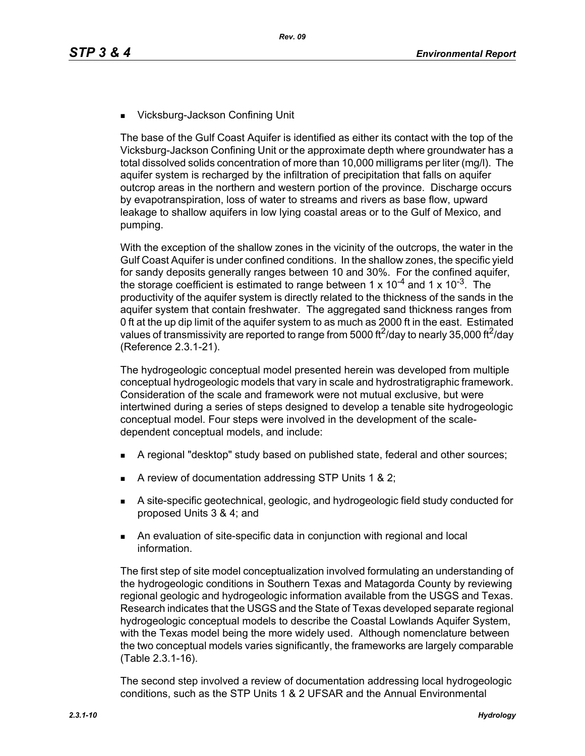- Vicksburg-Jackson Confining Unit

The base of the Gulf Coast Aquifer is identified as either its contact with the top of the Vicksburg-Jackson Confining Unit or the approximate depth where groundwater has a total dissolved solids concentration of more than 10,000 milligrams per liter (mg/l). The aquifer system is recharged by the infiltration of precipitation that falls on aquifer outcrop areas in the northern and western portion of the province. Discharge occurs by evapotranspiration, loss of water to streams and rivers as base flow, upward leakage to shallow aquifers in low lying coastal areas or to the Gulf of Mexico, and pumping.

With the exception of the shallow zones in the vicinity of the outcrops, the water in the Gulf Coast Aquifer is under confined conditions. In the shallow zones, the specific yield for sandy deposits generally ranges between 10 and 30%. For the confined aquifer, the storage coefficient is estimated to range between $1 \times 10^{-4}$ and $1 \times 10^{-3}$. The productivity of the aquifer system is directly related to the thickness of the sands in the aquifer system that contain freshwater. The aggregated sand thickness ranges from 0 ft at the up dip limit of the aquifer system to as much as 2000 ft in the east. Estimated values of transmissivity are reported to range from 5000 $ft^2$/day to nearly 35,000 $ft^2$/day (Reference 2.3.1-21).

The hydrogeologic conceptual model presented herein was developed from multiple conceptual hydrogeologic models that vary in scale and hydrostratigraphic framework. Consideration of the scale and framework were not mutual exclusive, but were intertwined during a series of steps designed to develop a tenable site hydrogeologic conceptual model. Four steps were involved in the development of the scale-dependent conceptual models, and include:

- A regional "desktop" study based on published state, federal and other sources;
- A review of documentation addressing STP Units 1 & 2;
- A site-specific geotechnical, geologic, and hydrogeologic field study conducted for proposed Units 3 & 4; and
- An evaluation of site-specific data in conjunction with regional and local information.

The first step of site model conceptualization involved formulating an understanding of the hydrogeologic conditions in Southern Texas and Matagorda County by reviewing regional geologic and hydrogeologic information available from the USGS and Texas. Research indicates that the USGS and the State of Texas developed separate regional hydrogeologic conceptual models to describe the Coastal Lowlands Aquifer System, with the Texas model being the more widely used. Although nomenclature between the two conceptual models varies significantly, the frameworks are largely comparable (Table 2.3.1-16).

The second step involved a review of documentation addressing local hydrogeologic conditions, such as the STP Units 1 & 2 UFSAR and the Annual Environmental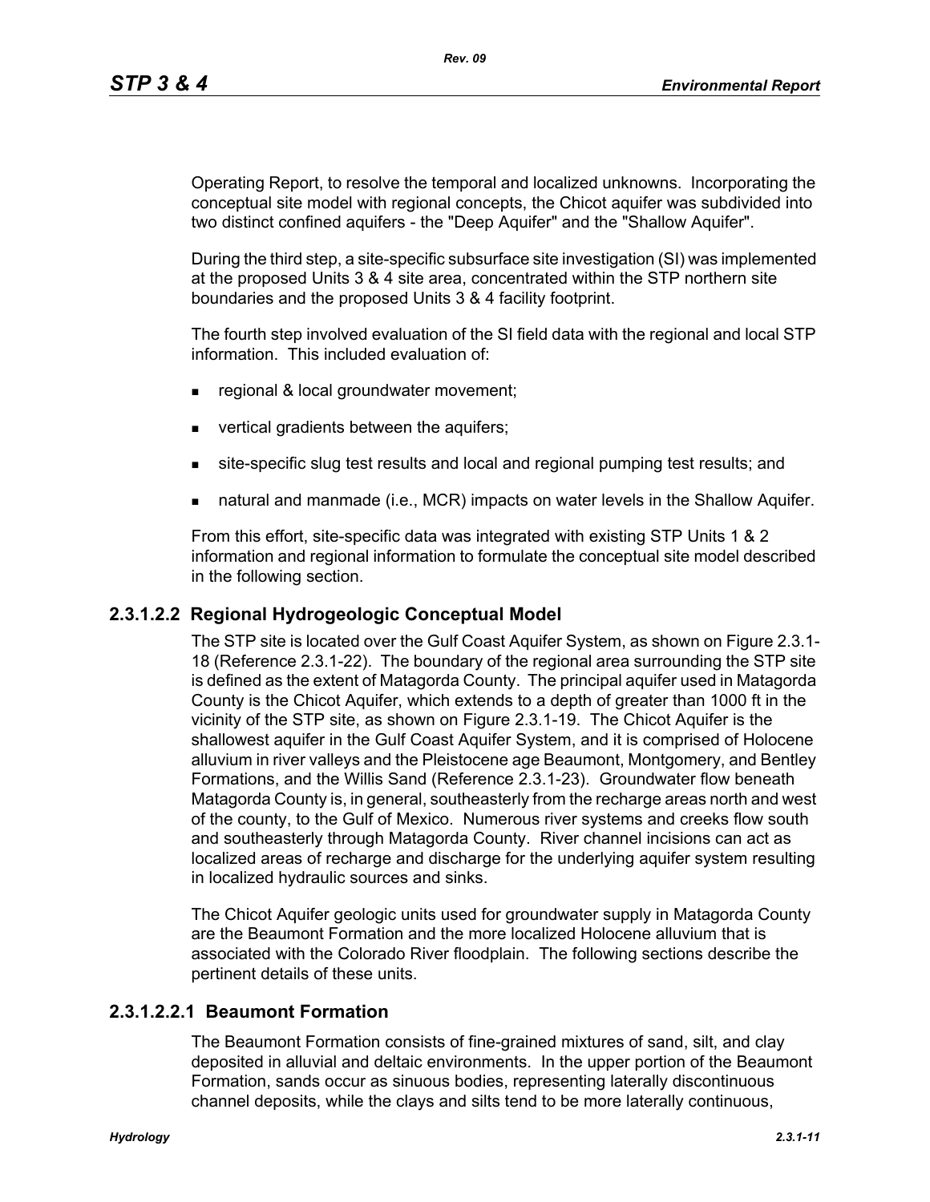Operating Report, to resolve the temporal and localized unknowns. Incorporating the conceptual site model with regional concepts, the Chicot aquifer was subdivided into two distinct confined aquifers - the "Deep Aquifer" and the "Shallow Aquifer".

During the third step, a site-specific subsurface site investigation (SI) was implemented at the proposed Units 3 & 4 site area, concentrated within the STP northern site boundaries and the proposed Units 3 & 4 facility footprint.

The fourth step involved evaluation of the SI field data with the regional and local STP information. This included evaluation of:

- regional & local groundwater movement;
- vertical gradients between the aquifers;
- site-specific slug test results and local and regional pumping test results; and
- natural and manmade (i.e., MCR) impacts on water levels in the Shallow Aquifer.

From this effort, site-specific data was integrated with existing STP Units 1 & 2 information and regional information to formulate the conceptual site model described in the following section.

### 2.3.1.2.2 Regional Hydrogeologic Conceptual Model

The STP site is located over the Gulf Coast Aquifer System, as shown on Figure 2.3.1-18 (Reference 2.3.1-22). The boundary of the regional area surrounding the STP site is defined as the extent of Matagorda County. The principal aquifer used in Matagorda County is the Chicot Aquifer, which extends to a depth of greater than 1000 ft in the vicinity of the STP site, as shown on Figure 2.3.1-19. The Chicot Aquifer is the shallowest aquifer in the Gulf Coast Aquifer System, and it is comprised of Holocene alluvium in river valleys and the Pleistocene age Beaumont, Montgomery, and Bentley Formations, and the Willis Sand (Reference 2.3.1-23). Groundwater flow beneath Matagorda County is, in general, southeasterly from the recharge areas north and west of the county, to the Gulf of Mexico. Numerous river systems and creeks flow south and southeasterly through Matagorda County. River channel incisions can act as localized areas of recharge and discharge for the underlying aquifer system resulting in localized hydraulic sources and sinks.

The Chicot Aquifer geologic units used for groundwater supply in Matagorda County are the Beaumont Formation and the more localized Holocene alluvium that is associated with the Colorado River floodplain. The following sections describe the pertinent details of these units.

#### 2.3.1.2.2.1 Beaumont Formation

The Beaumont Formation consists of fine-grained mixtures of sand, silt, and clay deposited in alluvial and deltaic environments. In the upper portion of the Beaumont Formation, sands occur as sinuous bodies, representing laterally discontinuous channel deposits, while the clays and silts tend to be more laterally continuous,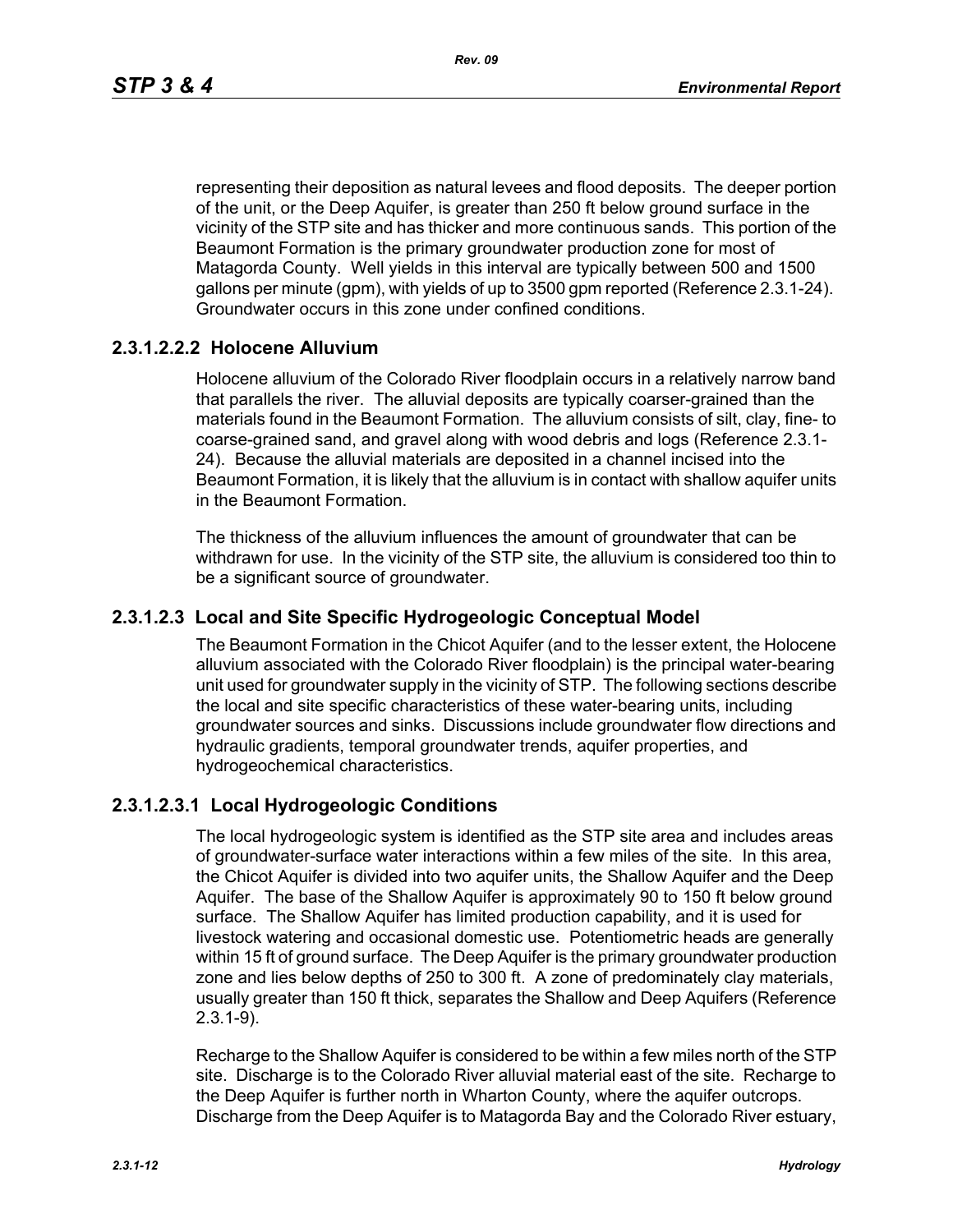representing their deposition as natural levees and flood deposits. The deeper portion of the unit, or the Deep Aquifer, is greater than 250 ft below ground surface in the vicinity of the STP site and has thicker and more continuous sands. This portion of the Beaumont Formation is the primary groundwater production zone for most of Matagorda County. Well yields in this interval are typically between 500 and 1500 gallons per minute (gpm), with yields of up to 3500 gpm reported (Reference 2.3.1-24). Groundwater occurs in this zone under confined conditions.

#### 2.3.1.2.2.2 Holocene Alluvium

Holocene alluvium of the Colorado River floodplain occurs in a relatively narrow band that parallels the river. The alluvial deposits are typically coarser-grained than the materials found in the Beaumont Formation. The alluvium consists of silt, clay, fine- to coarse-grained sand, and gravel along with wood debris and logs (Reference 2.3.1-24). Because the alluvial materials are deposited in a channel incised into the Beaumont Formation, it is likely that the alluvium is in contact with shallow aquifer units in the Beaumont Formation.

The thickness of the alluvium influences the amount of groundwater that can be withdrawn for use. In the vicinity of the STP site, the alluvium is considered too thin to be a significant source of groundwater.

### 2.3.1.2.3 Local and Site Specific Hydrogeologic Conceptual Model

The Beaumont Formation in the Chicot Aquifer (and to the lesser extent, the Holocene alluvium associated with the Colorado River floodplain) is the principal water-bearing unit used for groundwater supply in the vicinity of STP. The following sections describe the local and site specific characteristics of these water-bearing units, including groundwater sources and sinks. Discussions include groundwater flow directions and hydraulic gradients, temporal groundwater trends, aquifer properties, and hydrogeochemical characteristics.

#### 2.3.1.2.3.1 Local Hydrogeologic Conditions

The local hydrogeologic system is identified as the STP site area and includes areas of groundwater-surface water interactions within a few miles of the site. In this area, the Chicot Aquifer is divided into two aquifer units, the Shallow Aquifer and the Deep Aquifer. The base of the Shallow Aquifer is approximately 90 to 150 ft below ground surface. The Shallow Aquifer has limited production capability, and it is used for livestock watering and occasional domestic use. Potentiometric heads are generally within 15 ft of ground surface. The Deep Aquifer is the primary groundwater production zone and lies below depths of 250 to 300 ft. A zone of predominately clay materials, usually greater than 150 ft thick, separates the Shallow and Deep Aquifers (Reference 2.3.1-9).

Recharge to the Shallow Aquifer is considered to be within a few miles north of the STP site. Discharge is to the Colorado River alluvial material east of the site. Recharge to the Deep Aquifer is further north in Wharton County, where the aquifer outcrops. Discharge from the Deep Aquifer is to Matagorda Bay and the Colorado River estuary,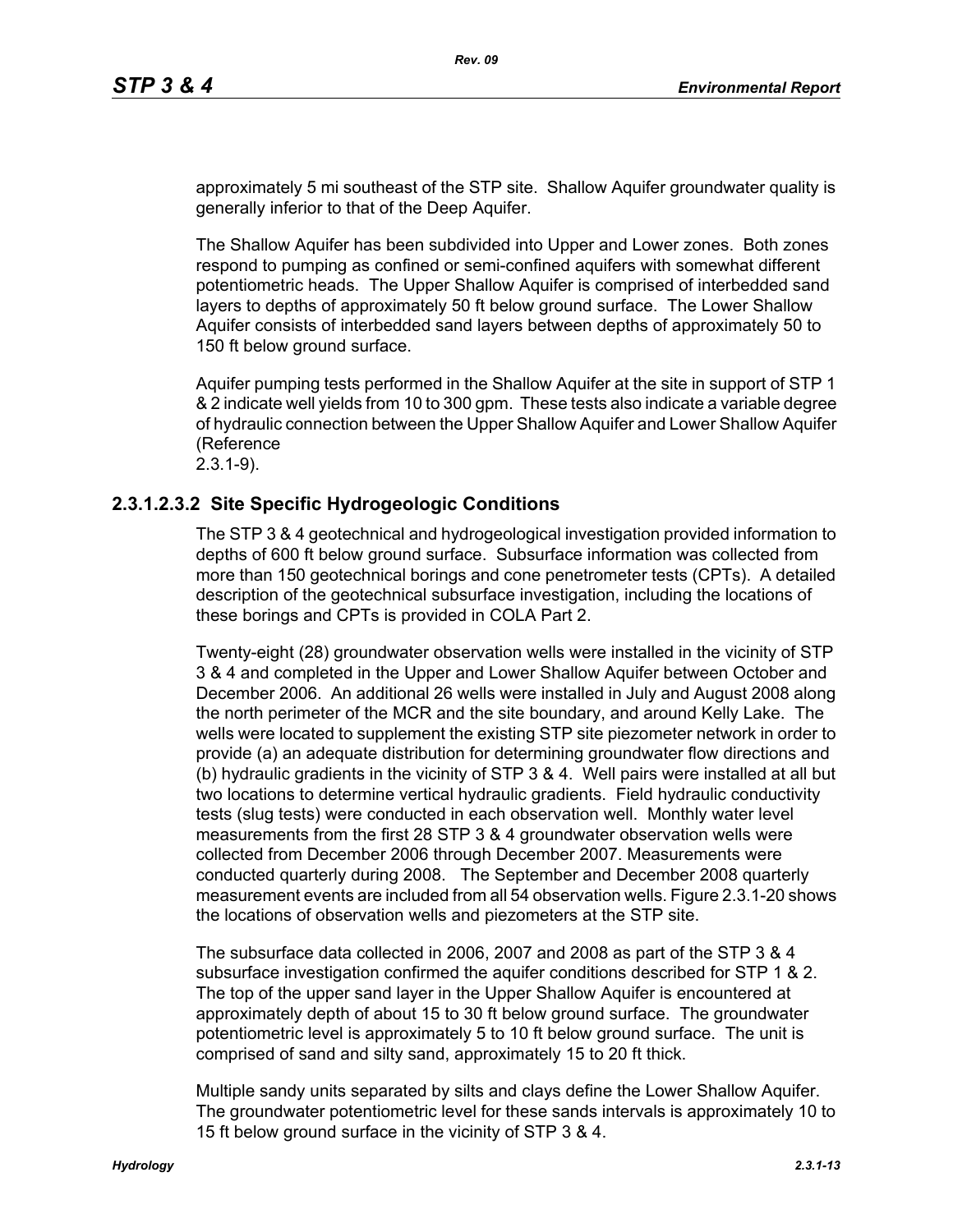approximately 5 mi southeast of the STP site. Shallow Aquifer groundwater quality is generally inferior to that of the Deep Aquifer.

The Shallow Aquifer has been subdivided into Upper and Lower zones. Both zones respond to pumping as confined or semi-confined aquifers with somewhat different potentiometric heads. The Upper Shallow Aquifer is comprised of interbedded sand layers to depths of approximately 50 ft below ground surface. The Lower Shallow Aquifer consists of interbedded sand layers between depths of approximately 50 to 150 ft below ground surface.

Aquifer pumping tests performed in the Shallow Aquifer at the site in support of STP 1 & 2 indicate well yields from 10 to 300 gpm. These tests also indicate a variable degree of hydraulic connection between the Upper Shallow Aquifer and Lower Shallow Aquifer (Reference 2.3.1-9).

#### 2.3.1.2.3.2 Site Specific Hydrogeologic Conditions

The STP 3 & 4 geotechnical and hydrogeological investigation provided information to depths of 600 ft below ground surface. Subsurface information was collected from more than 150 geotechnical borings and cone penetrometer tests (CPTs). A detailed description of the geotechnical subsurface investigation, including the locations of these borings and CPTs is provided in COLA Part 2.

Twenty-eight (28) groundwater observation wells were installed in the vicinity of STP 3 & 4 and completed in the Upper and Lower Shallow Aquifer between October and December 2006. An additional 26 wells were installed in July and August 2008 along the north perimeter of the MCR and the site boundary, and around Kelly Lake. The wells were located to supplement the existing STP site piezometer network in order to provide (a) an adequate distribution for determining groundwater flow directions and (b) hydraulic gradients in the vicinity of STP 3 & 4. Well pairs were installed at all but two locations to determine vertical hydraulic gradients. Field hydraulic conductivity tests (slug tests) were conducted in each observation well. Monthly water level measurements from the first 28 STP 3 & 4 groundwater observation wells were collected from December 2006 through December 2007. Measurements were conducted quarterly during 2008. The September and December 2008 quarterly measurement events are included from all 54 observation wells. Figure 2.3.1-20 shows the locations of observation wells and piezometers at the STP site.

The subsurface data collected in 2006, 2007 and 2008 as part of the STP 3 & 4 subsurface investigation confirmed the aquifer conditions described for STP 1 & 2. The top of the upper sand layer in the Upper Shallow Aquifer is encountered at approximately depth of about 15 to 30 ft below ground surface. The groundwater potentiometric level is approximately 5 to 10 ft below ground surface. The unit is comprised of sand and silty sand, approximately 15 to 20 ft thick.

Multiple sandy units separated by silts and clays define the Lower Shallow Aquifer. The groundwater potentiometric level for these sands intervals is approximately 10 to 15 ft below ground surface in the vicinity of STP 3 & 4.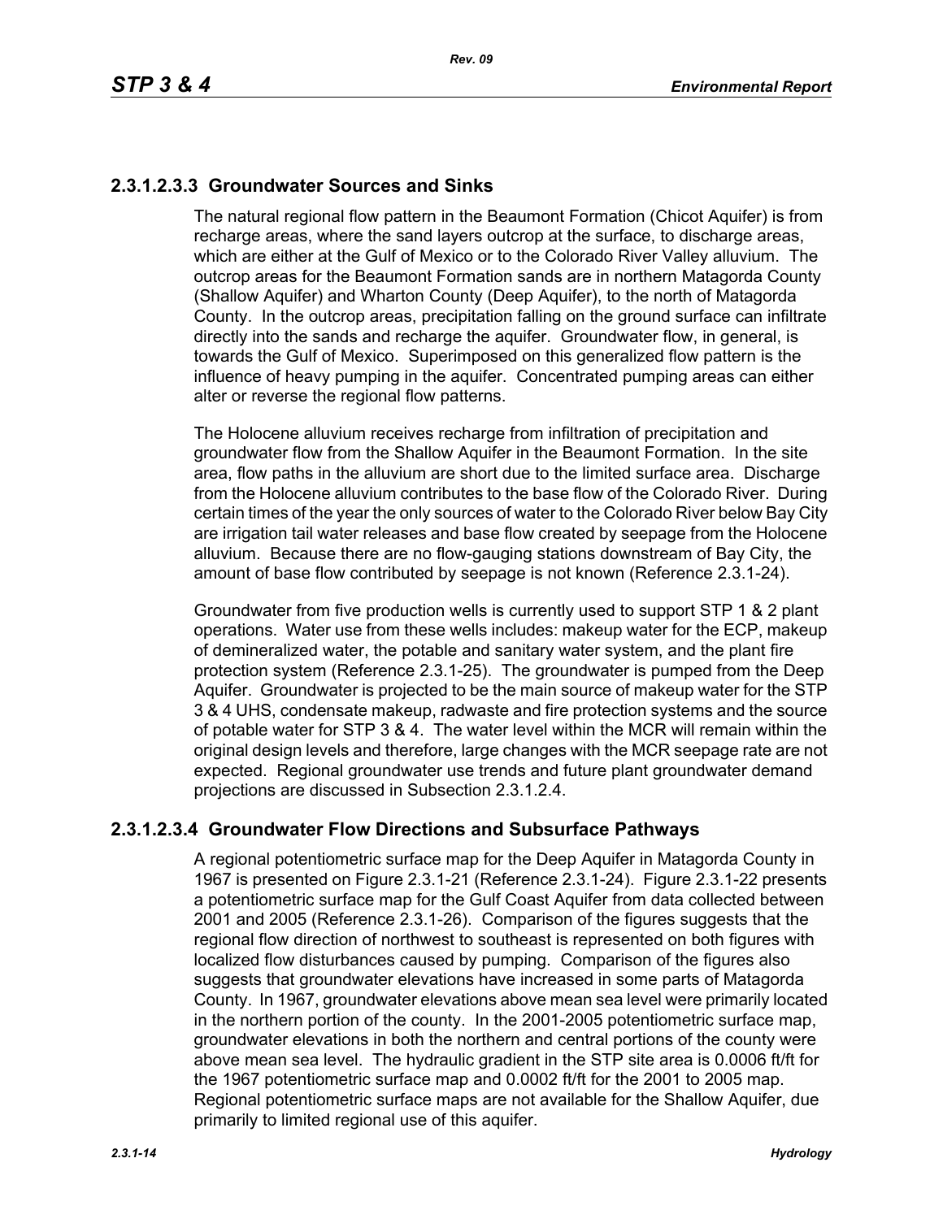### 2.3.1.2.3.3 Groundwater Sources and Sinks

The natural regional flow pattern in the Beaumont Formation (Chicot Aquifer) is from recharge areas, where the sand layers outcrop at the surface, to discharge areas, which are either at the Gulf of Mexico or to the Colorado River Valley alluvium. The outcrop areas for the Beaumont Formation sands are in northern Matagorda County (Shallow Aquifer) and Wharton County (Deep Aquifer), to the north of Matagorda County. In the outcrop areas, precipitation falling on the ground surface can infiltrate directly into the sands and recharge the aquifer. Groundwater flow, in general, is towards the Gulf of Mexico. Superimposed on this generalized flow pattern is the influence of heavy pumping in the aquifer. Concentrated pumping areas can either alter or reverse the regional flow patterns.

The Holocene alluvium receives recharge from infiltration of precipitation and groundwater flow from the Shallow Aquifer in the Beaumont Formation. In the site area, flow paths in the alluvium are short due to the limited surface area. Discharge from the Holocene alluvium contributes to the base flow of the Colorado River. During certain times of the year the only sources of water to the Colorado River below Bay City are irrigation tail water releases and base flow created by seepage from the Holocene alluvium. Because there are no flow-gauging stations downstream of Bay City, the amount of base flow contributed by seepage is not known (Reference 2.3.1-24).

Groundwater from five production wells is currently used to support STP 1 & 2 plant operations. Water use from these wells includes: makeup water for the ECP, makeup of demineralized water, the potable and sanitary water system, and the plant fire protection system (Reference 2.3.1-25). The groundwater is pumped from the Deep Aquifer. Groundwater is projected to be the main source of makeup water for the STP 3 & 4 UHS, condensate makeup, radwaste and fire protection systems and the source of potable water for STP 3 & 4. The water level within the MCR will remain within the original design levels and therefore, large changes with the MCR seepage rate are not expected. Regional groundwater use trends and future plant groundwater demand projections are discussed in Subsection 2.3.1.2.4.

### 2.3.1.2.3.4 Groundwater Flow Directions and Subsurface Pathways

A regional potentiometric surface map for the Deep Aquifer in Matagorda County in 1967 is presented on Figure 2.3.1-21 (Reference 2.3.1-24). Figure 2.3.1-22 presents a potentiometric surface map for the Gulf Coast Aquifer from data collected between 2001 and 2005 (Reference 2.3.1-26). Comparison of the figures suggests that the regional flow direction of northwest to southeast is represented on both figures with localized flow disturbances caused by pumping. Comparison of the figures also suggests that groundwater elevations have increased in some parts of Matagorda County. In 1967, groundwater elevations above mean sea level were primarily located in the northern portion of the county. In the 2001-2005 potentiometric surface map, groundwater elevations in both the northern and central portions of the county were above mean sea level. The hydraulic gradient in the STP site area is 0.0006 ft/ft for the 1967 potentiometric surface map and 0.0002 ft/ft for the 2001 to 2005 map. Regional potentiometric surface maps are not available for the Shallow Aquifer, due primarily to limited regional use of this aquifer.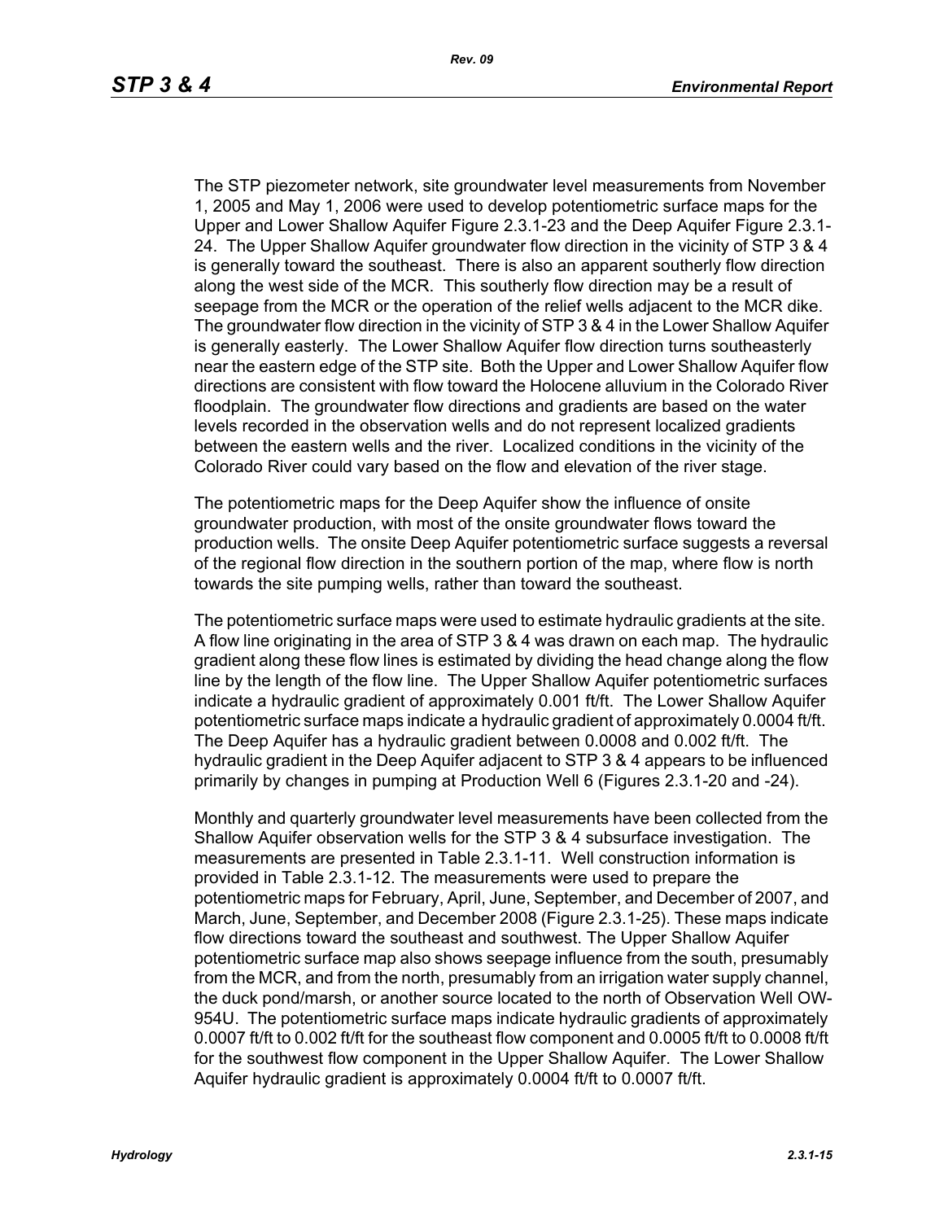The STP piezometer network, site groundwater level measurements from November 1, 2005 and May 1, 2006 were used to develop potentiometric surface maps for the Upper and Lower Shallow Aquifer Figure 2.3.1-23 and the Deep Aquifer Figure 2.3.1-24. The Upper Shallow Aquifer groundwater flow direction in the vicinity of STP 3 & 4 is generally toward the southeast. There is also an apparent southerly flow direction along the west side of the MCR. This southerly flow direction may be a result of seepage from the MCR or the operation of the relief wells adjacent to the MCR dike. The groundwater flow direction in the vicinity of STP 3 & 4 in the Lower Shallow Aquifer is generally easterly. The Lower Shallow Aquifer flow direction turns southeasterly near the eastern edge of the STP site. Both the Upper and Lower Shallow Aquifer flow directions are consistent with flow toward the Holocene alluvium in the Colorado River floodplain. The groundwater flow directions and gradients are based on the water levels recorded in the observation wells and do not represent localized gradients between the eastern wells and the river. Localized conditions in the vicinity of the Colorado River could vary based on the flow and elevation of the river stage.

The potentiometric maps for the Deep Aquifer show the influence of onsite groundwater production, with most of the onsite groundwater flows toward the production wells. The onsite Deep Aquifer potentiometric surface suggests a reversal of the regional flow direction in the southern portion of the map, where flow is north towards the site pumping wells, rather than toward the southeast.

The potentiometric surface maps were used to estimate hydraulic gradients at the site. A flow line originating in the area of STP 3 & 4 was drawn on each map. The hydraulic gradient along these flow lines is estimated by dividing the head change along the flow line by the length of the flow line. The Upper Shallow Aquifer potentiometric surfaces indicate a hydraulic gradient of approximately 0.001 ft/ft. The Lower Shallow Aquifer potentiometric surface maps indicate a hydraulic gradient of approximately 0.0004 ft/ft. The Deep Aquifer has a hydraulic gradient between 0.0008 and 0.002 ft/ft. The hydraulic gradient in the Deep Aquifer adjacent to STP 3 & 4 appears to be influenced primarily by changes in pumping at Production Well 6 (Figures 2.3.1-20 and -24).

Monthly and quarterly groundwater level measurements have been collected from the Shallow Aquifer observation wells for the STP 3 & 4 subsurface investigation. The measurements are presented in Table 2.3.1-11. Well construction information is provided in Table 2.3.1-12. The measurements were used to prepare the potentiometric maps for February, April, June, September, and December of 2007, and March, June, September, and December 2008 (Figure 2.3.1-25). These maps indicate flow directions toward the southeast and southwest. The Upper Shallow Aquifer potentiometric surface map also shows seepage influence from the south, presumably from the MCR, and from the north, presumably from an irrigation water supply channel, the duck pond/marsh, or another source located to the north of Observation Well OW-954U. The potentiometric surface maps indicate hydraulic gradients of approximately 0.0007 ft/ft to 0.002 ft/ft for the southeast flow component and 0.0005 ft/ft to 0.0008 ft/ft for the southwest flow component in the Upper Shallow Aquifer. The Lower Shallow Aquifer hydraulic gradient is approximately 0.0004 ft/ft to 0.0007 ft/ft.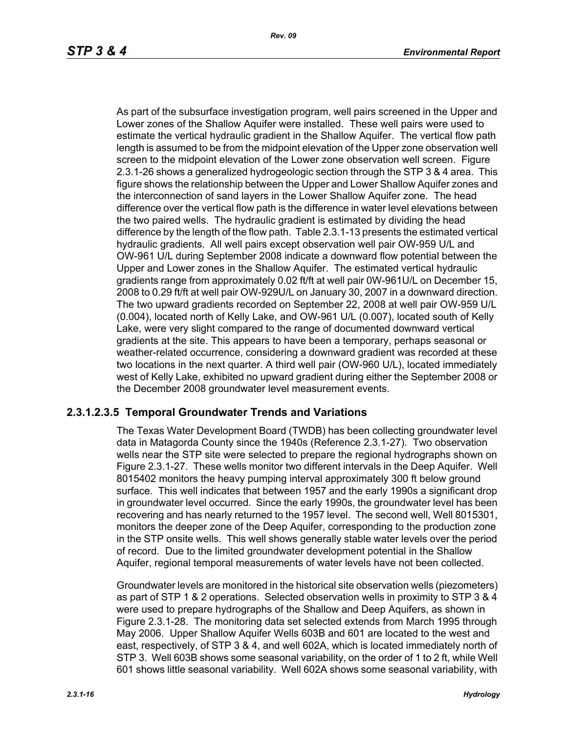As part of the subsurface investigation program, well pairs screened in the Upper and Lower zones of the Shallow Aquifer were installed. These well pairs were used to estimate the vertical hydraulic gradient in the Shallow Aquifer. The vertical flow path length is assumed to be from the midpoint elevation of the Upper zone observation well screen to the midpoint elevation of the Lower zone observation well screen. Figure 2.3.1-26 shows a generalized hydrogeologic section through the STP 3 & 4 area. This figure shows the relationship between the Upper and Lower Shallow Aquifer zones and the interconnection of sand layers in the Lower Shallow Aquifer zone. The head difference over the vertical flow path is the difference in water level elevations between the two paired wells. The hydraulic gradient is estimated by dividing the head difference by the length of the flow path. Table 2.3.1-13 presents the estimated vertical hydraulic gradients. All well pairs except observation well pair OW-959 U/L and OW-961 U/L during September 2008 indicate a downward flow potential between the Upper and Lower zones in the Shallow Aquifer. The estimated vertical hydraulic gradients range from approximately 0.02 ft/ft at well pair 0W-961U/L on December 15, 2008 to 0.29 ft/ft at well pair OW-929U/L on January 30, 2007 in a downward direction. The two upward gradients recorded on September 22, 2008 at well pair OW-959 U/L (0.004), located north of Kelly Lake, and OW-961 U/L (0.007), located south of Kelly Lake, were very slight compared to the range of documented downward vertical gradients at the site. This appears to have been a temporary, perhaps seasonal or weather-related occurrence, considering a downward gradient was recorded at these two locations in the next quarter. A third well pair (OW-960 U/L), located immediately west of Kelly Lake, exhibited no upward gradient during either the September 2008 or the December 2008 groundwater level measurement events.

## 2.3.1.2.3.5 Temporal Groundwater Trends and Variations

The Texas Water Development Board (TWDB) has been collecting groundwater level data in Matagorda County since the 1940s (Reference 2.3.1-27). Two observation wells near the STP site were selected to prepare the regional hydrographs shown on Figure 2.3.1-27. These wells monitor two different intervals in the Deep Aquifer. Well 8015402 monitors the heavy pumping interval approximately 300 ft below ground surface. This well indicates that between 1957 and the early 1990s a significant drop in groundwater level occurred. Since the early 1990s, the groundwater level has been recovering and has nearly returned to the 1957 level. The second well, Well 8015301, monitors the deeper zone of the Deep Aquifer, corresponding to the production zone in the STP onsite wells. This well shows generally stable water levels over the period of record. Due to the limited groundwater development potential in the Shallow Aquifer, regional temporal measurements of water levels have not been collected.

Groundwater levels are monitored in the historical site observation wells (piezometers) as part of STP 1 & 2 operations. Selected observation wells in proximity to STP 3 & 4 were used to prepare hydrographs of the Shallow and Deep Aquifers, as shown in Figure 2.3.1-28. The monitoring data set selected extends from March 1995 through May 2006. Upper Shallow Aquifer Wells 603B and 601 are located to the west and east, respectively, of STP 3 & 4, and well 602A, which is located immediately north of STP 3. Well 603B shows some seasonal variability, on the order of 1 to 2 ft, while Well 601 shows little seasonal variability. Well 602A shows some seasonal variability, with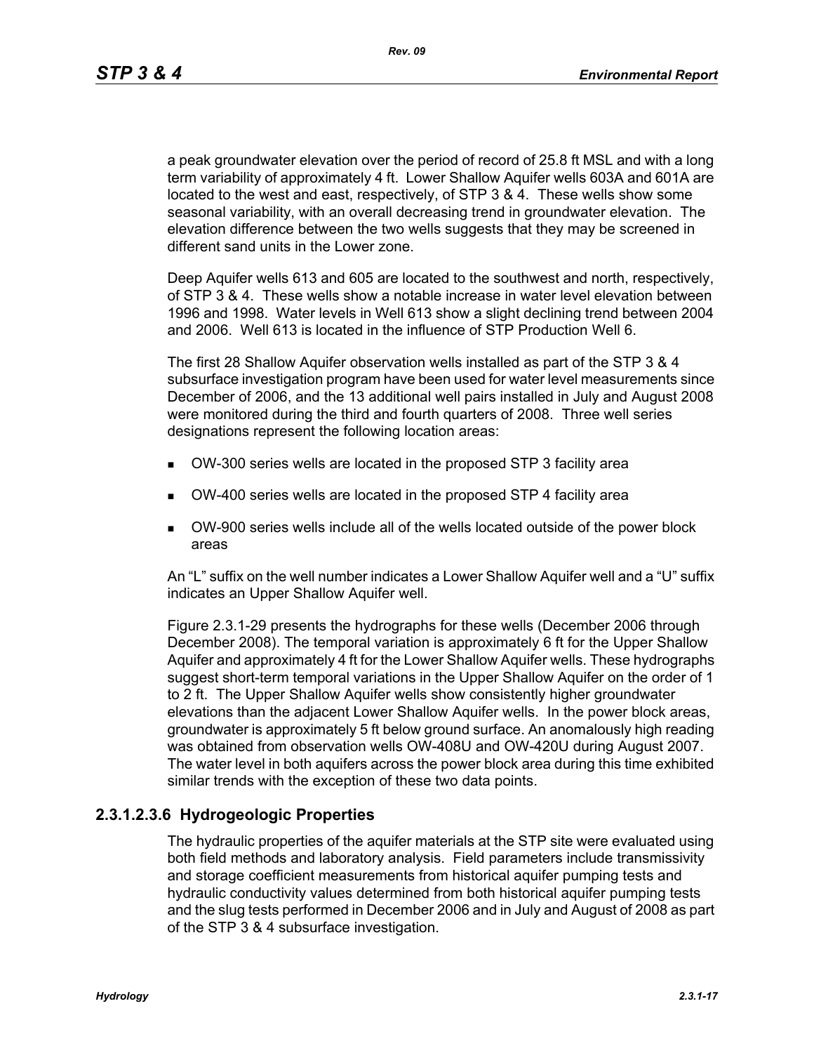a peak groundwater elevation over the period of record of 25.8 ft MSL and with a long term variability of approximately 4 ft. Lower Shallow Aquifer wells 603A and 601A are located to the west and east, respectively, of STP 3 & 4. These wells show some seasonal variability, with an overall decreasing trend in groundwater elevation. The elevation difference between the two wells suggests that they may be screened in different sand units in the Lower zone.

Deep Aquifer wells 613 and 605 are located to the southwest and north, respectively, of STP 3 & 4. These wells show a notable increase in water level elevation between 1996 and 1998. Water levels in Well 613 show a slight declining trend between 2004 and 2006. Well 613 is located in the influence of STP Production Well 6.

The first 28 Shallow Aquifer observation wells installed as part of the STP 3 & 4 subsurface investigation program have been used for water level measurements since December of 2006, and the 13 additional well pairs installed in July and August 2008 were monitored during the third and fourth quarters of 2008. Three well series designations represent the following location areas:

- OW-300 series wells are located in the proposed STP 3 facility area
- OW-400 series wells are located in the proposed STP 4 facility area
- OW-900 series wells include all of the wells located outside of the power block areas

An "L" suffix on the well number indicates a Lower Shallow Aquifer well and a "U" suffix indicates an Upper Shallow Aquifer well.

Figure 2.3.1-29 presents the hydrographs for these wells (December 2006 through December 2008). The temporal variation is approximately 6 ft for the Upper Shallow Aquifer and approximately 4 ft for the Lower Shallow Aquifer wells. These hydrographs suggest short-term temporal variations in the Upper Shallow Aquifer on the order of 1 to 2 ft. The Upper Shallow Aquifer wells show consistently higher groundwater elevations than the adjacent Lower Shallow Aquifer wells. In the power block areas, groundwater is approximately 5 ft below ground surface. An anomalously high reading was obtained from observation wells OW-408U and OW-420U during August 2007. The water level in both aquifers across the power block area during this time exhibited similar trends with the exception of these two data points.

### 2.3.1.2.3.6 Hydrogeologic Properties

The hydraulic properties of the aquifer materials at the STP site were evaluated using both field methods and laboratory analysis. Field parameters include transmissivity and storage coefficient measurements from historical aquifer pumping tests and hydraulic conductivity values determined from both historical aquifer pumping tests and the slug tests performed in December 2006 and in July and August of 2008 as part of the STP 3 & 4 subsurface investigation.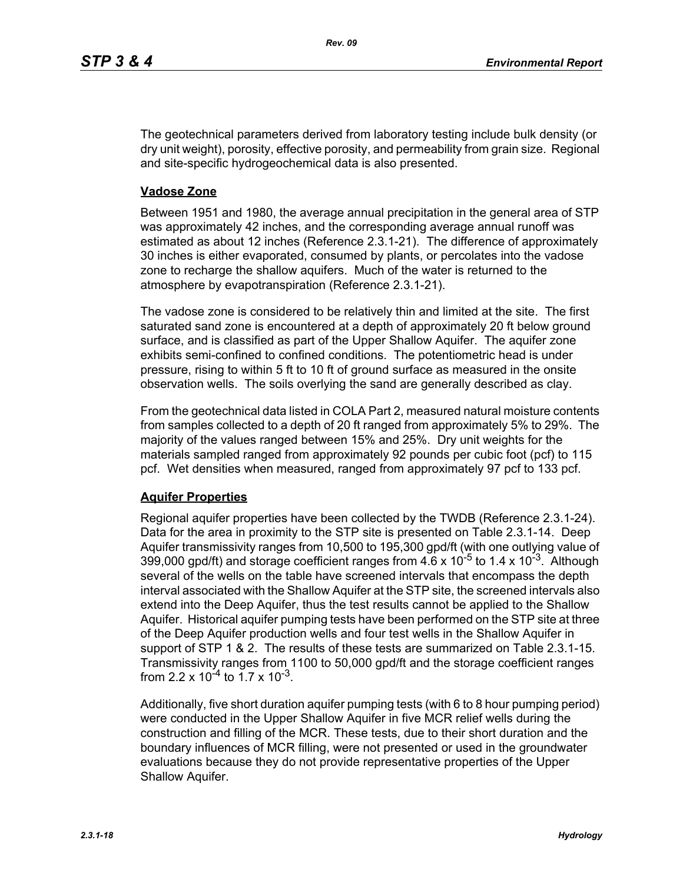The geotechnical parameters derived from laboratory testing include bulk density (or dry unit weight), porosity, effective porosity, and permeability from grain size. Regional and site-specific hydrogeochemical data is also presented.

## Vadose Zone

Between 1951 and 1980, the average annual precipitation in the general area of STP was approximately 42 inches, and the corresponding average annual runoff was estimated as about 12 inches (Reference 2.3.1-21). The difference of approximately 30 inches is either evaporated, consumed by plants, or percolates into the vadose zone to recharge the shallow aquifers. Much of the water is returned to the atmosphere by evapotranspiration (Reference 2.3.1-21).

The vadose zone is considered to be relatively thin and limited at the site. The first saturated sand zone is encountered at a depth of approximately 20 ft below ground surface, and is classified as part of the Upper Shallow Aquifer. The aquifer zone exhibits semi-confined to confined conditions. The potentiometric head is under pressure, rising to within 5 ft to 10 ft of ground surface as measured in the onsite observation wells. The soils overlying the sand are generally described as clay.

From the geotechnical data listed in COLA Part 2, measured natural moisture contents from samples collected to a depth of 20 ft ranged from approximately 5% to 29%. The majority of the values ranged between 15% and 25%. Dry unit weights for the materials sampled ranged from approximately 92 pounds per cubic foot (pcf) to 115 pcf. Wet densities when measured, ranged from approximately 97 pcf to 133 pcf.

## Aquifer Properties

Regional aquifer properties have been collected by the TWDB (Reference 2.3.1-24). Data for the area in proximity to the STP site is presented on Table 2.3.1-14. Deep Aquifer transmissivity ranges from 10,500 to 195,300 gpd/ft (with one outlying value of 399,000 gpd/ft) and storage coefficient ranges from $4.6 \times 10^{-5}$ to $1.4 \times 10^{-3}$. Although several of the wells on the table have screened intervals that encompass the depth interval associated with the Shallow Aquifer at the STP site, the screened intervals also extend into the Deep Aquifer, thus the test results cannot be applied to the Shallow Aquifer. Historical aquifer pumping tests have been performed on the STP site at three of the Deep Aquifer production wells and four test wells in the Shallow Aquifer in support of STP 1 & 2. The results of these tests are summarized on Table 2.3.1-15. Transmissivity ranges from 1100 to 50,000 gpd/ft and the storage coefficient ranges from $2.2 \times 10^{-4}$ to $1.7 \times 10^{-3}$.

Additionally, five short duration aquifer pumping tests (with 6 to 8 hour pumping period) were conducted in the Upper Shallow Aquifer in five MCR relief wells during the construction and filling of the MCR. These tests, due to their short duration and the boundary influences of MCR filling, were not presented or used in the groundwater evaluations because they do not provide representative properties of the Upper Shallow Aquifer.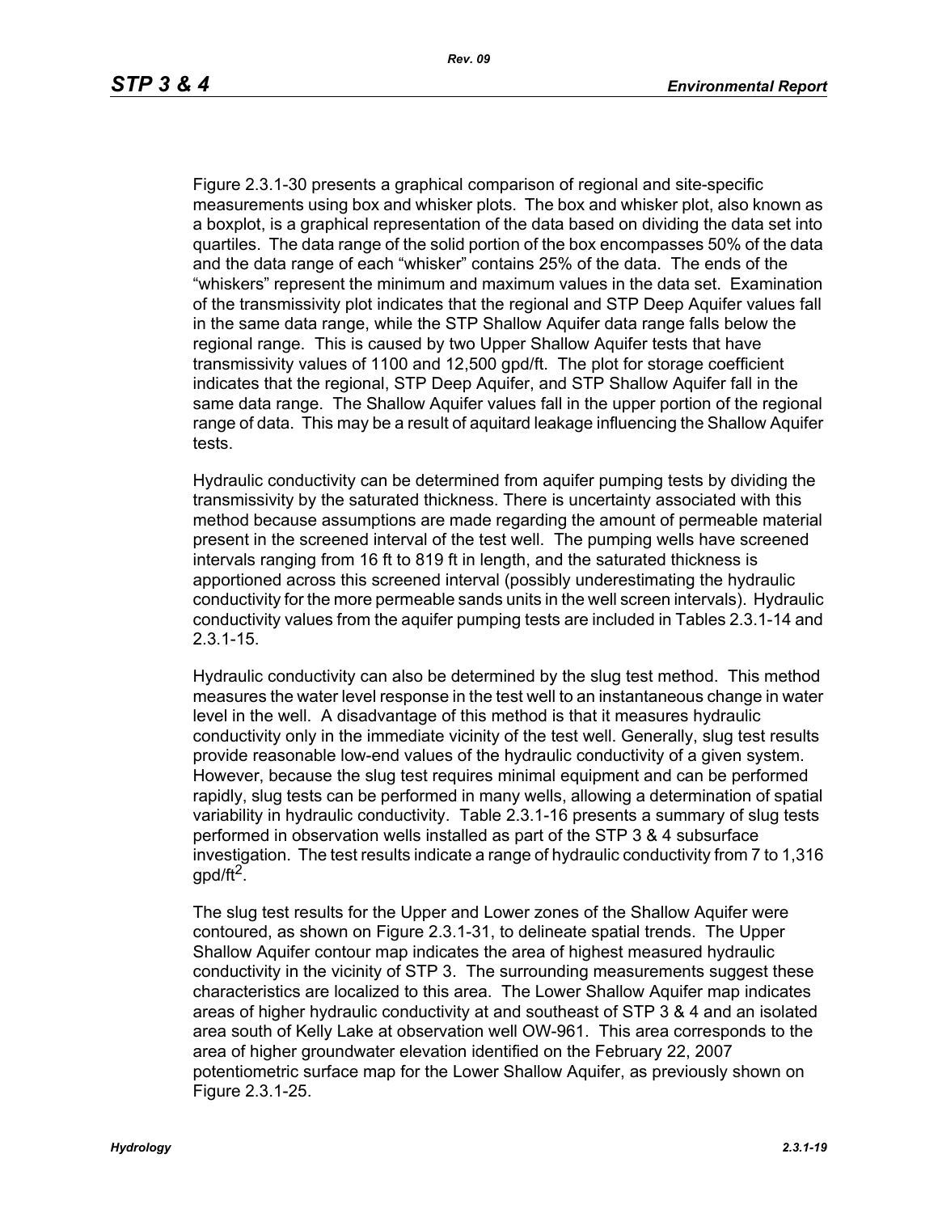Figure 2.3.1-30 presents a graphical comparison of regional and site-specific measurements using box and whisker plots. The box and whisker plot, also known as a boxplot, is a graphical representation of the data based on dividing the data set into quartiles. The data range of the solid portion of the box encompasses 50% of the data and the data range of each "whisker" contains 25% of the data. The ends of the "whiskers" represent the minimum and maximum values in the data set. Examination of the transmissivity plot indicates that the regional and STP Deep Aquifer values fall in the same data range, while the STP Shallow Aquifer data range falls below the regional range. This is caused by two Upper Shallow Aquifer tests that have transmissivity values of 1100 and 12,500 gpd/ft. The plot for storage coefficient indicates that the regional, STP Deep Aquifer, and STP Shallow Aquifer fall in the same data range. The Shallow Aquifer values fall in the upper portion of the regional range of data. This may be a result of aquitard leakage influencing the Shallow Aquifer tests.

Hydraulic conductivity can be determined from aquifer pumping tests by dividing the transmissivity by the saturated thickness. There is uncertainty associated with this method because assumptions are made regarding the amount of permeable material present in the screened interval of the test well. The pumping wells have screened intervals ranging from 16 ft to 819 ft in length, and the saturated thickness is apportioned across this screened interval (possibly underestimating the hydraulic conductivity for the more permeable sands units in the well screen intervals). Hydraulic conductivity values from the aquifer pumping tests are included in Tables 2.3.1-14 and 2.3.1-15.

Hydraulic conductivity can also be determined by the slug test method. This method measures the water level response in the test well to an instantaneous change in water level in the well. A disadvantage of this method is that it measures hydraulic conductivity only in the immediate vicinity of the test well. Generally, slug test results provide reasonable low-end values of the hydraulic conductivity of a given system. However, because the slug test requires minimal equipment and can be performed rapidly, slug tests can be performed in many wells, allowing a determination of spatial variability in hydraulic conductivity. Table 2.3.1-16 presents a summary of slug tests performed in observation wells installed as part of the STP 3 & 4 subsurface investigation. The test results indicate a range of hydraulic conductivity from 7 to 1,316 gpd/ft$^2$.

The slug test results for the Upper and Lower zones of the Shallow Aquifer were contoured, as shown on Figure 2.3.1-31, to delineate spatial trends. The Upper Shallow Aquifer contour map indicates the area of highest measured hydraulic conductivity in the vicinity of STP 3. The surrounding measurements suggest these characteristics are localized to this area. The Lower Shallow Aquifer map indicates areas of higher hydraulic conductivity at and southeast of STP 3 & 4 and an isolated area south of Kelly Lake at observation well OW-961. This area corresponds to the area of higher groundwater elevation identified on the February 22, 2007 potentiometric surface map for the Lower Shallow Aquifer, as previously shown on Figure 2.3.1-25.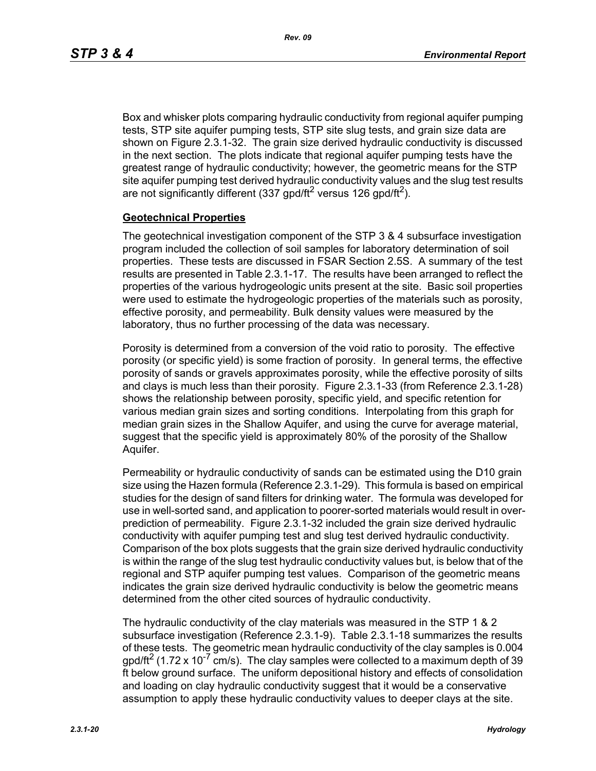Box and whisker plots comparing hydraulic conductivity from regional aquifer pumping tests, STP site aquifer pumping tests, STP site slug tests, and grain size data are shown on Figure 2.3.1-32. The grain size derived hydraulic conductivity is discussed in the next section. The plots indicate that regional aquifer pumping tests have the greatest range of hydraulic conductivity; however, the geometric means for the STP site aquifer pumping test derived hydraulic conductivity values and the slug test results are not significantly different (337 gpd/ft$^2$ versus 126 gpd/ft$^2$).

**Geotechnical Properties**

The geotechnical investigation component of the STP 3 & 4 subsurface investigation program included the collection of soil samples for laboratory determination of soil properties. These tests are discussed in FSAR Section 2.5S. A summary of the test results are presented in Table 2.3.1-17. The results have been arranged to reflect the properties of the various hydrogeologic units present at the site. Basic soil properties were used to estimate the hydrogeologic properties of the materials such as porosity, effective porosity, and permeability. Bulk density values were measured by the laboratory, thus no further processing of the data was necessary.

Porosity is determined from a conversion of the void ratio to porosity. The effective porosity (or specific yield) is some fraction of porosity. In general terms, the effective porosity of sands or gravels approximates porosity, while the effective porosity of silts and clays is much less than their porosity. Figure 2.3.1-33 (from Reference 2.3.1-28) shows the relationship between porosity, specific yield, and specific retention for various median grain sizes and sorting conditions. Interpolating from this graph for median grain sizes in the Shallow Aquifer, and using the curve for average material, suggest that the specific yield is approximately 80% of the porosity of the Shallow Aquifer.

Permeability or hydraulic conductivity of sands can be estimated using the D10 grain size using the Hazen formula (Reference 2.3.1-29). This formula is based on empirical studies for the design of sand filters for drinking water. The formula was developed for use in well-sorted sand, and application to poorer-sorted materials would result in over-prediction of permeability. Figure 2.3.1-32 included the grain size derived hydraulic conductivity with aquifer pumping test and slug test derived hydraulic conductivity. Comparison of the box plots suggests that the grain size derived hydraulic conductivity is within the range of the slug test hydraulic conductivity values but, is below that of the regional and STP aquifer pumping test values. Comparison of the geometric means indicates the grain size derived hydraulic conductivity is below the geometric means determined from the other cited sources of hydraulic conductivity.

The hydraulic conductivity of the clay materials was measured in the STP 1 & 2 subsurface investigation (Reference 2.3.1-9). Table 2.3.1-18 summarizes the results of these tests. The geometric mean hydraulic conductivity of the clay samples is 0.004 gpd/ft$^2$ ($1.72 \times 10^{-7}$ cm/s). The clay samples were collected to a maximum depth of 39 ft below ground surface. The uniform depositional history and effects of consolidation and loading on clay hydraulic conductivity suggest that it would be a conservative assumption to apply these hydraulic conductivity values to deeper clays at the site.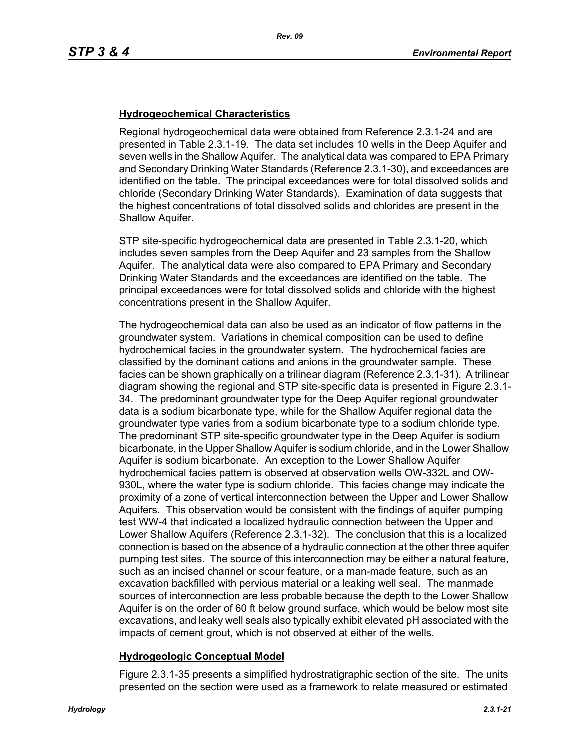## Hydrogeochemical Characteristics

Regional hydrogeochemical data were obtained from Reference 2.3.1-24 and are presented in Table 2.3.1-19. The data set includes 10 wells in the Deep Aquifer and seven wells in the Shallow Aquifer. The analytical data was compared to EPA Primary and Secondary Drinking Water Standards (Reference 2.3.1-30), and exceedances are identified on the table. The principal exceedances were for total dissolved solids and chloride (Secondary Drinking Water Standards). Examination of data suggests that the highest concentrations of total dissolved solids and chlorides are present in the Shallow Aquifer.

STP site-specific hydrogeochemical data are presented in Table 2.3.1-20, which includes seven samples from the Deep Aquifer and 23 samples from the Shallow Aquifer. The analytical data were also compared to EPA Primary and Secondary Drinking Water Standards and the exceedances are identified on the table. The principal exceedances were for total dissolved solids and chloride with the highest concentrations present in the Shallow Aquifer.

The hydrogeochemical data can also be used as an indicator of flow patterns in the groundwater system. Variations in chemical composition can be used to define hydrochemical facies in the groundwater system. The hydrochemical facies are classified by the dominant cations and anions in the groundwater sample. These facies can be shown graphically on a trilinear diagram (Reference 2.3.1-31). A trilinear diagram showing the regional and STP site-specific data is presented in Figure 2.3.1-34. The predominant groundwater type for the Deep Aquifer regional groundwater data is a sodium bicarbonate type, while for the Shallow Aquifer regional data the groundwater type varies from a sodium bicarbonate type to a sodium chloride type. The predominant STP site-specific groundwater type in the Deep Aquifer is sodium bicarbonate, in the Upper Shallow Aquifer is sodium chloride, and in the Lower Shallow Aquifer is sodium bicarbonate. An exception to the Lower Shallow Aquifer hydrochemical facies pattern is observed at observation wells OW-332L and OW-930L, where the water type is sodium chloride. This facies change may indicate the proximity of a zone of vertical interconnection between the Upper and Lower Shallow Aquifers. This observation would be consistent with the findings of aquifer pumping test WW-4 that indicated a localized hydraulic connection between the Upper and Lower Shallow Aquifers (Reference 2.3.1-32). The conclusion that this is a localized connection is based on the absence of a hydraulic connection at the other three aquifer pumping test sites. The source of this interconnection may be either a natural feature, such as an incised channel or scour feature, or a man-made feature, such as an excavation backfilled with pervious material or a leaking well seal. The manmade sources of interconnection are less probable because the depth to the Lower Shallow Aquifer is on the order of 60 ft below ground surface, which would be below most site excavations, and leaky well seals also typically exhibit elevated pH associated with the impacts of cement grout, which is not observed at either of the wells.

## Hydrogeologic Conceptual Model

Figure 2.3.1-35 presents a simplified hydrostratigraphic section of the site. The units presented on the section were used as a framework to relate measured or estimated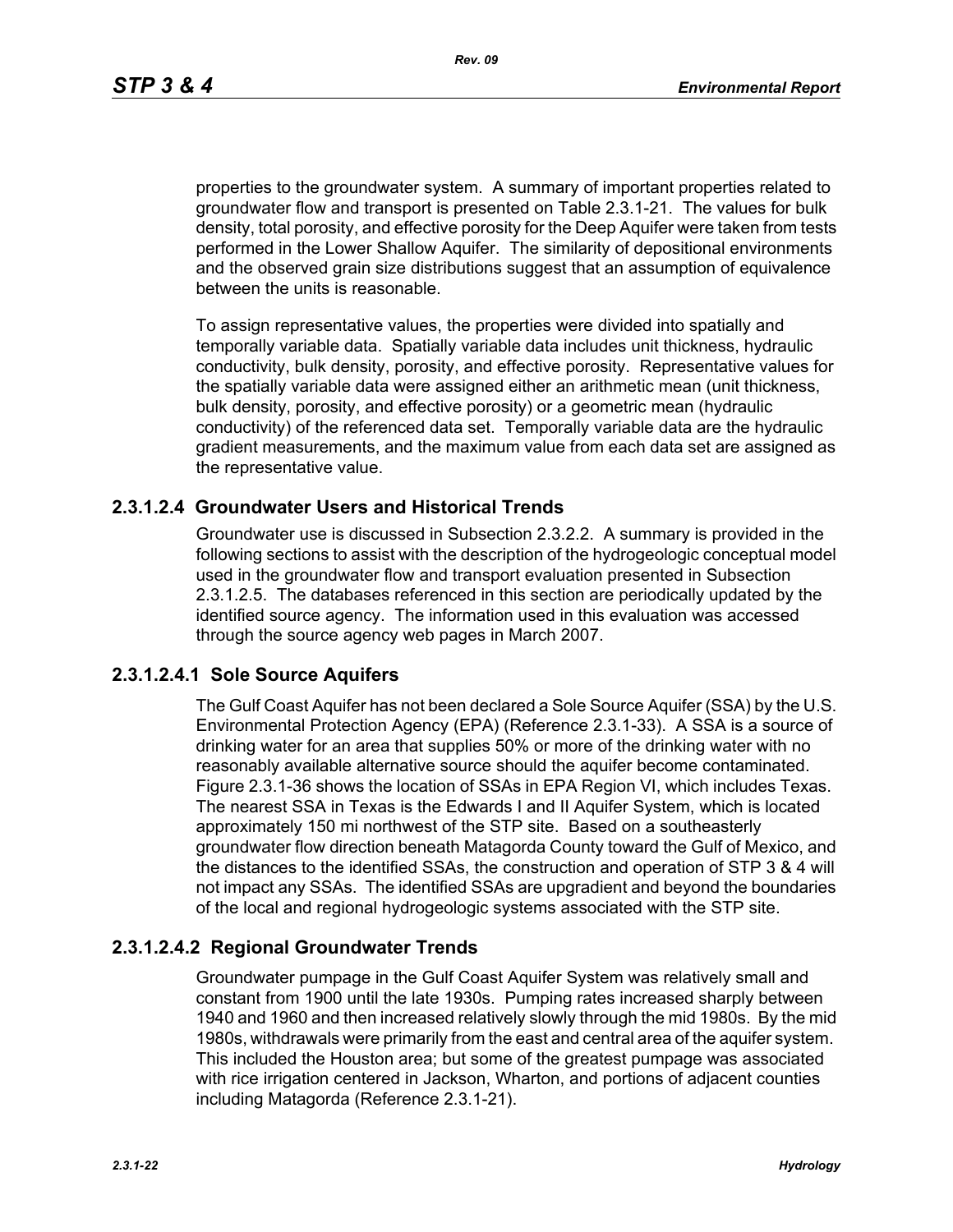properties to the groundwater system. A summary of important properties related to groundwater flow and transport is presented on Table 2.3.1-21. The values for bulk density, total porosity, and effective porosity for the Deep Aquifer were taken from tests performed in the Lower Shallow Aquifer. The similarity of depositional environments and the observed grain size distributions suggest that an assumption of equivalence between the units is reasonable.

To assign representative values, the properties were divided into spatially and temporally variable data. Spatially variable data includes unit thickness, hydraulic conductivity, bulk density, porosity, and effective porosity. Representative values for the spatially variable data were assigned either an arithmetic mean (unit thickness, bulk density, porosity, and effective porosity) or a geometric mean (hydraulic conductivity) of the referenced data set. Temporally variable data are the hydraulic gradient measurements, and the maximum value from each data set are assigned as the representative value.

## 2.3.1.2.4 Groundwater Users and Historical Trends

Groundwater use is discussed in Subsection 2.3.2.2. A summary is provided in the following sections to assist with the description of the hydrogeologic conceptual model used in the groundwater flow and transport evaluation presented in Subsection 2.3.1.2.5. The databases referenced in this section are periodically updated by the identified source agency. The information used in this evaluation was accessed through the source agency web pages in March 2007.

### 2.3.1.2.4.1 Sole Source Aquifers

The Gulf Coast Aquifer has not been declared a Sole Source Aquifer (SSA) by the U.S. Environmental Protection Agency (EPA) (Reference 2.3.1-33). A SSA is a source of drinking water for an area that supplies 50% or more of the drinking water with no reasonably available alternative source should the aquifer become contaminated. Figure 2.3.1-36 shows the location of SSAs in EPA Region VI, which includes Texas. The nearest SSA in Texas is the Edwards I and II Aquifer System, which is located approximately 150 mi northwest of the STP site. Based on a southeasterly groundwater flow direction beneath Matagorda County toward the Gulf of Mexico, and the distances to the identified SSAs, the construction and operation of STP 3 & 4 will not impact any SSAs. The identified SSAs are upgradient and beyond the boundaries of the local and regional hydrogeologic systems associated with the STP site.

### 2.3.1.2.4.2 Regional Groundwater Trends

Groundwater pumpage in the Gulf Coast Aquifer System was relatively small and constant from 1900 until the late 1930s. Pumping rates increased sharply between 1940 and 1960 and then increased relatively slowly through the mid 1980s. By the mid 1980s, withdrawals were primarily from the east and central area of the aquifer system. This included the Houston area; but some of the greatest pumpage was associated with rice irrigation centered in Jackson, Wharton, and portions of adjacent counties including Matagorda (Reference 2.3.1-21).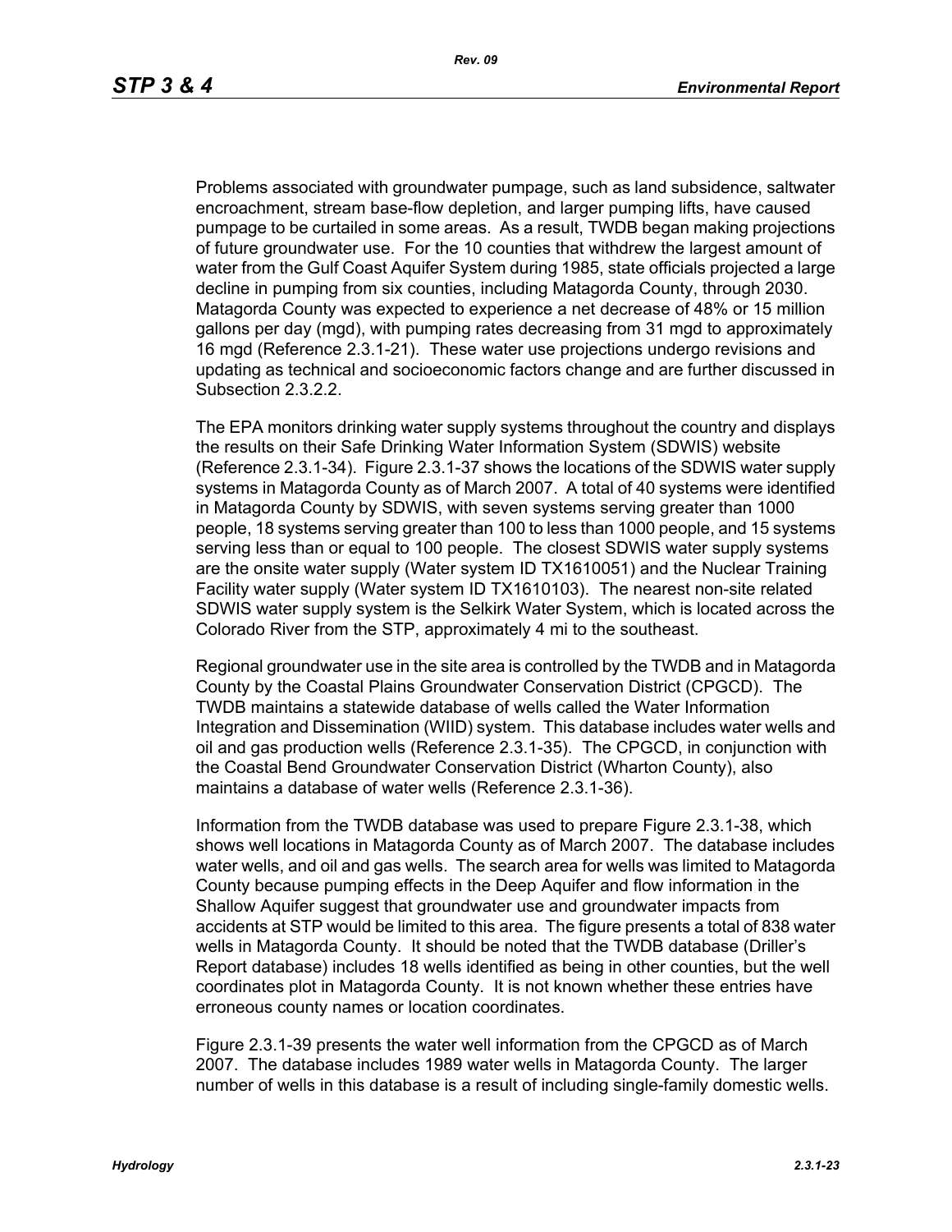Problems associated with groundwater pumpage, such as land subsidence, saltwater encroachment, stream base-flow depletion, and larger pumping lifts, have caused pumpage to be curtailed in some areas. As a result, TWDB began making projections of future groundwater use. For the 10 counties that withdrew the largest amount of water from the Gulf Coast Aquifer System during 1985, state officials projected a large decline in pumping from six counties, including Matagorda County, through 2030. Matagorda County was expected to experience a net decrease of 48% or 15 million gallons per day (mgd), with pumping rates decreasing from 31 mgd to approximately 16 mgd (Reference 2.3.1-21). These water use projections undergo revisions and updating as technical and socioeconomic factors change and are further discussed in Subsection 2.3.2.2.

The EPA monitors drinking water supply systems throughout the country and displays the results on their Safe Drinking Water Information System (SDWIS) website (Reference 2.3.1-34). Figure 2.3.1-37 shows the locations of the SDWIS water supply systems in Matagorda County as of March 2007. A total of 40 systems were identified in Matagorda County by SDWIS, with seven systems serving greater than 1000 people, 18 systems serving greater than 100 to less than 1000 people, and 15 systems serving less than or equal to 100 people. The closest SDWIS water supply systems are the onsite water supply (Water system ID TX1610051) and the Nuclear Training Facility water supply (Water system ID TX1610103). The nearest non-site related SDWIS water supply system is the Selkirk Water System, which is located across the Colorado River from the STP, approximately 4 mi to the southeast.

Regional groundwater use in the site area is controlled by the TWDB and in Matagorda County by the Coastal Plains Groundwater Conservation District (CPGCD). The TWDB maintains a statewide database of wells called the Water Information Integration and Dissemination (WIID) system. This database includes water wells and oil and gas production wells (Reference 2.3.1-35). The CPGCD, in conjunction with the Coastal Bend Groundwater Conservation District (Wharton County), also maintains a database of water wells (Reference 2.3.1-36).

Information from the TWDB database was used to prepare Figure 2.3.1-38, which shows well locations in Matagorda County as of March 2007. The database includes water wells, and oil and gas wells. The search area for wells was limited to Matagorda County because pumping effects in the Deep Aquifer and flow information in the Shallow Aquifer suggest that groundwater use and groundwater impacts from accidents at STP would be limited to this area. The figure presents a total of 838 water wells in Matagorda County. It should be noted that the TWDB database (Driller's Report database) includes 18 wells identified as being in other counties, but the well coordinates plot in Matagorda County. It is not known whether these entries have erroneous county names or location coordinates.

Figure 2.3.1-39 presents the water well information from the CPGCD as of March 2007. The database includes 1989 water wells in Matagorda County. The larger number of wells in this database is a result of including single-family domestic wells.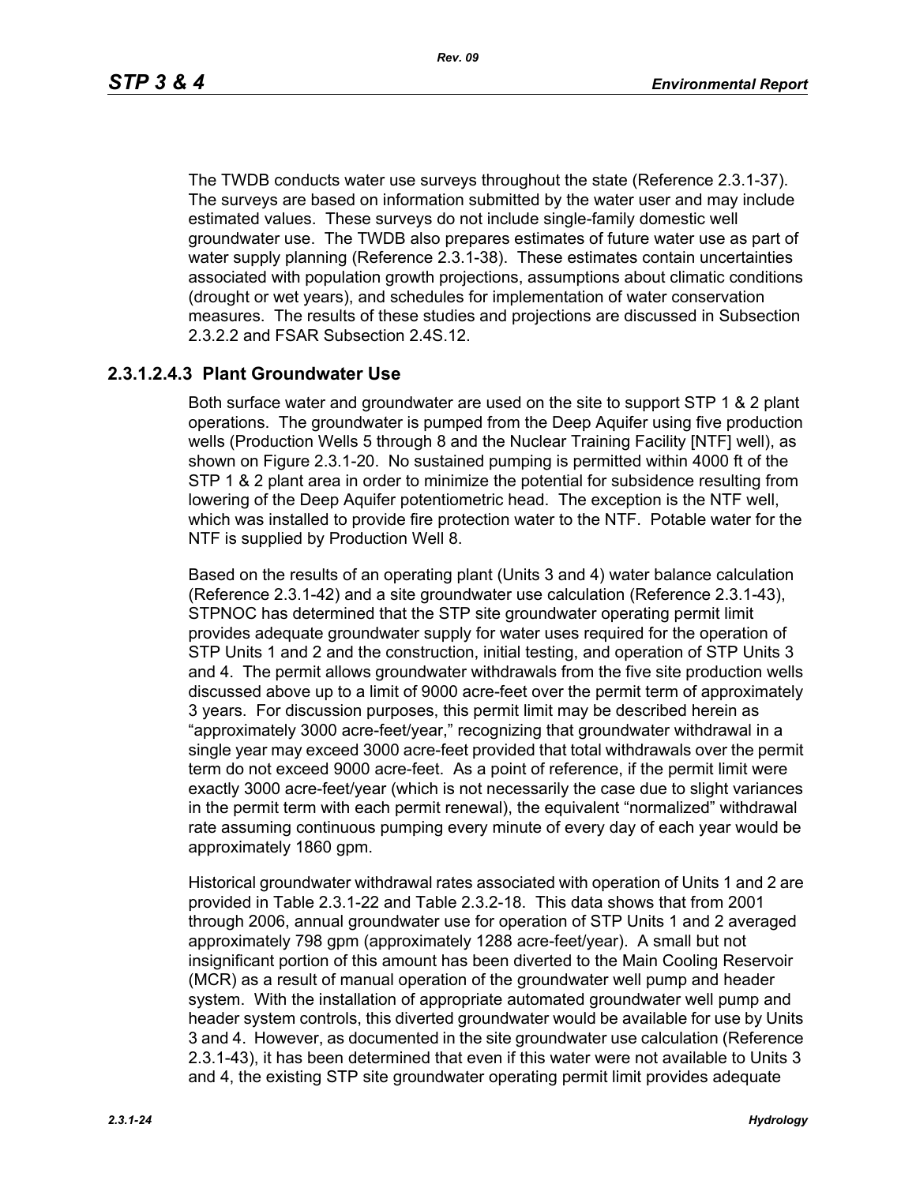The TWDB conducts water use surveys throughout the state (Reference 2.3.1-37). The surveys are based on information submitted by the water user and may include estimated values. These surveys do not include single-family domestic well groundwater use. The TWDB also prepares estimates of future water use as part of water supply planning (Reference 2.3.1-38). These estimates contain uncertainties associated with population growth projections, assumptions about climatic conditions (drought or wet years), and schedules for implementation of water conservation measures. The results of these studies and projections are discussed in Subsection 2.3.2.2 and FSAR Subsection 2.4S.12.

### 2.3.1.2.4.3 Plant Groundwater Use

Both surface water and groundwater are used on the site to support STP 1 & 2 plant operations. The groundwater is pumped from the Deep Aquifer using five production wells (Production Wells 5 through 8 and the Nuclear Training Facility [NTF] well), as shown on Figure 2.3.1-20. No sustained pumping is permitted within 4000 ft of the STP 1 & 2 plant area in order to minimize the potential for subsidence resulting from lowering of the Deep Aquifer potentiometric head. The exception is the NTF well, which was installed to provide fire protection water to the NTF. Potable water for the NTF is supplied by Production Well 8.

Based on the results of an operating plant (Units 3 and 4) water balance calculation (Reference 2.3.1-42) and a site groundwater use calculation (Reference 2.3.1-43), STPNOC has determined that the STP site groundwater operating permit limit provides adequate groundwater supply for water uses required for the operation of STP Units 1 and 2 and the construction, initial testing, and operation of STP Units 3 and 4. The permit allows groundwater withdrawals from the five site production wells discussed above up to a limit of 9000 acre-feet over the permit term of approximately 3 years. For discussion purposes, this permit limit may be described herein as "approximately 3000 acre-feet/year," recognizing that groundwater withdrawal in a single year may exceed 3000 acre-feet provided that total withdrawals over the permit term do not exceed 9000 acre-feet. As a point of reference, if the permit limit were exactly 3000 acre-feet/year (which is not necessarily the case due to slight variances in the permit term with each permit renewal), the equivalent "normalized" withdrawal rate assuming continuous pumping every minute of every day of each year would be approximately 1860 gpm.

Historical groundwater withdrawal rates associated with operation of Units 1 and 2 are provided in Table 2.3.1-22 and Table 2.3.2-18. This data shows that from 2001 through 2006, annual groundwater use for operation of STP Units 1 and 2 averaged approximately 798 gpm (approximately 1288 acre-feet/year). A small but not insignificant portion of this amount has been diverted to the Main Cooling Reservoir (MCR) as a result of manual operation of the groundwater well pump and header system. With the installation of appropriate automated groundwater well pump and header system controls, this diverted groundwater would be available for use by Units 3 and 4. However, as documented in the site groundwater use calculation (Reference 2.3.1-43), it has been determined that even if this water were not available to Units 3 and 4, the existing STP site groundwater operating permit limit provides adequate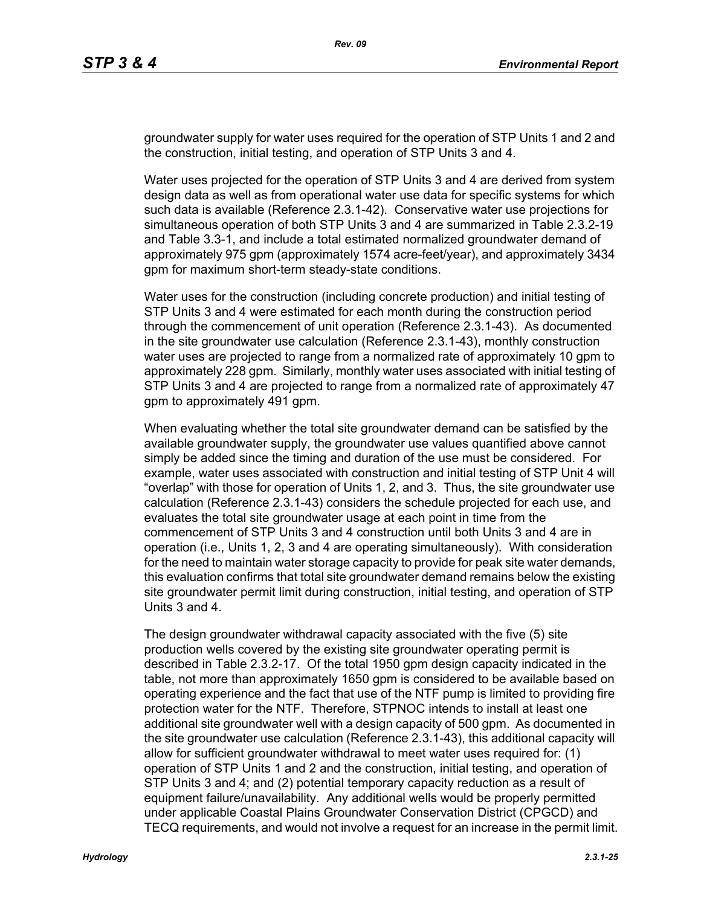groundwater supply for water uses required for the operation of STP Units 1 and 2 and the construction, initial testing, and operation of STP Units 3 and 4.

Water uses projected for the operation of STP Units 3 and 4 are derived from system design data as well as from operational water use data for specific systems for which such data is available (Reference 2.3.1-42). Conservative water use projections for simultaneous operation of both STP Units 3 and 4 are summarized in Table 2.3.2-19 and Table 3.3-1, and include a total estimated normalized groundwater demand of approximately 975 gpm (approximately 1574 acre-feet/year), and approximately 3434 gpm for maximum short-term steady-state conditions.

Water uses for the construction (including concrete production) and initial testing of STP Units 3 and 4 were estimated for each month during the construction period through the commencement of unit operation (Reference 2.3.1-43). As documented in the site groundwater use calculation (Reference 2.3.1-43), monthly construction water uses are projected to range from a normalized rate of approximately 10 gpm to approximately 228 gpm. Similarly, monthly water uses associated with initial testing of STP Units 3 and 4 are projected to range from a normalized rate of approximately 47 gpm to approximately 491 gpm.

When evaluating whether the total site groundwater demand can be satisfied by the available groundwater supply, the groundwater use values quantified above cannot simply be added since the timing and duration of the use must be considered. For example, water uses associated with construction and initial testing of STP Unit 4 will "overlap" with those for operation of Units 1, 2, and 3. Thus, the site groundwater use calculation (Reference 2.3.1-43) considers the schedule projected for each use, and evaluates the total site groundwater usage at each point in time from the commencement of STP Units 3 and 4 construction until both Units 3 and 4 are in operation (i.e., Units 1, 2, 3 and 4 are operating simultaneously). With consideration for the need to maintain water storage capacity to provide for peak site water demands, this evaluation confirms that total site groundwater demand remains below the existing site groundwater permit limit during construction, initial testing, and operation of STP Units 3 and 4.

The design groundwater withdrawal capacity associated with the five (5) site production wells covered by the existing site groundwater operating permit is described in Table 2.3.2-17. Of the total 1950 gpm design capacity indicated in the table, not more than approximately 1650 gpm is considered to be available based on operating experience and the fact that use of the NTF pump is limited to providing fire protection water for the NTF. Therefore, STPNOC intends to install at least one additional site groundwater well with a design capacity of 500 gpm. As documented in the site groundwater use calculation (Reference 2.3.1-43), this additional capacity will allow for sufficient groundwater withdrawal to meet water uses required for: (1) operation of STP Units 1 and 2 and the construction, initial testing, and operation of STP Units 3 and 4; and (2) potential temporary capacity reduction as a result of equipment failure/unavailability. Any additional wells would be properly permitted under applicable Coastal Plains Groundwater Conservation District (CPGCD) and TECQ requirements, and would not involve a request for an increase in the permit limit.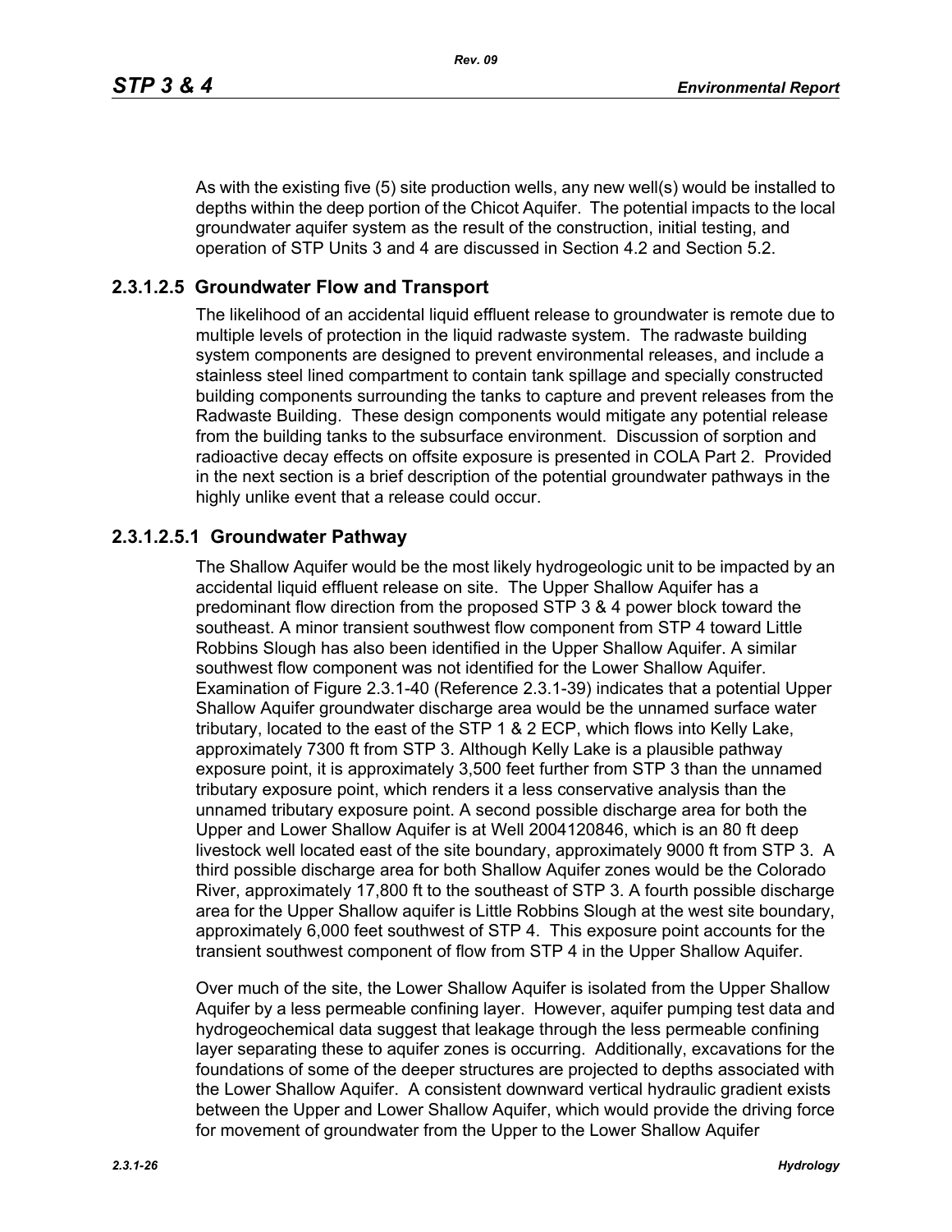As with the existing five (5) site production wells, any new well(s) would be installed to depths within the deep portion of the Chicot Aquifer. The potential impacts to the local groundwater aquifer system as the result of the construction, initial testing, and operation of STP Units 3 and 4 are discussed in Section 4.2 and Section 5.2.

### 2.3.1.2.5 Groundwater Flow and Transport

The likelihood of an accidental liquid effluent release to groundwater is remote due to multiple levels of protection in the liquid radwaste system. The radwaste building system components are designed to prevent environmental releases, and include a stainless steel lined compartment to contain tank spillage and specially constructed building components surrounding the tanks to capture and prevent releases from the Radwaste Building. These design components would mitigate any potential release from the building tanks to the subsurface environment. Discussion of sorption and radioactive decay effects on offsite exposure is presented in COLA Part 2. Provided in the next section is a brief description of the potential groundwater pathways in the highly unlike event that a release could occur.

#### 2.3.1.2.5.1 Groundwater Pathway

The Shallow Aquifer would be the most likely hydrogeologic unit to be impacted by an accidental liquid effluent release on site. The Upper Shallow Aquifer has a predominant flow direction from the proposed STP 3 & 4 power block toward the southeast. A minor transient southwest flow component from STP 4 toward Little Robbins Slough has also been identified in the Upper Shallow Aquifer. A similar southwest flow component was not identified for the Lower Shallow Aquifer. Examination of Figure 2.3.1-40 (Reference 2.3.1-39) indicates that a potential Upper Shallow Aquifer groundwater discharge area would be the unnamed surface water tributary, located to the east of the STP 1 & 2 ECP, which flows into Kelly Lake, approximately 7300 ft from STP 3. Although Kelly Lake is a plausible pathway exposure point, it is approximately 3,500 feet further from STP 3 than the unnamed tributary exposure point, which renders it a less conservative analysis than the unnamed tributary exposure point. A second possible discharge area for both the Upper and Lower Shallow Aquifer is at Well 2004120846, which is an 80 ft deep livestock well located east of the site boundary, approximately 9000 ft from STP 3. A third possible discharge area for both Shallow Aquifer zones would be the Colorado River, approximately 17,800 ft to the southeast of STP 3. A fourth possible discharge area for the Upper Shallow aquifer is Little Robbins Slough at the west site boundary, approximately 6,000 feet southwest of STP 4. This exposure point accounts for the transient southwest component of flow from STP 4 in the Upper Shallow Aquifer.

Over much of the site, the Lower Shallow Aquifer is isolated from the Upper Shallow Aquifer by a less permeable confining layer. However, aquifer pumping test data and hydrogeochemical data suggest that leakage through the less permeable confining layer separating these to aquifer zones is occurring. Additionally, excavations for the foundations of some of the deeper structures are projected to depths associated with the Lower Shallow Aquifer. A consistent downward vertical hydraulic gradient exists between the Upper and Lower Shallow Aquifer, which would provide the driving force for movement of groundwater from the Upper to the Lower Shallow Aquifer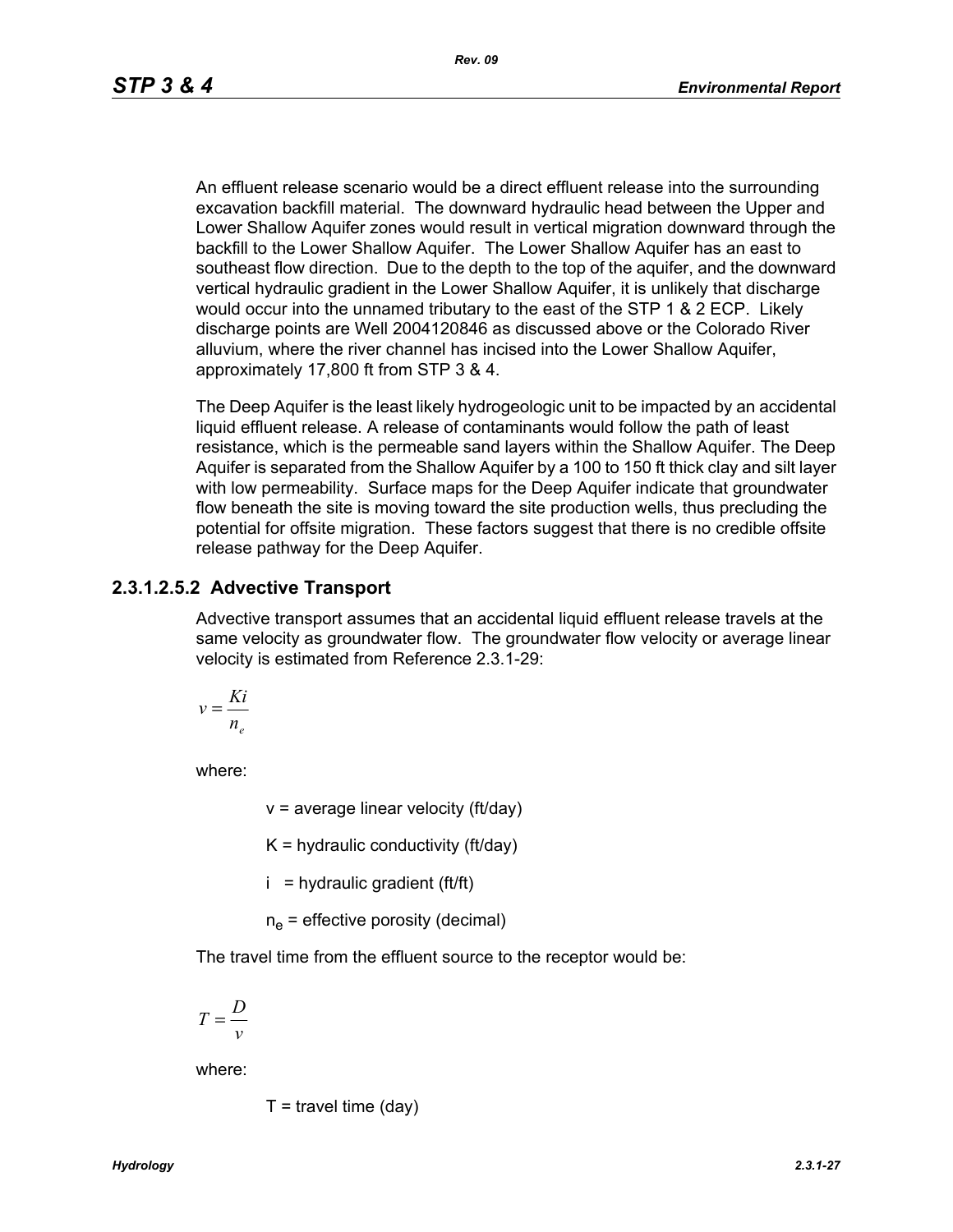An effluent release scenario would be a direct effluent release into the surrounding excavation backfill material. The downward hydraulic head between the Upper and Lower Shallow Aquifer zones would result in vertical migration downward through the backfill to the Lower Shallow Aquifer. The Lower Shallow Aquifer has an east to southeast flow direction. Due to the depth to the top of the aquifer, and the downward vertical hydraulic gradient in the Lower Shallow Aquifer, it is unlikely that discharge would occur into the unnamed tributary to the east of the STP 1 & 2 ECP. Likely discharge points are Well 2004120846 as discussed above or the Colorado River alluvium, where the river channel has incised into the Lower Shallow Aquifer, approximately 17,800 ft from STP 3 & 4.

The Deep Aquifer is the least likely hydrogeologic unit to be impacted by an accidental liquid effluent release. A release of contaminants would follow the path of least resistance, which is the permeable sand layers within the Shallow Aquifer. The Deep Aquifer is separated from the Shallow Aquifer by a 100 to 150 ft thick clay and silt layer with low permeability. Surface maps for the Deep Aquifer indicate that groundwater flow beneath the site is moving toward the site production wells, thus precluding the potential for offsite migration. These factors suggest that there is no credible offsite release pathway for the Deep Aquifer.

### 2.3.1.2.5.2 Advective Transport

Advective transport assumes that an accidental liquid effluent release travels at the same velocity as groundwater flow. The groundwater flow velocity or average linear velocity is estimated from Reference 2.3.1-29:

$$v = \frac{Ki}{n_e}$$

where:

$v$ = average linear velocity (ft/day)

$K$ = hydraulic conductivity (ft/day)

$i$ = hydraulic gradient (ft/ft)

$n_e$ = effective porosity (decimal)

The travel time from the effluent source to the receptor would be:

$$T = \frac{D}{v}$$

where:

$T$ = travel time (day)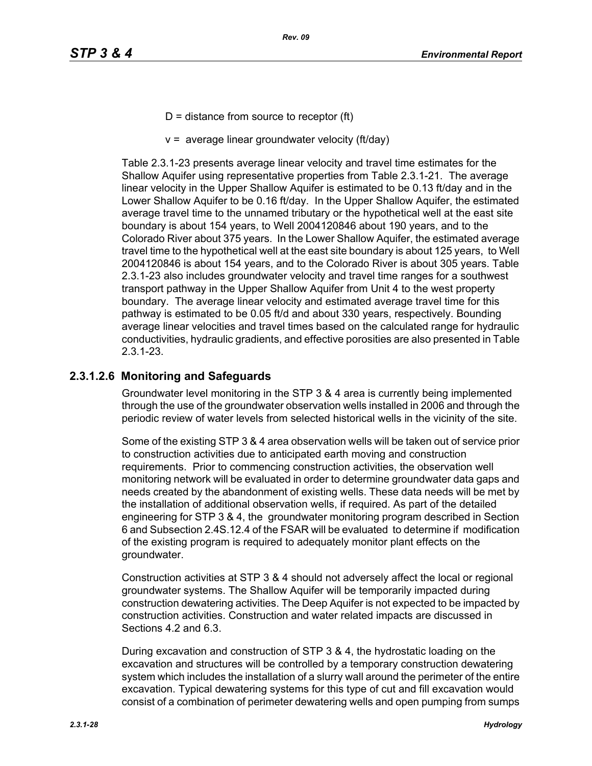D = distance from source to receptor (ft)

v = average linear groundwater velocity (ft/day)

Table 2.3.1-23 presents average linear velocity and travel time estimates for the Shallow Aquifer using representative properties from Table 2.3.1-21. The average linear velocity in the Upper Shallow Aquifer is estimated to be 0.13 ft/day and in the Lower Shallow Aquifer to be 0.16 ft/day. In the Upper Shallow Aquifer, the estimated average travel time to the unnamed tributary or the hypothetical well at the east site boundary is about 154 years, to Well 2004120846 about 190 years, and to the Colorado River about 375 years. In the Lower Shallow Aquifer, the estimated average travel time to the hypothetical well at the east site boundary is about 125 years, to Well 2004120846 is about 154 years, and to the Colorado River is about 305 years. Table 2.3.1-23 also includes groundwater velocity and travel time ranges for a southwest transport pathway in the Upper Shallow Aquifer from Unit 4 to the west property boundary. The average linear velocity and estimated average travel time for this pathway is estimated to be 0.05 ft/d and about 330 years, respectively. Bounding average linear velocities and travel times based on the calculated range for hydraulic conductivities, hydraulic gradients, and effective porosities are also presented in Table 2.3.1-23.

### 2.3.1.2.6 Monitoring and Safeguards

Groundwater level monitoring in the STP 3 & 4 area is currently being implemented through the use of the groundwater observation wells installed in 2006 and through the periodic review of water levels from selected historical wells in the vicinity of the site.

Some of the existing STP 3 & 4 area observation wells will be taken out of service prior to construction activities due to anticipated earth moving and construction requirements. Prior to commencing construction activities, the observation well monitoring network will be evaluated in order to determine groundwater data gaps and needs created by the abandonment of existing wells. These data needs will be met by the installation of additional observation wells, if required. As part of the detailed engineering for STP 3 & 4, the groundwater monitoring program described in Section 6 and Subsection 2.4S.12.4 of the FSAR will be evaluated to determine if modification of the existing program is required to adequately monitor plant effects on the groundwater.

Construction activities at STP 3 & 4 should not adversely affect the local or regional groundwater systems. The Shallow Aquifer will be temporarily impacted during construction dewatering activities. The Deep Aquifer is not expected to be impacted by construction activities. Construction and water related impacts are discussed in Sections 4.2 and 6.3.

During excavation and construction of STP 3 & 4, the hydrostatic loading on the excavation and structures will be controlled by a temporary construction dewatering system which includes the installation of a slurry wall around the perimeter of the entire excavation. Typical dewatering systems for this type of cut and fill excavation would consist of a combination of perimeter dewatering wells and open pumping from sumps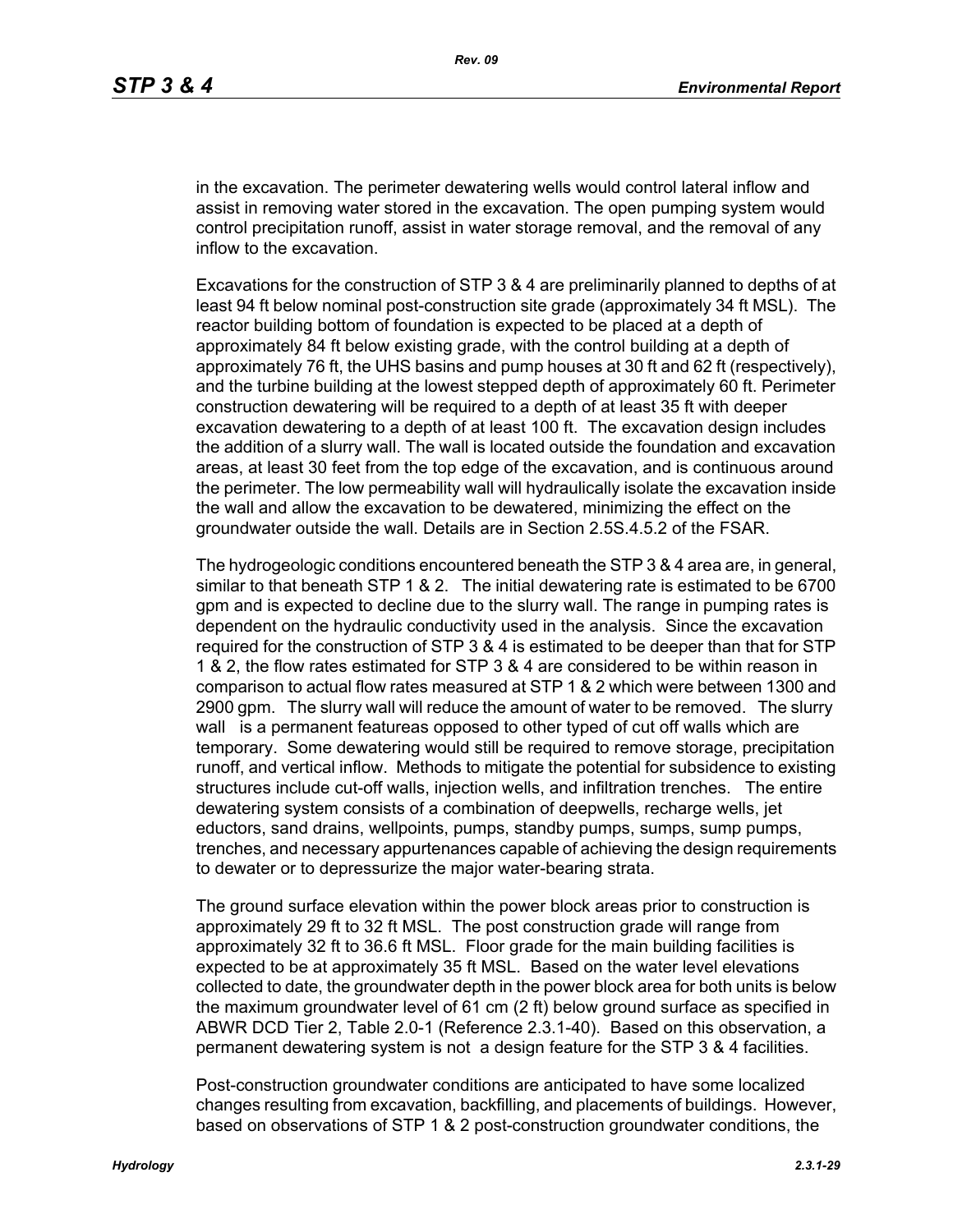in the excavation. The perimeter dewatering wells would control lateral inflow and assist in removing water stored in the excavation. The open pumping system would control precipitation runoff, assist in water storage removal, and the removal of any inflow to the excavation.

Excavations for the construction of STP 3 & 4 are preliminarily planned to depths of at least 94 ft below nominal post-construction site grade (approximately 34 ft MSL). The reactor building bottom of foundation is expected to be placed at a depth of approximately 84 ft below existing grade, with the control building at a depth of approximately 76 ft, the UHS basins and pump houses at 30 ft and 62 ft (respectively), and the turbine building at the lowest stepped depth of approximately 60 ft. Perimeter construction dewatering will be required to a depth of at least 35 ft with deeper excavation dewatering to a depth of at least 100 ft. The excavation design includes the addition of a slurry wall. The wall is located outside the foundation and excavation areas, at least 30 feet from the top edge of the excavation, and is continuous around the perimeter. The low permeability wall will hydraulically isolate the excavation inside the wall and allow the excavation to be dewatered, minimizing the effect on the groundwater outside the wall. Details are in Section 2.5S.4.5.2 of the FSAR.

The hydrogeologic conditions encountered beneath the STP 3 & 4 area are, in general, similar to that beneath STP 1 & 2. The initial dewatering rate is estimated to be 6700 gpm and is expected to decline due to the slurry wall. The range in pumping rates is dependent on the hydraulic conductivity used in the analysis. Since the excavation required for the construction of STP 3 & 4 is estimated to be deeper than that for STP 1 & 2, the flow rates estimated for STP 3 & 4 are considered to be within reason in comparison to actual flow rates measured at STP 1 & 2 which were between 1300 and 2900 gpm. The slurry wall will reduce the amount of water to be removed. The slurry wall is a permanent featureas opposed to other typed of cut off walls which are temporary. Some dewatering would still be required to remove storage, precipitation runoff, and vertical inflow. Methods to mitigate the potential for subsidence to existing structures include cut-off walls, injection wells, and infiltration trenches. The entire dewatering system consists of a combination of deepwells, recharge wells, jet eductors, sand drains, wellpoints, pumps, standby pumps, sumps, sump pumps, trenches, and necessary appurtenances capable of achieving the design requirements to dewater or to depressurize the major water-bearing strata.

The ground surface elevation within the power block areas prior to construction is approximately 29 ft to 32 ft MSL. The post construction grade will range from approximately 32 ft to 36.6 ft MSL. Floor grade for the main building facilities is expected to be at approximately 35 ft MSL. Based on the water level elevations collected to date, the groundwater depth in the power block area for both units is below the maximum groundwater level of 61 cm (2 ft) below ground surface as specified in ABWR DCD Tier 2, Table 2.0-1 (Reference 2.3.1-40). Based on this observation, a permanent dewatering system is not a design feature for the STP 3 & 4 facilities.

Post-construction groundwater conditions are anticipated to have some localized changes resulting from excavation, backfilling, and placements of buildings. However, based on observations of STP 1 & 2 post-construction groundwater conditions, the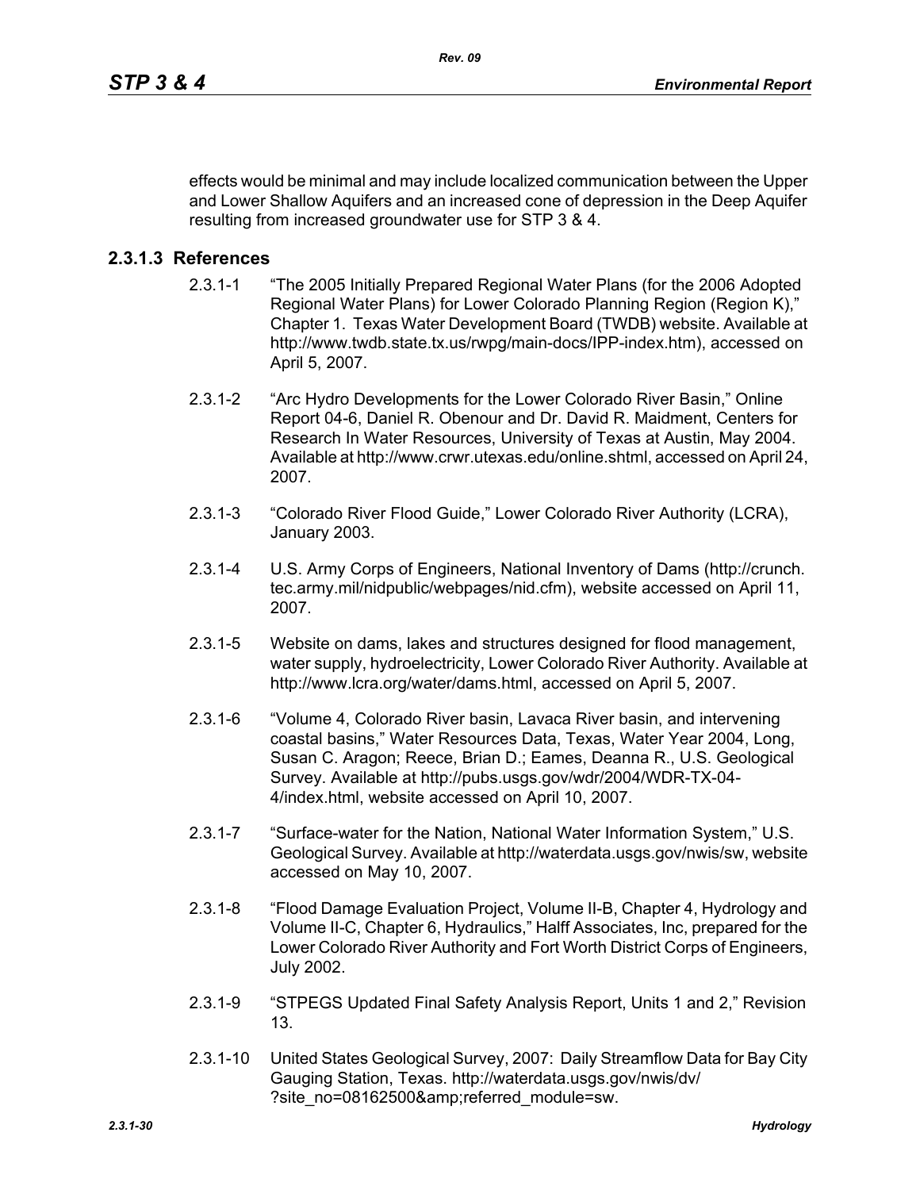effects would be minimal and may include localized communication between the Upper and Lower Shallow Aquifers and an increased cone of depression in the Deep Aquifer resulting from increased groundwater use for STP 3 & 4.

### 2.3.1.3 References

2.3.1-1 "The 2005 Initially Prepared Regional Water Plans (for the 2006 Adopted Regional Water Plans) for Lower Colorado Planning Region (Region K)," Chapter 1. Texas Water Development Board (TWDB) website. Available at http://www.twdb.state.tx.us/rwpg/main-docs/IPP-index.htm), accessed on April 5, 2007.

2.3.1-2 "Arc Hydro Developments for the Lower Colorado River Basin," Online Report 04-6, Daniel R. Obenour and Dr. David R. Maidment, Centers for Research In Water Resources, University of Texas at Austin, May 2004. Available at http://www.crwr.utexas.edu/online.shtml, accessed on April 24, 2007.

2.3.1-3 "Colorado River Flood Guide," Lower Colorado River Authority (LCRA), January 2003.

2.3.1-4 U.S. Army Corps of Engineers, National Inventory of Dams (http://crunch.tec.army.mil/nidpublic/webpages/nid.cfm), website accessed on April 11, 2007.

2.3.1-5 Website on dams, lakes and structures designed for flood management, water supply, hydroelectricity, Lower Colorado River Authority. Available at http://www.lcra.org/water/dams.html, accessed on April 5, 2007.

2.3.1-6 "Volume 4, Colorado River basin, Lavaca River basin, and intervening coastal basins," Water Resources Data, Texas, Water Year 2004, Long, Susan C. Aragon; Reece, Brian D.; Eames, Deanna R., U.S. Geological Survey. Available at http://pubs.usgs.gov/wdr/2004/WDR-TX-04-4/index.html, website accessed on April 10, 2007.

2.3.1-7 "Surface-water for the Nation, National Water Information System," U.S. Geological Survey. Available at http://waterdata.usgs.gov/nwis/sw, website accessed on May 10, 2007.

2.3.1-8 "Flood Damage Evaluation Project, Volume II-B, Chapter 4, Hydrology and Volume II-C, Chapter 6, Hydraulics," Halff Associates, Inc, prepared for the Lower Colorado River Authority and Fort Worth District Corps of Engineers, July 2002.

2.3.1-9 "STPEGS Updated Final Safety Analysis Report, Units 1 and 2," Revision 13.

2.3.1-10 United States Geological Survey, 2007: Daily Streamflow Data for Bay City Gauging Station, Texas. http://waterdata.usgs.gov/nwis/dv/?site_no=08162500&amp;referred_module=sw.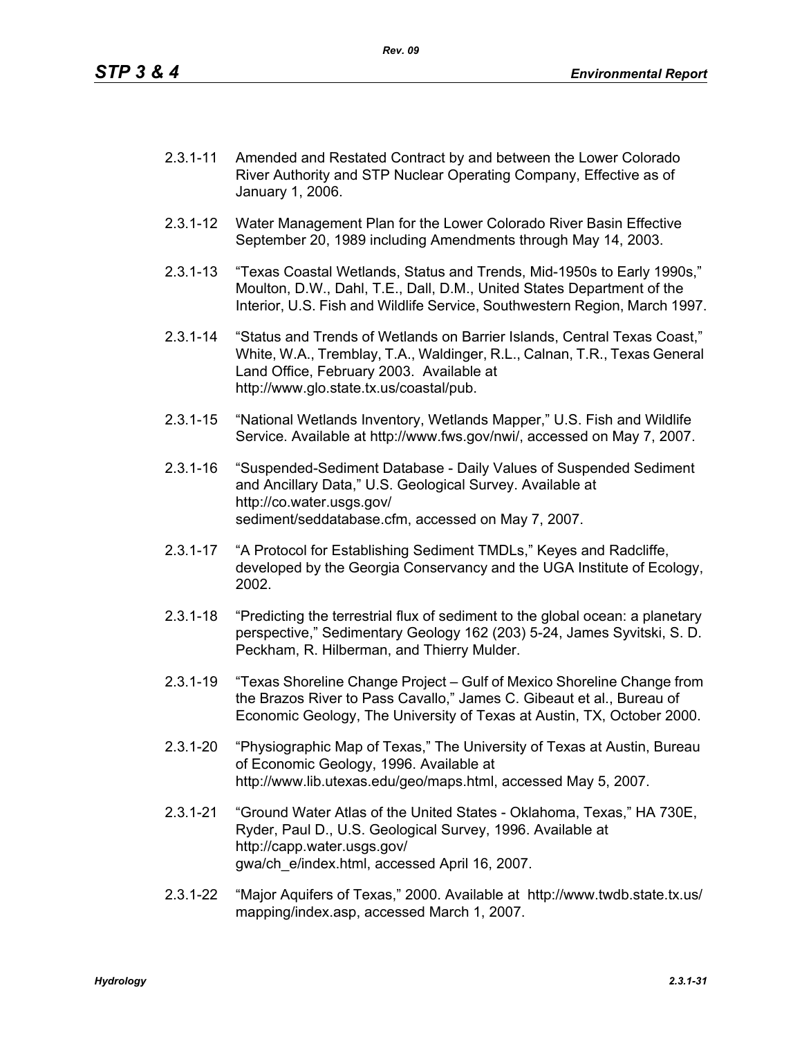2.3.1-11 Amended and Restated Contract by and between the Lower Colorado River Authority and STP Nuclear Operating Company, Effective as of January 1, 2006.

2.3.1-12 Water Management Plan for the Lower Colorado River Basin Effective September 20, 1989 including Amendments through May 14, 2003.

2.3.1-13 "Texas Coastal Wetlands, Status and Trends, Mid-1950s to Early 1990s," Moulton, D.W., Dahl, T.E., Dall, D.M., United States Department of the Interior, U.S. Fish and Wildlife Service, Southwestern Region, March 1997.

2.3.1-14 "Status and Trends of Wetlands on Barrier Islands, Central Texas Coast," White, W.A., Tremblay, T.A., Waldinger, R.L., Calnan, T.R., Texas General Land Office, February 2003. Available at http://www.glo.state.tx.us/coastal/pub.

2.3.1-15 "National Wetlands Inventory, Wetlands Mapper," U.S. Fish and Wildlife Service. Available at http://www.fws.gov/nwi/, accessed on May 7, 2007.

2.3.1-16 "Suspended-Sediment Database - Daily Values of Suspended Sediment and Ancillary Data," U.S. Geological Survey. Available at http://co.water.usgs.gov/sediment/seddatabase.cfm, accessed on May 7, 2007.

2.3.1-17 "A Protocol for Establishing Sediment TMDLs," Keyes and Radcliffe, developed by the Georgia Conservancy and the UGA Institute of Ecology, 2002.

2.3.1-18 "Predicting the terrestrial flux of sediment to the global ocean: a planetary perspective," Sedimentary Geology 162 (203) 5-24, James Syvitski, S. D. Peckham, R. Hilberman, and Thierry Mulder.

2.3.1-19 "Texas Shoreline Change Project – Gulf of Mexico Shoreline Change from the Brazos River to Pass Cavallo," James C. Gibeaut et al., Bureau of Economic Geology, The University of Texas at Austin, TX, October 2000.

2.3.1-20 "Physiographic Map of Texas," The University of Texas at Austin, Bureau of Economic Geology, 1996. Available at http://www.lib.utexas.edu/geo/maps.html, accessed May 5, 2007.

2.3.1-21 "Ground Water Atlas of the United States - Oklahoma, Texas," HA 730E, Ryder, Paul D., U.S. Geological Survey, 1996. Available at http://capp.water.usgs.gov/gwa/ch_e/index.html, accessed April 16, 2007.

2.3.1-22 "Major Aquifers of Texas," 2000. Available at http://www.twdb.state.tx.us/mapping/index.asp, accessed March 1, 2007.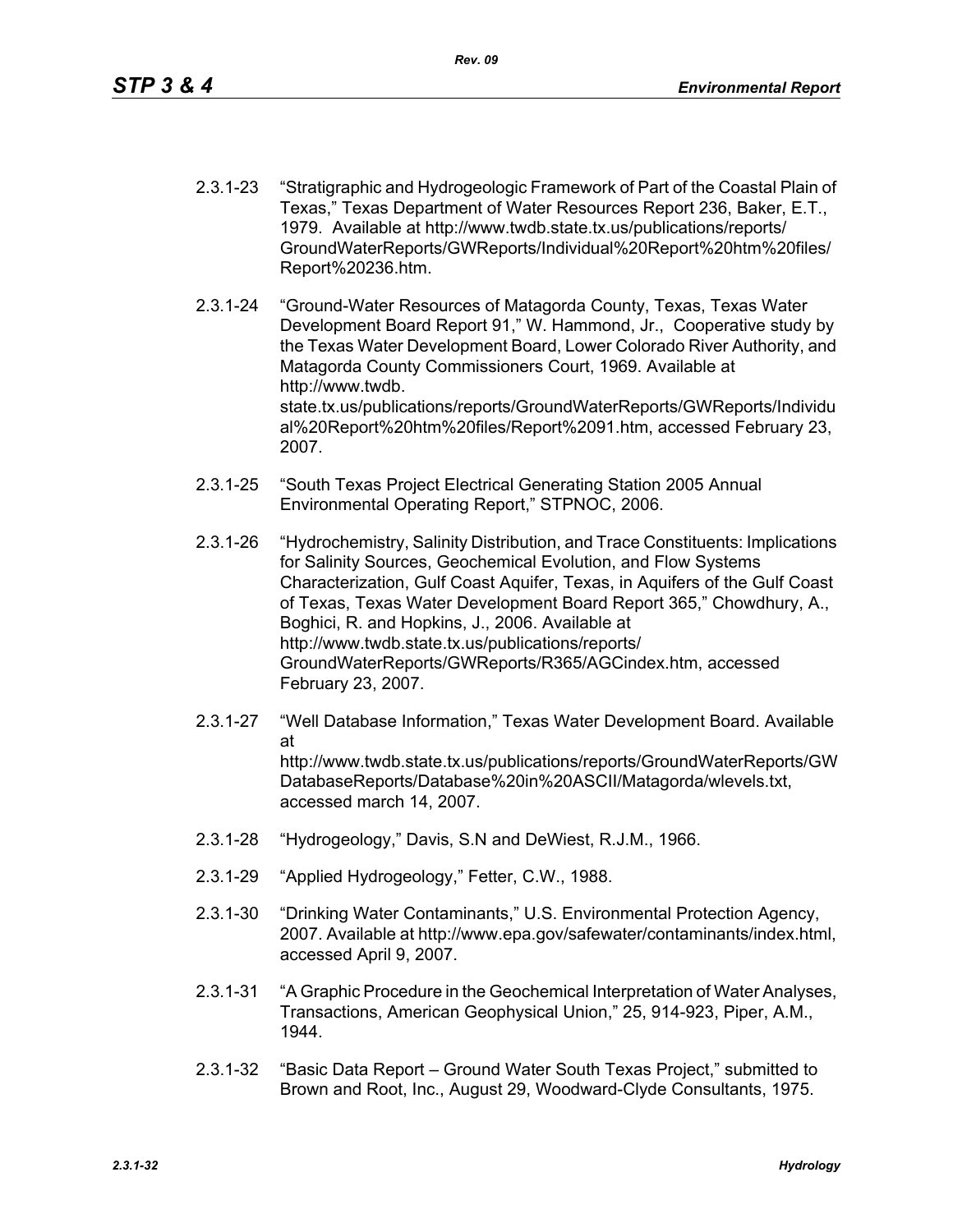2.3.1-23 "Stratigraphic and Hydrogeologic Framework of Part of the Coastal Plain of Texas," Texas Department of Water Resources Report 236, Baker, E.T., 1979. Available at http://www.twdb.state.tx.us/publications/reports/GroundWaterReports/GWReports/Individual%20Report%20htm%20files/Report%20236.htm.

2.3.1-24 "Ground-Water Resources of Matagorda County, Texas, Texas Water Development Board Report 91," W. Hammond, Jr., Cooperative study by the Texas Water Development Board, Lower Colorado River Authority, and Matagorda County Commissioners Court, 1969. Available at http://www.twdb.state.tx.us/publications/reports/GroundWaterReports/GWReports/Individual%20Report%20htm%20files/Report%2091.htm, accessed February 23, 2007.

2.3.1-25 "South Texas Project Electrical Generating Station 2005 Annual Environmental Operating Report," STPNOC, 2006.

2.3.1-26 "Hydrochemistry, Salinity Distribution, and Trace Constituents: Implications for Salinity Sources, Geochemical Evolution, and Flow Systems Characterization, Gulf Coast Aquifer, Texas, in Aquifers of the Gulf Coast of Texas, Texas Water Development Board Report 365," Chowdhury, A., Boghici, R. and Hopkins, J., 2006. Available at http://www.twdb.state.tx.us/publications/reports/GroundWaterReports/GWReports/R365/AGCindex.htm, accessed February 23, 2007.

2.3.1-27 "Well Database Information," Texas Water Development Board. Available at http://www.twdb.state.tx.us/publications/reports/GroundWaterReports/GWDatabaseReports/Database%20in%20ASCII/Matagorda/wlevels.txt, accessed march 14, 2007.

2.3.1-28 "Hydrogeology," Davis, S.N and DeWiest, R.J.M., 1966.

2.3.1-29 "Applied Hydrogeology," Fetter, C.W., 1988.

2.3.1-30 "Drinking Water Contaminants," U.S. Environmental Protection Agency, 2007. Available at http://www.epa.gov/safewater/contaminants/index.html, accessed April 9, 2007.

2.3.1-31 "A Graphic Procedure in the Geochemical Interpretation of Water Analyses, Transactions, American Geophysical Union," 25, 914-923, Piper, A.M., 1944.

2.3.1-32 "Basic Data Report – Ground Water South Texas Project," submitted to Brown and Root, Inc., August 29, Woodward-Clyde Consultants, 1975.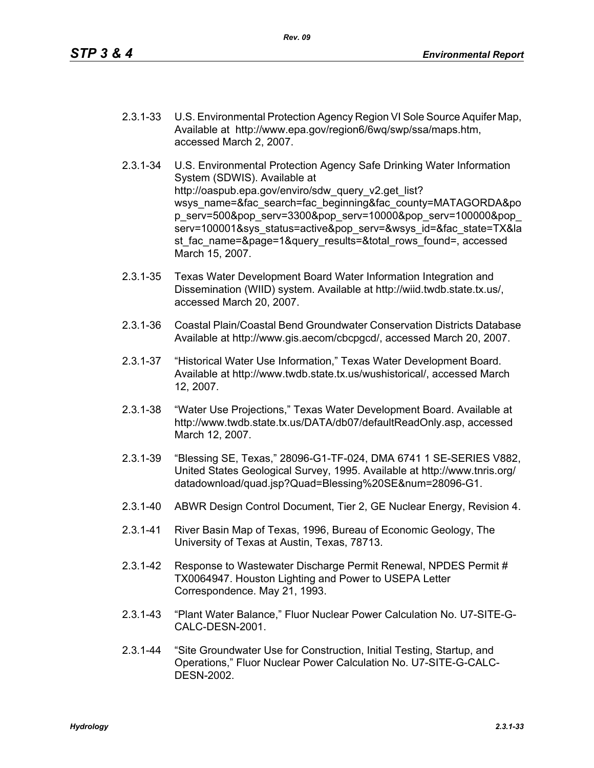2.3.1-33 U.S. Environmental Protection Agency Region VI Sole Source Aquifer Map, Available at http://www.epa.gov/region6/6wq/swp/ssa/maps.htm, accessed March 2, 2007.

2.3.1-34 U.S. Environmental Protection Agency Safe Drinking Water Information System (SDWIS). Available at http://oaspub.epa.gov/enviro/sdw_query_v2.get_list?wsys_name=&fac_search=fac_beginning&fac_county=MATAGORDA&pop_serv=500&pop_serv=3300&pop_serv=10000&pop_serv=100000&pop_serv=100001&sys_status=active&pop_serv=&wsys_id=&fac_state=TX&last_fac_name=&page=1&query_results=&total_rows_found=, accessed March 15, 2007.

2.3.1-35 Texas Water Development Board Water Information Integration and Dissemination (WIID) system. Available at http://wiid.twdb.state.tx.us/, accessed March 20, 2007.

2.3.1-36 Coastal Plain/Coastal Bend Groundwater Conservation Districts Database Available at http://www.gis.aecom/cbcpgcd/, accessed March 20, 2007.

2.3.1-37 "Historical Water Use Information," Texas Water Development Board. Available at http://www.twdb.state.tx.us/wushistorical/, accessed March 12, 2007.

2.3.1-38 "Water Use Projections," Texas Water Development Board. Available at http://www.twdb.state.tx.us/DATA/db07/defaultReadOnly.asp, accessed March 12, 2007.

2.3.1-39 "Blessing SE, Texas," 28096-G1-TF-024, DMA 6741 1 SE-SERIES V882, United States Geological Survey, 1995. Available at http://www.tnris.org/datadownload/quad.jsp?Quad=Blessing%20SE&num=28096-G1.

2.3.1-40 ABWR Design Control Document, Tier 2, GE Nuclear Energy, Revision 4.

2.3.1-41 River Basin Map of Texas, 1996, Bureau of Economic Geology, The University of Texas at Austin, Texas, 78713.

2.3.1-42 Response to Wastewater Discharge Permit Renewal, NPDES Permit # TX0064947. Houston Lighting and Power to USEPA Letter Correspondence. May 21, 1993.

2.3.1-43 "Plant Water Balance," Fluor Nuclear Power Calculation No. U7-SITE-G-CALC-DESN-2001.

2.3.1-44 "Site Groundwater Use for Construction, Initial Testing, Startup, and Operations," Fluor Nuclear Power Calculation No. U7-SITE-G-CALC-DESN-2002.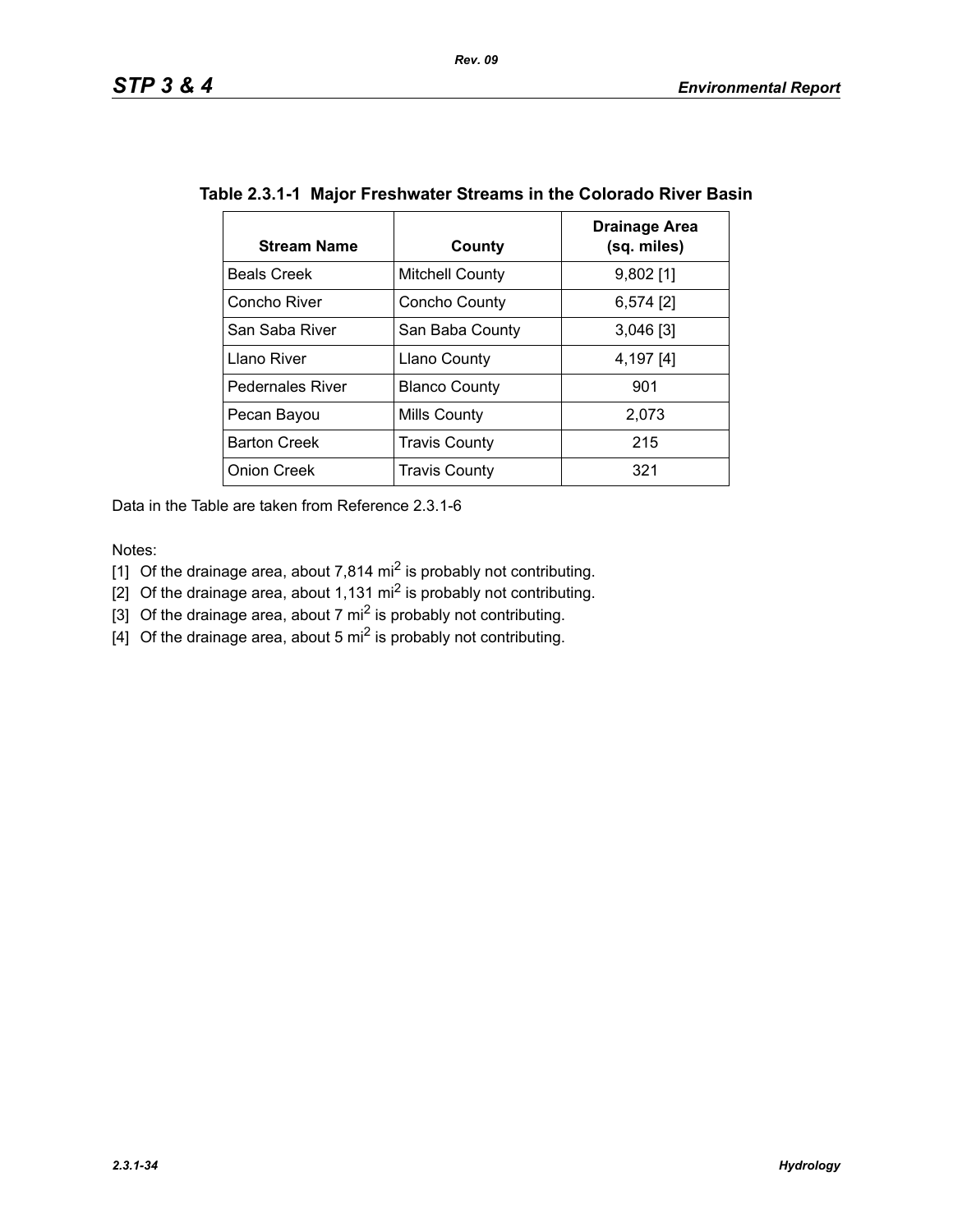**Table 2.3.1-1 Major Freshwater Streams in the Colorado River Basin**

| Stream Name | County | Drainage Area (sq. miles) |
|---|---|---|
| Beals Creek | Mitchell County | 9,802 [1] |
| Concho River | Concho County | 6,574 [2] |
| San Saba River | San Baba County | 3,046 [3] |
| Llano River | Llano County | 4,197 [4] |
| Pedernales River | Blanco County | 901 |
| Pecan Bayou | Mills County | 2,073 |
| Barton Creek | Travis County | 215 |
| Onion Creek | Travis County | 321 |

Data in the Table are taken from Reference 2.3.1-6

Notes:

[1] Of the drainage area, about 7,814 $mi^2$ is probably not contributing.

[2] Of the drainage area, about 1,131 $mi^2$ is probably not contributing.

[3] Of the drainage area, about 7 $mi^2$ is probably not contributing.

[4] Of the drainage area, about 5 $mi^2$ is probably not contributing.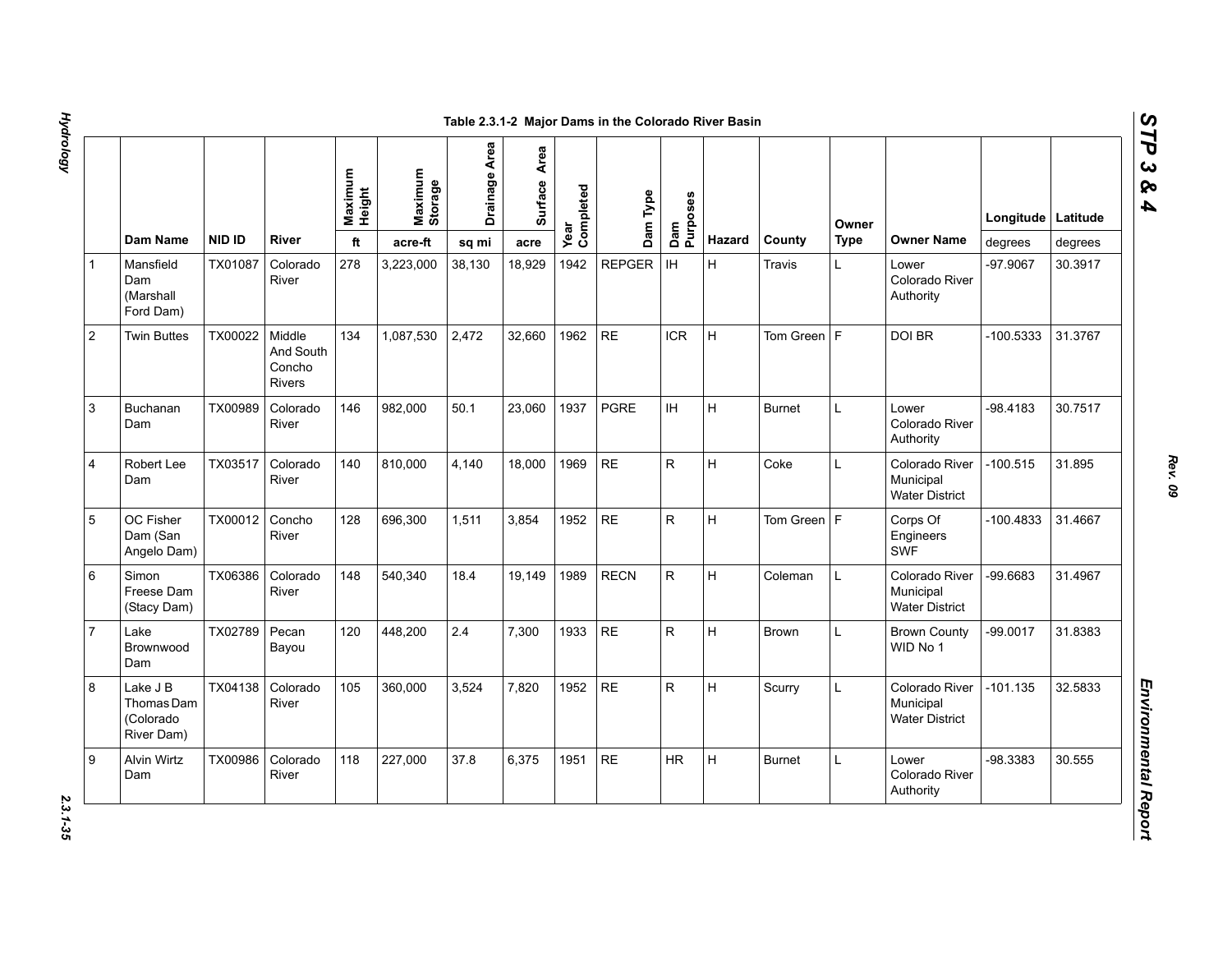Table 2.3.1-2 Major Dams in the Colorado River Basin

| | Dam Name | NID ID | River | Maximum Height | Maximum Storage | Drainage Area | Surface Area | Year Completed | Dam Type | Dam Purposes | Hazard | County | Owner Type | Owner Name | Longitude | Latitude |
|---|---|---|---|---|---|---|---|---|---|---|---|---|---|---|---|---|
| | | | | ft | acre-ft | sq mi | acre | | | | | | | | degrees | degrees |
| 1 | Mansfield Dam (Marshall Ford Dam) | TX01087 | Colorado River | 278 | 3,223,000 | 38,130 | 18,929 | 1942 | REPGER | IH | H | Travis | L | Lower Colorado River Authority | -97.9067 | 30.3917 |
| 2 | Twin Buttes | TX00022 | Middle And South Concho Rivers | 134 | 1,087,530 | 2,472 | 32,660 | 1962 | RE | ICR | H | Tom Green | F | DOI BR | -100.5333 | 31.3767 |
| 3 | Buchanan Dam | TX00989 | Colorado River | 146 | 982,000 | 50.1 | 23,060 | 1937 | PGRE | IH | H | Burnet | L | Lower Colorado River Authority | -98.4183 | 30.7517 |
| 4 | Robert Lee Dam | TX03517 | Colorado River | 140 | 810,000 | 4,140 | 18,000 | 1969 | RE | R | H | Coke | L | Colorado River Municipal Water District | -100.515 | 31.895 |
| 5 | OC Fisher Dam (San Angelo Dam) | TX00012 | Concho River | 128 | 696,300 | 1,511 | 3,854 | 1952 | RE | R | H | Tom Green | F | Corps Of Engineers SWF | -100.4833 | 31.4667 |
| 6 | Simon Freese Dam (Stacy Dam) | TX06386 | Colorado River | 148 | 540,340 | 18.4 | 19,149 | 1989 | RECN | R | H | Coleman | L | Colorado River Municipal Water District | -99.6683 | 31.4967 |
| 7 | Lake Brownwood Dam | TX02789 | Pecan Bayou | 120 | 448,200 | 2.4 | 7,300 | 1933 | RE | R | H | Brown | L | Brown County WID No 1 | -99.0017 | 31.8383 |
| 8 | Lake J B Thomas Dam (Colorado River Dam) | TX04138 | Colorado River | 105 | 360,000 | 3,524 | 7,820 | 1952 | RE | R | H | Scurry | L | Colorado River Municipal Water District | -101.135 | 32.5833 |
| 9 | Alvin Wirtz Dam | TX00986 | Colorado River | 118 | 227,000 | 37.8 | 6,375 | 1951 | RE | HR | H | Burnet | L | Lower Colorado River Authority | -98.3383 | 30.555 |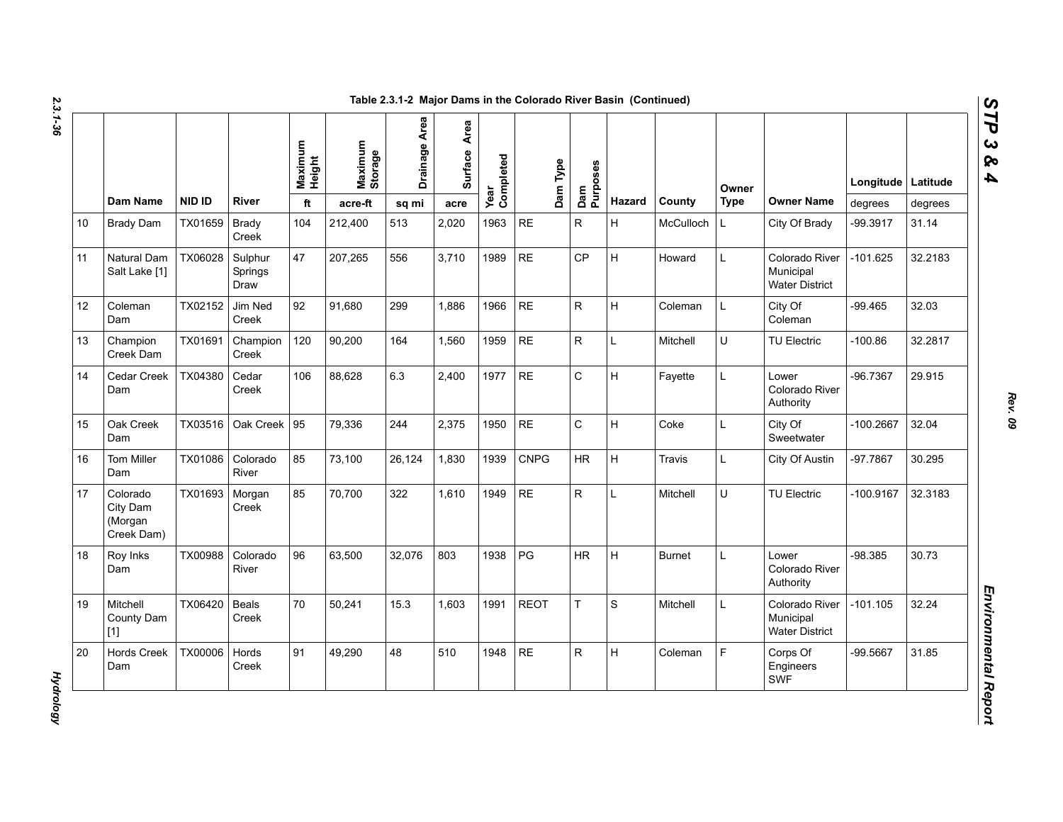Table 2.3.1-2 Major Dams in the Colorado River Basin (Continued)

| | Dam Name | NID ID | River | Maximum Height | Maximum Storage | Drainage Area | Surface Area | Year Completed | Dam Type | Dam Purposes | Hazard | County | Owner Type | Owner Name | Longitude | Latitude |
|---|---|---|---|---|---|---|---|---|---|---|---|---|---|---|---|---|
| | | | | ft | acre-ft | sq mi | acre | | | | | | | | degrees | degrees |
| 10 | Brady Dam | TX01659 | Brady Creek | 104 | 212,400 | 513 | 2,020 | 1963 | RE | R | H | McCulloch | L | City Of Brady | -99.3917 | 31.14 |
| 11 | Natural Dam Salt Lake [1] | TX06028 | Sulphur Springs Draw | 47 | 207,265 | 556 | 3,710 | 1989 | RE | CP | H | Howard | L | Colorado River Municipal Water District | -101.625 | 32.2183 |
| 12 | Coleman Dam | TX02152 | Jim Ned Creek | 92 | 91,680 | 299 | 1,886 | 1966 | RE | R | H | Coleman | L | City Of Coleman | -99.465 | 32.03 |
| 13 | Champion Creek Dam | TX01691 | Champion Creek | 120 | 90,200 | 164 | 1,560 | 1959 | RE | R | L | Mitchell | U | TU Electric | -100.86 | 32.2817 |
| 14 | Cedar Creek Dam | TX04380 | Cedar Creek | 106 | 88,628 | 6.3 | 2,400 | 1977 | RE | C | H | Fayette | L | Lower Colorado River Authority | -96.7367 | 29.915 |
| 15 | Oak Creek Dam | TX03516 | Oak Creek | 95 | 79,336 | 244 | 2,375 | 1950 | RE | C | H | Coke | L | City Of Sweetwater | -100.2667 | 32.04 |
| 16 | Tom Miller Dam | TX01086 | Colorado River | 85 | 73,100 | 26,124 | 1,830 | 1939 | CNPG | HR | H | Travis | L | City Of Austin | -97.7867 | 30.295 |
| 17 | Colorado City Dam (Morgan Creek Dam) | TX01693 | Morgan Creek | 85 | 70,700 | 322 | 1,610 | 1949 | RE | R | L | Mitchell | U | TU Electric | -100.9167 | 32.3183 |
| 18 | Roy Inks Dam | TX00988 | Colorado River | 96 | 63,500 | 32,076 | 803 | 1938 | PG | HR | H | Burnet | L | Lower Colorado River Authority | -98.385 | 30.73 |
| 19 | Mitchell County Dam [1] | TX06420 | Beals Creek | 70 | 50,241 | 15.3 | 1,603 | 1991 | REOT | T | S | Mitchell | L | Colorado River Municipal Water District | -101.105 | 32.24 |
| 20 | Hords Creek Dam | TX00006 | Hords Creek | 91 | 49,290 | 48 | 510 | 1948 | RE | R | H | Coleman | F | Corps Of Engineers SWF | -99.5667 | 31.85 |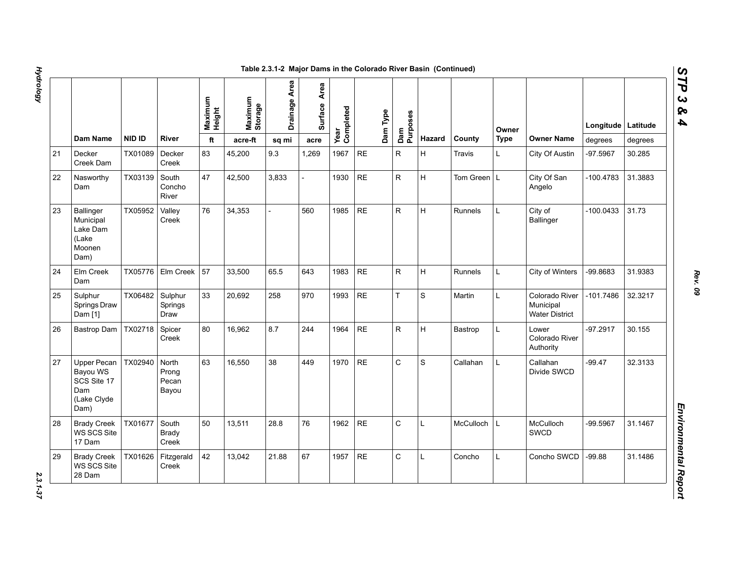Table 2.3.1-2 Major Dams in the Colorado River Basin (Continued)

| | Dam Name | NID ID | River | Maximum Height | Maximum Storage | Drainage Area | Surface Area | Year Completed | Dam Type | Dam Purposes | Hazard | County | Owner Type | Owner Name | Longitude | Latitude |
|---|---|---|---|---|---|---|---|---|---|---|---|---|---|---|---|---|
| | | | | ft | acre-ft | sq mi | acre | | | | | | | | degrees | degrees |
| 21 | Decker Creek Dam | TX01089 | Decker Creek | 83 | 45,200 | 9.3 | 1,269 | 1967 | RE | R | H | Travis | L | City Of Austin | -97.5967 | 30.285 |
| 22 | Nasworthy Dam | TX03139 | South Concho River | 47 | 42,500 | 3,833 | - | 1930 | RE | R | H | Tom Green | L | City Of San Angelo | -100.4783 | 31.3883 |
| 23 | Ballinger Municipal Lake Dam (Lake Moonen Dam) | TX05952 | Valley Creek | 76 | 34,353 | - | 560 | 1985 | RE | R | H | Runnels | L | City of Ballinger | -100.0433 | 31.73 |
| 24 | Elm Creek Dam | TX05776 | Elm Creek | 57 | 33,500 | 65.5 | 643 | 1983 | RE | R | H | Runnels | L | City of Winters | -99.8683 | 31.9383 |
| 25 | Sulphur Springs Draw Dam [1] | TX06482 | Sulphur Springs Draw | 33 | 20,692 | 258 | 970 | 1993 | RE | T | S | Martin | L | Colorado River Municipal Water District | -101.7486 | 32.3217 |
| 26 | Bastrop Dam | TX02718 | Spicer Creek | 80 | 16,962 | 8.7 | 244 | 1964 | RE | R | H | Bastrop | L | Lower Colorado River Authority | -97.2917 | 30.155 |
| 27 | Upper Pecan Bayou WS SCS Site 17 Dam (Lake Clyde Dam) | TX02940 | North Prong Pecan Bayou | 63 | 16,550 | 38 | 449 | 1970 | RE | C | S | Callahan | L | Callahan Divide SWCD | -99.47 | 32.3133 |
| 28 | Brady Creek WS SCS Site 17 Dam | TX01677 | South Brady Creek | 50 | 13,511 | 28.8 | 76 | 1962 | RE | C | L | McCulloch | L | McCulloch SWCD | -99.5967 | 31.1467 |
| 29 | Brady Creek WS SCS Site 28 Dam | TX01626 | Fitzgerald Creek | 42 | 13,042 | 21.88 | 67 | 1957 | RE | C | L | Concho | L | Concho SWCD | -99.88 | 31.1486 |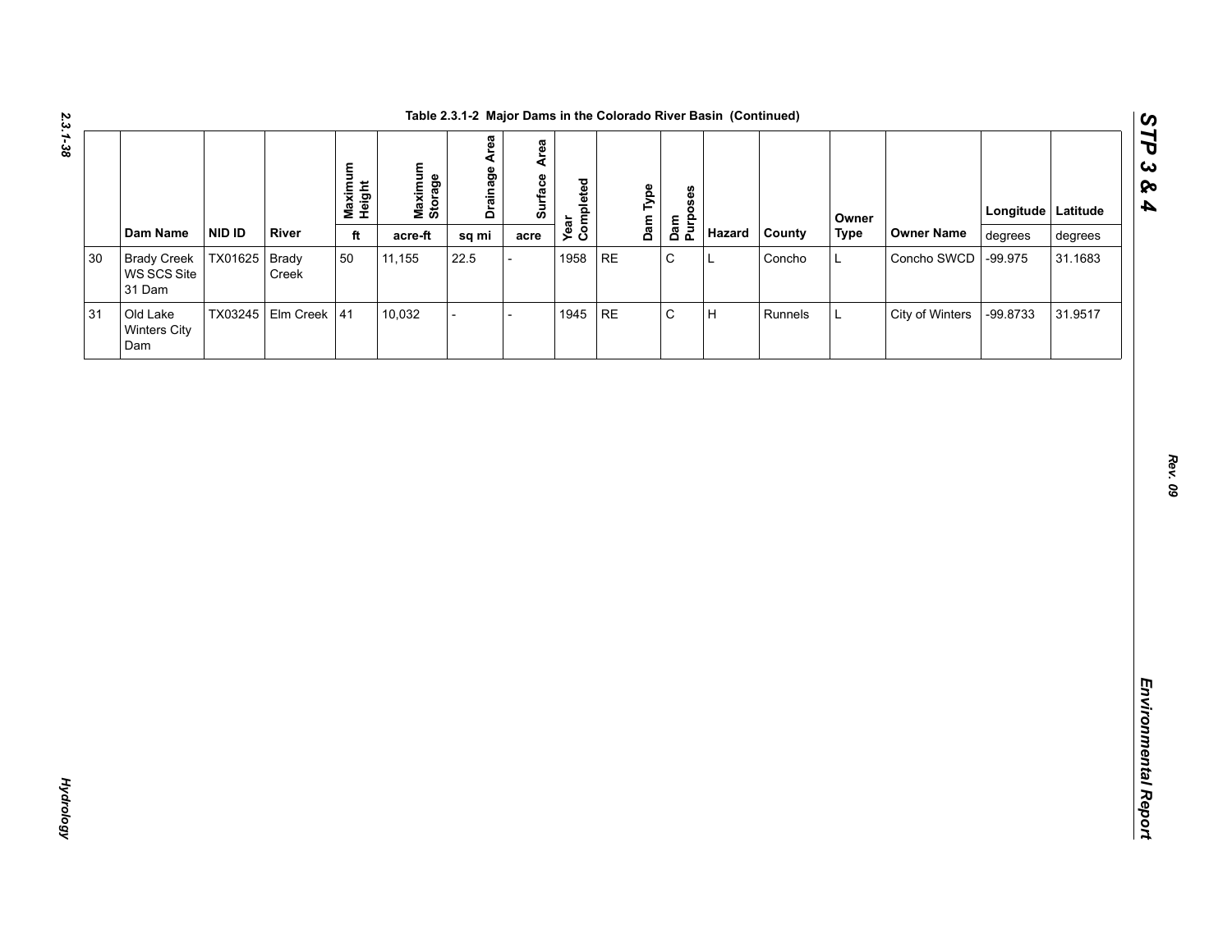Table 2.3.1-2 Major Dams in the Colorado River Basin (Continued)

| | Dam Name | NID ID | River | Maximum Height | Maximum Storage | Drainage Area | Surface Area | Year Completed | Dam Type | Dam Purposes | Hazard | County | Owner Type | Owner Name | Longitude | Latitude |
|---|---|---|---|---|---|---|---|---|---|---|---|---|---|---|---|---|
| | | | | ft | acre-ft | sq mi | acre | | | | | | | | degrees | degrees |
| 30 | Brady Creek WS SCS Site 31 Dam | TX01625 | Brady Creek | 50 | 11,155 | 22.5 | - | 1958 | RE | C | L | Concho | L | Concho SWCD | -99.975 | 31.1683 |
| 31 | Old Lake Winters City Dam | TX03245 | Elm Creek | 41 | 10,032 | - | - | 1945 | RE | C | H | Runnels | L | City of Winters | -99.8733 | 31.9517 |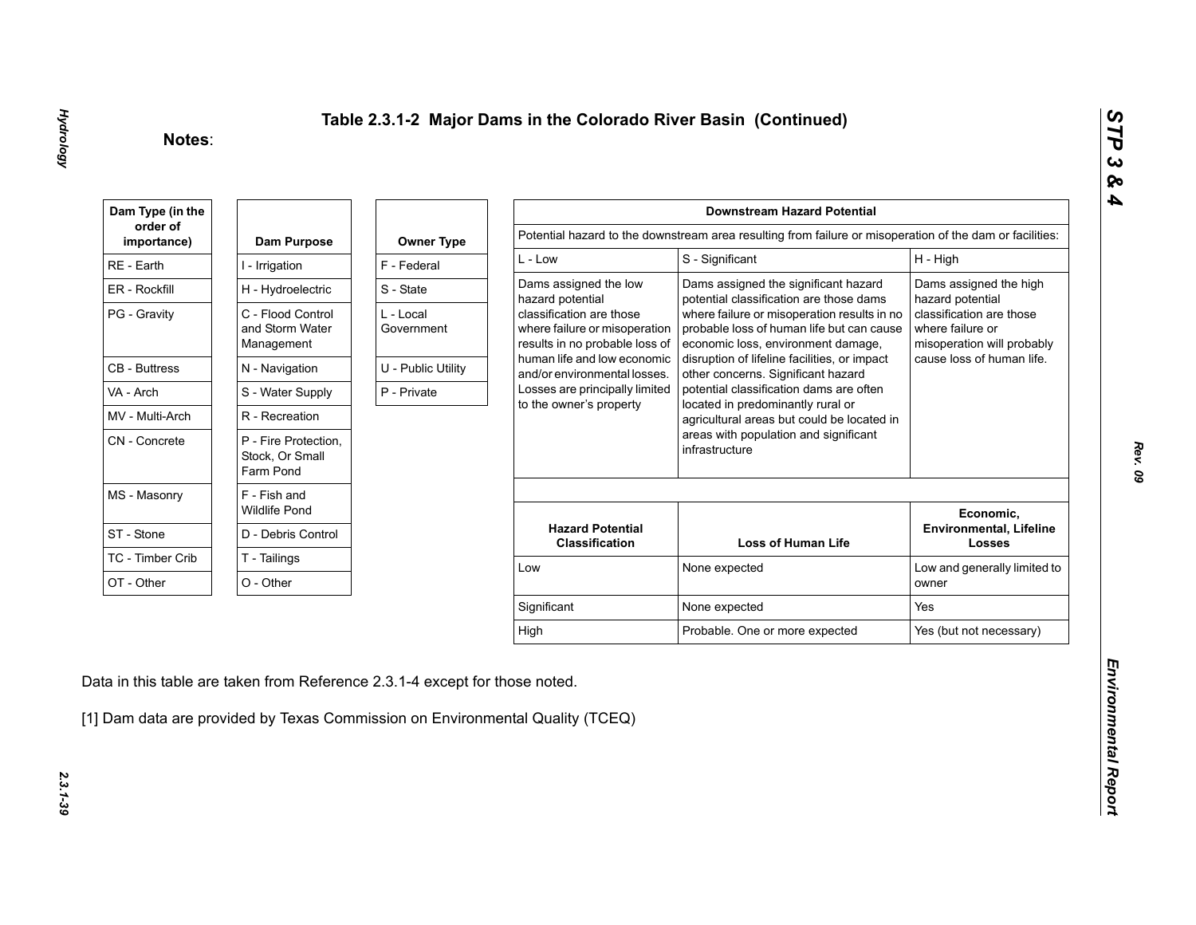# Table 2.3.1-2 Major Dams in the Colorado River Basin (Continued)

**Notes**:

| Dam Type (in the order of importance) |
|---|
| RE - Earth |
| ER - Rockfill |
| PG - Gravity |
| CB - Buttress |
| VA - Arch |
| MV - Multi-Arch |
| CN - Concrete |
| MS - Masonry |
| ST - Stone |
| TC - Timber Crib |
| OT - Other |

| Dam Purpose |
|---|
| I - Irrigation |
| H - Hydroelectric |
| C - Flood Control and Storm Water Management |
| N - Navigation |
| S - Water Supply |
| R - Recreation |
| P - Fire Protection, Stock, Or Small Farm Pond |
| F - Fish and Wildlife Pond |
| D - Debris Control |
| T - Tailings |
| O - Other |

| Owner Type |
|---|
| F - Federal |
| S - State |
| L - Local Government |
| U - Public Utility |
| P - Private |

| Downstream Hazard Potential | | |
|---|---|---|
| Potential hazard to the downstream area resulting from failure or misoperation of the dam or facilities: | | |
| L - Low | S - Significant | H - High |
| Dams assigned the low hazard potential classification are those where failure or misoperation results in no probable loss of human life and low economic and/or environmental losses. Losses are principally limited to the owner's property | Dams assigned the significant hazard potential classification are those dams where failure or misoperation results in no probable loss of human life but can cause economic loss, environment damage, disruption of lifeline facilities, or impact other concerns. Significant hazard potential classification dams are often located in predominantly rural or agricultural areas but could be located in areas with population and significant infrastructure | Dams assigned the high hazard potential classification are those where failure or misoperation will probably cause loss of human life. |

| Hazard Potential Classification | Loss of Human Life | Economic, Environmental, Lifeline Losses |
|---|---|---|
| Low | None expected | Low and generally limited to owner |
| Significant | None expected | Yes |
| High | Probable. One or more expected | Yes (but not necessary) |

Data in this table are taken from Reference 2.3.1-4 except for those noted.

[1] Dam data are provided by Texas Commission on Environmental Quality (TCEQ)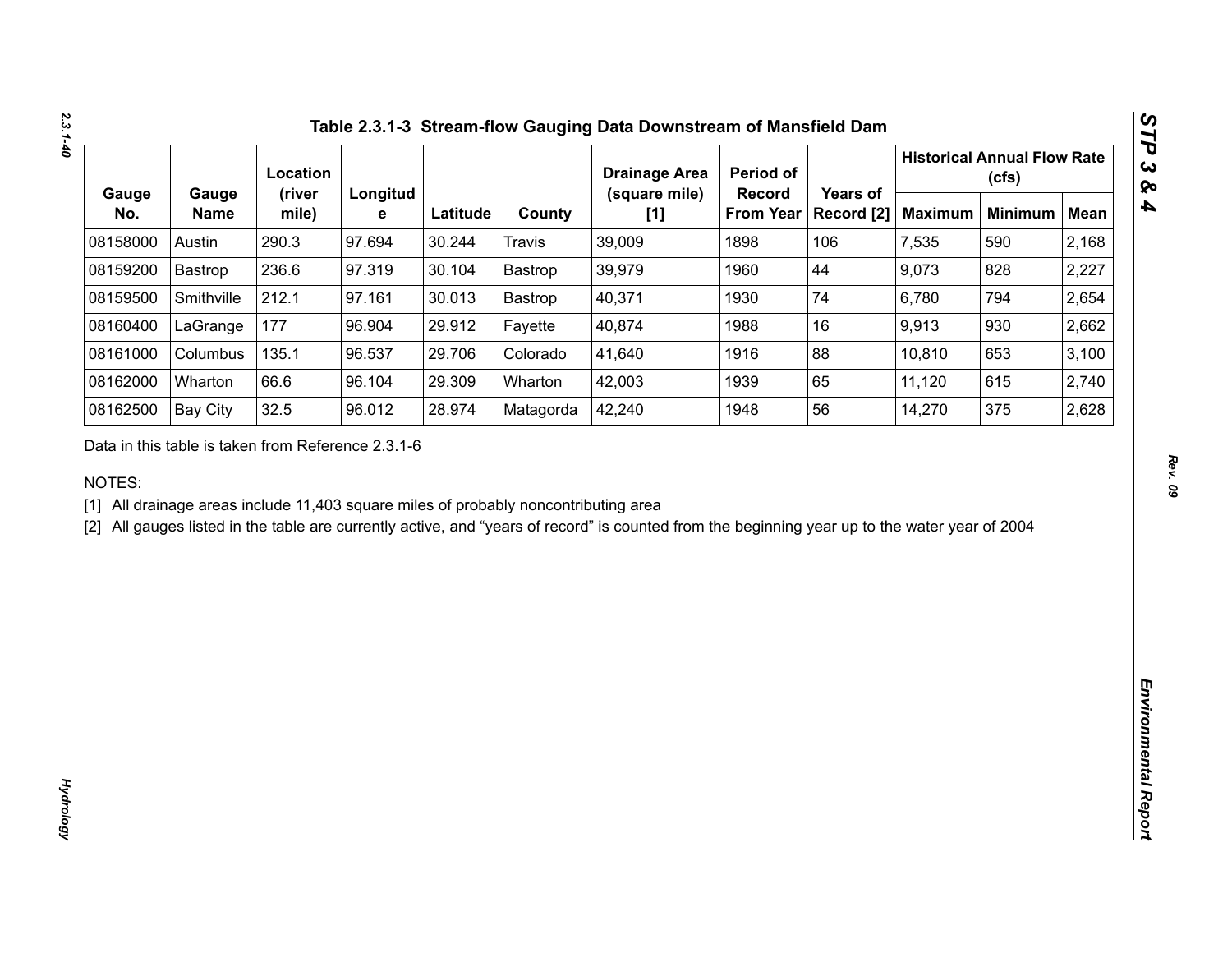## Table 2.3.1-3 Stream-flow Gauging Data Downstream of Mansfield Dam

| Gauge No. | Gauge Name | Location (river mile) | Longitude | Latitude | County | Drainage Area (square mile) [1] | Period of Record From Year | Years of Record [2] | Historical Annual Flow Rate (cfs) | | |
|---|---|---|---|---|---|---|---|---|---|---|---|
| | | | | | | | | | Maximum | Minimum | Mean |
| 08158000 | Austin | 290.3 | 97.694 | 30.244 | Travis | 39,009 | 1898 | 106 | 7,535 | 590 | 2,168 |
| 08159200 | Bastrop | 236.6 | 97.319 | 30.104 | Bastrop | 39,979 | 1960 | 44 | 9,073 | 828 | 2,227 |
| 08159500 | Smithville | 212.1 | 97.161 | 30.013 | Bastrop | 40,371 | 1930 | 74 | 6,780 | 794 | 2,654 |
| 08160400 | LaGrange | 177 | 96.904 | 29.912 | Fayette | 40,874 | 1988 | 16 | 9,913 | 930 | 2,662 |
| 08161000 | Columbus | 135.1 | 96.537 | 29.706 | Colorado | 41,640 | 1916 | 88 | 10,810 | 653 | 3,100 |
| 08162000 | Wharton | 66.6 | 96.104 | 29.309 | Wharton | 42,003 | 1939 | 65 | 11,120 | 615 | 2,740 |
| 08162500 | Bay City | 32.5 | 96.012 | 28.974 | Matagorda | 42,240 | 1948 | 56 | 14,270 | 375 | 2,628 |

Data in this table is taken from Reference 2.3.1-6

NOTES:

[1] All drainage areas include 11,403 square miles of probably noncontributing area

[2] All gauges listed in the table are currently active, and "years of record" is counted from the beginning year up to the water year of 2004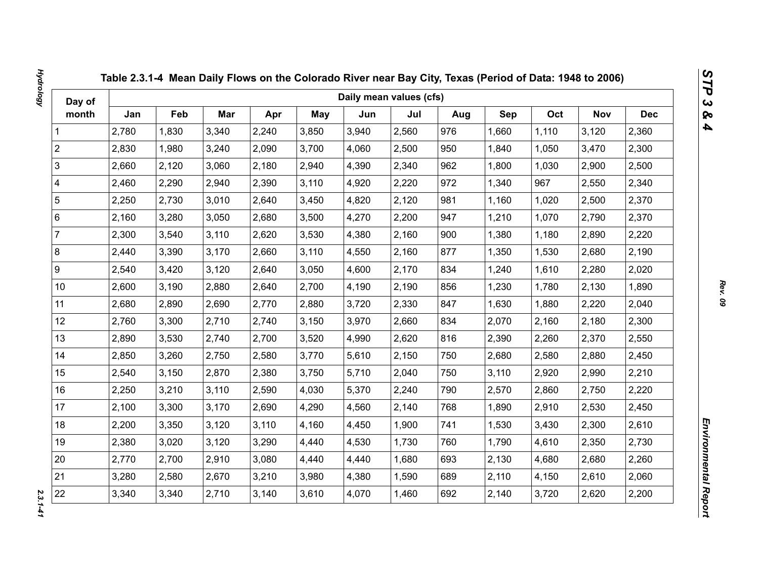### Table 2.3.1-4 Mean Daily Flows on the Colorado River near Bay City, Texas (Period of Data: 1948 to 2006)

| Day of month | Daily mean values (cfs) | | | | | | | | | | | |
|---|---|---|---|---|---|---|---|---|---|---|---|---|
| | Jan | Feb | Mar | Apr | May | Jun | Jul | Aug | Sep | Oct | Nov | Dec |
| 1 | 2,780 | 1,830 | 3,340 | 2,240 | 3,850 | 3,940 | 2,560 | 976 | 1,660 | 1,110 | 3,120 | 2,360 |
| 2 | 2,830 | 1,980 | 3,240 | 2,090 | 3,700 | 4,060 | 2,500 | 950 | 1,840 | 1,050 | 3,470 | 2,300 |
| 3 | 2,660 | 2,120 | 3,060 | 2,180 | 2,940 | 4,390 | 2,340 | 962 | 1,800 | 1,030 | 2,900 | 2,500 |
| 4 | 2,460 | 2,290 | 2,940 | 2,390 | 3,110 | 4,920 | 2,220 | 972 | 1,340 | 967 | 2,550 | 2,340 |
| 5 | 2,250 | 2,730 | 3,010 | 2,640 | 3,450 | 4,820 | 2,120 | 981 | 1,160 | 1,020 | 2,500 | 2,370 |
| 6 | 2,160 | 3,280 | 3,050 | 2,680 | 3,500 | 4,270 | 2,200 | 947 | 1,210 | 1,070 | 2,790 | 2,370 |
| 7 | 2,300 | 3,540 | 3,110 | 2,620 | 3,530 | 4,380 | 2,160 | 900 | 1,380 | 1,180 | 2,890 | 2,220 |
| 8 | 2,440 | 3,390 | 3,170 | 2,660 | 3,110 | 4,550 | 2,160 | 877 | 1,350 | 1,530 | 2,680 | 2,190 |
| 9 | 2,540 | 3,420 | 3,120 | 2,640 | 3,050 | 4,600 | 2,170 | 834 | 1,240 | 1,610 | 2,280 | 2,020 |
| 10 | 2,600 | 3,190 | 2,880 | 2,640 | 2,700 | 4,190 | 2,190 | 856 | 1,230 | 1,780 | 2,130 | 1,890 |
| 11 | 2,680 | 2,890 | 2,690 | 2,770 | 2,880 | 3,720 | 2,330 | 847 | 1,630 | 1,880 | 2,220 | 2,040 |
| 12 | 2,760 | 3,300 | 2,710 | 2,740 | 3,150 | 3,970 | 2,660 | 834 | 2,070 | 2,160 | 2,180 | 2,300 |
| 13 | 2,890 | 3,530 | 2,740 | 2,700 | 3,520 | 4,990 | 2,620 | 816 | 2,390 | 2,260 | 2,370 | 2,550 |
| 14 | 2,850 | 3,260 | 2,750 | 2,580 | 3,770 | 5,610 | 2,150 | 750 | 2,680 | 2,580 | 2,880 | 2,450 |
| 15 | 2,540 | 3,150 | 2,870 | 2,380 | 3,750 | 5,710 | 2,040 | 750 | 3,110 | 2,920 | 2,990 | 2,210 |
| 16 | 2,250 | 3,210 | 3,110 | 2,590 | 4,030 | 5,370 | 2,240 | 790 | 2,570 | 2,860 | 2,750 | 2,220 |
| 17 | 2,100 | 3,300 | 3,170 | 2,690 | 4,290 | 4,560 | 2,140 | 768 | 1,890 | 2,910 | 2,530 | 2,450 |
| 18 | 2,200 | 3,350 | 3,120 | 3,110 | 4,160 | 4,450 | 1,900 | 741 | 1,530 | 3,430 | 2,300 | 2,610 |
| 19 | 2,380 | 3,020 | 3,120 | 3,290 | 4,440 | 4,530 | 1,730 | 760 | 1,790 | 4,610 | 2,350 | 2,730 |
| 20 | 2,770 | 2,700 | 2,910 | 3,080 | 4,440 | 4,440 | 1,680 | 693 | 2,130 | 4,680 | 2,680 | 2,260 |
| 21 | 3,280 | 2,580 | 2,670 | 3,210 | 3,980 | 4,380 | 1,590 | 689 | 2,110 | 4,150 | 2,610 | 2,060 |
| 22 | 3,340 | 3,340 | 2,710 | 3,140 | 3,610 | 4,070 | 1,460 | 692 | 2,140 | 3,720 | 2,620 | 2,200 |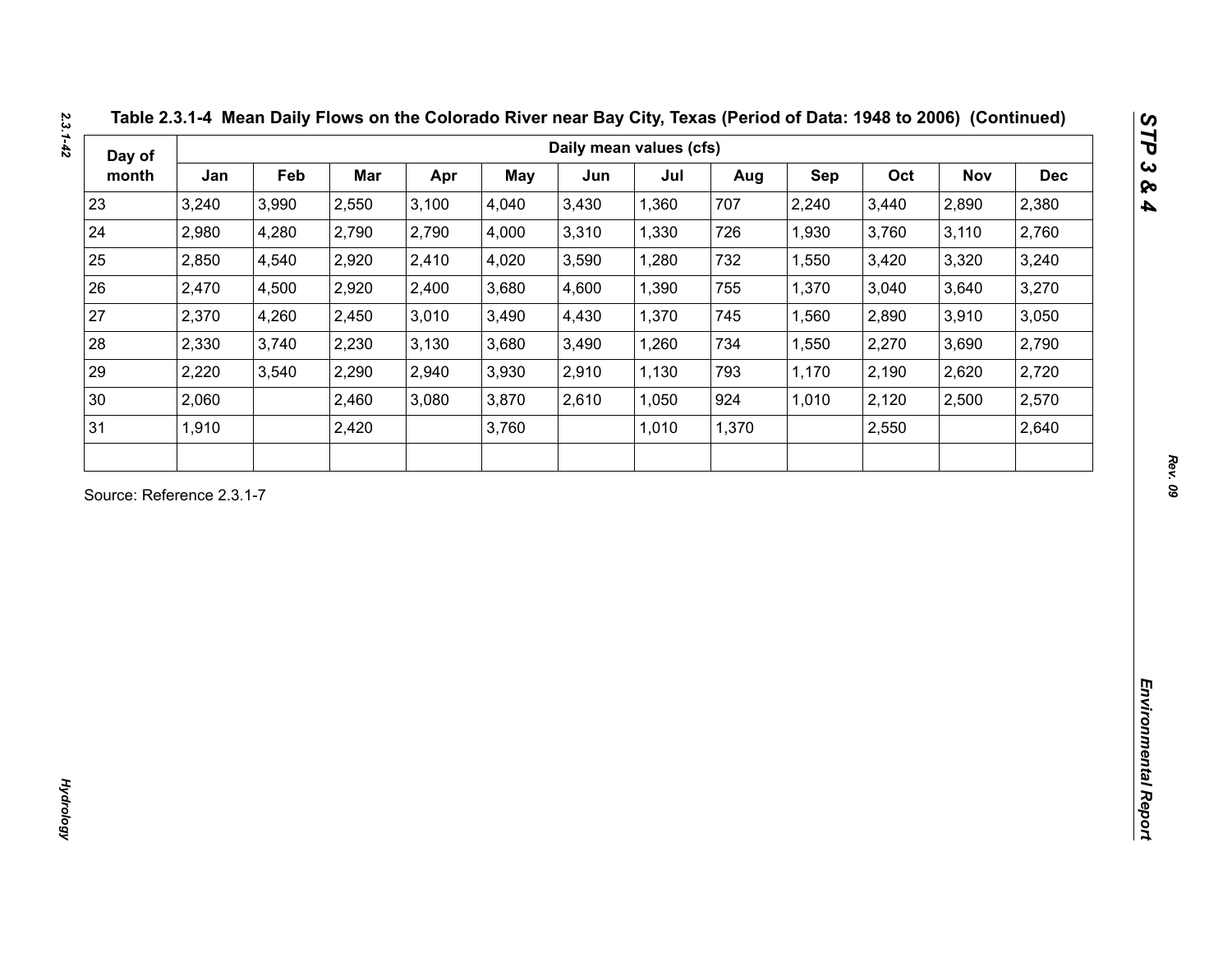**Table 2.3.1-4 Mean Daily Flows on the Colorado River near Bay City, Texas (Period of Data: 1948 to 2006) (Continued)**

| Day of month | Daily mean values (cfs) | | | | | | | | | | | |
|---|---|---|---|---|---|---|---|---|---|---|---|---|
| | Jan | Feb | Mar | Apr | May | Jun | Jul | Aug | Sep | Oct | Nov | Dec |
| 23 | 3,240 | 3,990 | 2,550 | 3,100 | 4,040 | 3,430 | 1,360 | 707 | 2,240 | 3,440 | 2,890 | 2,380 |
| 24 | 2,980 | 4,280 | 2,790 | 2,790 | 4,000 | 3,310 | 1,330 | 726 | 1,930 | 3,760 | 3,110 | 2,760 |
| 25 | 2,850 | 4,540 | 2,920 | 2,410 | 4,020 | 3,590 | 1,280 | 732 | 1,550 | 3,420 | 3,320 | 3,240 |
| 26 | 2,470 | 4,500 | 2,920 | 2,400 | 3,680 | 4,600 | 1,390 | 755 | 1,370 | 3,040 | 3,640 | 3,270 |
| 27 | 2,370 | 4,260 | 2,450 | 3,010 | 3,490 | 4,430 | 1,370 | 745 | 1,560 | 2,890 | 3,910 | 3,050 |
| 28 | 2,330 | 3,740 | 2,230 | 3,130 | 3,680 | 3,490 | 1,260 | 734 | 1,550 | 2,270 | 3,690 | 2,790 |
| 29 | 2,220 | 3,540 | 2,290 | 2,940 | 3,930 | 2,910 | 1,130 | 793 | 1,170 | 2,190 | 2,620 | 2,720 |
| 30 | 2,060 | | 2,460 | 3,080 | 3,870 | 2,610 | 1,050 | 924 | 1,010 | 2,120 | 2,500 | 2,570 |
| 31 | 1,910 | | 2,420 | | 3,760 | | 1,010 | 1,370 | | 2,550 | | 2,640 |
| | | | | | | | | | | | | |

Source: Reference 2.3.1-7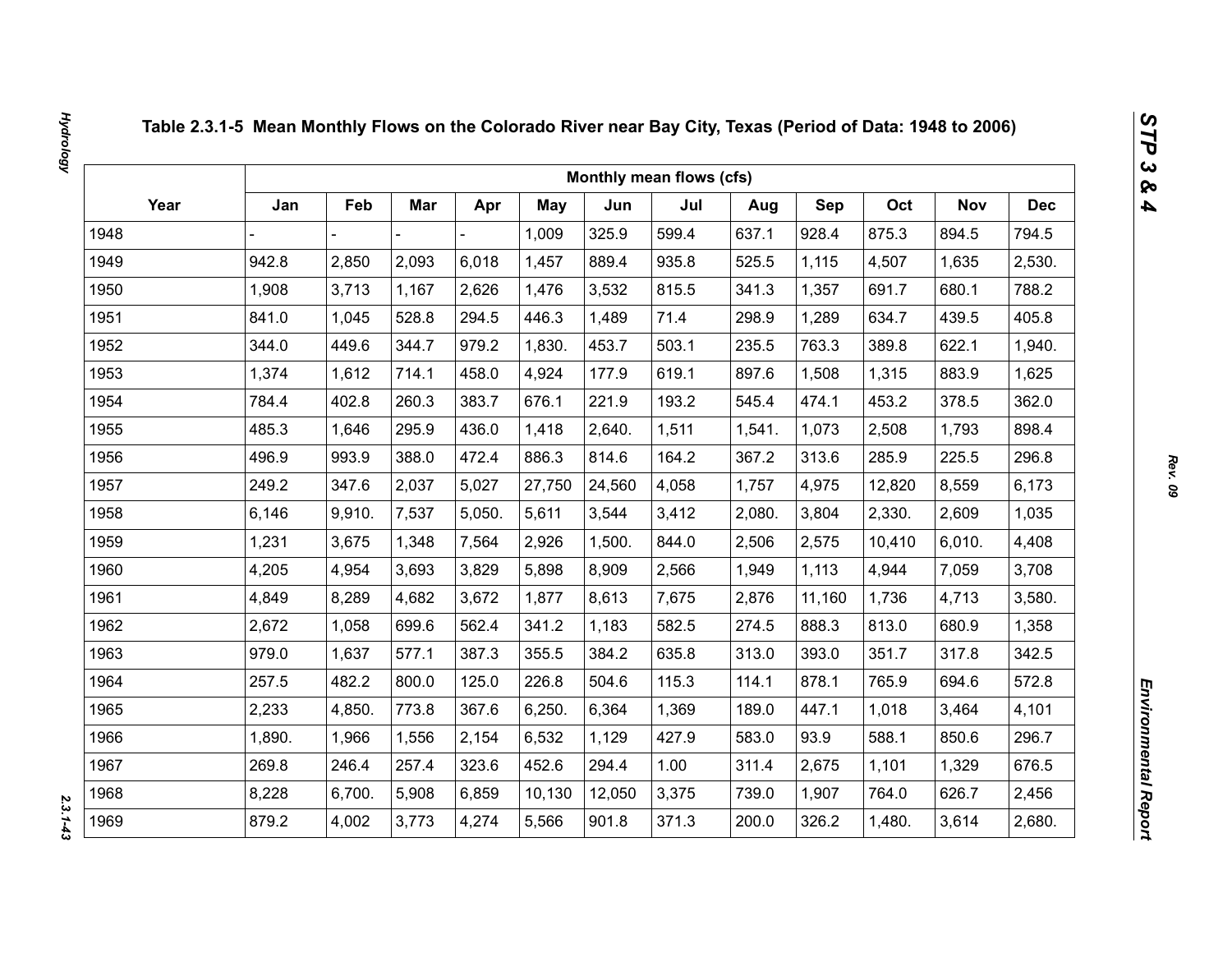# Table 2.3.1-5 Mean Monthly Flows on the Colorado River near Bay City, Texas (Period of Data: 1948 to 2006)

| Year | Monthly mean flows (cfs) | | | | | | | | | | | |
|---|---|---|---|---|---|---|---|---|---|---|---|---|
| | Jan | Feb | Mar | Apr | May | Jun | Jul | Aug | Sep | Oct | Nov | Dec |
| 1948 | - | - | - | - | 1,009 | 325.9 | 599.4 | 637.1 | 928.4 | 875.3 | 894.5 | 794.5 |
| 1949 | 942.8 | 2,850 | 2,093 | 6,018 | 1,457 | 889.4 | 935.8 | 525.5 | 1,115 | 4,507 | 1,635 | 2,530. |
| 1950 | 1,908 | 3,713 | 1,167 | 2,626 | 1,476 | 3,532 | 815.5 | 341.3 | 1,357 | 691.7 | 680.1 | 788.2 |
| 1951 | 841.0 | 1,045 | 528.8 | 294.5 | 446.3 | 1,489 | 71.4 | 298.9 | 1,289 | 634.7 | 439.5 | 405.8 |
| 1952 | 344.0 | 449.6 | 344.7 | 979.2 | 1,830. | 453.7 | 503.1 | 235.5 | 763.3 | 389.8 | 622.1 | 1,940. |
| 1953 | 1,374 | 1,612 | 714.1 | 458.0 | 4,924 | 177.9 | 619.1 | 897.6 | 1,508 | 1,315 | 883.9 | 1,625 |
| 1954 | 784.4 | 402.8 | 260.3 | 383.7 | 676.1 | 221.9 | 193.2 | 545.4 | 474.1 | 453.2 | 378.5 | 362.0 |
| 1955 | 485.3 | 1,646 | 295.9 | 436.0 | 1,418 | 2,640. | 1,511 | 1,541. | 1,073 | 2,508 | 1,793 | 898.4 |
| 1956 | 496.9 | 993.9 | 388.0 | 472.4 | 886.3 | 814.6 | 164.2 | 367.2 | 313.6 | 285.9 | 225.5 | 296.8 |
| 1957 | 249.2 | 347.6 | 2,037 | 5,027 | 27,750 | 24,560 | 4,058 | 1,757 | 4,975 | 12,820 | 8,559 | 6,173 |
| 1958 | 6,146 | 9,910. | 7,537 | 5,050. | 5,611 | 3,544 | 3,412 | 2,080. | 3,804 | 2,330. | 2,609 | 1,035 |
| 1959 | 1,231 | 3,675 | 1,348 | 7,564 | 2,926 | 1,500. | 844.0 | 2,506 | 2,575 | 10,410 | 6,010. | 4,408 |
| 1960 | 4,205 | 4,954 | 3,693 | 3,829 | 5,898 | 8,909 | 2,566 | 1,949 | 1,113 | 4,944 | 7,059 | 3,708 |
| 1961 | 4,849 | 8,289 | 4,682 | 3,672 | 1,877 | 8,613 | 7,675 | 2,876 | 11,160 | 1,736 | 4,713 | 3,580. |
| 1962 | 2,672 | 1,058 | 699.6 | 562.4 | 341.2 | 1,183 | 582.5 | 274.5 | 888.3 | 813.0 | 680.9 | 1,358 |
| 1963 | 979.0 | 1,637 | 577.1 | 387.3 | 355.5 | 384.2 | 635.8 | 313.0 | 393.0 | 351.7 | 317.8 | 342.5 |
| 1964 | 257.5 | 482.2 | 800.0 | 125.0 | 226.8 | 504.6 | 115.3 | 114.1 | 878.1 | 765.9 | 694.6 | 572.8 |
| 1965 | 2,233 | 4,850. | 773.8 | 367.6 | 6,250. | 6,364 | 1,369 | 189.0 | 447.1 | 1,018 | 3,464 | 4,101 |
| 1966 | 1,890. | 1,966 | 1,556 | 2,154 | 6,532 | 1,129 | 427.9 | 583.0 | 93.9 | 588.1 | 850.6 | 296.7 |
| 1967 | 269.8 | 246.4 | 257.4 | 323.6 | 452.6 | 294.4 | 1.00 | 311.4 | 2,675 | 1,101 | 1,329 | 676.5 |
| 1968 | 8,228 | 6,700. | 5,908 | 6,859 | 10,130 | 12,050 | 3,375 | 739.0 | 1,907 | 764.0 | 626.7 | 2,456 |
| 1969 | 879.2 | 4,002 | 3,773 | 4,274 | 5,566 | 901.8 | 371.3 | 200.0 | 326.2 | 1,480. | 3,614 | 2,680. |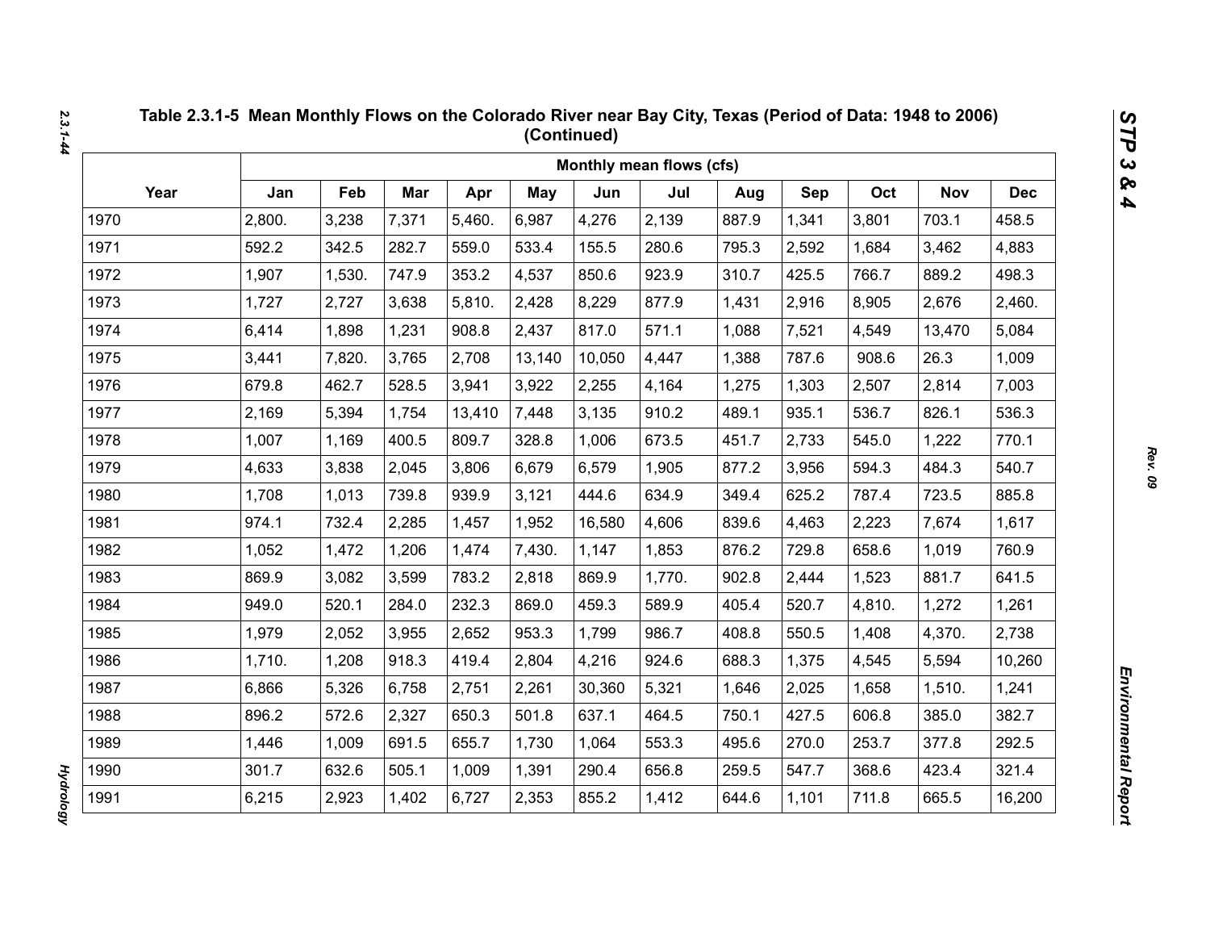# Table 2.3.1-5 Mean Monthly Flows on the Colorado River near Bay City, Texas (Period of Data: 1948 to 2006) (Continued)

| Year | Monthly mean flows (cfs) | | | | | | | | | | | |
|---|---|---|---|---|---|---|---|---|---|---|---|---|
| | Jan | Feb | Mar | Apr | May | Jun | Jul | Aug | Sep | Oct | Nov | Dec |
| 1970 | 2,800. | 3,238 | 7,371 | 5,460. | 6,987 | 4,276 | 2,139 | 887.9 | 1,341 | 3,801 | 703.1 | 458.5 |
| 1971 | 592.2 | 342.5 | 282.7 | 559.0 | 533.4 | 155.5 | 280.6 | 795.3 | 2,592 | 1,684 | 3,462 | 4,883 |
| 1972 | 1,907 | 1,530. | 747.9 | 353.2 | 4,537 | 850.6 | 923.9 | 310.7 | 425.5 | 766.7 | 889.2 | 498.3 |
| 1973 | 1,727 | 2,727 | 3,638 | 5,810. | 2,428 | 8,229 | 877.9 | 1,431 | 2,916 | 8,905 | 2,676 | 2,460. |
| 1974 | 6,414 | 1,898 | 1,231 | 908.8 | 2,437 | 817.0 | 571.1 | 1,088 | 7,521 | 4,549 | 13,470 | 5,084 |
| 1975 | 3,441 | 7,820. | 3,765 | 2,708 | 13,140 | 10,050 | 4,447 | 1,388 | 787.6 | 908.6 | 26.3 | 1,009 |
| 1976 | 679.8 | 462.7 | 528.5 | 3,941 | 3,922 | 2,255 | 4,164 | 1,275 | 1,303 | 2,507 | 2,814 | 7,003 |
| 1977 | 2,169 | 5,394 | 1,754 | 13,410 | 7,448 | 3,135 | 910.2 | 489.1 | 935.1 | 536.7 | 826.1 | 536.3 |
| 1978 | 1,007 | 1,169 | 400.5 | 809.7 | 328.8 | 1,006 | 673.5 | 451.7 | 2,733 | 545.0 | 1,222 | 770.1 |
| 1979 | 4,633 | 3,838 | 2,045 | 3,806 | 6,679 | 6,579 | 1,905 | 877.2 | 3,956 | 594.3 | 484.3 | 540.7 |
| 1980 | 1,708 | 1,013 | 739.8 | 939.9 | 3,121 | 444.6 | 634.9 | 349.4 | 625.2 | 787.4 | 723.5 | 885.8 |
| 1981 | 974.1 | 732.4 | 2,285 | 1,457 | 1,952 | 16,580 | 4,606 | 839.6 | 4,463 | 2,223 | 7,674 | 1,617 |
| 1982 | 1,052 | 1,472 | 1,206 | 1,474 | 7,430. | 1,147 | 1,853 | 876.2 | 729.8 | 658.6 | 1,019 | 760.9 |
| 1983 | 869.9 | 3,082 | 3,599 | 783.2 | 2,818 | 869.9 | 1,770. | 902.8 | 2,444 | 1,523 | 881.7 | 641.5 |
| 1984 | 949.0 | 520.1 | 284.0 | 232.3 | 869.0 | 459.3 | 589.9 | 405.4 | 520.7 | 4,810. | 1,272 | 1,261 |
| 1985 | 1,979 | 2,052 | 3,955 | 2,652 | 953.3 | 1,799 | 986.7 | 408.8 | 550.5 | 1,408 | 4,370. | 2,738 |
| 1986 | 1,710. | 1,208 | 918.3 | 419.4 | 2,804 | 4,216 | 924.6 | 688.3 | 1,375 | 4,545 | 5,594 | 10,260 |
| 1987 | 6,866 | 5,326 | 6,758 | 2,751 | 2,261 | 30,360 | 5,321 | 1,646 | 2,025 | 1,658 | 1,510. | 1,241 |
| 1988 | 896.2 | 572.6 | 2,327 | 650.3 | 501.8 | 637.1 | 464.5 | 750.1 | 427.5 | 606.8 | 385.0 | 382.7 |
| 1989 | 1,446 | 1,009 | 691.5 | 655.7 | 1,730 | 1,064 | 553.3 | 495.6 | 270.0 | 253.7 | 377.8 | 292.5 |
| 1990 | 301.7 | 632.6 | 505.1 | 1,009 | 1,391 | 290.4 | 656.8 | 259.5 | 547.7 | 368.6 | 423.4 | 321.4 |
| 1991 | 6,215 | 2,923 | 1,402 | 6,727 | 2,353 | 855.2 | 1,412 | 644.6 | 1,101 | 711.8 | 665.5 | 16,200 |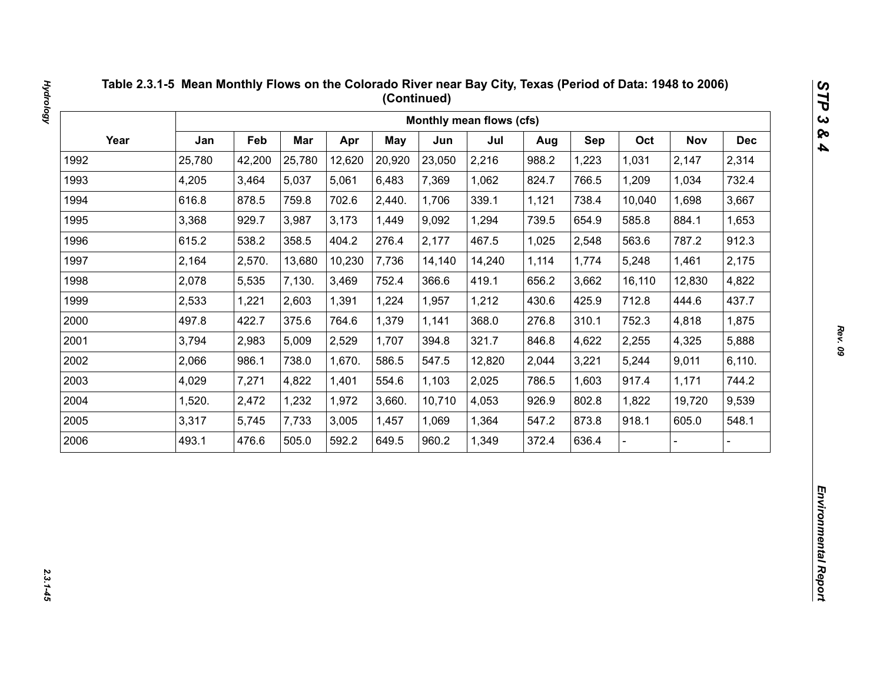# Table 2.3.1-5 Mean Monthly Flows on the Colorado River near Bay City, Texas (Period of Data: 1948 to 2006) (Continued)

| Year | Monthly mean flows (cfs) | | | | | | | | | | | |
|---|---|---|---|---|---|---|---|---|---|---|---|---|
| | Jan | Feb | Mar | Apr | May | Jun | Jul | Aug | Sep | Oct | Nov | Dec |
| 1992 | 25,780 | 42,200 | 25,780 | 12,620 | 20,920 | 23,050 | 2,216 | 988.2 | 1,223 | 1,031 | 2,147 | 2,314 |
| 1993 | 4,205 | 3,464 | 5,037 | 5,061 | 6,483 | 7,369 | 1,062 | 824.7 | 766.5 | 1,209 | 1,034 | 732.4 |
| 1994 | 616.8 | 878.5 | 759.8 | 702.6 | 2,440. | 1,706 | 339.1 | 1,121 | 738.4 | 10,040 | 1,698 | 3,667 |
| 1995 | 3,368 | 929.7 | 3,987 | 3,173 | 1,449 | 9,092 | 1,294 | 739.5 | 654.9 | 585.8 | 884.1 | 1,653 |
| 1996 | 615.2 | 538.2 | 358.5 | 404.2 | 276.4 | 2,177 | 467.5 | 1,025 | 2,548 | 563.6 | 787.2 | 912.3 |
| 1997 | 2,164 | 2,570. | 13,680 | 10,230 | 7,736 | 14,140 | 14,240 | 1,114 | 1,774 | 5,248 | 1,461 | 2,175 |
| 1998 | 2,078 | 5,535 | 7,130. | 3,469 | 752.4 | 366.6 | 419.1 | 656.2 | 3,662 | 16,110 | 12,830 | 4,822 |
| 1999 | 2,533 | 1,221 | 2,603 | 1,391 | 1,224 | 1,957 | 1,212 | 430.6 | 425.9 | 712.8 | 444.6 | 437.7 |
| 2000 | 497.8 | 422.7 | 375.6 | 764.6 | 1,379 | 1,141 | 368.0 | 276.8 | 310.1 | 752.3 | 4,818 | 1,875 |
| 2001 | 3,794 | 2,983 | 5,009 | 2,529 | 1,707 | 394.8 | 321.7 | 846.8 | 4,622 | 2,255 | 4,325 | 5,888 |
| 2002 | 2,066 | 986.1 | 738.0 | 1,670. | 586.5 | 547.5 | 12,820 | 2,044 | 3,221 | 5,244 | 9,011 | 6,110. |
| 2003 | 4,029 | 7,271 | 4,822 | 1,401 | 554.6 | 1,103 | 2,025 | 786.5 | 1,603 | 917.4 | 1,171 | 744.2 |
| 2004 | 1,520. | 2,472 | 1,232 | 1,972 | 3,660. | 10,710 | 4,053 | 926.9 | 802.8 | 1,822 | 19,720 | 9,539 |
| 2005 | 3,317 | 5,745 | 7,733 | 3,005 | 1,457 | 1,069 | 1,364 | 547.2 | 873.8 | 918.1 | 605.0 | 548.1 |
| 2006 | 493.1 | 476.6 | 505.0 | 592.2 | 649.5 | 960.2 | 1,349 | 372.4 | 636.4 | - | - | - |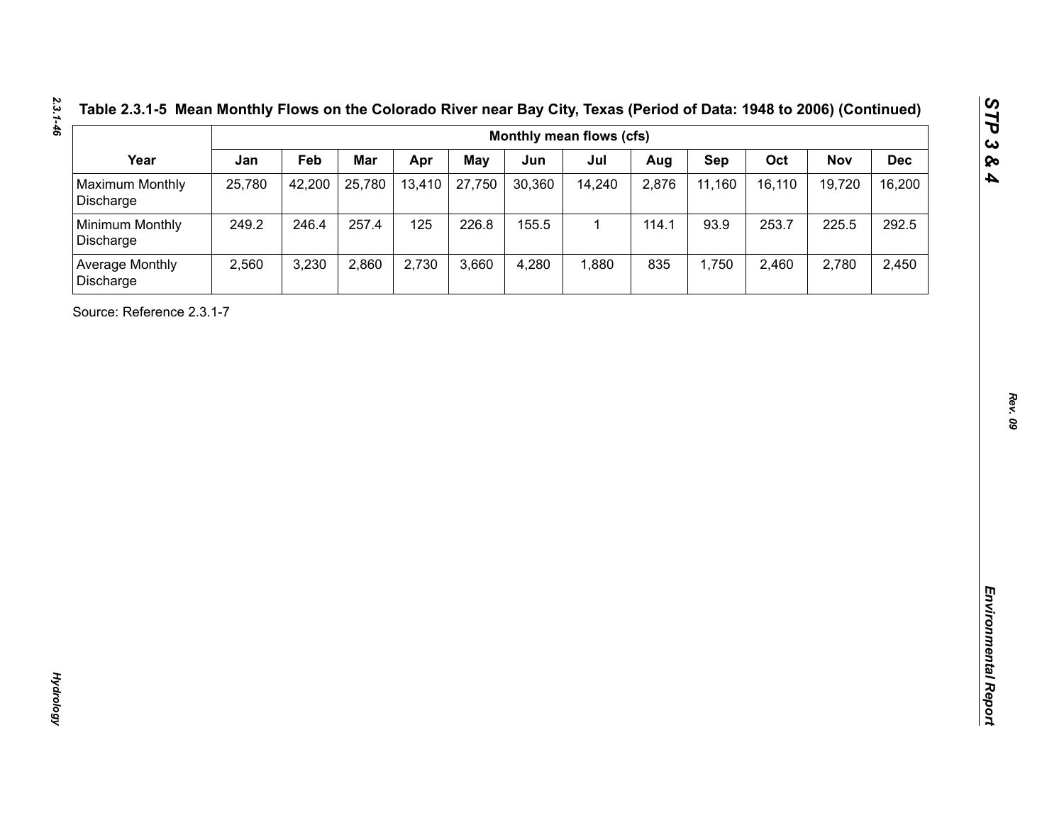**Table 2.3.1-5 Mean Monthly Flows on the Colorado River near Bay City, Texas (Period of Data: 1948 to 2006) (Continued)**

| Year | Monthly mean flows (cfs) | | | | | | | | | | | |
|---|---|---|---|---|---|---|---|---|---|---|---|---|
| | Jan | Feb | Mar | Apr | May | Jun | Jul | Aug | Sep | Oct | Nov | Dec |
| Maximum Monthly Discharge | 25,780 | 42,200 | 25,780 | 13,410 | 27,750 | 30,360 | 14,240 | 2,876 | 11,160 | 16,110 | 19,720 | 16,200 |
| Minimum Monthly Discharge | 249.2 | 246.4 | 257.4 | 125 | 226.8 | 155.5 | 1 | 114.1 | 93.9 | 253.7 | 225.5 | 292.5 |
| Average Monthly Discharge | 2,560 | 3,230 | 2,860 | 2,730 | 3,660 | 4,280 | 1,880 | 835 | 1,750 | 2,460 | 2,780 | 2,450 |

Source: Reference 2.3.1-7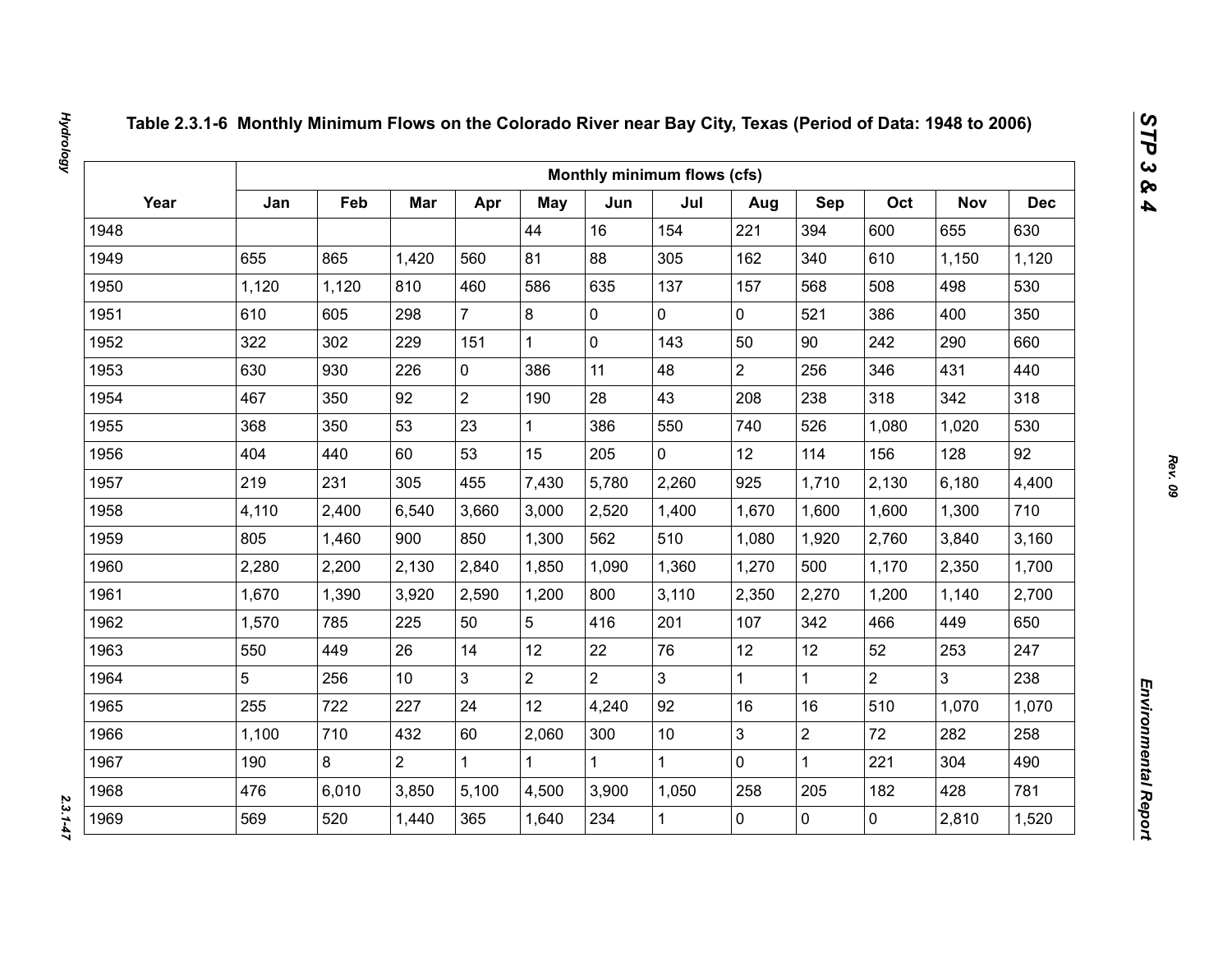## Table 2.3.1-6 Monthly Minimum Flows on the Colorado River near Bay City, Texas (Period of Data: 1948 to 2006)

| Year | Monthly minimum flows (cfs) | | | | | | | | | | | |
|---|---|---|---|---|---|---|---|---|---|---|---|---|
| | Jan | Feb | Mar | Apr | May | Jun | Jul | Aug | Sep | Oct | Nov | Dec |
| 1948 | | | | | 44 | 16 | 154 | 221 | 394 | 600 | 655 | 630 |
| 1949 | 655 | 865 | 1,420 | 560 | 81 | 88 | 305 | 162 | 340 | 610 | 1,150 | 1,120 |
| 1950 | 1,120 | 1,120 | 810 | 460 | 586 | 635 | 137 | 157 | 568 | 508 | 498 | 530 |
| 1951 | 610 | 605 | 298 | 7 | 8 | 0 | 0 | 0 | 521 | 386 | 400 | 350 |
| 1952 | 322 | 302 | 229 | 151 | 1 | 0 | 143 | 50 | 90 | 242 | 290 | 660 |
| 1953 | 630 | 930 | 226 | 0 | 386 | 11 | 48 | 2 | 256 | 346 | 431 | 440 |
| 1954 | 467 | 350 | 92 | 2 | 190 | 28 | 43 | 208 | 238 | 318 | 342 | 318 |
| 1955 | 368 | 350 | 53 | 23 | 1 | 386 | 550 | 740 | 526 | 1,080 | 1,020 | 530 |
| 1956 | 404 | 440 | 60 | 53 | 15 | 205 | 0 | 12 | 114 | 156 | 128 | 92 |
| 1957 | 219 | 231 | 305 | 455 | 7,430 | 5,780 | 2,260 | 925 | 1,710 | 2,130 | 6,180 | 4,400 |
| 1958 | 4,110 | 2,400 | 6,540 | 3,660 | 3,000 | 2,520 | 1,400 | 1,670 | 1,600 | 1,600 | 1,300 | 710 |
| 1959 | 805 | 1,460 | 900 | 850 | 1,300 | 562 | 510 | 1,080 | 1,920 | 2,760 | 3,840 | 3,160 |
| 1960 | 2,280 | 2,200 | 2,130 | 2,840 | 1,850 | 1,090 | 1,360 | 1,270 | 500 | 1,170 | 2,350 | 1,700 |
| 1961 | 1,670 | 1,390 | 3,920 | 2,590 | 1,200 | 800 | 3,110 | 2,350 | 2,270 | 1,200 | 1,140 | 2,700 |
| 1962 | 1,570 | 785 | 225 | 50 | 5 | 416 | 201 | 107 | 342 | 466 | 449 | 650 |
| 1963 | 550 | 449 | 26 | 14 | 12 | 22 | 76 | 12 | 12 | 52 | 253 | 247 |
| 1964 | 5 | 256 | 10 | 3 | 2 | 2 | 3 | 1 | 1 | 2 | 3 | 238 |
| 1965 | 255 | 722 | 227 | 24 | 12 | 4,240 | 92 | 16 | 16 | 510 | 1,070 | 1,070 |
| 1966 | 1,100 | 710 | 432 | 60 | 2,060 | 300 | 10 | 3 | 2 | 72 | 282 | 258 |
| 1967 | 190 | 8 | 2 | 1 | 1 | 1 | 1 | 0 | 1 | 221 | 304 | 490 |
| 1968 | 476 | 6,010 | 3,850 | 5,100 | 4,500 | 3,900 | 1,050 | 258 | 205 | 182 | 428 | 781 |
| 1969 | 569 | 520 | 1,440 | 365 | 1,640 | 234 | 1 | 0 | 0 | 0 | 2,810 | 1,520 |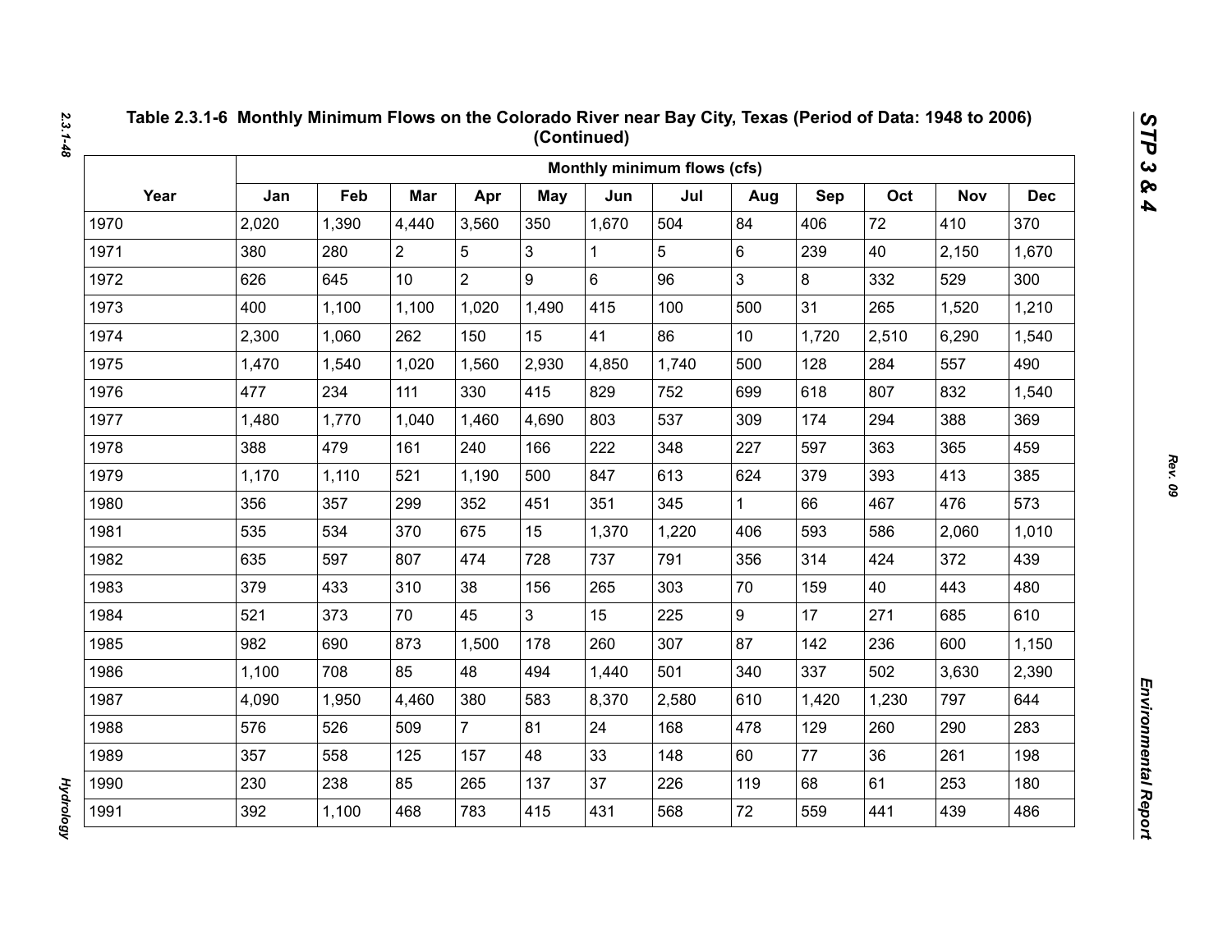## Table 2.3.1-6 Monthly Minimum Flows on the Colorado River near Bay City, Texas (Period of Data: 1948 to 2006) (Continued)

| Year | Monthly minimum flows (cfs) | | | | | | | | | | | |
|---|---|---|---|---|---|---|---|---|---|---|---|---|
| | Jan | Feb | Mar | Apr | May | Jun | Jul | Aug | Sep | Oct | Nov | Dec |
| 1970 | 2,020 | 1,390 | 4,440 | 3,560 | 350 | 1,670 | 504 | 84 | 406 | 72 | 410 | 370 |
| 1971 | 380 | 280 | 2 | 5 | 3 | 1 | 5 | 6 | 239 | 40 | 2,150 | 1,670 |
| 1972 | 626 | 645 | 10 | 2 | 9 | 6 | 96 | 3 | 8 | 332 | 529 | 300 |
| 1973 | 400 | 1,100 | 1,100 | 1,020 | 1,490 | 415 | 100 | 500 | 31 | 265 | 1,520 | 1,210 |
| 1974 | 2,300 | 1,060 | 262 | 150 | 15 | 41 | 86 | 10 | 1,720 | 2,510 | 6,290 | 1,540 |
| 1975 | 1,470 | 1,540 | 1,020 | 1,560 | 2,930 | 4,850 | 1,740 | 500 | 128 | 284 | 557 | 490 |
| 1976 | 477 | 234 | 111 | 330 | 415 | 829 | 752 | 699 | 618 | 807 | 832 | 1,540 |
| 1977 | 1,480 | 1,770 | 1,040 | 1,460 | 4,690 | 803 | 537 | 309 | 174 | 294 | 388 | 369 |
| 1978 | 388 | 479 | 161 | 240 | 166 | 222 | 348 | 227 | 597 | 363 | 365 | 459 |
| 1979 | 1,170 | 1,110 | 521 | 1,190 | 500 | 847 | 613 | 624 | 379 | 393 | 413 | 385 |
| 1980 | 356 | 357 | 299 | 352 | 451 | 351 | 345 | 1 | 66 | 467 | 476 | 573 |
| 1981 | 535 | 534 | 370 | 675 | 15 | 1,370 | 1,220 | 406 | 593 | 586 | 2,060 | 1,010 |
| 1982 | 635 | 597 | 807 | 474 | 728 | 737 | 791 | 356 | 314 | 424 | 372 | 439 |
| 1983 | 379 | 433 | 310 | 38 | 156 | 265 | 303 | 70 | 159 | 40 | 443 | 480 |
| 1984 | 521 | 373 | 70 | 45 | 3 | 15 | 225 | 9 | 17 | 271 | 685 | 610 |
| 1985 | 982 | 690 | 873 | 1,500 | 178 | 260 | 307 | 87 | 142 | 236 | 600 | 1,150 |
| 1986 | 1,100 | 708 | 85 | 48 | 494 | 1,440 | 501 | 340 | 337 | 502 | 3,630 | 2,390 |
| 1987 | 4,090 | 1,950 | 4,460 | 380 | 583 | 8,370 | 2,580 | 610 | 1,420 | 1,230 | 797 | 644 |
| 1988 | 576 | 526 | 509 | 7 | 81 | 24 | 168 | 478 | 129 | 260 | 290 | 283 |
| 1989 | 357 | 558 | 125 | 157 | 48 | 33 | 148 | 60 | 77 | 36 | 261 | 198 |
| 1990 | 230 | 238 | 85 | 265 | 137 | 37 | 226 | 119 | 68 | 61 | 253 | 180 |
| 1991 | 392 | 1,100 | 468 | 783 | 415 | 431 | 568 | 72 | 559 | 441 | 439 | 486 |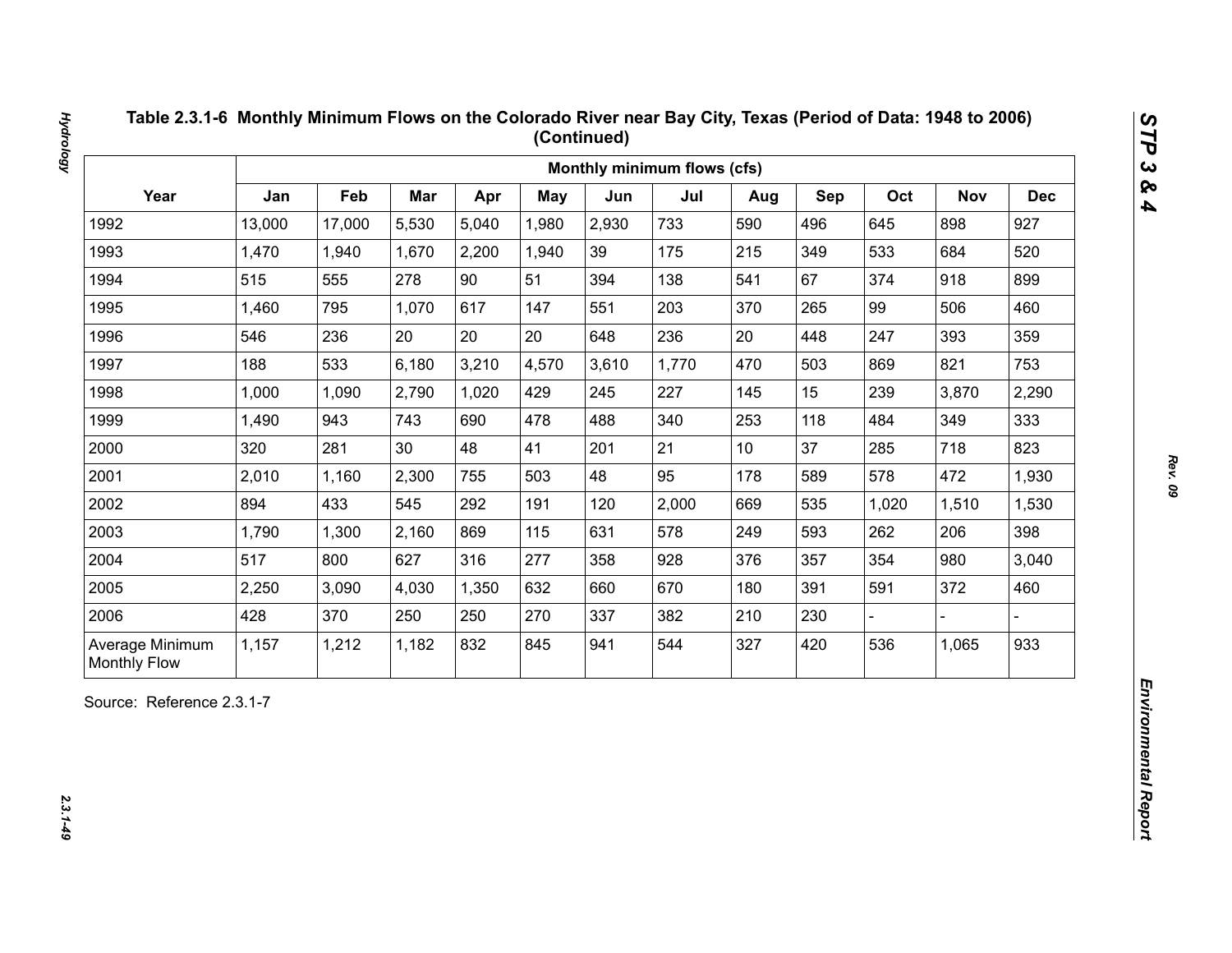**Table 2.3.1-6 Monthly Minimum Flows on the Colorado River near Bay City, Texas (Period of Data: 1948 to 2006) (Continued)**

| Year | Monthly minimum flows (cfs) | | | | | | | | | | | |
|---|---|---|---|---|---|---|---|---|---|---|---|---|
| | Jan | Feb | Mar | Apr | May | Jun | Jul | Aug | Sep | Oct | Nov | Dec |
| 1992 | 13,000 | 17,000 | 5,530 | 5,040 | 1,980 | 2,930 | 733 | 590 | 496 | 645 | 898 | 927 |
| 1993 | 1,470 | 1,940 | 1,670 | 2,200 | 1,940 | 39 | 175 | 215 | 349 | 533 | 684 | 520 |
| 1994 | 515 | 555 | 278 | 90 | 51 | 394 | 138 | 541 | 67 | 374 | 918 | 899 |
| 1995 | 1,460 | 795 | 1,070 | 617 | 147 | 551 | 203 | 370 | 265 | 99 | 506 | 460 |
| 1996 | 546 | 236 | 20 | 20 | 20 | 648 | 236 | 20 | 448 | 247 | 393 | 359 |
| 1997 | 188 | 533 | 6,180 | 3,210 | 4,570 | 3,610 | 1,770 | 470 | 503 | 869 | 821 | 753 |
| 1998 | 1,000 | 1,090 | 2,790 | 1,020 | 429 | 245 | 227 | 145 | 15 | 239 | 3,870 | 2,290 |
| 1999 | 1,490 | 943 | 743 | 690 | 478 | 488 | 340 | 253 | 118 | 484 | 349 | 333 |
| 2000 | 320 | 281 | 30 | 48 | 41 | 201 | 21 | 10 | 37 | 285 | 718 | 823 |
| 2001 | 2,010 | 1,160 | 2,300 | 755 | 503 | 48 | 95 | 178 | 589 | 578 | 472 | 1,930 |
| 2002 | 894 | 433 | 545 | 292 | 191 | 120 | 2,000 | 669 | 535 | 1,020 | 1,510 | 1,530 |
| 2003 | 1,790 | 1,300 | 2,160 | 869 | 115 | 631 | 578 | 249 | 593 | 262 | 206 | 398 |
| 2004 | 517 | 800 | 627 | 316 | 277 | 358 | 928 | 376 | 357 | 354 | 980 | 3,040 |
| 2005 | 2,250 | 3,090 | 4,030 | 1,350 | 632 | 660 | 670 | 180 | 391 | 591 | 372 | 460 |
| 2006 | 428 | 370 | 250 | 250 | 270 | 337 | 382 | 210 | 230 | - | - | - |
| Average Minimum Monthly Flow | 1,157 | 1,212 | 1,182 | 832 | 845 | 941 | 544 | 327 | 420 | 536 | 1,065 | 933 |

Source: Reference 2.3.1-7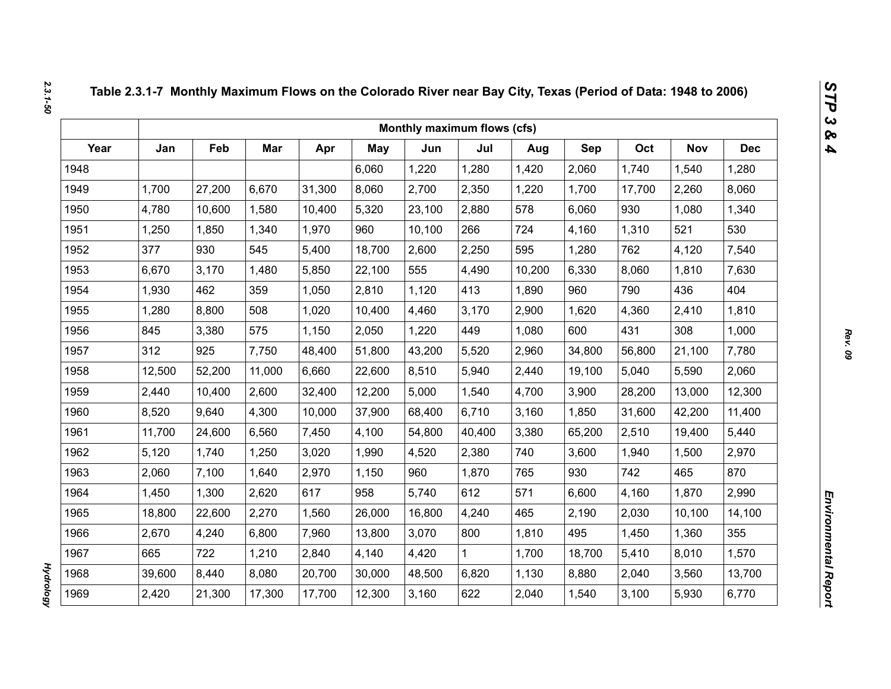Table 2.3.1-7 Monthly Maximum Flows on the Colorado River near Bay City, Texas (Period of Data: 1948 to 2006)

| | Monthly maximum flows (cfs) | | | | | | | | | | | |
|---|---|---|---|---|---|---|---|---|---|---|---|---|
| Year | Jan | Feb | Mar | Apr | May | Jun | Jul | Aug | Sep | Oct | Nov | Dec |
| 1948 | | | | | 6,060 | 1,220 | 1,280 | 1,420 | 2,060 | 1,740 | 1,540 | 1,280 |
| 1949 | 1,700 | 27,200 | 6,670 | 31,300 | 8,060 | 2,700 | 2,350 | 1,220 | 1,700 | 17,700 | 2,260 | 8,060 |
| 1950 | 4,780 | 10,600 | 1,580 | 10,400 | 5,320 | 23,100 | 2,880 | 578 | 6,060 | 930 | 1,080 | 1,340 |
| 1951 | 1,250 | 1,850 | 1,340 | 1,970 | 960 | 10,100 | 266 | 724 | 4,160 | 1,310 | 521 | 530 |
| 1952 | 377 | 930 | 545 | 5,400 | 18,700 | 2,600 | 2,250 | 595 | 1,280 | 762 | 4,120 | 7,540 |
| 1953 | 6,670 | 3,170 | 1,480 | 5,850 | 22,100 | 555 | 4,490 | 10,200 | 6,330 | 8,060 | 1,810 | 7,630 |
| 1954 | 1,930 | 462 | 359 | 1,050 | 2,810 | 1,120 | 413 | 1,890 | 960 | 790 | 436 | 404 |
| 1955 | 1,280 | 8,800 | 508 | 1,020 | 10,400 | 4,460 | 3,170 | 2,900 | 1,620 | 4,360 | 2,410 | 1,810 |
| 1956 | 845 | 3,380 | 575 | 1,150 | 2,050 | 1,220 | 449 | 1,080 | 600 | 431 | 308 | 1,000 |
| 1957 | 312 | 925 | 7,750 | 48,400 | 51,800 | 43,200 | 5,520 | 2,960 | 34,800 | 56,800 | 21,100 | 7,780 |
| 1958 | 12,500 | 52,200 | 11,000 | 6,660 | 22,600 | 8,510 | 5,940 | 2,440 | 19,100 | 5,040 | 5,590 | 2,060 |
| 1959 | 2,440 | 10,400 | 2,600 | 32,400 | 12,200 | 5,000 | 1,540 | 4,700 | 3,900 | 28,200 | 13,000 | 12,300 |
| 1960 | 8,520 | 9,640 | 4,300 | 10,000 | 37,900 | 68,400 | 6,710 | 3,160 | 1,850 | 31,600 | 42,200 | 11,400 |
| 1961 | 11,700 | 24,600 | 6,560 | 7,450 | 4,100 | 54,800 | 40,400 | 3,380 | 65,200 | 2,510 | 19,400 | 5,440 |
| 1962 | 5,120 | 1,740 | 1,250 | 3,020 | 1,990 | 4,520 | 2,380 | 740 | 3,600 | 1,940 | 1,500 | 2,970 |
| 1963 | 2,060 | 7,100 | 1,640 | 2,970 | 1,150 | 960 | 1,870 | 765 | 930 | 742 | 465 | 870 |
| 1964 | 1,450 | 1,300 | 2,620 | 617 | 958 | 5,740 | 612 | 571 | 6,600 | 4,160 | 1,870 | 2,990 |
| 1965 | 18,800 | 22,600 | 2,270 | 1,560 | 26,000 | 16,800 | 4,240 | 465 | 2,190 | 2,030 | 10,100 | 14,100 |
| 1966 | 2,670 | 4,240 | 6,800 | 7,960 | 13,800 | 3,070 | 800 | 1,810 | 495 | 1,450 | 1,360 | 355 |
| 1967 | 665 | 722 | 1,210 | 2,840 | 4,140 | 4,420 | 1 | 1,700 | 18,700 | 5,410 | 8,010 | 1,570 |
| 1968 | 39,600 | 8,440 | 8,080 | 20,700 | 30,000 | 48,500 | 6,820 | 1,130 | 8,880 | 2,040 | 3,560 | 13,700 |
| 1969 | 2,420 | 21,300 | 17,300 | 17,700 | 12,300 | 3,160 | 622 | 2,040 | 1,540 | 3,100 | 5,930 | 6,770 |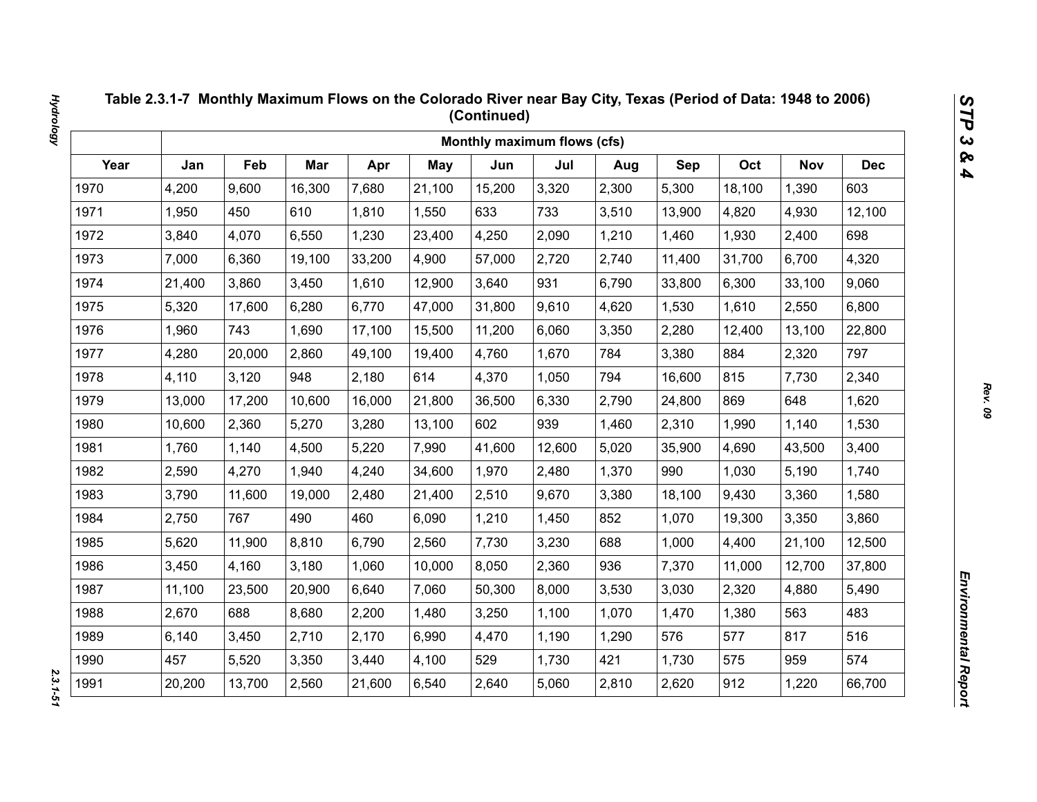## Table 2.3.1-7 Monthly Maximum Flows on the Colorado River near Bay City, Texas (Period of Data: 1948 to 2006) (Continued)

| | Monthly maximum flows (cfs) | | | | | | | | | | | |
|---|---|---|---|---|---|---|---|---|---|---|---|---|
| Year | Jan | Feb | Mar | Apr | May | Jun | Jul | Aug | Sep | Oct | Nov | Dec |
| 1970 | 4,200 | 9,600 | 16,300 | 7,680 | 21,100 | 15,200 | 3,320 | 2,300 | 5,300 | 18,100 | 1,390 | 603 |
| 1971 | 1,950 | 450 | 610 | 1,810 | 1,550 | 633 | 733 | 3,510 | 13,900 | 4,820 | 4,930 | 12,100 |
| 1972 | 3,840 | 4,070 | 6,550 | 1,230 | 23,400 | 4,250 | 2,090 | 1,210 | 1,460 | 1,930 | 2,400 | 698 |
| 1973 | 7,000 | 6,360 | 19,100 | 33,200 | 4,900 | 57,000 | 2,720 | 2,740 | 11,400 | 31,700 | 6,700 | 4,320 |
| 1974 | 21,400 | 3,860 | 3,450 | 1,610 | 12,900 | 3,640 | 931 | 6,790 | 33,800 | 6,300 | 33,100 | 9,060 |
| 1975 | 5,320 | 17,600 | 6,280 | 6,770 | 47,000 | 31,800 | 9,610 | 4,620 | 1,530 | 1,610 | 2,550 | 6,800 |
| 1976 | 1,960 | 743 | 1,690 | 17,100 | 15,500 | 11,200 | 6,060 | 3,350 | 2,280 | 12,400 | 13,100 | 22,800 |
| 1977 | 4,280 | 20,000 | 2,860 | 49,100 | 19,400 | 4,760 | 1,670 | 784 | 3,380 | 884 | 2,320 | 797 |
| 1978 | 4,110 | 3,120 | 948 | 2,180 | 614 | 4,370 | 1,050 | 794 | 16,600 | 815 | 7,730 | 2,340 |
| 1979 | 13,000 | 17,200 | 10,600 | 16,000 | 21,800 | 36,500 | 6,330 | 2,790 | 24,800 | 869 | 648 | 1,620 |
| 1980 | 10,600 | 2,360 | 5,270 | 3,280 | 13,100 | 602 | 939 | 1,460 | 2,310 | 1,990 | 1,140 | 1,530 |
| 1981 | 1,760 | 1,140 | 4,500 | 5,220 | 7,990 | 41,600 | 12,600 | 5,020 | 35,900 | 4,690 | 43,500 | 3,400 |
| 1982 | 2,590 | 4,270 | 1,940 | 4,240 | 34,600 | 1,970 | 2,480 | 1,370 | 990 | 1,030 | 5,190 | 1,740 |
| 1983 | 3,790 | 11,600 | 19,000 | 2,480 | 21,400 | 2,510 | 9,670 | 3,380 | 18,100 | 9,430 | 3,360 | 1,580 |
| 1984 | 2,750 | 767 | 490 | 460 | 6,090 | 1,210 | 1,450 | 852 | 1,070 | 19,300 | 3,350 | 3,860 |
| 1985 | 5,620 | 11,900 | 8,810 | 6,790 | 2,560 | 7,730 | 3,230 | 688 | 1,000 | 4,400 | 21,100 | 12,500 |
| 1986 | 3,450 | 4,160 | 3,180 | 1,060 | 10,000 | 8,050 | 2,360 | 936 | 7,370 | 11,000 | 12,700 | 37,800 |
| 1987 | 11,100 | 23,500 | 20,900 | 6,640 | 7,060 | 50,300 | 8,000 | 3,530 | 3,030 | 2,320 | 4,880 | 5,490 |
| 1988 | 2,670 | 688 | 8,680 | 2,200 | 1,480 | 3,250 | 1,100 | 1,070 | 1,470 | 1,380 | 563 | 483 |
| 1989 | 6,140 | 3,450 | 2,710 | 2,170 | 6,990 | 4,470 | 1,190 | 1,290 | 576 | 577 | 817 | 516 |
| 1990 | 457 | 5,520 | 3,350 | 3,440 | 4,100 | 529 | 1,730 | 421 | 1,730 | 575 | 959 | 574 |
| 1991 | 20,200 | 13,700 | 2,560 | 21,600 | 6,540 | 2,640 | 5,060 | 2,810 | 2,620 | 912 | 1,220 | 66,700 |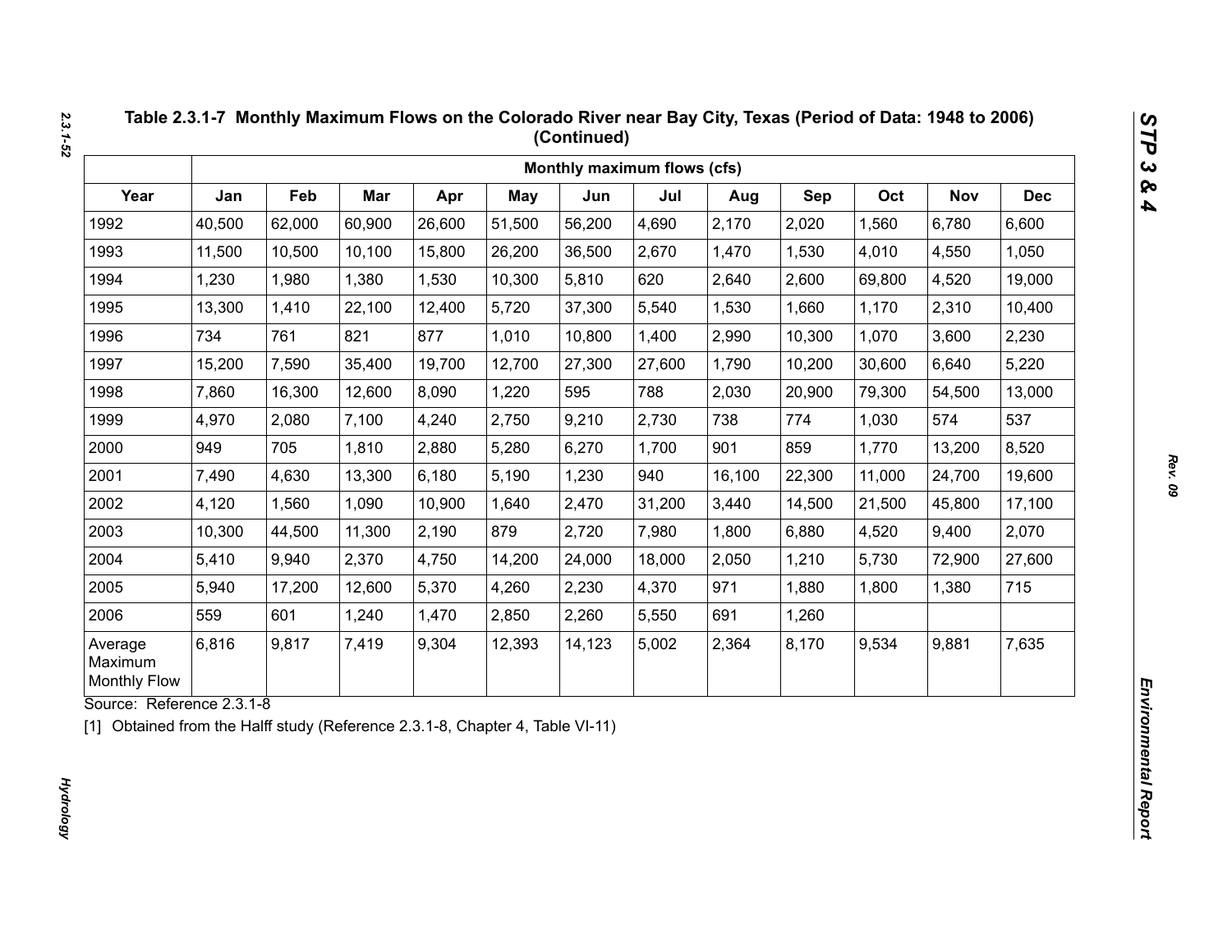**Table 2.3.1-7 Monthly Maximum Flows on the Colorado River near Bay City, Texas (Period of Data: 1948 to 2006) (Continued)**

| | Monthly maximum flows (cfs) | | | | | | | | | | | |
|---|---|---|---|---|---|---|---|---|---|---|---|---|
| Year | Jan | Feb | Mar | Apr | May | Jun | Jul | Aug | Sep | Oct | Nov | Dec |
| 1992 | 40,500 | 62,000 | 60,900 | 26,600 | 51,500 | 56,200 | 4,690 | 2,170 | 2,020 | 1,560 | 6,780 | 6,600 |
| 1993 | 11,500 | 10,500 | 10,100 | 15,800 | 26,200 | 36,500 | 2,670 | 1,470 | 1,530 | 4,010 | 4,550 | 1,050 |
| 1994 | 1,230 | 1,980 | 1,380 | 1,530 | 10,300 | 5,810 | 620 | 2,640 | 2,600 | 69,800 | 4,520 | 19,000 |
| 1995 | 13,300 | 1,410 | 22,100 | 12,400 | 5,720 | 37,300 | 5,540 | 1,530 | 1,660 | 1,170 | 2,310 | 10,400 |
| 1996 | 734 | 761 | 821 | 877 | 1,010 | 10,800 | 1,400 | 2,990 | 10,300 | 1,070 | 3,600 | 2,230 |
| 1997 | 15,200 | 7,590 | 35,400 | 19,700 | 12,700 | 27,300 | 27,600 | 1,790 | 10,200 | 30,600 | 6,640 | 5,220 |
| 1998 | 7,860 | 16,300 | 12,600 | 8,090 | 1,220 | 595 | 788 | 2,030 | 20,900 | 79,300 | 54,500 | 13,000 |
| 1999 | 4,970 | 2,080 | 7,100 | 4,240 | 2,750 | 9,210 | 2,730 | 738 | 774 | 1,030 | 574 | 537 |
| 2000 | 949 | 705 | 1,810 | 2,880 | 5,280 | 6,270 | 1,700 | 901 | 859 | 1,770 | 13,200 | 8,520 |
| 2001 | 7,490 | 4,630 | 13,300 | 6,180 | 5,190 | 1,230 | 940 | 16,100 | 22,300 | 11,000 | 24,700 | 19,600 |
| 2002 | 4,120 | 1,560 | 1,090 | 10,900 | 1,640 | 2,470 | 31,200 | 3,440 | 14,500 | 21,500 | 45,800 | 17,100 |
| 2003 | 10,300 | 44,500 | 11,300 | 2,190 | 879 | 2,720 | 7,980 | 1,800 | 6,880 | 4,520 | 9,400 | 2,070 |
| 2004 | 5,410 | 9,940 | 2,370 | 4,750 | 14,200 | 24,000 | 18,000 | 2,050 | 1,210 | 5,730 | 72,900 | 27,600 |
| 2005 | 5,940 | 17,200 | 12,600 | 5,370 | 4,260 | 2,230 | 4,370 | 971 | 1,880 | 1,800 | 1,380 | 715 |
| 2006 | 559 | 601 | 1,240 | 1,470 | 2,850 | 2,260 | 5,550 | 691 | 1,260 | | | |
| Average Maximum Monthly Flow | 6,816 | 9,817 | 7,419 | 9,304 | 12,393 | 14,123 | 5,002 | 2,364 | 8,170 | 9,534 | 9,881 | 7,635 |

Source: Reference 2.3.1-8

[1] Obtained from the Halff study (Reference 2.3.1-8, Chapter 4, Table VI-11)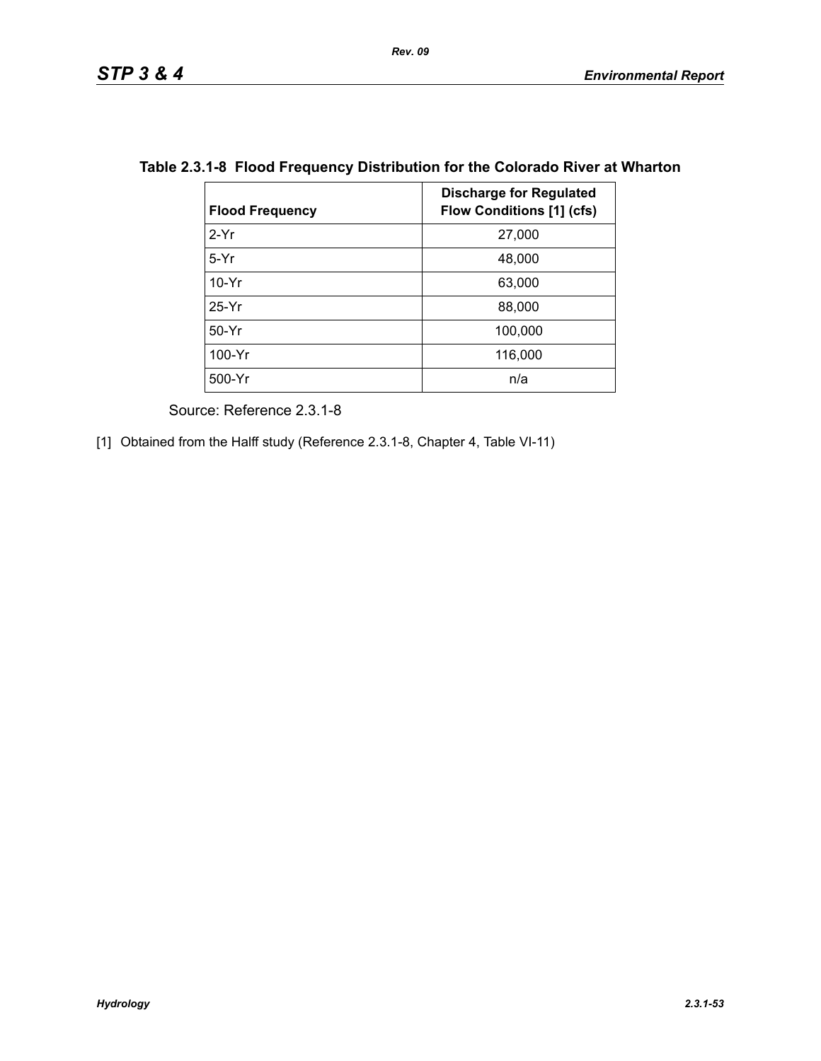**Table 2.3.1-8 Flood Frequency Distribution for the Colorado River at Wharton**

| Flood Frequency | Discharge for Regulated Flow Conditions [1] (cfs) |
|---|---|
| 2-Yr | 27,000 |
| 5-Yr | 48,000 |
| 10-Yr | 63,000 |
| 25-Yr | 88,000 |
| 50-Yr | 100,000 |
| 100-Yr | 116,000 |
| 500-Yr | n/a |

Source: Reference 2.3.1-8

[1] Obtained from the Halff study (Reference 2.3.1-8, Chapter 4, Table VI-11)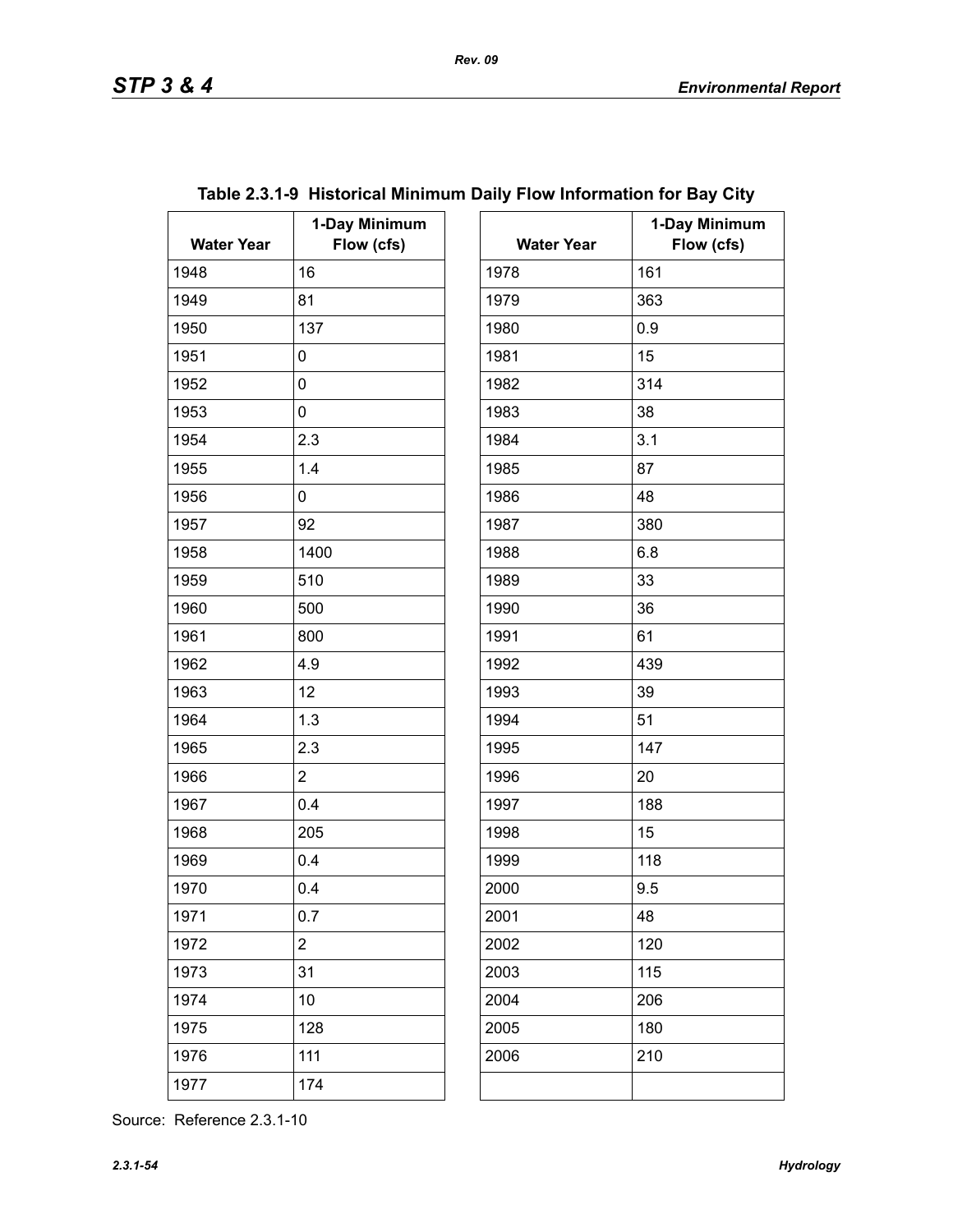**Table 2.3.1-9 Historical Minimum Daily Flow Information for Bay City**

| Water Year | 1-Day Minimum Flow (cfs) | Water Year | 1-Day Minimum Flow (cfs) |
|---|---|---|---|
| 1948 | 16 | 1978 | 161 |
| 1949 | 81 | 1979 | 363 |
| 1950 | 137 | 1980 | 0.9 |
| 1951 | 0 | 1981 | 15 |
| 1952 | 0 | 1982 | 314 |
| 1953 | 0 | 1983 | 38 |
| 1954 | 2.3 | 1984 | 3.1 |
| 1955 | 1.4 | 1985 | 87 |
| 1956 | 0 | 1986 | 48 |
| 1957 | 92 | 1987 | 380 |
| 1958 | 1400 | 1988 | 6.8 |
| 1959 | 510 | 1989 | 33 |
| 1960 | 500 | 1990 | 36 |
| 1961 | 800 | 1991 | 61 |
| 1962 | 4.9 | 1992 | 439 |
| 1963 | 12 | 1993 | 39 |
| 1964 | 1.3 | 1994 | 51 |
| 1965 | 2.3 | 1995 | 147 |
| 1966 | 2 | 1996 | 20 |
| 1967 | 0.4 | 1997 | 188 |
| 1968 | 205 | 1998 | 15 |
| 1969 | 0.4 | 1999 | 118 |
| 1970 | 0.4 | 2000 | 9.5 |
| 1971 | 0.7 | 2001 | 48 |
| 1972 | 2 | 2002 | 120 |
| 1973 | 31 | 2003 | 115 |
| 1974 | 10 | 2004 | 206 |
| 1975 | 128 | 2005 | 180 |
| 1976 | 111 | 2006 | 210 |
| 1977 | 174 | | |

Source: Reference 2.3.1-10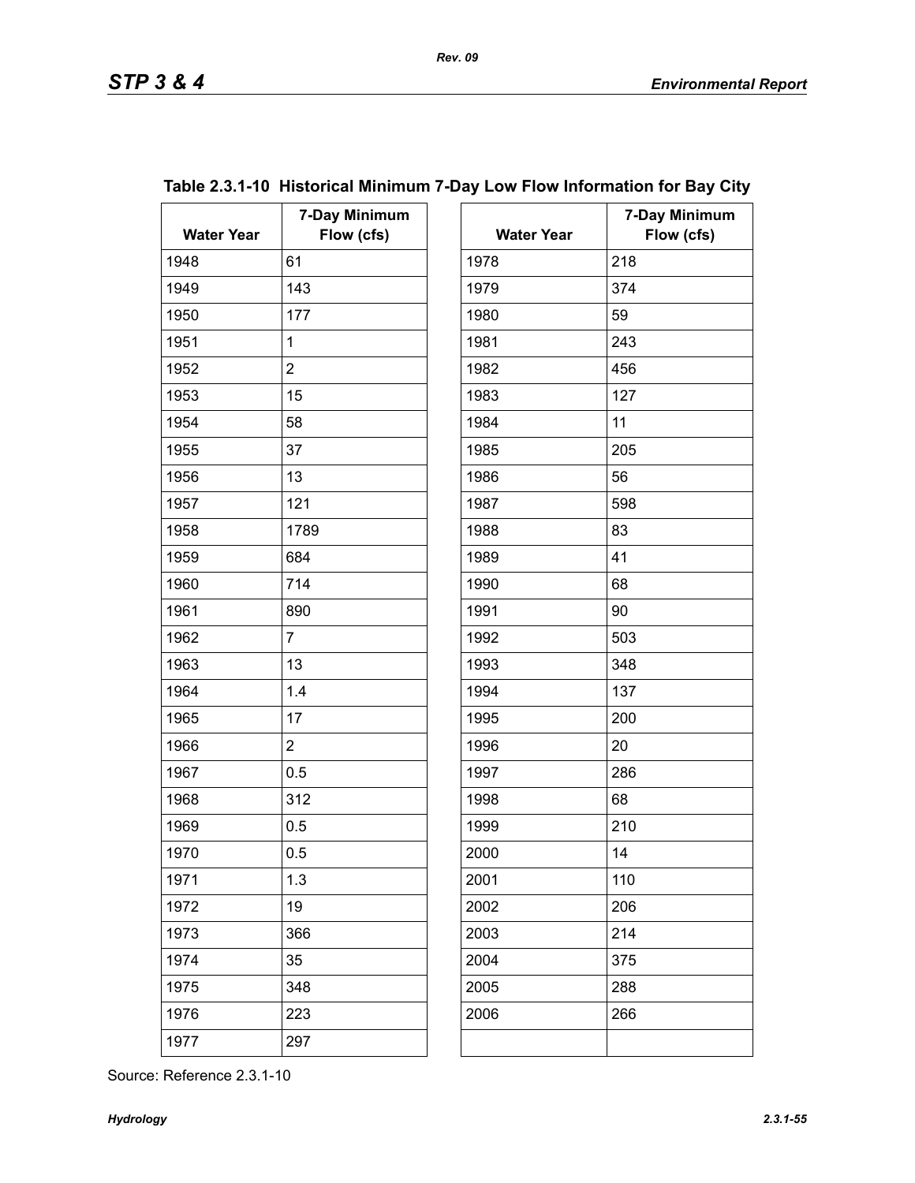**Table 2.3.1-10 Historical Minimum 7-Day Low Flow Information for Bay City**

| Water Year | 7-Day Minimum Flow (cfs) | Water Year | 7-Day Minimum Flow (cfs) |
|---|---|---|---|
| 1948 | 61 | 1978 | 218 |
| 1949 | 143 | 1979 | 374 |
| 1950 | 177 | 1980 | 59 |
| 1951 | 1 | 1981 | 243 |
| 1952 | 2 | 1982 | 456 |
| 1953 | 15 | 1983 | 127 |
| 1954 | 58 | 1984 | 11 |
| 1955 | 37 | 1985 | 205 |
| 1956 | 13 | 1986 | 56 |
| 1957 | 121 | 1987 | 598 |
| 1958 | 1789 | 1988 | 83 |
| 1959 | 684 | 1989 | 41 |
| 1960 | 714 | 1990 | 68 |
| 1961 | 890 | 1991 | 90 |
| 1962 | 7 | 1992 | 503 |
| 1963 | 13 | 1993 | 348 |
| 1964 | 1.4 | 1994 | 137 |
| 1965 | 17 | 1995 | 200 |
| 1966 | 2 | 1996 | 20 |
| 1967 | 0.5 | 1997 | 286 |
| 1968 | 312 | 1998 | 68 |
| 1969 | 0.5 | 1999 | 210 |
| 1970 | 0.5 | 2000 | 14 |
| 1971 | 1.3 | 2001 | 110 |
| 1972 | 19 | 2002 | 206 |
| 1973 | 366 | 2003 | 214 |
| 1974 | 35 | 2004 | 375 |
| 1975 | 348 | 2005 | 288 |
| 1976 | 223 | 2006 | 266 |
| 1977 | 297 | | |

Source: Reference 2.3.1-10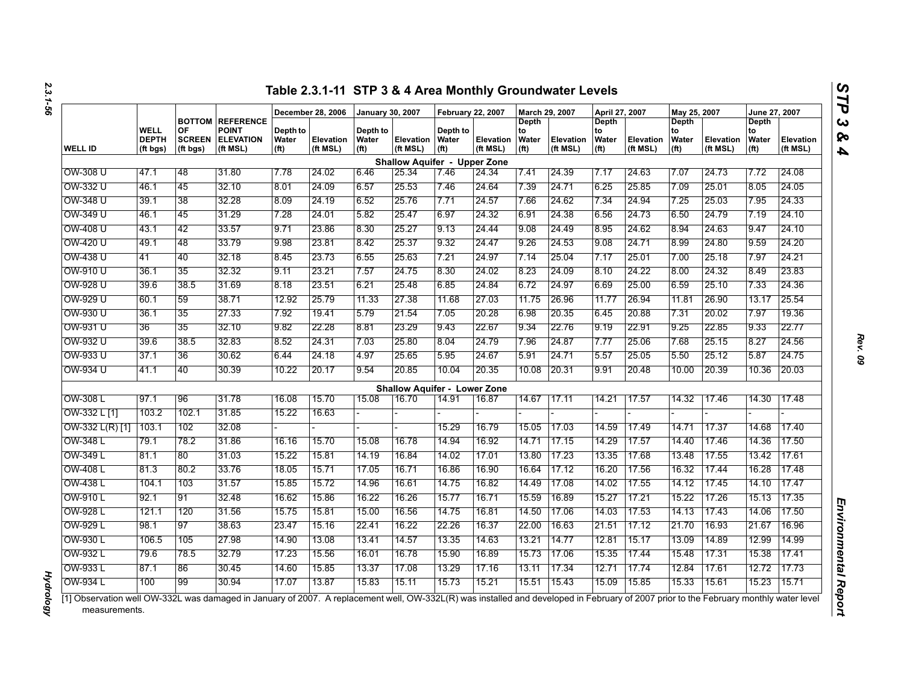## Table 2.3.1-11 STP 3 & 4 Area Monthly Groundwater Levels

| WELL ID | WELL DEPTH (ft bgs) | BOTTOM OF SCREEN (ft bgs) | REFERENCE POINT ELEVATION (ft MSL) | December 28, 2006 Depth to Water (ft) | December 28, 2006 Elevation (ft MSL) | January 30, 2007 Depth to Water (ft) | January 30, 2007 Elevation (ft MSL) | February 22, 2007 Depth to Water (ft) | February 22, 2007 Elevation (ft MSL) | March 29, 2007 Depth to Water (ft) | March 29, 2007 Elevation (ft MSL) | April 27, 2007 Depth to Water (ft) | April 27, 2007 Elevation (ft MSL) | May 25, 2007 Depth to Water (ft) | May 25, 2007 Elevation (ft MSL) | June 27, 2007 Depth to Water (ft) | June 27, 2007 Elevation (ft MSL) |
|---|---|---|---|---|---|---|---|---|---|---|---|---|---|---|---|---|---|
| **Shallow Aquifer - Upper Zone** | | | | | | | | | | | | | | | | | |
| OW-308 U | 47.1 | 48 | 31.80 | 7.78 | 24.02 | 6.46 | 25.34 | 7.46 | 24.34 | 7.41 | 24.39 | 7.17 | 24.63 | 7.07 | 24.73 | 7.72 | 24.08 |
| OW-332 U | 46.1 | 45 | 32.10 | 8.01 | 24.09 | 6.57 | 25.53 | 7.46 | 24.64 | 7.39 | 24.71 | 6.25 | 25.85 | 7.09 | 25.01 | 8.05 | 24.05 |
| OW-348 U | 39.1 | 38 | 32.28 | 8.09 | 24.19 | 6.52 | 25.76 | 7.71 | 24.57 | 7.66 | 24.62 | 7.34 | 24.94 | 7.25 | 25.03 | 7.95 | 24.33 |
| OW-349 U | 46.1 | 45 | 31.29 | 7.28 | 24.01 | 5.82 | 25.47 | 6.97 | 24.32 | 6.91 | 24.38 | 6.56 | 24.73 | 6.50 | 24.79 | 7.19 | 24.10 |
| OW-408 U | 43.1 | 42 | 33.57 | 9.71 | 23.86 | 8.30 | 25.27 | 9.13 | 24.44 | 9.08 | 24.49 | 8.95 | 24.62 | 8.94 | 24.63 | 9.47 | 24.10 |
| OW-420 U | 49.1 | 48 | 33.79 | 9.98 | 23.81 | 8.42 | 25.37 | 9.32 | 24.47 | 9.26 | 24.53 | 9.08 | 24.71 | 8.99 | 24.80 | 9.59 | 24.20 |
| OW-438 U | 41 | 40 | 32.18 | 8.45 | 23.73 | 6.55 | 25.63 | 7.21 | 24.97 | 7.14 | 25.04 | 7.17 | 25.01 | 7.00 | 25.18 | 7.97 | 24.21 |
| OW-910 U | 36.1 | 35 | 32.32 | 9.11 | 23.21 | 7.57 | 24.75 | 8.30 | 24.02 | 8.23 | 24.09 | 8.10 | 24.22 | 8.00 | 24.32 | 8.49 | 23.83 |
| OW-928 U | 39.6 | 38.5 | 31.69 | 8.18 | 23.51 | 6.21 | 25.48 | 6.85 | 24.84 | 6.72 | 24.97 | 6.69 | 25.00 | 6.59 | 25.10 | 7.33 | 24.36 |
| OW-929 U | 60.1 | 59 | 38.71 | 12.92 | 25.79 | 11.33 | 27.38 | 11.68 | 27.03 | 11.75 | 26.96 | 11.77 | 26.94 | 11.81 | 26.90 | 13.17 | 25.54 |
| OW-930 U | 36.1 | 35 | 27.33 | 7.92 | 19.41 | 5.79 | 21.54 | 7.05 | 20.28 | 6.98 | 20.35 | 6.45 | 20.88 | 7.31 | 20.02 | 7.97 | 19.36 |
| OW-931 U | 36 | 35 | 32.10 | 9.82 | 22.28 | 8.81 | 23.29 | 9.43 | 22.67 | 9.34 | 22.76 | 9.19 | 22.91 | 9.25 | 22.85 | 9.33 | 22.77 |
| OW-932 U | 39.6 | 38.5 | 32.83 | 8.52 | 24.31 | 7.03 | 25.80 | 8.04 | 24.79 | 7.96 | 24.87 | 7.77 | 25.06 | 7.68 | 25.15 | 8.27 | 24.56 |
| OW-933 U | 37.1 | 36 | 30.62 | 6.44 | 24.18 | 4.97 | 25.65 | 5.95 | 24.67 | 5.91 | 24.71 | 5.57 | 25.05 | 5.50 | 25.12 | 5.87 | 24.75 |
| OW-934 U | 41.1 | 40 | 30.39 | 10.22 | 20.17 | 9.54 | 20.85 | 10.04 | 20.35 | 10.08 | 20.31 | 9.91 | 20.48 | 10.00 | 20.39 | 10.36 | 20.03 |
| **Shallow Aquifer - Lower Zone** | | | | | | | | | | | | | | | | | |
| OW-308 L | 97.1 | 96 | 31.78 | 16.08 | 15.70 | 15.08 | 16.70 | 14.91 | 16.87 | 14.67 | 17.11 | 14.21 | 17.57 | 14.32 | 17.46 | 14.30 | 17.48 |
| OW-332 L [1] | 103.2 | 102.1 | 31.85 | 15.22 | 16.63 | - | - | - | - | - | - | - | - | - | - | - | - |
| OW-332 L(R) [1] | 103.1 | 102 | 32.08 | - | - | - | - | 15.29 | 16.79 | 15.05 | 17.03 | 14.59 | 17.49 | 14.71 | 17.37 | 14.68 | 17.40 |
| OW-348 L | 79.1 | 78.2 | 31.86 | 16.16 | 15.70 | 15.08 | 16.78 | 14.94 | 16.92 | 14.71 | 17.15 | 14.29 | 17.57 | 14.40 | 17.46 | 14.36 | 17.50 |
| OW-349 L | 81.1 | 80 | 31.03 | 15.22 | 15.81 | 14.19 | 16.84 | 14.02 | 17.01 | 13.80 | 17.23 | 13.35 | 17.68 | 13.48 | 17.55 | 13.42 | 17.61 |
| OW-408 L | 81.3 | 80.2 | 33.76 | 18.05 | 15.71 | 17.05 | 16.71 | 16.86 | 16.90 | 16.64 | 17.12 | 16.20 | 17.56 | 16.32 | 17.44 | 16.28 | 17.48 |
| OW-438 L | 104.1 | 103 | 31.57 | 15.85 | 15.72 | 14.96 | 16.61 | 14.75 | 16.82 | 14.49 | 17.08 | 14.02 | 17.55 | 14.12 | 17.45 | 14.10 | 17.47 |
| OW-910 L | 92.1 | 91 | 32.48 | 16.62 | 15.86 | 16.22 | 16.26 | 15.77 | 16.71 | 15.59 | 16.89 | 15.27 | 17.21 | 15.22 | 17.26 | 15.13 | 17.35 |
| OW-928 L | 121.1 | 120 | 31.56 | 15.75 | 15.81 | 15.00 | 16.56 | 14.75 | 16.81 | 14.50 | 17.06 | 14.03 | 17.53 | 14.13 | 17.43 | 14.06 | 17.50 |
| OW-929 L | 98.1 | 97 | 38.63 | 23.47 | 15.16 | 22.41 | 16.22 | 22.26 | 16.37 | 22.00 | 16.63 | 21.51 | 17.12 | 21.70 | 16.93 | 21.67 | 16.96 |
| OW-930 L | 106.5 | 105 | 27.98 | 14.90 | 13.08 | 13.41 | 14.57 | 13.35 | 14.63 | 13.21 | 14.77 | 12.81 | 15.17 | 13.09 | 14.89 | 12.99 | 14.99 |
| OW-932 L | 79.6 | 78.5 | 32.79 | 17.23 | 15.56 | 16.01 | 16.78 | 15.90 | 16.89 | 15.73 | 17.06 | 15.35 | 17.44 | 15.48 | 17.31 | 15.38 | 17.41 |
| OW-933 L | 87.1 | 86 | 30.45 | 14.60 | 15.85 | 13.37 | 17.08 | 13.29 | 17.16 | 13.11 | 17.34 | 12.71 | 17.74 | 12.84 | 17.61 | 12.72 | 17.73 |
| OW-934 L | 100 | 99 | 30.94 | 17.07 | 13.87 | 15.83 | 15.11 | 15.73 | 15.21 | 15.51 | 15.43 | 15.09 | 15.85 | 15.33 | 15.61 | 15.23 | 15.71 |

[1] Observation well OW-332L was damaged in January of 2007. A replacement well, OW-332L(R) was installed and developed in February of 2007 prior to the February monthly water level measurements.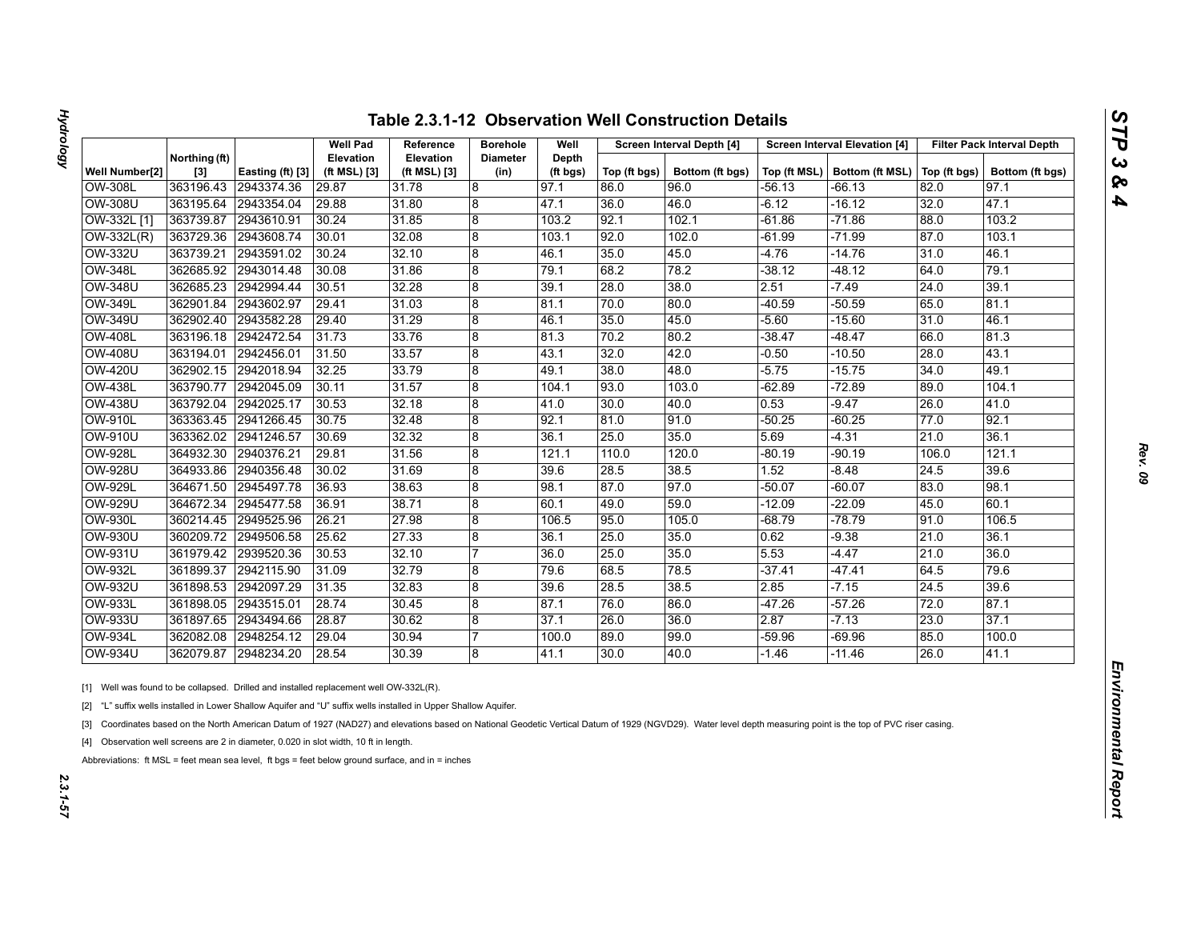# Table 2.3.1-12 Observation Well Construction Details

| Well Number[2] | Northing (ft) [3] | Easting (ft) [3] | Well Pad Elevation (ft MSL) [3] | Reference Elevation (ft MSL) [3] | Borehole Diameter (in) | Well Depth (ft bgs) | Screen Interval Depth [4] | | Screen Interval Elevation [4] | | Filter Pack Interval Depth | |
|---|---|---|---|---|---|---|---|---|---|---|---|---|
| | | | | | | | Top (ft bgs) | Bottom (ft bgs) | Top (ft MSL) | Bottom (ft MSL) | Top (ft bgs) | Bottom (ft bgs) |
| OW-308L | 363196.43 | 2943374.36 | 29.87 | 31.78 | 8 | 97.1 | 86.0 | 96.0 | -56.13 | -66.13 | 82.0 | 97.1 |
| OW-308U | 363195.64 | 2943354.04 | 29.88 | 31.80 | 8 | 47.1 | 36.0 | 46.0 | -6.12 | -16.12 | 32.0 | 47.1 |
| OW-332L [1] | 363739.87 | 2943610.91 | 30.24 | 31.85 | 8 | 103.2 | 92.1 | 102.1 | -61.86 | -71.86 | 88.0 | 103.2 |
| OW-332L(R) | 363729.36 | 2943608.74 | 30.01 | 32.08 | 8 | 103.1 | 92.0 | 102.0 | -61.99 | -71.99 | 87.0 | 103.1 |
| OW-332U | 363739.21 | 2943591.02 | 30.24 | 32.10 | 8 | 46.1 | 35.0 | 45.0 | -4.76 | -14.76 | 31.0 | 46.1 |
| OW-348L | 362685.92 | 2943014.48 | 30.08 | 31.86 | 8 | 79.1 | 68.2 | 78.2 | -38.12 | -48.12 | 64.0 | 79.1 |
| OW-348U | 362685.23 | 2942994.44 | 30.51 | 32.28 | 8 | 39.1 | 28.0 | 38.0 | 2.51 | -7.49 | 24.0 | 39.1 |
| OW-349L | 362901.84 | 2943602.97 | 29.41 | 31.03 | 8 | 81.1 | 70.0 | 80.0 | -40.59 | -50.59 | 65.0 | 81.1 |
| OW-349U | 362902.40 | 2943582.28 | 29.40 | 31.29 | 8 | 46.1 | 35.0 | 45.0 | -5.60 | -15.60 | 31.0 | 46.1 |
| OW-408L | 363196.18 | 2942472.54 | 31.73 | 33.76 | 8 | 81.3 | 70.2 | 80.2 | -38.47 | -48.47 | 66.0 | 81.3 |
| OW-408U | 363194.01 | 2942456.01 | 31.50 | 33.57 | 8 | 43.1 | 32.0 | 42.0 | -0.50 | -10.50 | 28.0 | 43.1 |
| OW-420U | 362902.15 | 2942018.94 | 32.25 | 33.79 | 8 | 49.1 | 38.0 | 48.0 | -5.75 | -15.75 | 34.0 | 49.1 |
| OW-438L | 363790.77 | 2942045.09 | 30.11 | 31.57 | 8 | 104.1 | 93.0 | 103.0 | -62.89 | -72.89 | 89.0 | 104.1 |
| OW-438U | 363792.04 | 2942025.17 | 30.53 | 32.18 | 8 | 41.0 | 30.0 | 40.0 | 0.53 | -9.47 | 26.0 | 41.0 |
| OW-910L | 363363.45 | 2941266.45 | 30.75 | 32.48 | 8 | 92.1 | 81.0 | 91.0 | -50.25 | -60.25 | 77.0 | 92.1 |
| OW-910U | 363362.02 | 2941246.57 | 30.69 | 32.32 | 8 | 36.1 | 25.0 | 35.0 | 5.69 | -4.31 | 21.0 | 36.1 |
| OW-928L | 364932.30 | 2940376.21 | 29.81 | 31.56 | 8 | 121.1 | 110.0 | 120.0 | -80.19 | -90.19 | 106.0 | 121.1 |
| OW-928U | 364933.86 | 2940356.48 | 30.02 | 31.69 | 8 | 39.6 | 28.5 | 38.5 | 1.52 | -8.48 | 24.5 | 39.6 |
| OW-929L | 364671.50 | 2945497.78 | 36.93 | 38.63 | 8 | 98.1 | 87.0 | 97.0 | -50.07 | -60.07 | 83.0 | 98.1 |
| OW-929U | 364672.34 | 2945477.58 | 36.91 | 38.71 | 8 | 60.1 | 49.0 | 59.0 | -12.09 | -22.09 | 45.0 | 60.1 |
| OW-930L | 360214.45 | 2949525.96 | 26.21 | 27.98 | 8 | 106.5 | 95.0 | 105.0 | -68.79 | -78.79 | 91.0 | 106.5 |
| OW-930U | 360209.72 | 2949506.58 | 25.62 | 27.33 | 8 | 36.1 | 25.0 | 35.0 | 0.62 | -9.38 | 21.0 | 36.1 |
| OW-931U | 361979.42 | 2939520.36 | 30.53 | 32.10 | 7 | 36.0 | 25.0 | 35.0 | 5.53 | -4.47 | 21.0 | 36.0 |
| OW-932L | 361899.37 | 2942115.90 | 31.09 | 32.79 | 8 | 79.6 | 68.5 | 78.5 | -37.41 | -47.41 | 64.5 | 79.6 |
| OW-932U | 361898.53 | 2942097.29 | 31.35 | 32.83 | 8 | 39.6 | 28.5 | 38.5 | 2.85 | -7.15 | 24.5 | 39.6 |
| OW-933L | 361898.05 | 2943515.01 | 28.74 | 30.45 | 8 | 87.1 | 76.0 | 86.0 | -47.26 | -57.26 | 72.0 | 87.1 |
| OW-933U | 361897.65 | 2943494.66 | 28.87 | 30.62 | 8 | 37.1 | 26.0 | 36.0 | 2.87 | -7.13 | 23.0 | 37.1 |
| OW-934L | 362082.08 | 2948254.12 | 29.04 | 30.94 | 7 | 100.0 | 89.0 | 99.0 | -59.96 | -69.96 | 85.0 | 100.0 |
| OW-934U | 362079.87 | 2948234.20 | 28.54 | 30.39 | 8 | 41.1 | 30.0 | 40.0 | -1.46 | -11.46 | 26.0 | 41.1 |

[1] Well was found to be collapsed. Drilled and installed replacement well OW-332L(R).

[2] "L" suffix wells installed in Lower Shallow Aquifer and "U" suffix wells installed in Upper Shallow Aquifer.

[3] Coordinates based on the North American Datum of 1927 (NAD27) and elevations based on National Geodetic Vertical Datum of 1929 (NGVD29). Water level depth measuring point is the top of PVC riser casing.

[4] Observation well screens are 2 in diameter, 0.020 in slot width, 10 ft in length.

Abbreviations: ft MSL = feet mean sea level, ft bgs = feet below ground surface, and in = inches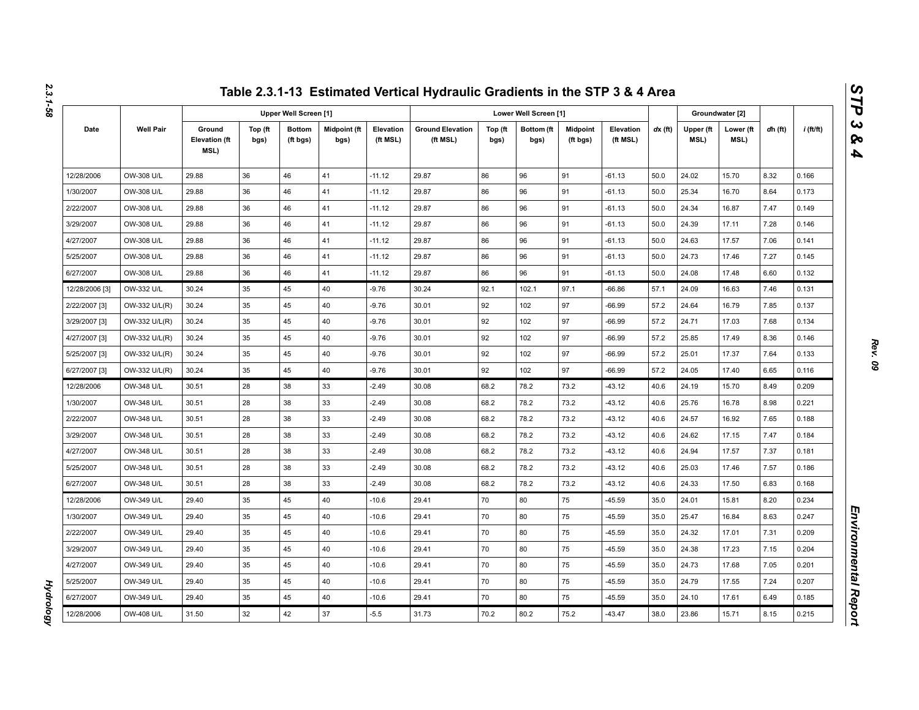# Table 2.3.1-13 Estimated Vertical Hydraulic Gradients in the STP 3 & 4 Area

| Date | Well Pair | Upper Well Screen [1] | | | | | Lower Well Screen [1] | | | | | dx (ft) | Groundwater [2] | | dh (ft) | i (ft/ft) |
|---|---|---|---|---|---|---|---|---|---|---|---|---|---|---|---|---|
| | | Ground Elevation (ft MSL) | Top (ft bgs) | Bottom (ft bgs) | Midpoint (ft bgs) | Elevation (ft MSL) | Ground Elevation (ft MSL) | Top (ft bgs) | Bottom (ft bgs) | Midpoint (ft bgs) | Elevation (ft MSL) | | Upper (ft MSL) | Lower (ft MSL) | | |
| 12/28/2006 | OW-308 U/L | 29.88 | 36 | 46 | 41 | -11.12 | 29.87 | 86 | 96 | 91 | -61.13 | 50.0 | 24.02 | 15.70 | 8.32 | 0.166 |
| 1/30/2007 | OW-308 U/L | 29.88 | 36 | 46 | 41 | -11.12 | 29.87 | 86 | 96 | 91 | -61.13 | 50.0 | 25.34 | 16.70 | 8.64 | 0.173 |
| 2/22/2007 | OW-308 U/L | 29.88 | 36 | 46 | 41 | -11.12 | 29.87 | 86 | 96 | 91 | -61.13 | 50.0 | 24.34 | 16.87 | 7.47 | 0.149 |
| 3/29/2007 | OW-308 U/L | 29.88 | 36 | 46 | 41 | -11.12 | 29.87 | 86 | 96 | 91 | -61.13 | 50.0 | 24.39 | 17.11 | 7.28 | 0.146 |
| 4/27/2007 | OW-308 U/L | 29.88 | 36 | 46 | 41 | -11.12 | 29.87 | 86 | 96 | 91 | -61.13 | 50.0 | 24.63 | 17.57 | 7.06 | 0.141 |
| 5/25/2007 | OW-308 U/L | 29.88 | 36 | 46 | 41 | -11.12 | 29.87 | 86 | 96 | 91 | -61.13 | 50.0 | 24.73 | 17.46 | 7.27 | 0.145 |
| 6/27/2007 | OW-308 U/L | 29.88 | 36 | 46 | 41 | -11.12 | 29.87 | 86 | 96 | 91 | -61.13 | 50.0 | 24.08 | 17.48 | 6.60 | 0.132 |
| 12/28/2006 [3] | OW-332 U/L | 30.24 | 35 | 45 | 40 | -9.76 | 30.24 | 92.1 | 102.1 | 97.1 | -66.86 | 57.1 | 24.09 | 16.63 | 7.46 | 0.131 |
| 2/22/2007 [3] | OW-332 U/L(R) | 30.24 | 35 | 45 | 40 | -9.76 | 30.01 | 92 | 102 | 97 | -66.99 | 57.2 | 24.64 | 16.79 | 7.85 | 0.137 |
| 3/29/2007 [3] | OW-332 U/L(R) | 30.24 | 35 | 45 | 40 | -9.76 | 30.01 | 92 | 102 | 97 | -66.99 | 57.2 | 24.71 | 17.03 | 7.68 | 0.134 |
| 4/27/2007 [3] | OW-332 U/L(R) | 30.24 | 35 | 45 | 40 | -9.76 | 30.01 | 92 | 102 | 97 | -66.99 | 57.2 | 25.85 | 17.49 | 8.36 | 0.146 |
| 5/25/2007 [3] | OW-332 U/L(R) | 30.24 | 35 | 45 | 40 | -9.76 | 30.01 | 92 | 102 | 97 | -66.99 | 57.2 | 25.01 | 17.37 | 7.64 | 0.133 |
| 6/27/2007 [3] | OW-332 U/L(R) | 30.24 | 35 | 45 | 40 | -9.76 | 30.01 | 92 | 102 | 97 | -66.99 | 57.2 | 24.05 | 17.40 | 6.65 | 0.116 |
| 12/28/2006 | OW-348 U/L | 30.51 | 28 | 38 | 33 | -2.49 | 30.08 | 68.2 | 78.2 | 73.2 | -43.12 | 40.6 | 24.19 | 15.70 | 8.49 | 0.209 |
| 1/30/2007 | OW-348 U/L | 30.51 | 28 | 38 | 33 | -2.49 | 30.08 | 68.2 | 78.2 | 73.2 | -43.12 | 40.6 | 25.76 | 16.78 | 8.98 | 0.221 |
| 2/22/2007 | OW-348 U/L | 30.51 | 28 | 38 | 33 | -2.49 | 30.08 | 68.2 | 78.2 | 73.2 | -43.12 | 40.6 | 24.57 | 16.92 | 7.65 | 0.188 |
| 3/29/2007 | OW-348 U/L | 30.51 | 28 | 38 | 33 | -2.49 | 30.08 | 68.2 | 78.2 | 73.2 | -43.12 | 40.6 | 24.62 | 17.15 | 7.47 | 0.184 |
| 4/27/2007 | OW-348 U/L | 30.51 | 28 | 38 | 33 | -2.49 | 30.08 | 68.2 | 78.2 | 73.2 | -43.12 | 40.6 | 24.94 | 17.57 | 7.37 | 0.181 |
| 5/25/2007 | OW-348 U/L | 30.51 | 28 | 38 | 33 | -2.49 | 30.08 | 68.2 | 78.2 | 73.2 | -43.12 | 40.6 | 25.03 | 17.46 | 7.57 | 0.186 |
| 6/27/2007 | OW-348 U/L | 30.51 | 28 | 38 | 33 | -2.49 | 30.08 | 68.2 | 78.2 | 73.2 | -43.12 | 40.6 | 24.33 | 17.50 | 6.83 | 0.168 |
| 12/28/2006 | OW-349 U/L | 29.40 | 35 | 45 | 40 | -10.6 | 29.41 | 70 | 80 | 75 | -45.59 | 35.0 | 24.01 | 15.81 | 8.20 | 0.234 |
| 1/30/2007 | OW-349 U/L | 29.40 | 35 | 45 | 40 | -10.6 | 29.41 | 70 | 80 | 75 | -45.59 | 35.0 | 25.47 | 16.84 | 8.63 | 0.247 |
| 2/22/2007 | OW-349 U/L | 29.40 | 35 | 45 | 40 | -10.6 | 29.41 | 70 | 80 | 75 | -45.59 | 35.0 | 24.32 | 17.01 | 7.31 | 0.209 |
| 3/29/2007 | OW-349 U/L | 29.40 | 35 | 45 | 40 | -10.6 | 29.41 | 70 | 80 | 75 | -45.59 | 35.0 | 24.38 | 17.23 | 7.15 | 0.204 |
| 4/27/2007 | OW-349 U/L | 29.40 | 35 | 45 | 40 | -10.6 | 29.41 | 70 | 80 | 75 | -45.59 | 35.0 | 24.73 | 17.68 | 7.05 | 0.201 |
| 5/25/2007 | OW-349 U/L | 29.40 | 35 | 45 | 40 | -10.6 | 29.41 | 70 | 80 | 75 | -45.59 | 35.0 | 24.79 | 17.55 | 7.24 | 0.207 |
| 6/27/2007 | OW-349 U/L | 29.40 | 35 | 45 | 40 | -10.6 | 29.41 | 70 | 80 | 75 | -45.59 | 35.0 | 24.10 | 17.61 | 6.49 | 0.185 |
| 12/28/2006 | OW-408 U/L | 31.50 | 32 | 42 | 37 | -5.5 | 31.73 | 70.2 | 80.2 | 75.2 | -43.47 | 38.0 | 23.86 | 15.71 | 8.15 | 0.215 |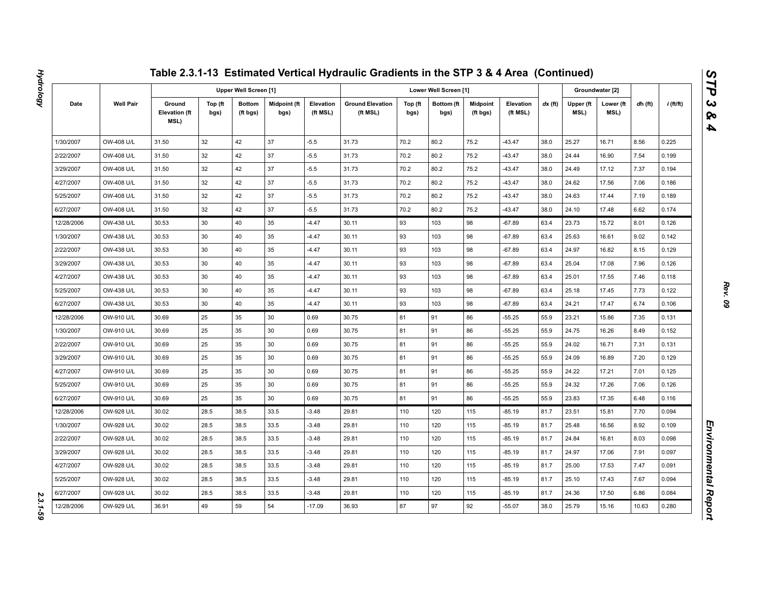# Table 2.3.1-13 Estimated Vertical Hydraulic Gradients in the STP 3 & 4 Area (Continued)

| Date | Well Pair | Upper Well Screen [1] | | | | | Lower Well Screen [1] | | | | | dx (ft) | Groundwater [2] | | dh (ft) | i (ft/ft) |
|---|---|---|---|---|---|---|---|---|---|---|---|---|---|---|---|---|
| | | Ground Elevation (ft MSL) | Top (ft bgs) | Bottom (ft bgs) | Midpoint (ft bgs) | Elevation (ft MSL) | Ground Elevation (ft MSL) | Top (ft bgs) | Bottom (ft bgs) | Midpoint (ft bgs) | Elevation (ft MSL) | | Upper (ft MSL) | Lower (ft MSL) | | |
| 1/30/2007 | OW-408 U/L | 31.50 | 32 | 42 | 37 | -5.5 | 31.73 | 70.2 | 80.2 | 75.2 | -43.47 | 38.0 | 25.27 | 16.71 | 8.56 | 0.225 |
| 2/22/2007 | OW-408 U/L | 31.50 | 32 | 42 | 37 | -5.5 | 31.73 | 70.2 | 80.2 | 75.2 | -43.47 | 38.0 | 24.44 | 16.90 | 7.54 | 0.199 |
| 3/29/2007 | OW-408 U/L | 31.50 | 32 | 42 | 37 | -5.5 | 31.73 | 70.2 | 80.2 | 75.2 | -43.47 | 38.0 | 24.49 | 17.12 | 7.37 | 0.194 |
| 4/27/2007 | OW-408 U/L | 31.50 | 32 | 42 | 37 | -5.5 | 31.73 | 70.2 | 80.2 | 75.2 | -43.47 | 38.0 | 24.62 | 17.56 | 7.06 | 0.186 |
| 5/25/2007 | OW-408 U/L | 31.50 | 32 | 42 | 37 | -5.5 | 31.73 | 70.2 | 80.2 | 75.2 | -43.47 | 38.0 | 24.63 | 17.44 | 7.19 | 0.189 |
| 6/27/2007 | OW-408 U/L | 31.50 | 32 | 42 | 37 | -5.5 | 31.73 | 70.2 | 80.2 | 75.2 | -43.47 | 38.0 | 24.10 | 17.48 | 6.62 | 0.174 |
| 12/28/2006 | OW-438 U/L | 30.53 | 30 | 40 | 35 | -4.47 | 30.11 | 93 | 103 | 98 | -67.89 | 63.4 | 23.73 | 15.72 | 8.01 | 0.126 |
| 1/30/2007 | OW-438 U/L | 30.53 | 30 | 40 | 35 | -4.47 | 30.11 | 93 | 103 | 98 | -67.89 | 63.4 | 25.63 | 16.61 | 9.02 | 0.142 |
| 2/22/2007 | OW-438 U/L | 30.53 | 30 | 40 | 35 | -4.47 | 30.11 | 93 | 103 | 98 | -67.89 | 63.4 | 24.97 | 16.82 | 8.15 | 0.129 |
| 3/29/2007 | OW-438 U/L | 30.53 | 30 | 40 | 35 | -4.47 | 30.11 | 93 | 103 | 98 | -67.89 | 63.4 | 25.04 | 17.08 | 7.96 | 0.126 |
| 4/27/2007 | OW-438 U/L | 30.53 | 30 | 40 | 35 | -4.47 | 30.11 | 93 | 103 | 98 | -67.89 | 63.4 | 25.01 | 17.55 | 7.46 | 0.118 |
| 5/25/2007 | OW-438 U/L | 30.53 | 30 | 40 | 35 | -4.47 | 30.11 | 93 | 103 | 98 | -67.89 | 63.4 | 25.18 | 17.45 | 7.73 | 0.122 |
| 6/27/2007 | OW-438 U/L | 30.53 | 30 | 40 | 35 | -4.47 | 30.11 | 93 | 103 | 98 | -67.89 | 63.4 | 24.21 | 17.47 | 6.74 | 0.106 |
| 12/28/2006 | OW-910 U/L | 30.69 | 25 | 35 | 30 | 0.69 | 30.75 | 81 | 91 | 86 | -55.25 | 55.9 | 23.21 | 15.86 | 7.35 | 0.131 |
| 1/30/2007 | OW-910 U/L | 30.69 | 25 | 35 | 30 | 0.69 | 30.75 | 81 | 91 | 86 | -55.25 | 55.9 | 24.75 | 16.26 | 8.49 | 0.152 |
| 2/22/2007 | OW-910 U/L | 30.69 | 25 | 35 | 30 | 0.69 | 30.75 | 81 | 91 | 86 | -55.25 | 55.9 | 24.02 | 16.71 | 7.31 | 0.131 |
| 3/29/2007 | OW-910 U/L | 30.69 | 25 | 35 | 30 | 0.69 | 30.75 | 81 | 91 | 86 | -55.25 | 55.9 | 24.09 | 16.89 | 7.20 | 0.129 |
| 4/27/2007 | OW-910 U/L | 30.69 | 25 | 35 | 30 | 0.69 | 30.75 | 81 | 91 | 86 | -55.25 | 55.9 | 24.22 | 17.21 | 7.01 | 0.125 |
| 5/25/2007 | OW-910 U/L | 30.69 | 25 | 35 | 30 | 0.69 | 30.75 | 81 | 91 | 86 | -55.25 | 55.9 | 24.32 | 17.26 | 7.06 | 0.126 |
| 6/27/2007 | OW-910 U/L | 30.69 | 25 | 35 | 30 | 0.69 | 30.75 | 81 | 91 | 86 | -55.25 | 55.9 | 23.83 | 17.35 | 6.48 | 0.116 |
| 12/28/2006 | OW-928 U/L | 30.02 | 28.5 | 38.5 | 33.5 | -3.48 | 29.81 | 110 | 120 | 115 | -85.19 | 81.7 | 23.51 | 15.81 | 7.70 | 0.094 |
| 1/30/2007 | OW-928 U/L | 30.02 | 28.5 | 38.5 | 33.5 | -3.48 | 29.81 | 110 | 120 | 115 | -85.19 | 81.7 | 25.48 | 16.56 | 8.92 | 0.109 |
| 2/22/2007 | OW-928 U/L | 30.02 | 28.5 | 38.5 | 33.5 | -3.48 | 29.81 | 110 | 120 | 115 | -85.19 | 81.7 | 24.84 | 16.81 | 8.03 | 0.098 |
| 3/29/2007 | OW-928 U/L | 30.02 | 28.5 | 38.5 | 33.5 | -3.48 | 29.81 | 110 | 120 | 115 | -85.19 | 81.7 | 24.97 | 17.06 | 7.91 | 0.097 |
| 4/27/2007 | OW-928 U/L | 30.02 | 28.5 | 38.5 | 33.5 | -3.48 | 29.81 | 110 | 120 | 115 | -85.19 | 81.7 | 25.00 | 17.53 | 7.47 | 0.091 |
| 5/25/2007 | OW-928 U/L | 30.02 | 28.5 | 38.5 | 33.5 | -3.48 | 29.81 | 110 | 120 | 115 | -85.19 | 81.7 | 25.10 | 17.43 | 7.67 | 0.094 |
| 6/27/2007 | OW-928 U/L | 30.02 | 28.5 | 38.5 | 33.5 | -3.48 | 29.81 | 110 | 120 | 115 | -85.19 | 81.7 | 24.36 | 17.50 | 6.86 | 0.084 |
| 12/28/2006 | OW-929 U/L | 36.91 | 49 | 59 | 54 | -17.09 | 36.93 | 87 | 97 | 92 | -55.07 | 38.0 | 25.79 | 15.16 | 10.63 | 0.280 |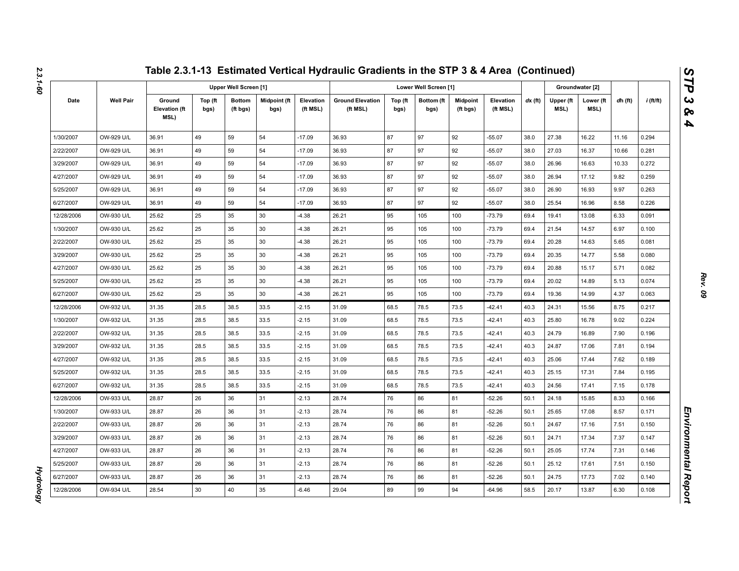# Table 2.3.1-13 Estimated Vertical Hydraulic Gradients in the STP 3 & 4 Area (Continued)

| Date | Well Pair | Upper Well Screen [1] | | | | | Lower Well Screen [1] | | | | | dx (ft) | Groundwater [2] | | dh (ft) | i (ft/ft) |
|---|---|---|---|---|---|---|---|---|---|---|---|---|---|---|---|---|
| | | Ground Elevation (ft MSL) | Top (ft bgs) | Bottom (ft bgs) | Midpoint (ft bgs) | Elevation (ft MSL) | Ground Elevation (ft MSL) | Top (ft bgs) | Bottom (ft bgs) | Midpoint (ft bgs) | Elevation (ft MSL) | | Upper (ft MSL) | Lower (ft MSL) | | |
| 1/30/2007 | OW-929 U/L | 36.91 | 49 | 59 | 54 | -17.09 | 36.93 | 87 | 97 | 92 | -55.07 | 38.0 | 27.38 | 16.22 | 11.16 | 0.294 |
| 2/22/2007 | OW-929 U/L | 36.91 | 49 | 59 | 54 | -17.09 | 36.93 | 87 | 97 | 92 | -55.07 | 38.0 | 27.03 | 16.37 | 10.66 | 0.281 |
| 3/29/2007 | OW-929 U/L | 36.91 | 49 | 59 | 54 | -17.09 | 36.93 | 87 | 97 | 92 | -55.07 | 38.0 | 26.96 | 16.63 | 10.33 | 0.272 |
| 4/27/2007 | OW-929 U/L | 36.91 | 49 | 59 | 54 | -17.09 | 36.93 | 87 | 97 | 92 | -55.07 | 38.0 | 26.94 | 17.12 | 9.82 | 0.259 |
| 5/25/2007 | OW-929 U/L | 36.91 | 49 | 59 | 54 | -17.09 | 36.93 | 87 | 97 | 92 | -55.07 | 38.0 | 26.90 | 16.93 | 9.97 | 0.263 |
| 6/27/2007 | OW-929 U/L | 36.91 | 49 | 59 | 54 | -17.09 | 36.93 | 87 | 97 | 92 | -55.07 | 38.0 | 25.54 | 16.96 | 8.58 | 0.226 |
| 12/28/2006 | OW-930 U/L | 25.62 | 25 | 35 | 30 | -4.38 | 26.21 | 95 | 105 | 100 | -73.79 | 69.4 | 19.41 | 13.08 | 6.33 | 0.091 |
| 1/30/2007 | OW-930 U/L | 25.62 | 25 | 35 | 30 | -4.38 | 26.21 | 95 | 105 | 100 | -73.79 | 69.4 | 21.54 | 14.57 | 6.97 | 0.100 |
| 2/22/2007 | OW-930 U/L | 25.62 | 25 | 35 | 30 | -4.38 | 26.21 | 95 | 105 | 100 | -73.79 | 69.4 | 20.28 | 14.63 | 5.65 | 0.081 |
| 3/29/2007 | OW-930 U/L | 25.62 | 25 | 35 | 30 | -4.38 | 26.21 | 95 | 105 | 100 | -73.79 | 69.4 | 20.35 | 14.77 | 5.58 | 0.080 |
| 4/27/2007 | OW-930 U/L | 25.62 | 25 | 35 | 30 | -4.38 | 26.21 | 95 | 105 | 100 | -73.79 | 69.4 | 20.88 | 15.17 | 5.71 | 0.082 |
| 5/25/2007 | OW-930 U/L | 25.62 | 25 | 35 | 30 | -4.38 | 26.21 | 95 | 105 | 100 | -73.79 | 69.4 | 20.02 | 14.89 | 5.13 | 0.074 |
| 6/27/2007 | OW-930 U/L | 25.62 | 25 | 35 | 30 | -4.38 | 26.21 | 95 | 105 | 100 | -73.79 | 69.4 | 19.36 | 14.99 | 4.37 | 0.063 |
| 12/28/2006 | OW-932 U/L | 31.35 | 28.5 | 38.5 | 33.5 | -2.15 | 31.09 | 68.5 | 78.5 | 73.5 | -42.41 | 40.3 | 24.31 | 15.56 | 8.75 | 0.217 |
| 1/30/2007 | OW-932 U/L | 31.35 | 28.5 | 38.5 | 33.5 | -2.15 | 31.09 | 68.5 | 78.5 | 73.5 | -42.41 | 40.3 | 25.80 | 16.78 | 9.02 | 0.224 |
| 2/22/2007 | OW-932 U/L | 31.35 | 28.5 | 38.5 | 33.5 | -2.15 | 31.09 | 68.5 | 78.5 | 73.5 | -42.41 | 40.3 | 24.79 | 16.89 | 7.90 | 0.196 |
| 3/29/2007 | OW-932 U/L | 31.35 | 28.5 | 38.5 | 33.5 | -2.15 | 31.09 | 68.5 | 78.5 | 73.5 | -42.41 | 40.3 | 24.87 | 17.06 | 7.81 | 0.194 |
| 4/27/2007 | OW-932 U/L | 31.35 | 28.5 | 38.5 | 33.5 | -2.15 | 31.09 | 68.5 | 78.5 | 73.5 | -42.41 | 40.3 | 25.06 | 17.44 | 7.62 | 0.189 |
| 5/25/2007 | OW-932 U/L | 31.35 | 28.5 | 38.5 | 33.5 | -2.15 | 31.09 | 68.5 | 78.5 | 73.5 | -42.41 | 40.3 | 25.15 | 17.31 | 7.84 | 0.195 |
| 6/27/2007 | OW-932 U/L | 31.35 | 28.5 | 38.5 | 33.5 | -2.15 | 31.09 | 68.5 | 78.5 | 73.5 | -42.41 | 40.3 | 24.56 | 17.41 | 7.15 | 0.178 |
| 12/28/2006 | OW-933 U/L | 28.87 | 26 | 36 | 31 | -2.13 | 28.74 | 76 | 86 | 81 | -52.26 | 50.1 | 24.18 | 15.85 | 8.33 | 0.166 |
| 1/30/2007 | OW-933 U/L | 28.87 | 26 | 36 | 31 | -2.13 | 28.74 | 76 | 86 | 81 | -52.26 | 50.1 | 25.65 | 17.08 | 8.57 | 0.171 |
| 2/22/2007 | OW-933 U/L | 28.87 | 26 | 36 | 31 | -2.13 | 28.74 | 76 | 86 | 81 | -52.26 | 50.1 | 24.67 | 17.16 | 7.51 | 0.150 |
| 3/29/2007 | OW-933 U/L | 28.87 | 26 | 36 | 31 | -2.13 | 28.74 | 76 | 86 | 81 | -52.26 | 50.1 | 24.71 | 17.34 | 7.37 | 0.147 |
| 4/27/2007 | OW-933 U/L | 28.87 | 26 | 36 | 31 | -2.13 | 28.74 | 76 | 86 | 81 | -52.26 | 50.1 | 25.05 | 17.74 | 7.31 | 0.146 |
| 5/25/2007 | OW-933 U/L | 28.87 | 26 | 36 | 31 | -2.13 | 28.74 | 76 | 86 | 81 | -52.26 | 50.1 | 25.12 | 17.61 | 7.51 | 0.150 |
| 6/27/2007 | OW-933 U/L | 28.87 | 26 | 36 | 31 | -2.13 | 28.74 | 76 | 86 | 81 | -52.26 | 50.1 | 24.75 | 17.73 | 7.02 | 0.140 |
| 12/28/2006 | OW-934 U/L | 28.54 | 30 | 40 | 35 | -6.46 | 29.04 | 89 | 99 | 94 | -64.96 | 58.5 | 20.17 | 13.87 | 6.30 | 0.108 |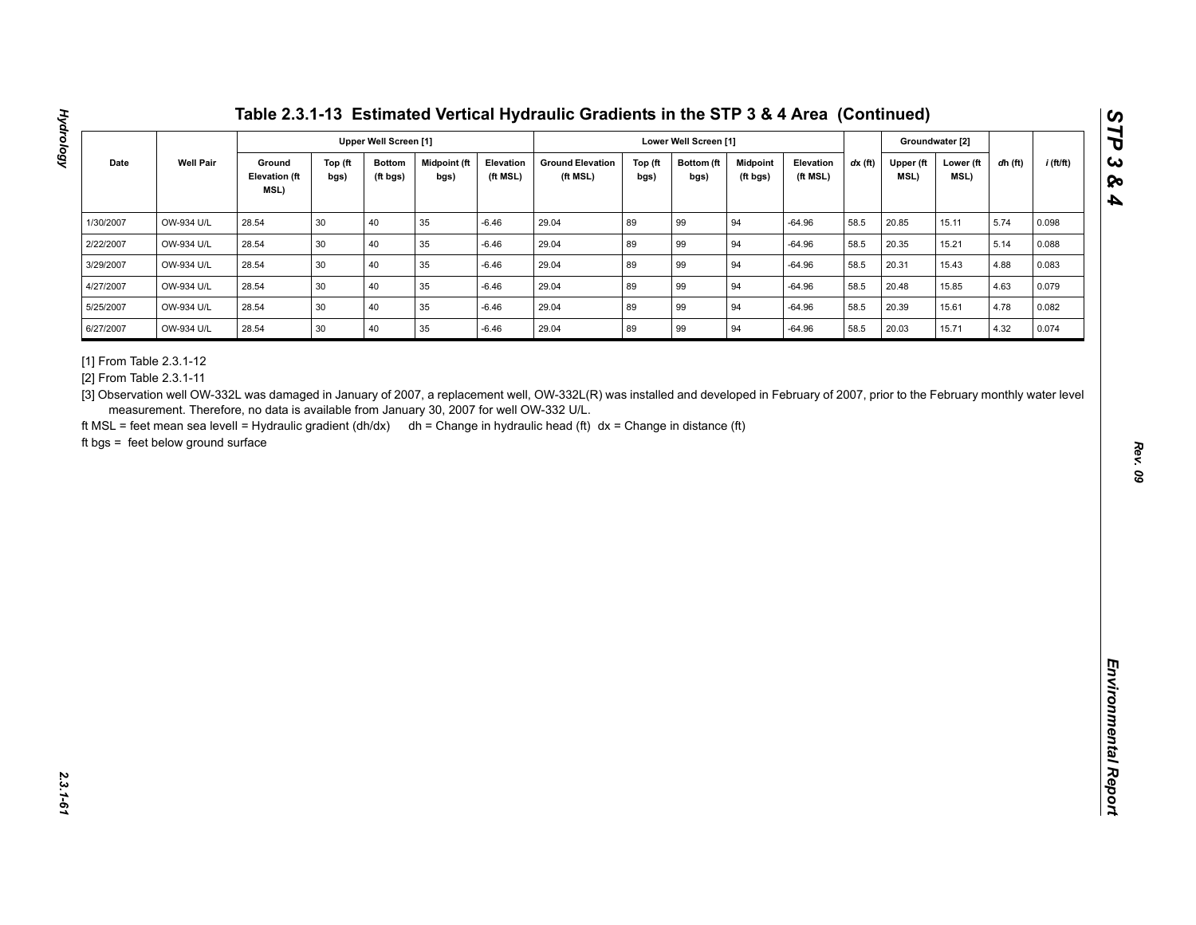# Table 2.3.1-13 Estimated Vertical Hydraulic Gradients in the STP 3 & 4 Area (Continued)

| Date | Well Pair | Upper Well Screen [1] | | | | | Lower Well Screen [1] | | | | | *dx* (ft) | Groundwater [2] | | *dh* (ft) | *i* (ft/ft) |
|---|---|---|---|---|---|---|---|---|---|---|---|---|---|---|---|---|
| | | Ground Elevation (ft MSL) | Top (ft bgs) | Bottom (ft bgs) | Midpoint (ft bgs) | Elevation (ft MSL) | Ground Elevation (ft MSL) | Top (ft bgs) | Bottom (ft bgs) | Midpoint (ft bgs) | Elevation (ft MSL) | | Upper (ft MSL) | Lower (ft MSL) | | |
| 1/30/2007 | OW-934 U/L | 28.54 | 30 | 40 | 35 | -6.46 | 29.04 | 89 | 99 | 94 | -64.96 | 58.5 | 20.85 | 15.11 | 5.74 | 0.098 |
| 2/22/2007 | OW-934 U/L | 28.54 | 30 | 40 | 35 | -6.46 | 29.04 | 89 | 99 | 94 | -64.96 | 58.5 | 20.35 | 15.21 | 5.14 | 0.088 |
| 3/29/2007 | OW-934 U/L | 28.54 | 30 | 40 | 35 | -6.46 | 29.04 | 89 | 99 | 94 | -64.96 | 58.5 | 20.31 | 15.43 | 4.88 | 0.083 |
| 4/27/2007 | OW-934 U/L | 28.54 | 30 | 40 | 35 | -6.46 | 29.04 | 89 | 99 | 94 | -64.96 | 58.5 | 20.48 | 15.85 | 4.63 | 0.079 |
| 5/25/2007 | OW-934 U/L | 28.54 | 30 | 40 | 35 | -6.46 | 29.04 | 89 | 99 | 94 | -64.96 | 58.5 | 20.39 | 15.61 | 4.78 | 0.082 |
| 6/27/2007 | OW-934 U/L | 28.54 | 30 | 40 | 35 | -6.46 | 29.04 | 89 | 99 | 94 | -64.96 | 58.5 | 20.03 | 15.71 | 4.32 | 0.074 |

[1] From Table 2.3.1-12

[2] From Table 2.3.1-11

[3] Observation well OW-332L was damaged in January of 2007, a replacement well, OW-332L(R) was installed and developed in February of 2007, prior to the February monthly water level measurement. Therefore, no data is available from January 30, 2007 for well OW-332 U/L.

ft MSL = feet mean sea levell = Hydraulic gradient (dh/dx) dh = Change in hydraulic head (ft) dx = Change in distance (ft)

ft bgs = feet below ground surface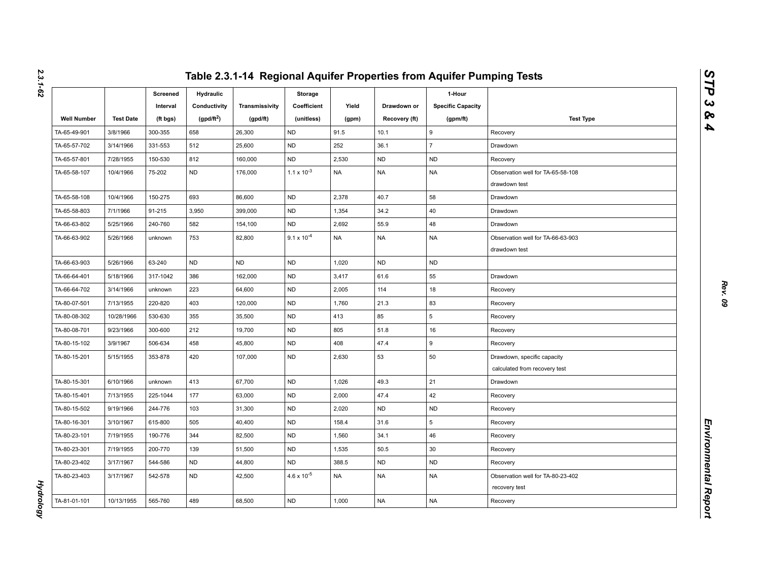# Table 2.3.1-14 Regional Aquifer Properties from Aquifer Pumping Tests

| Well Number | Test Date | Screened Interval (ft bgs) | Hydraulic Conductivity (gpd/ft$^2$) | Transmissivity (gpd/ft) | Storage Coefficient (unitless) | Yield (gpm) | Drawdown or Recovery (ft) | 1-Hour Specific Capacity (gpm/ft) | Test Type |
|---|---|---|---|---|---|---|---|---|---|
| TA-65-49-901 | 3/8/1966 | 300-355 | 658 | 26,300 | ND | 91.5 | 10.1 | 9 | Recovery |
| TA-65-57-702 | 3/14/1966 | 331-553 | 512 | 25,600 | ND | 252 | 36.1 | 7 | Drawdown |
| TA-65-57-801 | 7/28/1955 | 150-530 | 812 | 160,000 | ND | 2,530 | ND | ND | Recovery |
| TA-65-58-107 | 10/4/1966 | 75-202 | ND | 176,000 | $1.1 \times 10^{-3}$ | NA | NA | NA | Observation well for TA-65-58-108 drawdown test |
| TA-65-58-108 | 10/4/1966 | 150-275 | 693 | 86,600 | ND | 2,378 | 40.7 | 58 | Drawdown |
| TA-65-58-803 | 7/1/1966 | 91-215 | 3,950 | 399,000 | ND | 1,354 | 34.2 | 40 | Drawdown |
| TA-66-63-802 | 5/25/1966 | 240-760 | 582 | 154,100 | ND | 2,692 | 55.9 | 48 | Drawdown |
| TA-66-63-902 | 5/26/1966 | unknown | 753 | 82,800 | $9.1 \times 10^{-4}$ | NA | NA | NA | Observation well for TA-66-63-903 drawdown test |
| TA-66-63-903 | 5/26/1966 | 63-240 | ND | ND | ND | 1,020 | ND | ND | |
| TA-66-64-401 | 5/18/1966 | 317-1042 | 386 | 162,000 | ND | 3,417 | 61.6 | 55 | Drawdown |
| TA-66-64-702 | 3/14/1966 | unknown | 223 | 64,600 | ND | 2,005 | 114 | 18 | Recovery |
| TA-80-07-501 | 7/13/1955 | 220-820 | 403 | 120,000 | ND | 1,760 | 21.3 | 83 | Recovery |
| TA-80-08-302 | 10/28/1966 | 530-630 | 355 | 35,500 | ND | 413 | 85 | 5 | Recovery |
| TA-80-08-701 | 9/23/1966 | 300-600 | 212 | 19,700 | ND | 805 | 51.8 | 16 | Recovery |
| TA-80-15-102 | 3/9/1967 | 506-634 | 458 | 45,800 | ND | 408 | 47.4 | 9 | Recovery |
| TA-80-15-201 | 5/15/1955 | 353-878 | 420 | 107,000 | ND | 2,630 | 53 | 50 | Drawdown, specific capacity calculated from recovery test |
| TA-80-15-301 | 6/10/1966 | unknown | 413 | 67,700 | ND | 1,026 | 49.3 | 21 | Drawdown |
| TA-80-15-401 | 7/13/1955 | 225-1044 | 177 | 63,000 | ND | 2,000 | 47.4 | 42 | Recovery |
| TA-80-15-502 | 9/19/1966 | 244-776 | 103 | 31,300 | ND | 2,020 | ND | ND | Recovery |
| TA-80-16-301 | 3/10/1967 | 615-800 | 505 | 40,400 | ND | 158.4 | 31.6 | 5 | Recovery |
| TA-80-23-101 | 7/19/1955 | 190-776 | 344 | 82,500 | ND | 1,560 | 34.1 | 46 | Recovery |
| TA-80-23-301 | 7/19/1955 | 200-770 | 139 | 51,500 | ND | 1,535 | 50.5 | 30 | Recovery |
| TA-80-23-402 | 3/17/1967 | 544-586 | ND | 44,800 | ND | 388.5 | ND | ND | Recovery |
| TA-80-23-403 | 3/17/1967 | 542-578 | ND | 42,500 | $4.6 \times 10^{-5}$ | NA | NA | NA | Observation well for TA-80-23-402 recovery test |
| TA-81-01-101 | 10/13/1955 | 565-760 | 489 | 68,500 | ND | 1,000 | NA | NA | Recovery |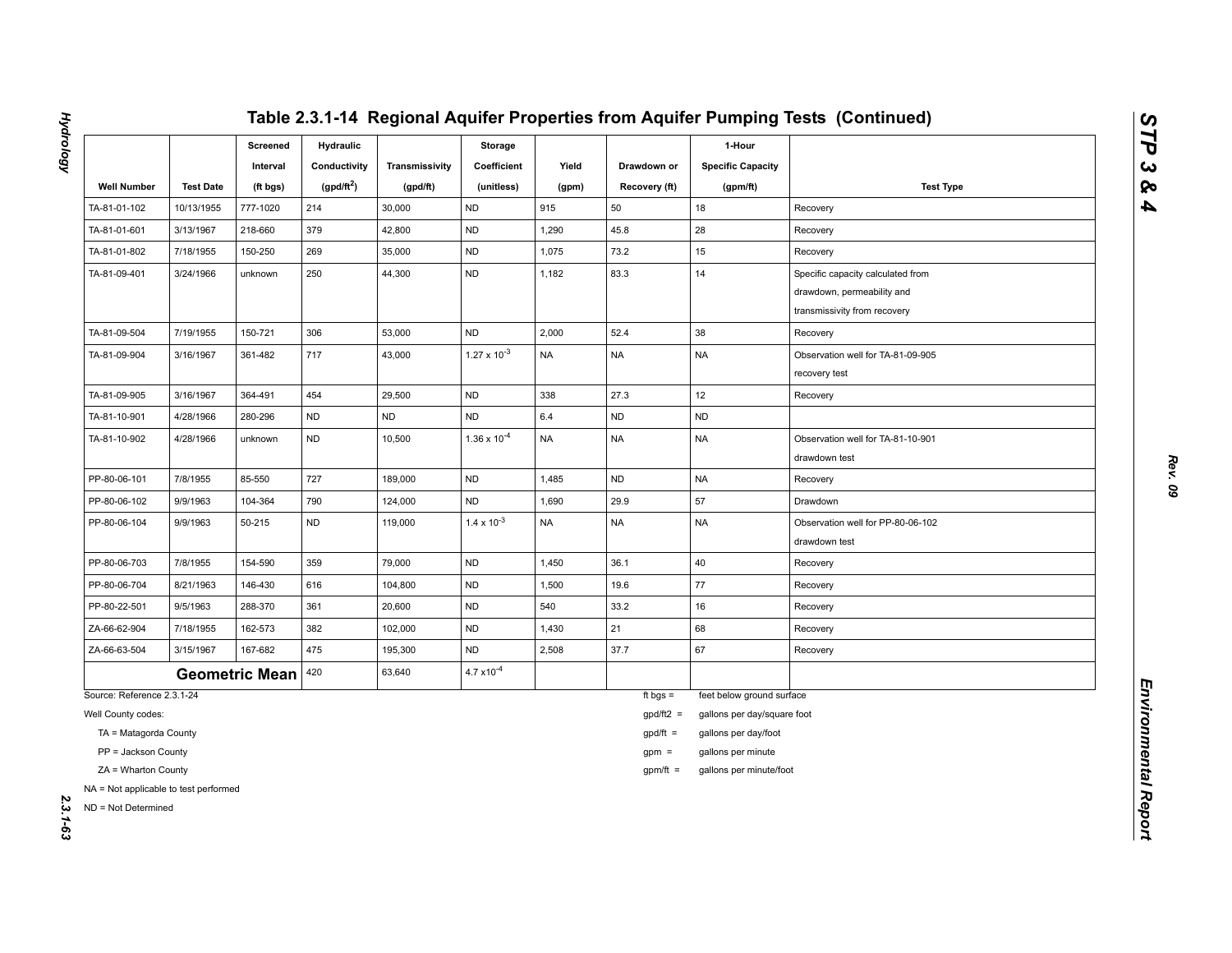# Table 2.3.1-14 Regional Aquifer Properties from Aquifer Pumping Tests (Continued)

| Well Number | Test Date | Screened Interval (ft bgs) | Hydraulic Conductivity (gpd/ft$^2$) | Transmissivity (gpd/ft) | Storage Coefficient (unitless) | Yield (gpm) | Drawdown or Recovery (ft) | 1-Hour Specific Capacity (gpm/ft) | Test Type |
|---|---|---|---|---|---|---|---|---|---|
| TA-81-01-102 | 10/13/1955 | 777-1020 | 214 | 30,000 | ND | 915 | 50 | 18 | Recovery |
| TA-81-01-601 | 3/13/1967 | 218-660 | 379 | 42,800 | ND | 1,290 | 45.8 | 28 | Recovery |
| TA-81-01-802 | 7/18/1955 | 150-250 | 269 | 35,000 | ND | 1,075 | 73.2 | 15 | Recovery |
| TA-81-09-401 | 3/24/1966 | unknown | 250 | 44,300 | ND | 1,182 | 83.3 | 14 | Specific capacity calculated from drawdown, permeability and transmissivity from recovery |
| TA-81-09-504 | 7/19/1955 | 150-721 | 306 | 53,000 | ND | 2,000 | 52.4 | 38 | Recovery |
| TA-81-09-904 | 3/16/1967 | 361-482 | 717 | 43,000 | $1.27 \times 10^{-3}$ | NA | NA | NA | Observation well for TA-81-09-905 recovery test |
| TA-81-09-905 | 3/16/1967 | 364-491 | 454 | 29,500 | ND | 338 | 27.3 | 12 | Recovery |
| TA-81-10-901 | 4/28/1966 | 280-296 | ND | ND | ND | 6.4 | ND | ND | |
| TA-81-10-902 | 4/28/1966 | unknown | ND | 10,500 | $1.36 \times 10^{-4}$ | NA | NA | NA | Observation well for TA-81-10-901 drawdown test |
| PP-80-06-101 | 7/8/1955 | 85-550 | 727 | 189,000 | ND | 1,485 | ND | NA | Recovery |
| PP-80-06-102 | 9/9/1963 | 104-364 | 790 | 124,000 | ND | 1,690 | 29.9 | 57 | Drawdown |
| PP-80-06-104 | 9/9/1963 | 50-215 | ND | 119,000 | $1.4 \times 10^{-3}$ | NA | NA | NA | Observation well for PP-80-06-102 drawdown test |
| PP-80-06-703 | 7/8/1955 | 154-590 | 359 | 79,000 | ND | 1,450 | 36.1 | 40 | Recovery |
| PP-80-06-704 | 8/21/1963 | 146-430 | 616 | 104,800 | ND | 1,500 | 19.6 | 77 | Recovery |
| PP-80-22-501 | 9/5/1963 | 288-370 | 361 | 20,600 | ND | 540 | 33.2 | 16 | Recovery |
| ZA-66-62-904 | 7/18/1955 | 162-573 | 382 | 102,000 | ND | 1,430 | 21 | 68 | Recovery |
| ZA-66-63-504 | 3/15/1967 | 167-682 | 475 | 195,300 | ND | 2,508 | 37.7 | 67 | Recovery |
| **Geometric Mean** | | | 420 | 63,640 | $4.7 \times 10^{-4}$ | | | | |

Source: Reference 2.3.1-24

Well County codes:

- TA = Matagorda County
- PP = Jackson County
- ZA = Wharton County

NA = Not applicable to test performed

ND = Not Determined

ft bgs = feet below ground surface

gpd/ft2 = gallons per day/square foot

gpd/ft = gallons per day/foot

gpm = gallons per minute

gpm/ft = gallons per minute/foot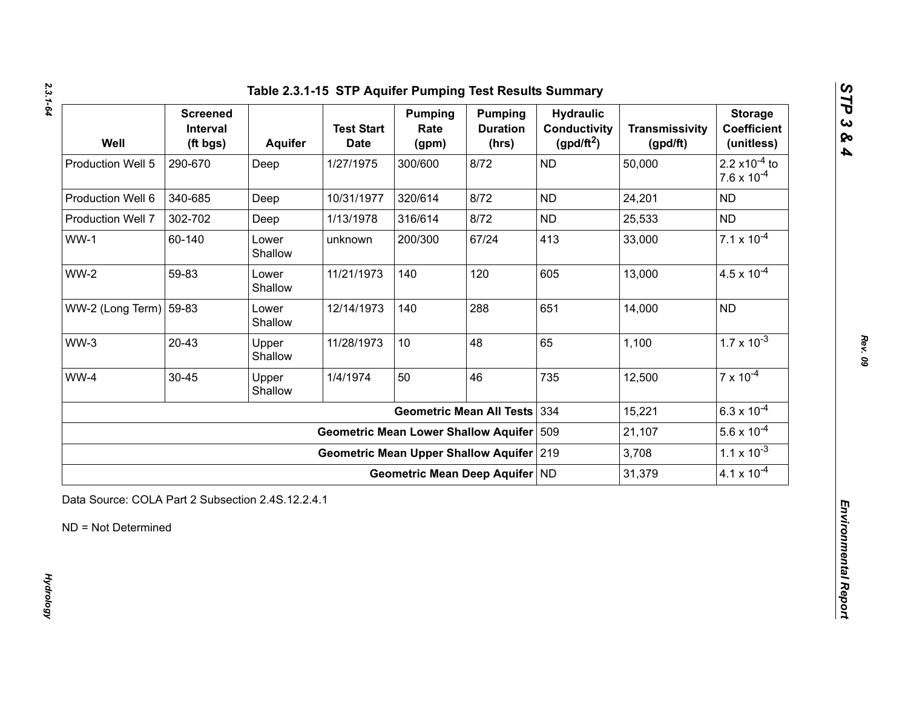# Table 2.3.1-15 STP Aquifer Pumping Test Results Summary

| Well | Screened Interval (ft bgs) | Aquifer | Test Start Date | Pumping Rate (gpm) | Pumping Duration (hrs) | Hydraulic Conductivity (gpd/ft$^2$) | Transmissivity (gpd/ft) | Storage Coefficient (unitless) |
|---|---|---|---|---|---|---|---|---|
| Production Well 5 | 290-670 | Deep | 1/27/1975 | 300/600 | 8/72 | ND | 50,000 | $2.2 \times 10^{-4}$ to $7.6 \times 10^{-4}$ |
| Production Well 6 | 340-685 | Deep | 10/31/1977 | 320/614 | 8/72 | ND | 24,201 | ND |
| Production Well 7 | 302-702 | Deep | 1/13/1978 | 316/614 | 8/72 | ND | 25,533 | ND |
| WW-1 | 60-140 | Lower Shallow | unknown | 200/300 | 67/24 | 413 | 33,000 | $7.1 \times 10^{-4}$ |
| WW-2 | 59-83 | Lower Shallow | 11/21/1973 | 140 | 120 | 605 | 13,000 | $4.5 \times 10^{-4}$ |
| WW-2 (Long Term) | 59-83 | Lower Shallow | 12/14/1973 | 140 | 288 | 651 | 14,000 | ND |
| WW-3 | 20-43 | Upper Shallow | 11/28/1973 | 10 | 48 | 65 | 1,100 | $1.7 \times 10^{-3}$ |
| WW-4 | 30-45 | Upper Shallow | 1/4/1974 | 50 | 46 | 735 | 12,500 | $7 \times 10^{-4}$ |
| | | | | | **Geometric Mean All Tests** | 334 | 15,221 | $6.3 \times 10^{-4}$ |
| | | | | | **Geometric Mean Lower Shallow Aquifer** | 509 | 21,107 | $5.6 \times 10^{-4}$ |
| | | | | | **Geometric Mean Upper Shallow Aquifer** | 219 | 3,708 | $1.1 \times 10^{-3}$ |
| | | | | | **Geometric Mean Deep Aquifer** | ND | 31,379 | $4.1 \times 10^{-4}$ |

Data Source: COLA Part 2 Subsection 2.4S.12.2.4.1

ND = Not Determined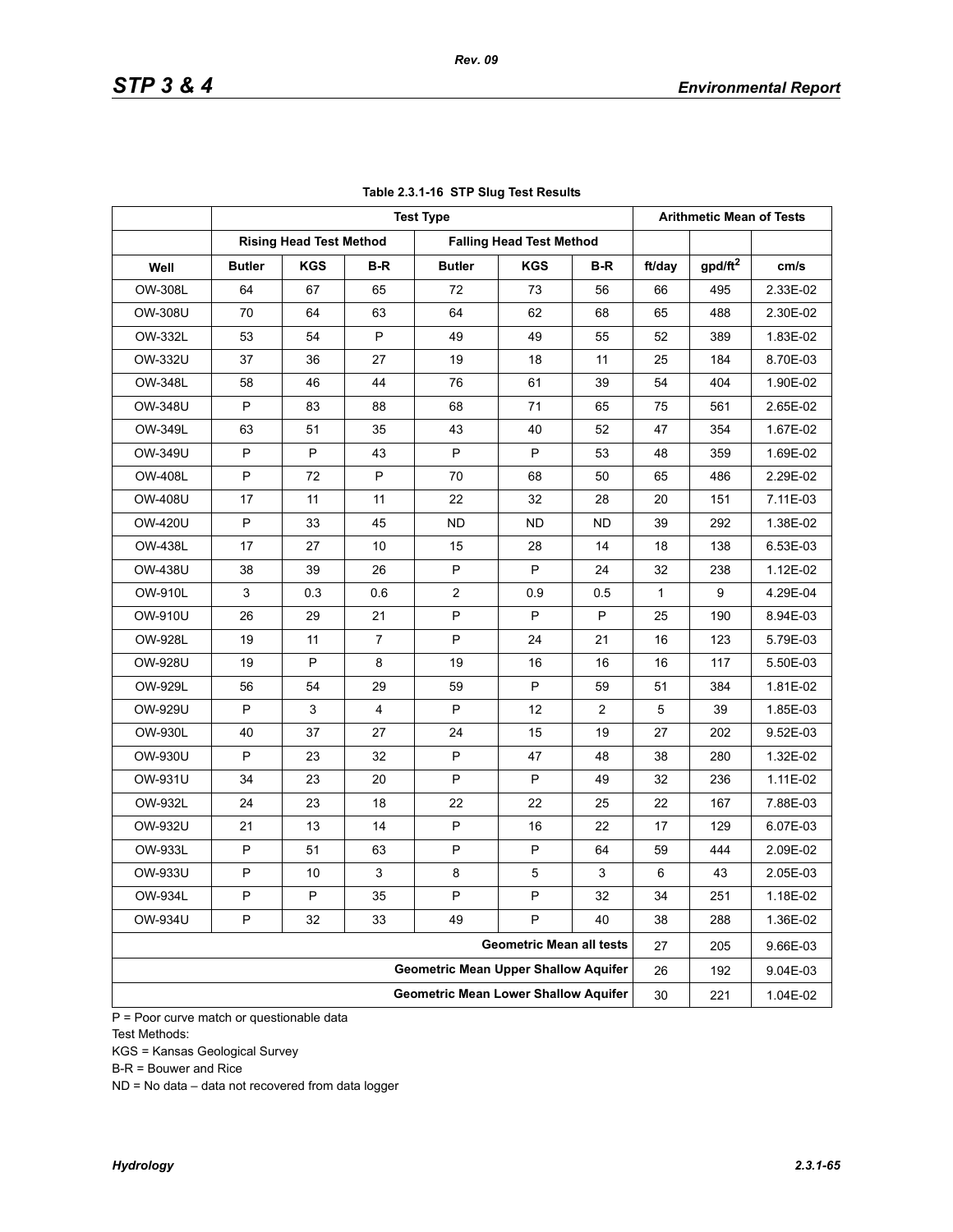**Table 2.3.1-16 STP Slug Test Results**

| | Test Type | | | | | | Arithmetic Mean of Tests | | |
|---|---|---|---|---|---|---|---|---|---|
| | Rising Head Test Method | | | Falling Head Test Method | | | | | |
| Well | Butler | KGS | B-R | Butler | KGS | B-R | ft/day | gpd/ft$^2$ | cm/s |
| OW-308L | 64 | 67 | 65 | 72 | 73 | 56 | 66 | 495 | 2.33E-02 |
| OW-308U | 70 | 64 | 63 | 64 | 62 | 68 | 65 | 488 | 2.30E-02 |
| OW-332L | 53 | 54 | P | 49 | 49 | 55 | 52 | 389 | 1.83E-02 |
| OW-332U | 37 | 36 | 27 | 19 | 18 | 11 | 25 | 184 | 8.70E-03 |
| OW-348L | 58 | 46 | 44 | 76 | 61 | 39 | 54 | 404 | 1.90E-02 |
| OW-348U | P | 83 | 88 | 68 | 71 | 65 | 75 | 561 | 2.65E-02 |
| OW-349L | 63 | 51 | 35 | 43 | 40 | 52 | 47 | 354 | 1.67E-02 |
| OW-349U | P | P | 43 | P | P | 53 | 48 | 359 | 1.69E-02 |
| OW-408L | P | 72 | P | 70 | 68 | 50 | 65 | 486 | 2.29E-02 |
| OW-408U | 17 | 11 | 11 | 22 | 32 | 28 | 20 | 151 | 7.11E-03 |
| OW-420U | P | 33 | 45 | ND | ND | ND | 39 | 292 | 1.38E-02 |
| OW-438L | 17 | 27 | 10 | 15 | 28 | 14 | 18 | 138 | 6.53E-03 |
| OW-438U | 38 | 39 | 26 | P | P | 24 | 32 | 238 | 1.12E-02 |
| OW-910L | 3 | 0.3 | 0.6 | 2 | 0.9 | 0.5 | 1 | 9 | 4.29E-04 |
| OW-910U | 26 | 29 | 21 | P | P | P | 25 | 190 | 8.94E-03 |
| OW-928L | 19 | 11 | 7 | P | 24 | 21 | 16 | 123 | 5.79E-03 |
| OW-928U | 19 | P | 8 | 19 | 16 | 16 | 16 | 117 | 5.50E-03 |
| OW-929L | 56 | 54 | 29 | 59 | P | 59 | 51 | 384 | 1.81E-02 |
| OW-929U | P | 3 | 4 | P | 12 | 2 | 5 | 39 | 1.85E-03 |
| OW-930L | 40 | 37 | 27 | 24 | 15 | 19 | 27 | 202 | 9.52E-03 |
| OW-930U | P | 23 | 32 | P | 47 | 48 | 38 | 280 | 1.32E-02 |
| OW-931U | 34 | 23 | 20 | P | P | 49 | 32 | 236 | 1.11E-02 |
| OW-932L | 24 | 23 | 18 | 22 | 22 | 25 | 22 | 167 | 7.88E-03 |
| OW-932U | 21 | 13 | 14 | P | 16 | 22 | 17 | 129 | 6.07E-03 |
| OW-933L | P | 51 | 63 | P | P | 64 | 59 | 444 | 2.09E-02 |
| OW-933U | P | 10 | 3 | 8 | 5 | 3 | 6 | 43 | 2.05E-03 |
| OW-934L | P | P | 35 | P | P | 32 | 34 | 251 | 1.18E-02 |
| OW-934U | P | 32 | 33 | 49 | P | 40 | 38 | 288 | 1.36E-02 |
| Geometric Mean all tests | | | | | | | 27 | 205 | 9.66E-03 |
| Geometric Mean Upper Shallow Aquifer | | | | | | | 26 | 192 | 9.04E-03 |
| Geometric Mean Lower Shallow Aquifer | | | | | | | 30 | 221 | 1.04E-02 |

P = Poor curve match or questionable data

Test Methods:

KGS = Kansas Geological Survey

B-R = Bouwer and Rice

ND = No data – data not recovered from data logger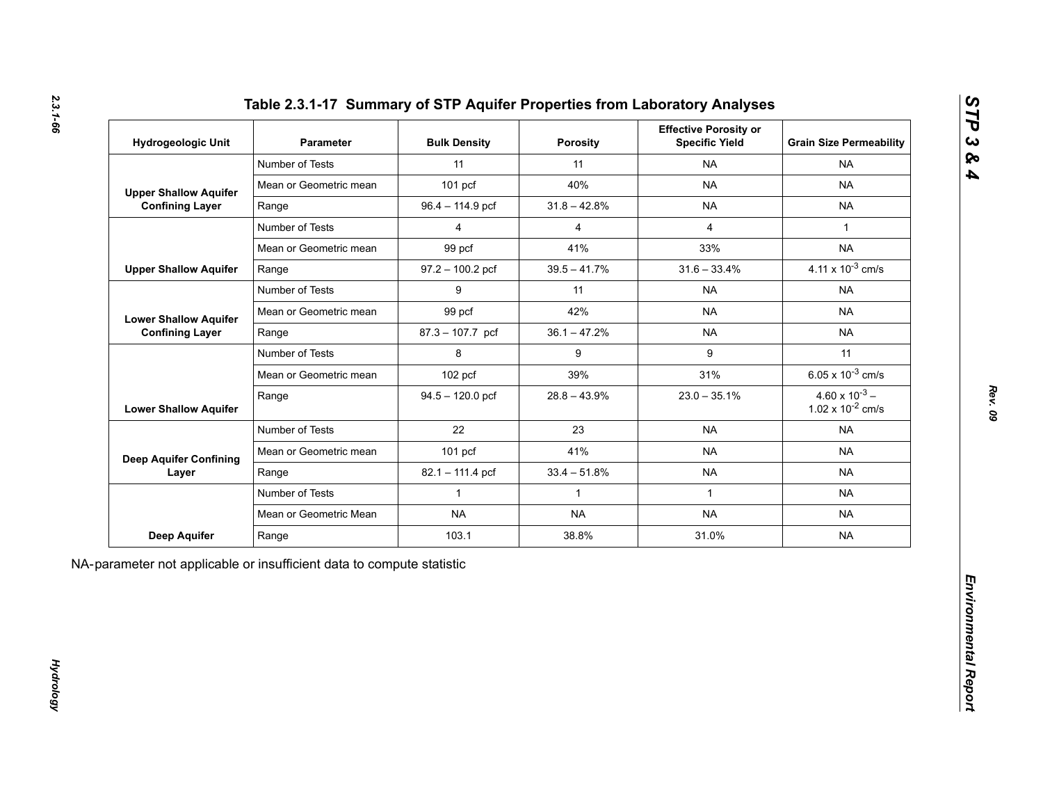## Table 2.3.1-17 Summary of STP Aquifer Properties from Laboratory Analyses

| Hydrogeologic Unit | Parameter | Bulk Density | Porosity | Effective Porosity or Specific Yield | Grain Size Permeability |
|---|---|---|---|---|---|
| Upper Shallow Aquifer Confining Layer | Number of Tests | 11 | 11 | NA | NA |
| | Mean or Geometric mean | 101 pcf | 40% | NA | NA |
| | Range | 96.4 – 114.9 pcf | 31.8 – 42.8% | NA | NA |
| Upper Shallow Aquifer | Number of Tests | 4 | 4 | 4 | 1 |
| | Mean or Geometric mean | 99 pcf | 41% | 33% | NA |
| | Range | 97.2 – 100.2 pcf | 39.5 – 41.7% | 31.6 – 33.4% | $4.11 \times 10^{-3}$ cm/s |
| Lower Shallow Aquifer Confining Layer | Number of Tests | 9 | 11 | NA | NA |
| | Mean or Geometric mean | 99 pcf | 42% | NA | NA |
| | Range | 87.3 – 107.7 pcf | 36.1 – 47.2% | NA | NA |
| Lower Shallow Aquifer | Number of Tests | 8 | 9 | 9 | 11 |
| | Mean or Geometric mean | 102 pcf | 39% | 31% | $6.05 \times 10^{-3}$ cm/s |
| | Range | 94.5 – 120.0 pcf | 28.8 – 43.9% | 23.0 – 35.1% | $4.60 \times 10^{-3}$ – $1.02 \times 10^{-2}$ cm/s |
| Deep Aquifer Confining Layer | Number of Tests | 22 | 23 | NA | NA |
| | Mean or Geometric mean | 101 pcf | 41% | NA | NA |
| | Range | 82.1 – 111.4 pcf | 33.4 – 51.8% | NA | NA |
| Deep Aquifer | Number of Tests | 1 | 1 | 1 | NA |
| | Mean or Geometric Mean | NA | NA | NA | NA |
| | Range | 103.1 | 38.8% | 31.0% | NA |

NA-parameter not applicable or insufficient data to compute statistic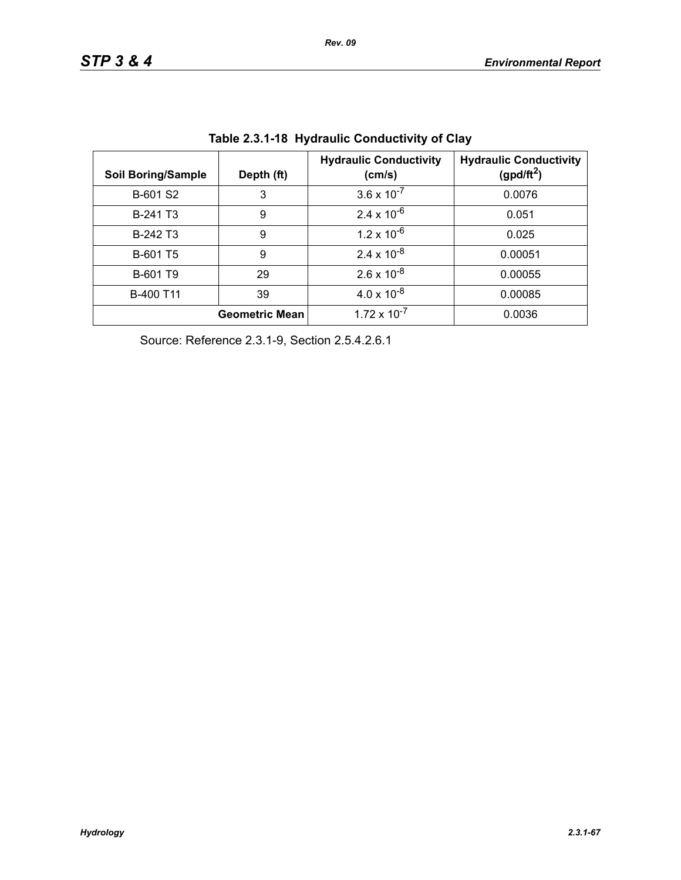**Table 2.3.1-18 Hydraulic Conductivity of Clay**

| Soil Boring/Sample | Depth (ft) | Hydraulic Conductivity (cm/s) | Hydraulic Conductivity (gpd/ft$^2$) |
|---|---|---|---|
| B-601 S2 | 3 | $3.6 \times 10^{-7}$ | 0.0076 |
| B-241 T3 | 9 | $2.4 \times 10^{-6}$ | 0.051 |
| B-242 T3 | 9 | $1.2 \times 10^{-6}$ | 0.025 |
| B-601 T5 | 9 | $2.4 \times 10^{-8}$ | 0.00051 |
| B-601 T9 | 29 | $2.6 \times 10^{-8}$ | 0.00055 |
| B-400 T11 | 39 | $4.0 \times 10^{-8}$ | 0.00085 |
| | **Geometric Mean** | $1.72 \times 10^{-7}$ | 0.0036 |

Source: Reference 2.3.1-9, Section 2.5.4.2.6.1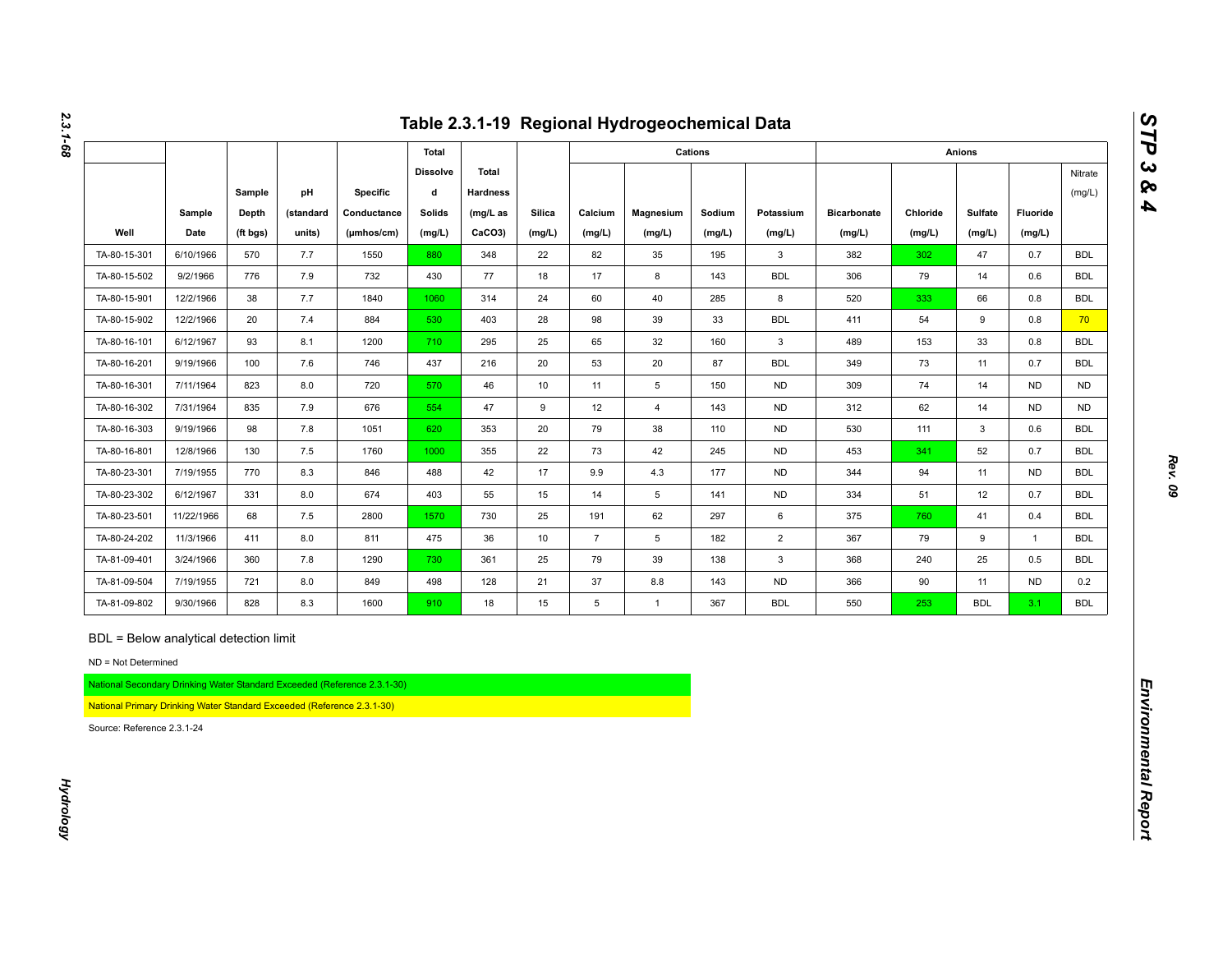# Table 2.3.1-19 Regional Hydrogeochemical Data

| Well | Sample Date | Sample Depth (ft bgs) | pH (standard units) | Specific Conductance (µmhos/cm) | Total Dissolved Solids (mg/L) | Total Hardness (mg/L as CaCO3) | Silica (mg/L) | Cations | | | | Anions | | | | |
|---|---|---|---|---|---|---|---|---|---|---|---|---|---|---|---|---|
| | | | | | | | | Calcium (mg/L) | Magnesium (mg/L) | Sodium (mg/L) | Potassium (mg/L) | Bicarbonate (mg/L) | Chloride (mg/L) | Sulfate (mg/L) | Fluoride (mg/L) | Nitrate (mg/L) |
| TA-80-15-301 | 6/10/1966 | 570 | 7.7 | 1550 | 880 | 348 | 22 | 82 | 35 | 195 | 3 | 382 | 302 | 47 | 0.7 | BDL |
| TA-80-15-502 | 9/2/1966 | 776 | 7.9 | 732 | 430 | 77 | 18 | 17 | 8 | 143 | BDL | 306 | 79 | 14 | 0.6 | BDL |
| TA-80-15-901 | 12/2/1966 | 38 | 7.7 | 1840 | 1060 | 314 | 24 | 60 | 40 | 285 | 8 | 520 | 333 | 66 | 0.8 | BDL |
| TA-80-15-902 | 12/2/1966 | 20 | 7.4 | 884 | 530 | 403 | 28 | 98 | 39 | 33 | BDL | 411 | 54 | 9 | 0.8 | 70 |
| TA-80-16-101 | 6/12/1967 | 93 | 8.1 | 1200 | 710 | 295 | 25 | 65 | 32 | 160 | 3 | 489 | 153 | 33 | 0.8 | BDL |
| TA-80-16-201 | 9/19/1966 | 100 | 7.6 | 746 | 437 | 216 | 20 | 53 | 20 | 87 | BDL | 349 | 73 | 11 | 0.7 | BDL |
| TA-80-16-301 | 7/11/1964 | 823 | 8.0 | 720 | 570 | 46 | 10 | 11 | 5 | 150 | ND | 309 | 74 | 14 | ND | ND |
| TA-80-16-302 | 7/31/1964 | 835 | 7.9 | 676 | 554 | 47 | 9 | 12 | 4 | 143 | ND | 312 | 62 | 14 | ND | ND |
| TA-80-16-303 | 9/19/1966 | 98 | 7.8 | 1051 | 620 | 353 | 20 | 79 | 38 | 110 | ND | 530 | 111 | 3 | 0.6 | BDL |
| TA-80-16-801 | 12/8/1966 | 130 | 7.5 | 1760 | 1000 | 355 | 22 | 73 | 42 | 245 | ND | 453 | 341 | 52 | 0.7 | BDL |
| TA-80-23-301 | 7/19/1955 | 770 | 8.3 | 846 | 488 | 42 | 17 | 9.9 | 4.3 | 177 | ND | 344 | 94 | 11 | ND | BDL |
| TA-80-23-302 | 6/12/1967 | 331 | 8.0 | 674 | 403 | 55 | 15 | 14 | 5 | 141 | ND | 334 | 51 | 12 | 0.7 | BDL |
| TA-80-23-501 | 11/22/1966 | 68 | 7.5 | 2800 | 1570 | 730 | 25 | 191 | 62 | 297 | 6 | 375 | 760 | 41 | 0.4 | BDL |
| TA-80-24-202 | 11/3/1966 | 411 | 8.0 | 811 | 475 | 36 | 10 | 7 | 5 | 182 | 2 | 367 | 79 | 9 | 1 | BDL |
| TA-81-09-401 | 3/24/1966 | 360 | 7.8 | 1290 | 730 | 361 | 25 | 79 | 39 | 138 | 3 | 368 | 240 | 25 | 0.5 | BDL |
| TA-81-09-504 | 7/19/1955 | 721 | 8.0 | 849 | 498 | 128 | 21 | 37 | 8.8 | 143 | ND | 366 | 90 | 11 | ND | 0.2 |
| TA-81-09-802 | 9/30/1966 | 828 | 8.3 | 1600 | 910 | 18 | 15 | 5 | 1 | 367 | BDL | 550 | 253 | BDL | 3.1 | BDL |

BDL = Below analytical detection limit

ND = Not Determined

National Secondary Drinking Water Standard Exceeded (Reference 2.3.1-30)

National Primary Drinking Water Standard Exceeded (Reference 2.3.1-30)

Source: Reference 2.3.1-24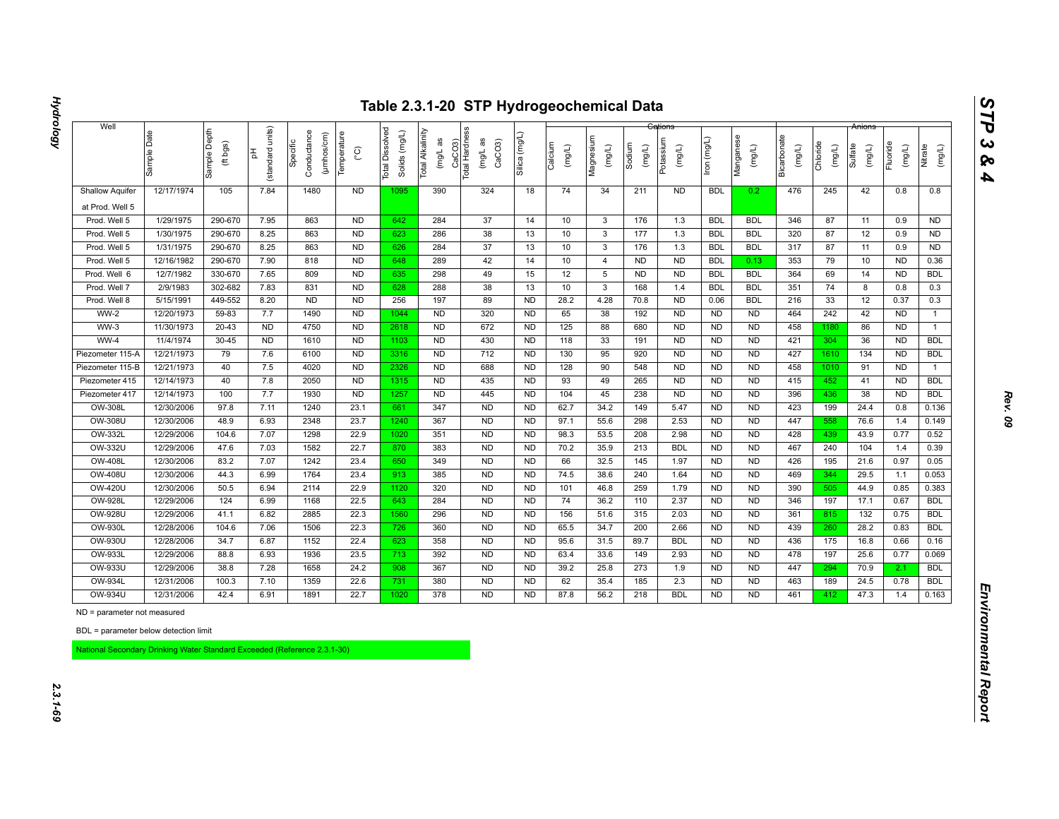# Table 2.3.1-20 STP Hydrogeochemical Data

| Well | Sample Date | Sample Depth (ft bgs) | pH (standard units) | Specific Conductance (µmhos/cm) | Temperature (°C) | Total Dissolved Solids (mg/L) | Total Alkalinity (mg/L as CaCO3) | Total Hardness (mg/L as CaCO3) | Silica (mg/L) | Cations | | | | | | Anions | | | | |
|---|---|---|---|---|---|---|---|---|---|---|---|---|---|---|---|---|---|---|---|---|
| | | | | | | | | | | Calcium (mg/L) | Magnesium (mg/L) | Sodium (mg/L) | Potassium (mg/L) | Iron (mg/L) | Manganese (mg/L) | Bicarbonate (mg/L) | Chloride (mg/L) | Sulfate (mg/L) | Fluoride (mg/L) | Nitrate (mg/L) |
| Shallow Aquifer at Prod. Well 5 | 12/17/1974 | 105 | 7.84 | 1480 | ND | 1095 | 390 | 324 | 18 | 74 | 34 | 211 | ND | BDL | 0.2 | 476 | 245 | 42 | 0.8 | 0.8 |
| Prod. Well 5 | 1/29/1975 | 290-670 | 7.95 | 863 | ND | 642 | 284 | 37 | 14 | 10 | 3 | 176 | 1.3 | BDL | BDL | 346 | 87 | 11 | 0.9 | ND |
| Prod. Well 5 | 1/30/1975 | 290-670 | 8.25 | 863 | ND | 623 | 286 | 38 | 13 | 10 | 3 | 177 | 1.3 | BDL | BDL | 320 | 87 | 12 | 0.9 | ND |
| Prod. Well 5 | 1/31/1975 | 290-670 | 8.25 | 863 | ND | 626 | 284 | 37 | 13 | 10 | 3 | 176 | 1.3 | BDL | BDL | 317 | 87 | 11 | 0.9 | ND |
| Prod. Well 5 | 12/16/1982 | 290-670 | 7.90 | 818 | ND | 648 | 289 | 42 | 14 | 10 | 4 | ND | ND | BDL | 0.13 | 353 | 79 | 10 | ND | 0.36 |
| Prod. Well 6 | 12/7/1982 | 330-670 | 7.65 | 809 | ND | 635 | 298 | 49 | 15 | 12 | 5 | ND | ND | BDL | BDL | 364 | 69 | 14 | ND | BDL |
| Prod. Well 7 | 2/9/1983 | 302-682 | 7.83 | 831 | ND | 628 | 288 | 38 | 13 | 10 | 3 | 168 | 1.4 | BDL | BDL | 351 | 74 | 8 | 0.8 | 0.3 |
| Prod. Well 8 | 5/15/1991 | 449-552 | 8.20 | ND | ND | 256 | 197 | 89 | ND | 28.2 | 4.28 | 70.8 | ND | 0.06 | BDL | 216 | 33 | 12 | 0.37 | 0.3 |
| WW-2 | 12/20/1973 | 59-83 | 7.7 | 1490 | ND | 1044 | ND | 320 | ND | 65 | 38 | 192 | ND | ND | ND | 464 | 242 | 42 | ND | 1 |
| WW-3 | 11/30/1973 | 20-43 | ND | 4750 | ND | 2618 | ND | 672 | ND | 125 | 88 | 680 | ND | ND | ND | 458 | 1180 | 86 | ND | 1 |
| WW-4 | 11/4/1974 | 30-45 | ND | 1610 | ND | 1103 | ND | 430 | ND | 118 | 33 | 191 | ND | ND | ND | 421 | 304 | 36 | ND | BDL |
| Piezometer 115-A | 12/21/1973 | 79 | 7.6 | 6100 | ND | 3316 | ND | 712 | ND | 130 | 95 | 920 | ND | ND | ND | 427 | 1610 | 134 | ND | BDL |
| Piezometer 115-B | 12/21/1973 | 40 | 7.5 | 4020 | ND | 2326 | ND | 688 | ND | 128 | 90 | 548 | ND | ND | ND | 458 | 1010 | 91 | ND | 1 |
| Piezometer 415 | 12/14/1973 | 40 | 7.8 | 2050 | ND | 1315 | ND | 435 | ND | 93 | 49 | 265 | ND | ND | ND | 415 | 452 | 41 | ND | BDL |
| Piezometer 417 | 12/14/1973 | 100 | 7.7 | 1930 | ND | 1257 | ND | 445 | ND | 104 | 45 | 238 | ND | ND | ND | 396 | 436 | 38 | ND | BDL |
| OW-308L | 12/30/2006 | 97.8 | 7.11 | 1240 | 23.1 | 661 | 347 | ND | ND | 62.7 | 34.2 | 149 | 5.47 | ND | ND | 423 | 199 | 24.4 | 0.8 | 0.136 |
| OW-308U | 12/30/2006 | 48.9 | 6.93 | 2348 | 23.7 | 1240 | 367 | ND | ND | 97.1 | 55.6 | 298 | 2.53 | ND | ND | 447 | 558 | 76.6 | 1.4 | 0.149 |
| OW-332L | 12/29/2006 | 104.6 | 7.07 | 1298 | 22.9 | 1020 | 351 | ND | ND | 98.3 | 53.5 | 208 | 2.98 | ND | ND | 428 | 439 | 43.9 | 0.77 | 0.52 |
| OW-332U | 12/29/2006 | 47.6 | 7.03 | 1582 | 22.7 | 870 | 383 | ND | ND | 70.2 | 35.9 | 213 | BDL | ND | ND | 467 | 240 | 104 | 1.4 | 0.39 |
| OW-408L | 12/30/2006 | 83.2 | 7.07 | 1242 | 23.4 | 650 | 349 | ND | ND | 66 | 32.5 | 145 | 1.97 | ND | ND | 426 | 195 | 21.6 | 0.97 | 0.05 |
| OW-408U | 12/30/2006 | 44.3 | 6.99 | 1764 | 23.4 | 913 | 385 | ND | ND | 74.5 | 38.6 | 240 | 1.64 | ND | ND | 469 | 344 | 29.5 | 1.1 | 0.053 |
| OW-420U | 12/30/2006 | 50.5 | 6.94 | 2114 | 22.9 | 1120 | 320 | ND | ND | 101 | 46.8 | 259 | 1.79 | ND | ND | 390 | 505 | 44.9 | 0.85 | 0.383 |
| OW-928L | 12/29/2006 | 124 | 6.99 | 1168 | 22.5 | 643 | 284 | ND | ND | 74 | 36.2 | 110 | 2.37 | ND | ND | 346 | 197 | 17.1 | 0.67 | BDL |
| OW-928U | 12/29/2006 | 41.1 | 6.82 | 2885 | 22.3 | 1560 | 296 | ND | ND | 156 | 51.6 | 315 | 2.03 | ND | ND | 361 | 815 | 132 | 0.75 | BDL |
| OW-930L | 12/28/2006 | 104.6 | 7.06 | 1506 | 22.3 | 726 | 360 | ND | ND | 65.5 | 34.7 | 200 | 2.66 | ND | ND | 439 | 260 | 28.2 | 0.83 | BDL |
| OW-930U | 12/28/2006 | 34.7 | 6.87 | 1152 | 22.4 | 623 | 358 | ND | ND | 95.6 | 31.5 | 89.7 | BDL | ND | ND | 436 | 175 | 16.8 | 0.66 | 0.16 |
| OW-933L | 12/29/2006 | 88.8 | 6.93 | 1936 | 23.5 | 713 | 392 | ND | ND | 63.4 | 33.6 | 149 | 2.93 | ND | ND | 478 | 197 | 25.6 | 0.77 | 0.069 |
| OW-933U | 12/29/2006 | 38.8 | 7.28 | 1658 | 24.2 | 908 | 367 | ND | ND | 39.2 | 25.8 | 273 | 1.9 | ND | ND | 447 | 294 | 70.9 | 2.1 | BDL |
| OW-934L | 12/31/2006 | 100.3 | 7.10 | 1359 | 22.6 | 731 | 380 | ND | ND | 62 | 35.4 | 185 | 2.3 | ND | ND | 463 | 189 | 24.5 | 0.78 | BDL |
| OW-934U | 12/31/2006 | 42.4 | 6.91 | 1891 | 22.7 | 1020 | 378 | ND | ND | 87.8 | 56.2 | 218 | BDL | ND | ND | 461 | 412 | 47.3 | 1.4 | 0.163 |

ND = parameter not measured

BDL = parameter below detection limit

National Secondary Drinking Water Standard Exceeded (Reference 2.3.1-30)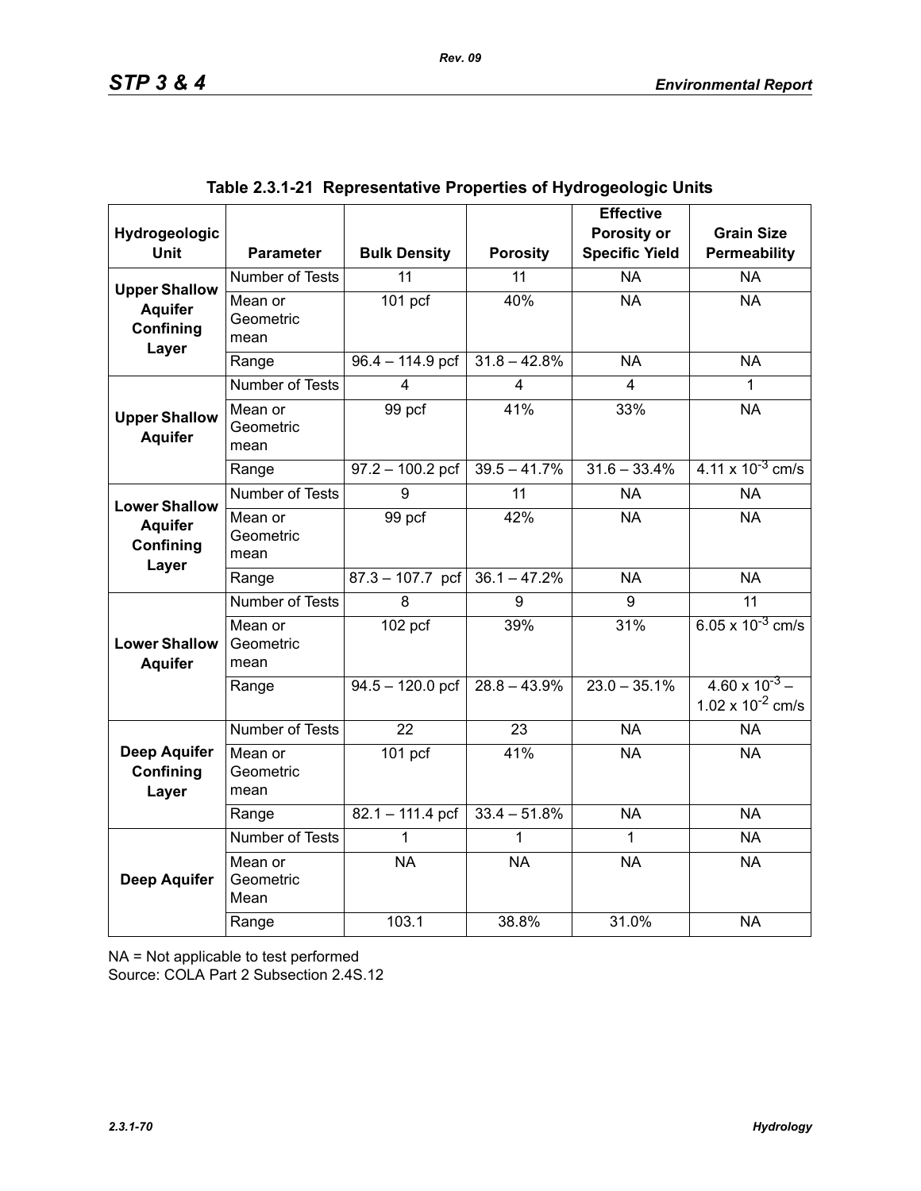**Table 2.3.1-21 Representative Properties of Hydrogeologic Units**

| Hydrogeologic Unit | Parameter | Bulk Density | Porosity | Effective Porosity or Specific Yield | Grain Size Permeability |
|---|---|---|---|---|---|
| **Upper Shallow Aquifer Confining Layer** | Number of Tests | 11 | 11 | NA | NA |
| | Mean or Geometric mean | 101 pcf | 40% | NA | NA |
| | Range | 96.4 – 114.9 pcf | 31.8 – 42.8% | NA | NA |
| **Upper Shallow Aquifer** | Number of Tests | 4 | 4 | 4 | 1 |
| | Mean or Geometric mean | 99 pcf | 41% | 33% | NA |
| | Range | 97.2 – 100.2 pcf | 39.5 – 41.7% | 31.6 – 33.4% | $4.11 \times 10^{-3}$ cm/s |
| **Lower Shallow Aquifer Confining Layer** | Number of Tests | 9 | 11 | NA | NA |
| | Mean or Geometric mean | 99 pcf | 42% | NA | NA |
| | Range | 87.3 – 107.7 pcf | 36.1 – 47.2% | NA | NA |
| **Lower Shallow Aquifer** | Number of Tests | 8 | 9 | 9 | 11 |
| | Mean or Geometric mean | 102 pcf | 39% | 31% | $6.05 \times 10^{-3}$ cm/s |
| | Range | 94.5 – 120.0 pcf | 28.8 – 43.9% | 23.0 – 35.1% | $4.60 \times 10^{-3}$ – $1.02 \times 10^{-2}$ cm/s |
| **Deep Aquifer Confining Layer** | Number of Tests | 22 | 23 | NA | NA |
| | Mean or Geometric mean | 101 pcf | 41% | NA | NA |
| | Range | 82.1 – 111.4 pcf | 33.4 – 51.8% | NA | NA |
| **Deep Aquifer** | Number of Tests | 1 | 1 | 1 | NA |
| | Mean or Geometric Mean | NA | NA | NA | NA |
| | Range | 103.1 | 38.8% | 31.0% | NA |

NA = Not applicable to test performed
Source: COLA Part 2 Subsection 2.4S.12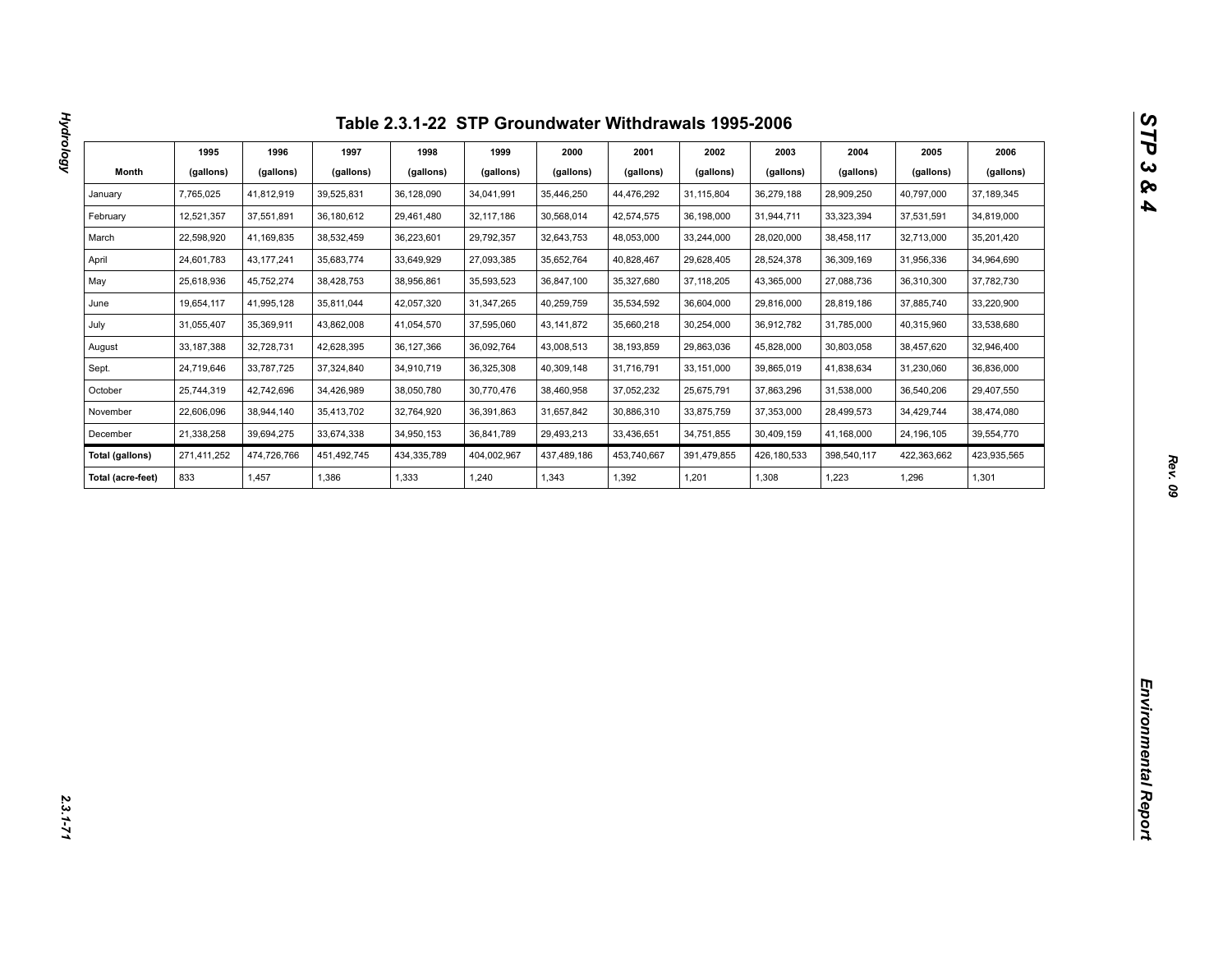# Table 2.3.1-22 STP Groundwater Withdrawals 1995-2006

| Month | 1995 (gallons) | 1996 (gallons) | 1997 (gallons) | 1998 (gallons) | 1999 (gallons) | 2000 (gallons) | 2001 (gallons) | 2002 (gallons) | 2003 (gallons) | 2004 (gallons) | 2005 (gallons) | 2006 (gallons) |
|---|---|---|---|---|---|---|---|---|---|---|---|---|
| January | 7,765,025 | 41,812,919 | 39,525,831 | 36,128,090 | 34,041,991 | 35,446,250 | 44,476,292 | 31,115,804 | 36,279,188 | 28,909,250 | 40,797,000 | 37,189,345 |
| February | 12,521,357 | 37,551,891 | 36,180,612 | 29,461,480 | 32,117,186 | 30,568,014 | 42,574,575 | 36,198,000 | 31,944,711 | 33,323,394 | 37,531,591 | 34,819,000 |
| March | 22,598,920 | 41,169,835 | 38,532,459 | 36,223,601 | 29,792,357 | 32,643,753 | 48,053,000 | 33,244,000 | 28,020,000 | 38,458,117 | 32,713,000 | 35,201,420 |
| April | 24,601,783 | 43,177,241 | 35,683,774 | 33,649,929 | 27,093,385 | 35,652,764 | 40,828,467 | 29,628,405 | 28,524,378 | 36,309,169 | 31,956,336 | 34,964,690 |
| May | 25,618,936 | 45,752,274 | 38,428,753 | 38,956,861 | 35,593,523 | 36,847,100 | 35,327,680 | 37,118,205 | 43,365,000 | 27,088,736 | 36,310,300 | 37,782,730 |
| June | 19,654,117 | 41,995,128 | 35,811,044 | 42,057,320 | 31,347,265 | 40,259,759 | 35,534,592 | 36,604,000 | 29,816,000 | 28,819,186 | 37,885,740 | 33,220,900 |
| July | 31,055,407 | 35,369,911 | 43,862,008 | 41,054,570 | 37,595,060 | 43,141,872 | 35,660,218 | 30,254,000 | 36,912,782 | 31,785,000 | 40,315,960 | 33,538,680 |
| August | 33,187,388 | 32,728,731 | 42,628,395 | 36,127,366 | 36,092,764 | 43,008,513 | 38,193,859 | 29,863,036 | 45,828,000 | 30,803,058 | 38,457,620 | 32,946,400 |
| Sept. | 24,719,646 | 33,787,725 | 37,324,840 | 34,910,719 | 36,325,308 | 40,309,148 | 31,716,791 | 33,151,000 | 39,865,019 | 41,838,634 | 31,230,060 | 36,836,000 |
| October | 25,744,319 | 42,742,696 | 34,426,989 | 38,050,780 | 30,770,476 | 38,460,958 | 37,052,232 | 25,675,791 | 37,863,296 | 31,538,000 | 36,540,206 | 29,407,550 |
| November | 22,606,096 | 38,944,140 | 35,413,702 | 32,764,920 | 36,391,863 | 31,657,842 | 30,886,310 | 33,875,759 | 37,353,000 | 28,499,573 | 34,429,744 | 38,474,080 |
| December | 21,338,258 | 39,694,275 | 33,674,338 | 34,950,153 | 36,841,789 | 29,493,213 | 33,436,651 | 34,751,855 | 30,409,159 | 41,168,000 | 24,196,105 | 39,554,770 |
| **Total (gallons)** | 271,411,252 | 474,726,766 | 451,492,745 | 434,335,789 | 404,002,967 | 437,489,186 | 453,740,667 | 391,479,855 | 426,180,533 | 398,540,117 | 422,363,662 | 423,935,565 |
| **Total (acre-feet)** | 833 | 1,457 | 1,386 | 1,333 | 1,240 | 1,343 | 1,392 | 1,201 | 1,308 | 1,223 | 1,296 | 1,301 |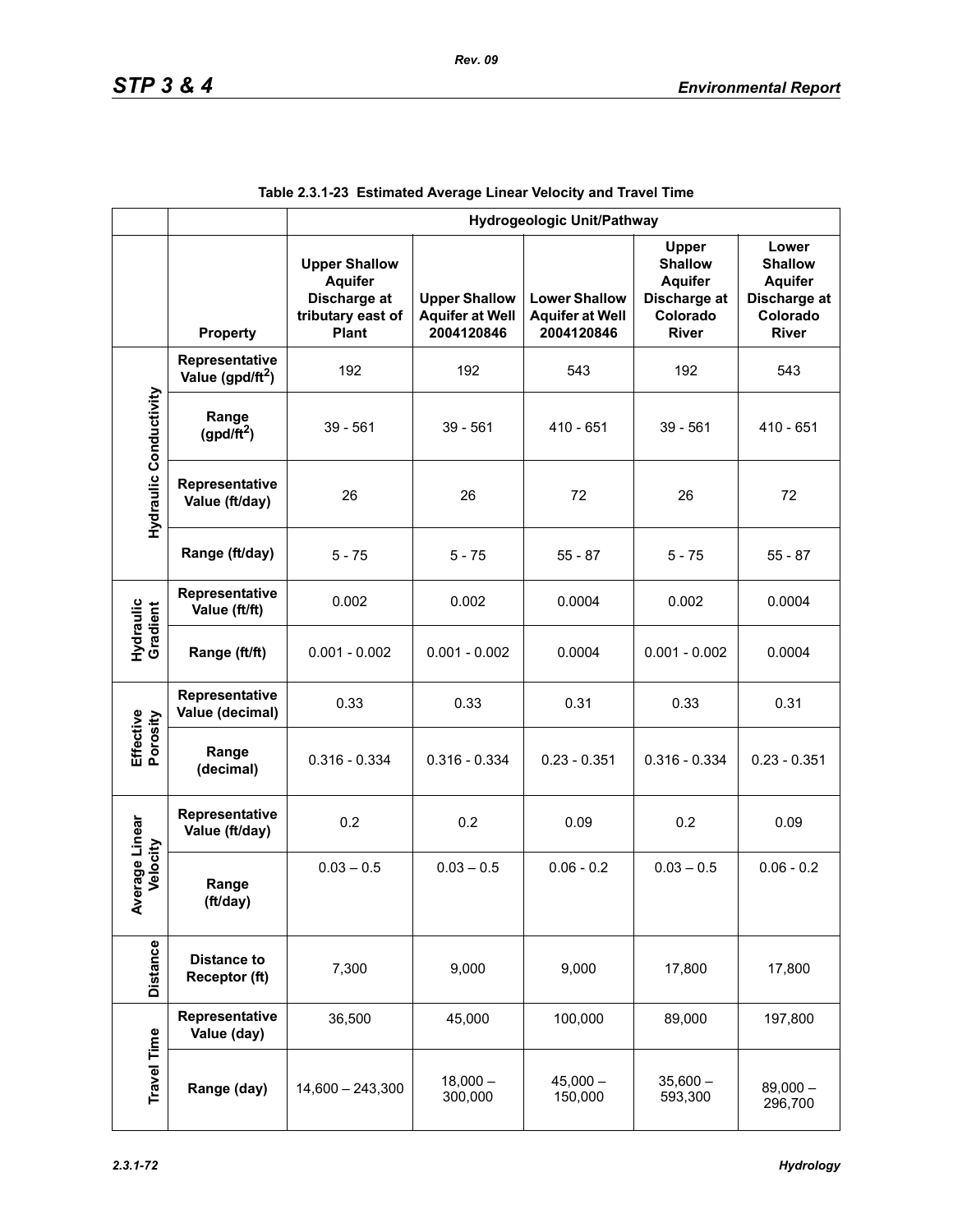**Table 2.3.1-23 Estimated Average Linear Velocity and Travel Time**

| | | Hydrogeologic Unit/Pathway | | | | |
|---|---|---|---|---|---|---|
| | **Property** | **Upper Shallow Aquifer Discharge at tributary east of Plant** | **Upper Shallow Aquifer at Well 2004120846** | **Lower Shallow Aquifer at Well 2004120846** | **Upper Shallow Aquifer Discharge at Colorado River** | **Lower Shallow Aquifer Discharge at Colorado River** |
| **Hydraulic Conductivity** | **Representative Value (gpd/ft²)** | 192 | 192 | 543 | 192 | 543 |
| | **Range (gpd/ft²)** | 39 - 561 | 39 - 561 | 410 - 651 | 39 - 561 | 410 - 651 |
| | **Representative Value (ft/day)** | 26 | 26 | 72 | 26 | 72 |
| | **Range (ft/day)** | 5 - 75 | 5 - 75 | 55 - 87 | 5 - 75 | 55 - 87 |
| **Hydraulic Gradient** | **Representative Value (ft/ft)** | 0.002 | 0.002 | 0.0004 | 0.002 | 0.0004 |
| | **Range (ft/ft)** | 0.001 - 0.002 | 0.001 - 0.002 | 0.0004 | 0.001 - 0.002 | 0.0004 |
| **Effective Porosity** | **Representative Value (decimal)** | 0.33 | 0.33 | 0.31 | 0.33 | 0.31 |
| | **Range (decimal)** | 0.316 - 0.334 | 0.316 - 0.334 | 0.23 - 0.351 | 0.316 - 0.334 | 0.23 - 0.351 |
| **Average Linear Velocity** | **Representative Value (ft/day)** | 0.2 | 0.2 | 0.09 | 0.2 | 0.09 |
| | **Range (ft/day)** | 0.03 – 0.5 | 0.03 – 0.5 | 0.06 - 0.2 | 0.03 – 0.5 | 0.06 - 0.2 |
| **Distance** | **Distance to Receptor (ft)** | 7,300 | 9,000 | 9,000 | 17,800 | 17,800 |
| **Travel Time** | **Representative Value (day)** | 36,500 | 45,000 | 100,000 | 89,000 | 197,800 |
| | **Range (day)** | 14,600 – 243,300 | 18,000 – 300,000 | 45,000 – 150,000 | 35,600 – 593,300 | 89,000 – 296,700 |